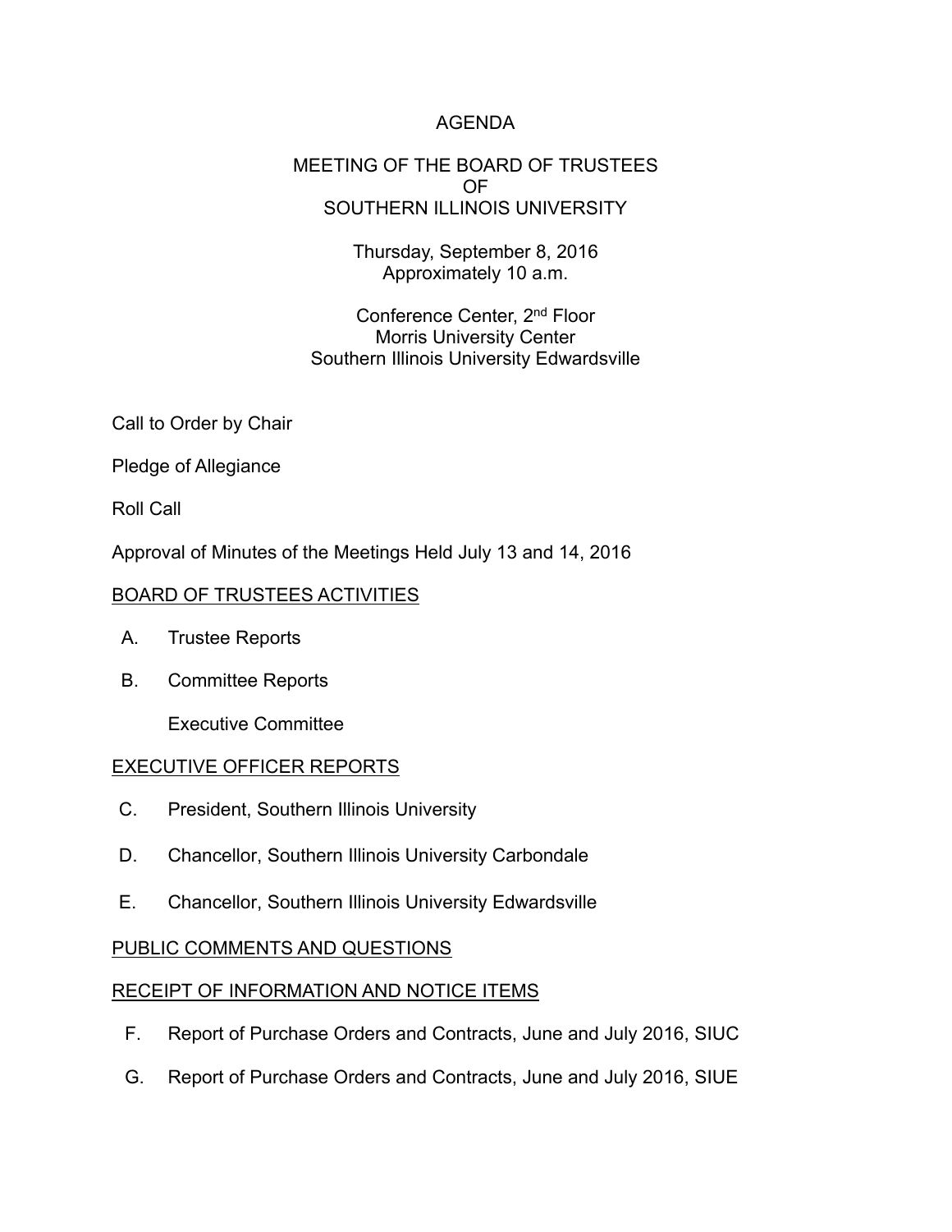# AGENDA

## MEETING OF THE BOARD OF TRUSTEES
## OF
## SOUTHERN ILLINOIS UNIVERSITY

Thursday, September 8, 2016
Approximately 10 a.m.

Conference Center, 2nd Floor
Morris University Center
Southern Illinois University Edwardsville

Call to Order by Chair

Pledge of Allegiance

Roll Call

Approval of Minutes of the Meetings Held July 13 and 14, 2016

<u>BOARD OF TRUSTEES ACTIVITIES</u>

A. Trustee Reports

B. Committee Reports

  Executive Committee

<u>EXECUTIVE OFFICER REPORTS</u>

C. President, Southern Illinois University

D. Chancellor, Southern Illinois University Carbondale

E. Chancellor, Southern Illinois University Edwardsville

<u>PUBLIC COMMENTS AND QUESTIONS</u>

<u>RECEIPT OF INFORMATION AND NOTICE ITEMS</u>

F. Report of Purchase Orders and Contracts, June and July 2016, SIUC

G. Report of Purchase Orders and Contracts, June and July 2016, SIUE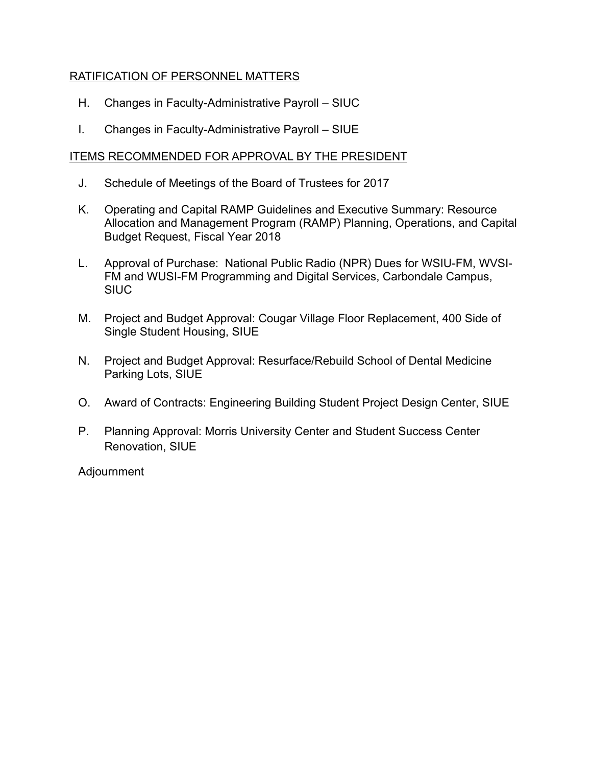RATIFICATION OF PERSONNEL MATTERS

H. Changes in Faculty-Administrative Payroll – SIUC

I. Changes in Faculty-Administrative Payroll – SIUE

ITEMS RECOMMENDED FOR APPROVAL BY THE PRESIDENT

J. Schedule of Meetings of the Board of Trustees for 2017

K. Operating and Capital RAMP Guidelines and Executive Summary: Resource Allocation and Management Program (RAMP) Planning, Operations, and Capital Budget Request, Fiscal Year 2018

L. Approval of Purchase: National Public Radio (NPR) Dues for WSIU-FM, WVSI-FM and WUSI-FM Programming and Digital Services, Carbondale Campus, SIUC

M. Project and Budget Approval: Cougar Village Floor Replacement, 400 Side of Single Student Housing, SIUE

N. Project and Budget Approval: Resurface/Rebuild School of Dental Medicine Parking Lots, SIUE

O. Award of Contracts: Engineering Building Student Project Design Center, SIUE

P. Planning Approval: Morris University Center and Student Success Center Renovation, SIUE

Adjournment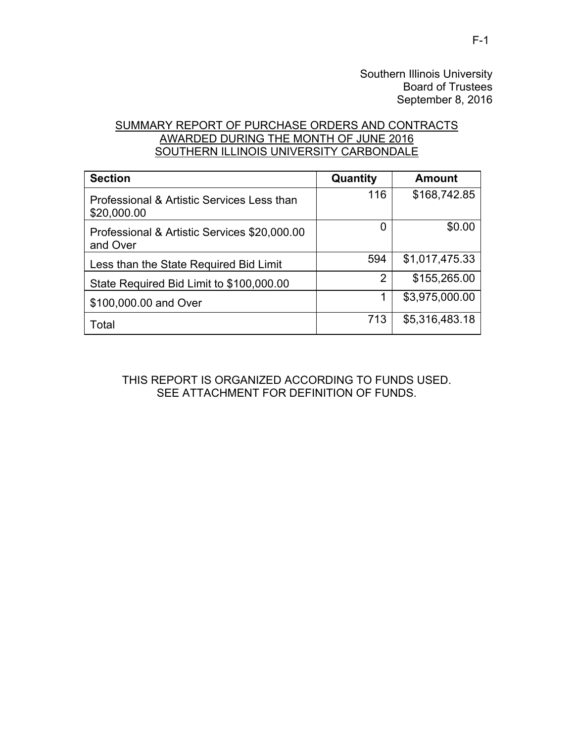Southern Illinois University
Board of Trustees
September 8, 2016

SUMMARY REPORT OF PURCHASE ORDERS AND CONTRACTS
AWARDED DURING THE MONTH OF JUNE 2016
SOUTHERN ILLINOIS UNIVERSITY CARBONDALE

| Section | Quantity | Amount |
| --- | --- | --- |
| Professional & Artistic Services Less than $20,000.00 | 116 | $168,742.85 |
| Professional & Artistic Services $20,000.00 and Over | 0 | $0.00 |
| Less than the State Required Bid Limit | 594 | $1,017,475.33 |
| State Required Bid Limit to $100,000.00 | 2 | $155,265.00 |
| $100,000.00 and Over | 1 | $3,975,000.00 |
| Total | 713 | $5,316,483.18 |

THIS REPORT IS ORGANIZED ACCORDING TO FUNDS USED.
SEE ATTACHMENT FOR DEFINITION OF FUNDS.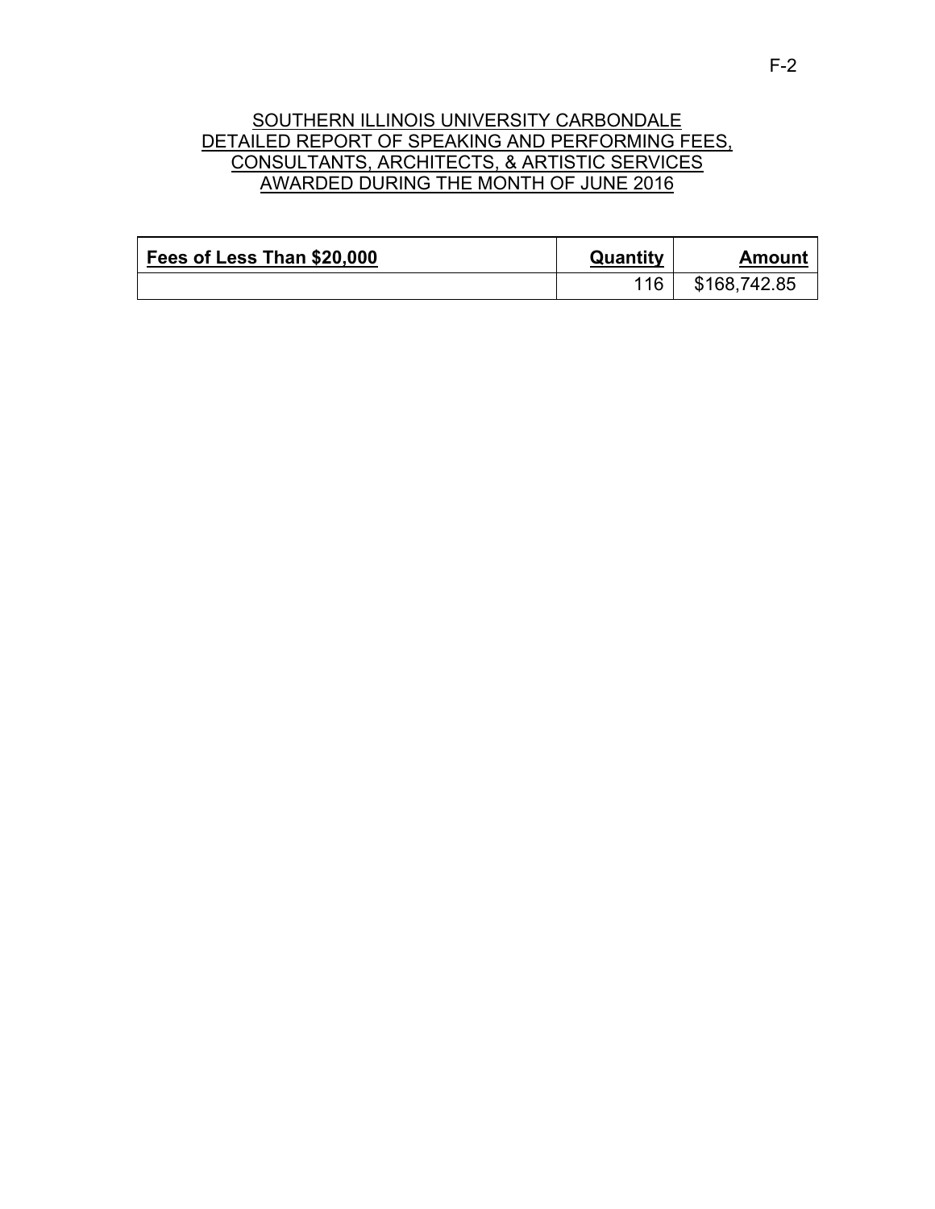SOUTHERN ILLINOIS UNIVERSITY CARBONDALE
DETAILED REPORT OF SPEAKING AND PERFORMING FEES,
CONSULTANTS, ARCHITECTS, & ARTISTIC SERVICES
AWARDED DURING THE MONTH OF JUNE 2016

| **Fees of Less Than $20,000** | **Quantity** | **Amount** |
|---|---|---|
| | 116 | $168,742.85 |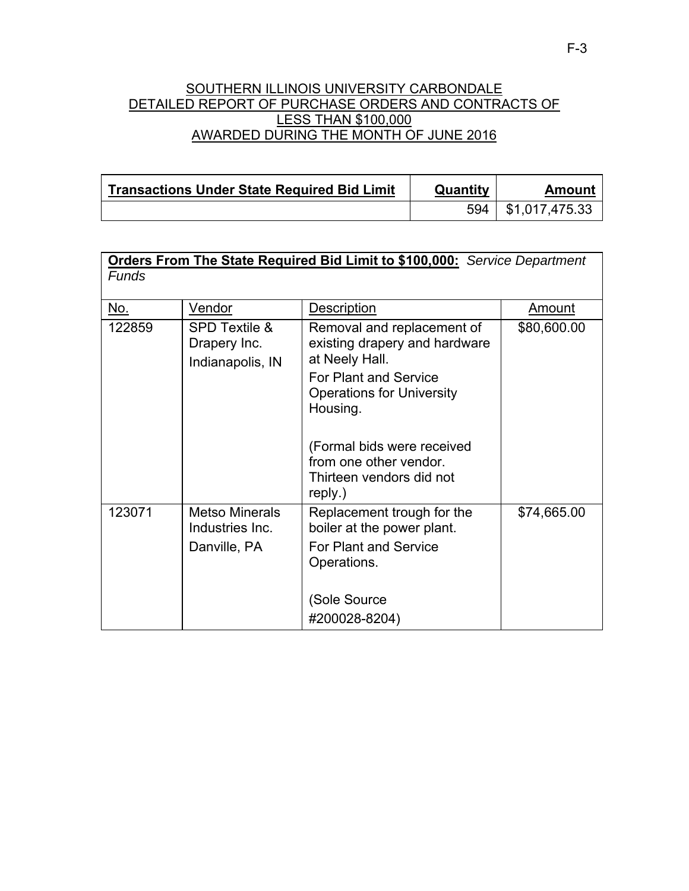SOUTHERN ILLINOIS UNIVERSITY CARBONDALE
DETAILED REPORT OF PURCHASE ORDERS AND CONTRACTS OF LESS THAN $100,000
AWARDED DURING THE MONTH OF JUNE 2016

| **Transactions Under State Required Bid Limit** | **Quantity** | **Amount** |
|---|---|---|
| | 594 | $1,017,475.33 |

**Orders From The State Required Bid Limit to $100,000:** *Service Department Funds*

| No. | Vendor | Description | Amount |
|---|---|---|---|
| 122859 | SPD Textile & Drapery Inc. Indianapolis, IN | Removal and replacement of existing drapery and hardware at Neely Hall. For Plant and Service Operations for University Housing. (Formal bids were received from one other vendor. Thirteen vendors did not reply.) | $80,600.00 |
| 123071 | Metso Minerals Industries Inc. Danville, PA | Replacement trough for the boiler at the power plant. For Plant and Service Operations. (Sole Source #200028-8204) | $74,665.00 |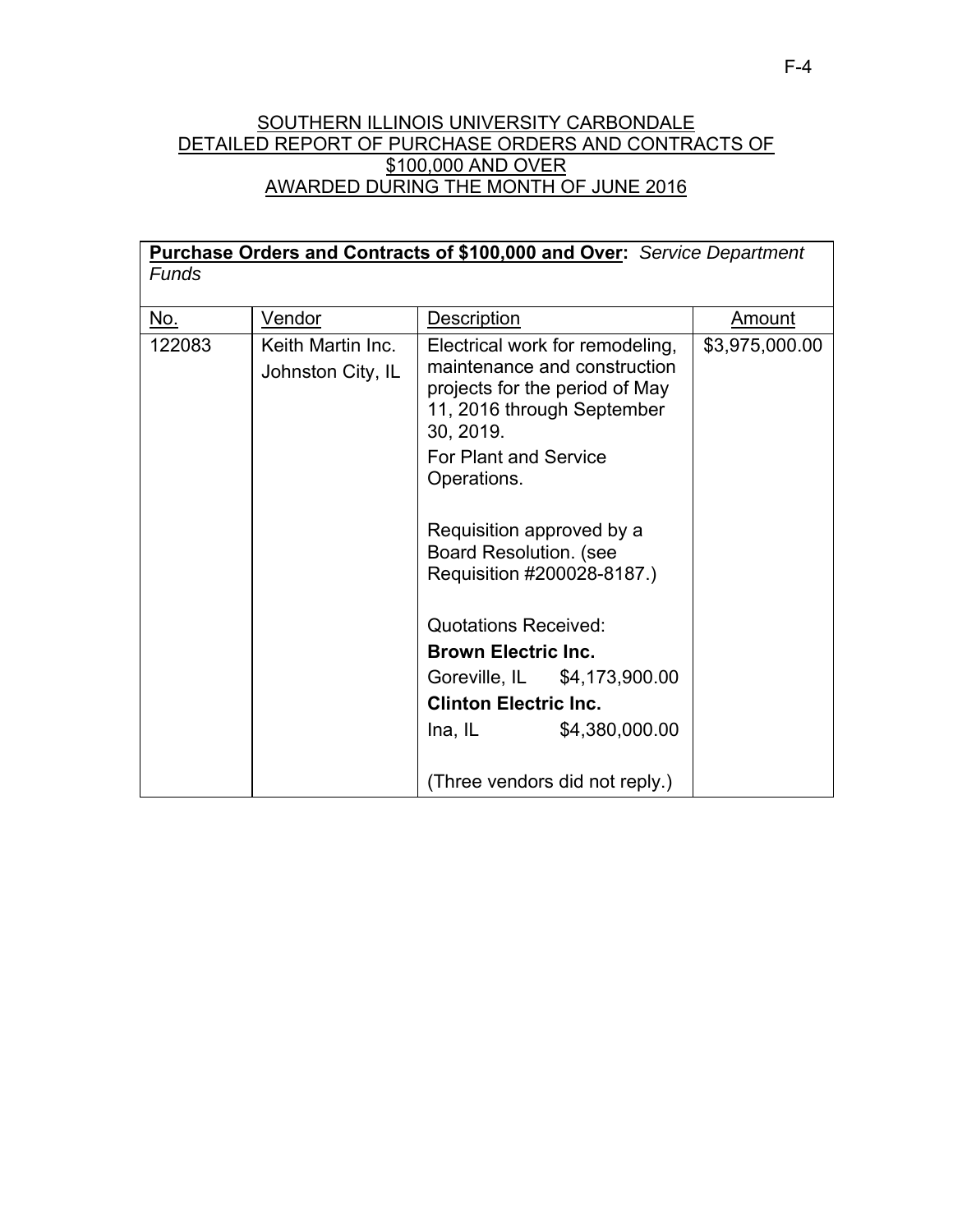SOUTHERN ILLINOIS UNIVERSITY CARBONDALE
DETAILED REPORT OF PURCHASE ORDERS AND CONTRACTS OF $100,000 AND OVER
AWARDED DURING THE MONTH OF JUNE 2016

| **Purchase Orders and Contracts of $100,000 and Over:** *Service Department Funds* | | | |
|---|---|---|---|
| No. | Vendor | Description | Amount |
| 122083 | Keith Martin Inc.<br>Johnston City, IL | Electrical work for remodeling, maintenance and construction projects for the period of May 11, 2016 through September 30, 2019.<br>For Plant and Service Operations.<br><br>Requisition approved by a Board Resolution. (see Requisition #200028-8187.)<br><br>Quotations Received:<br>**Brown Electric Inc.**<br>Goreville, IL $4,173,900.00<br>**Clinton Electric Inc.**<br>Ina, IL $4,380,000.00<br><br>(Three vendors did not reply.) | $3,975,000.00 |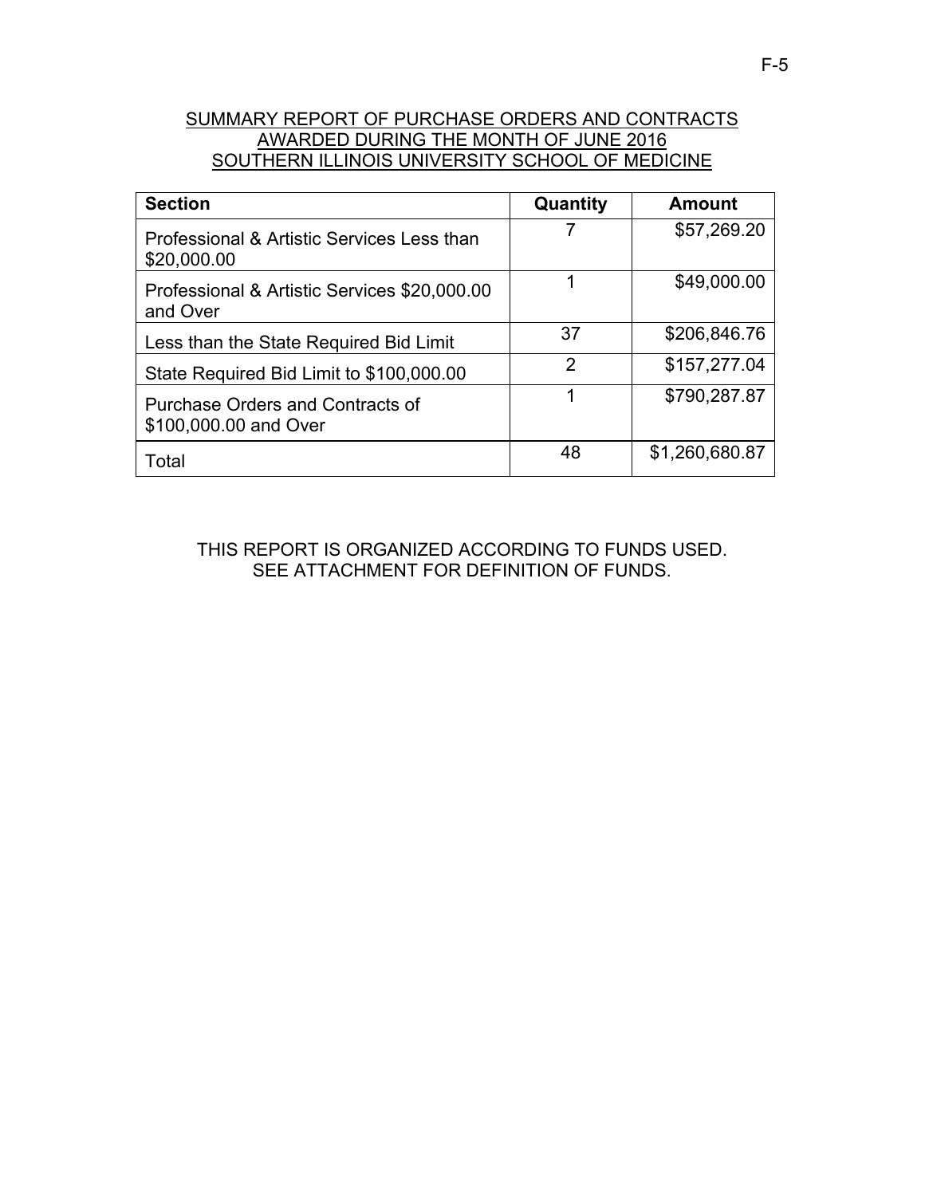## SUMMARY REPORT OF PURCHASE ORDERS AND CONTRACTS AWARDED DURING THE MONTH OF JUNE 2016 SOUTHERN ILLINOIS UNIVERSITY SCHOOL OF MEDICINE

| Section | Quantity | Amount |
|---|---|---|
| Professional & Artistic Services Less than $20,000.00 | 7 | $57,269.20 |
| Professional & Artistic Services $20,000.00 and Over | 1 | $49,000.00 |
| Less than the State Required Bid Limit | 37 | $206,846.76 |
| State Required Bid Limit to $100,000.00 | 2 | $157,277.04 |
| Purchase Orders and Contracts of $100,000.00 and Over | 1 | $790,287.87 |
| Total | 48 | $1,260,680.87 |

THIS REPORT IS ORGANIZED ACCORDING TO FUNDS USED.
SEE ATTACHMENT FOR DEFINITION OF FUNDS.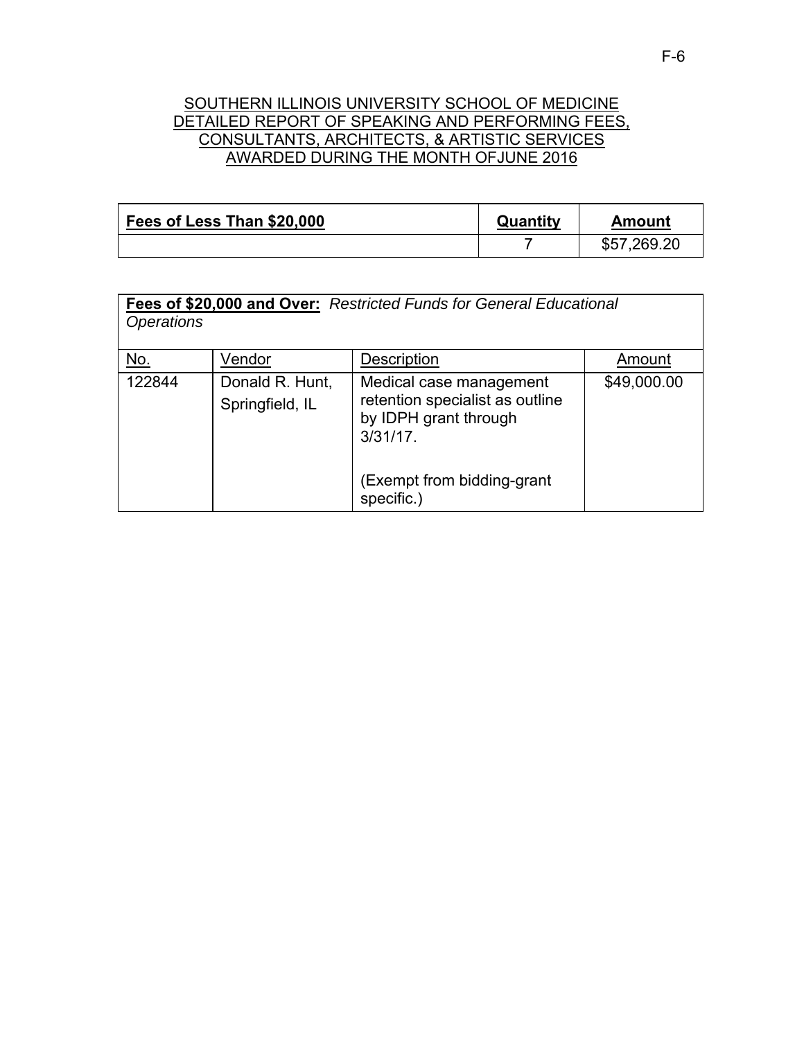SOUTHERN ILLINOIS UNIVERSITY SCHOOL OF MEDICINE
DETAILED REPORT OF SPEAKING AND PERFORMING FEES,
CONSULTANTS, ARCHITECTS, & ARTISTIC SERVICES
AWARDED DURING THE MONTH OFJUNE 2016

| **Fees of Less Than $20,000** | **Quantity** | **Amount** |
|---|---|---|
| | 7 | $57,269.20 |

**Fees of $20,000 and Over:** *Restricted Funds for General Educational Operations*

| No. | Vendor | Description | Amount |
|---|---|---|---|
| 122844 | Donald R. Hunt, Springfield, IL | Medical case management retention specialist as outline by IDPH grant through 3/31/17.<br><br>(Exempt from bidding-grant specific.) | $49,000.00 |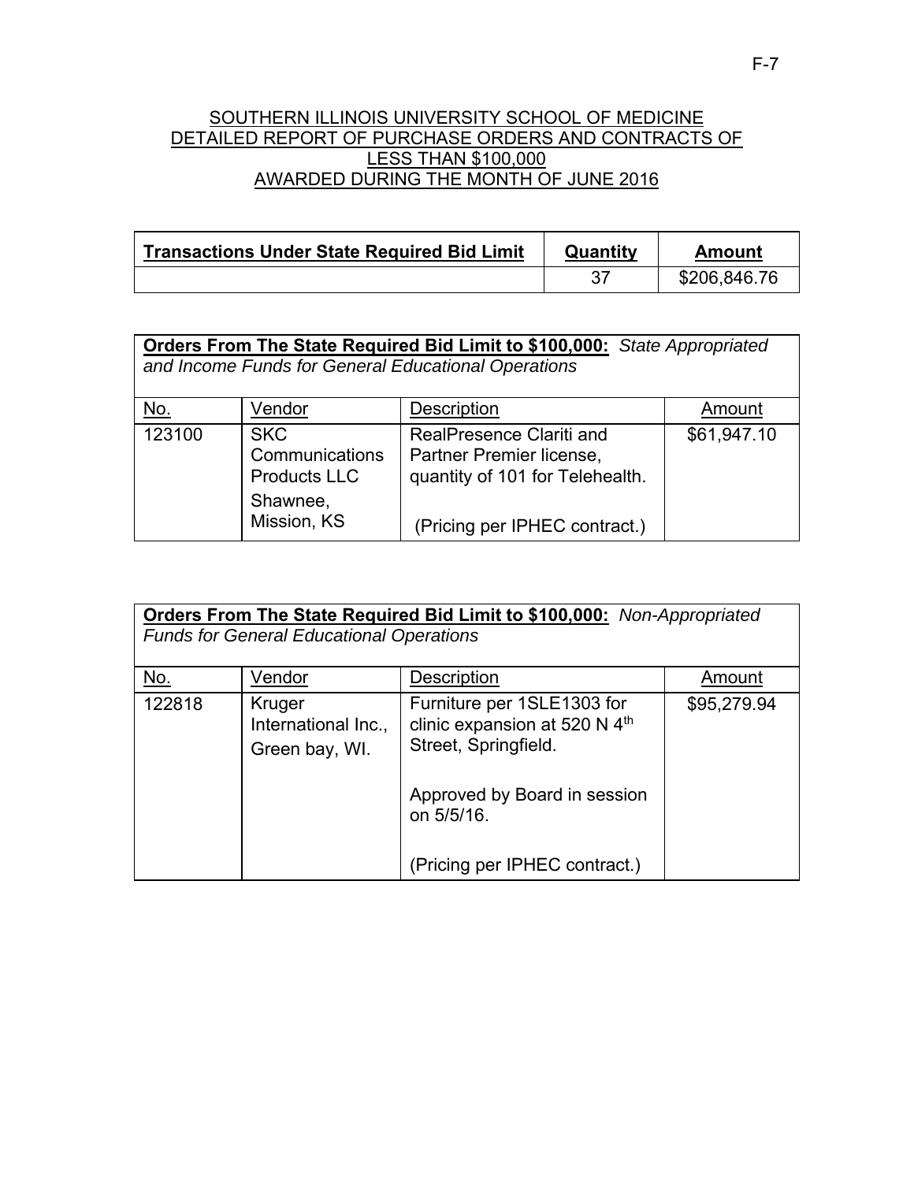# SOUTHERN ILLINOIS UNIVERSITY SCHOOL OF MEDICINE
## DETAILED REPORT OF PURCHASE ORDERS AND CONTRACTS OF LESS THAN $100,000
## AWARDED DURING THE MONTH OF JUNE 2016

| **Transactions Under State Required Bid Limit** | **Quantity** | **Amount** |
|---|---|---|
| | 37 | $206,846.76 |

**Orders From The State Required Bid Limit to $100,000:** *State Appropriated and Income Funds for General Educational Operations*

| No. | Vendor | Description | Amount |
|---|---|---|---|
| 123100 | SKC Communications Products LLC<br>Shawnee, Mission, KS | RealPresence Clariti and Partner Premier license, quantity of 101 for Telehealth.<br><br>(Pricing per IPHEC contract.) | $61,947.10 |

**Orders From The State Required Bid Limit to $100,000:** *Non-Appropriated Funds for General Educational Operations*

| No. | Vendor | Description | Amount |
|---|---|---|---|
| 122818 | Kruger International Inc., Green bay, WI. | Furniture per 1SLE1303 for clinic expansion at 520 N 4th Street, Springfield.<br><br>Approved by Board in session on 5/5/16.<br><br>(Pricing per IPHEC contract.) | $95,279.94 |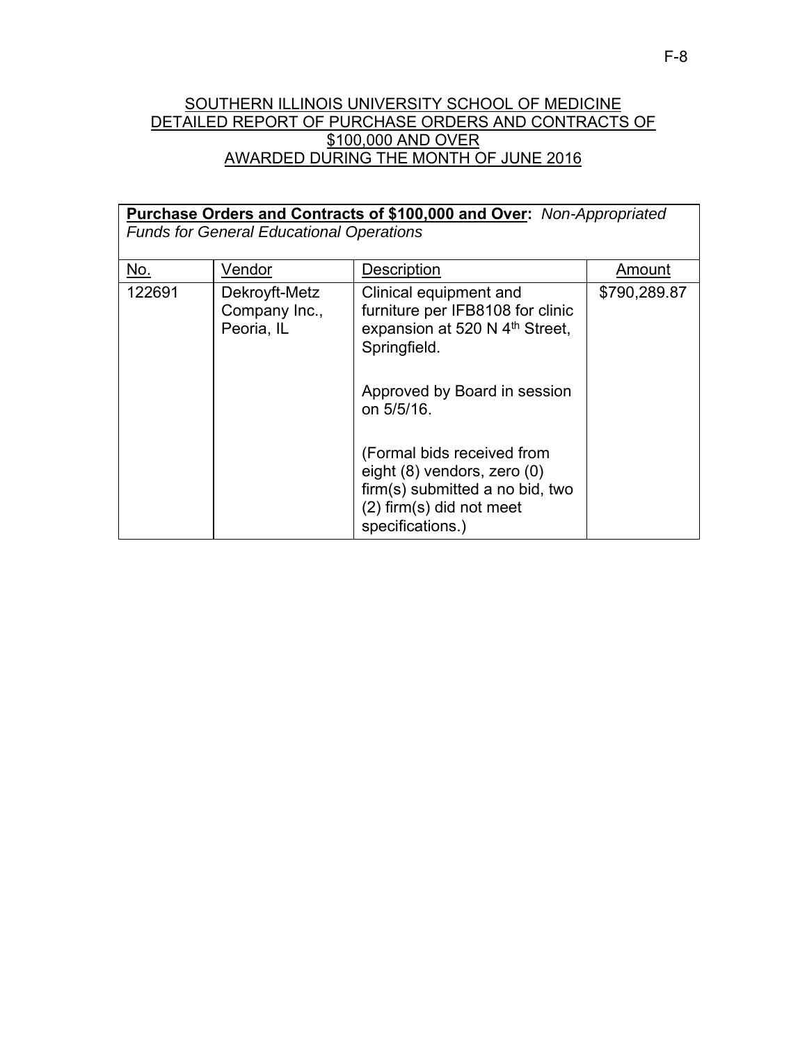# SOUTHERN ILLINOIS UNIVERSITY SCHOOL OF MEDICINE DETAILED REPORT OF PURCHASE ORDERS AND CONTRACTS OF $100,000 AND OVER AWARDED DURING THE MONTH OF JUNE 2016

| **Purchase Orders and Contracts of $100,000 and Over:** *Non-Appropriated Funds for General Educational Operations* | | | |
|---|---|---|---|
| No. | Vendor | Description | Amount |
| 122691 | Dekroyft-Metz Company Inc., Peoria, IL | Clinical equipment and furniture per IFB8108 for clinic expansion at 520 N 4th Street, Springfield.<br><br>Approved by Board in session on 5/5/16.<br><br>(Formal bids received from eight (8) vendors, zero (0) firm(s) submitted a no bid, two (2) firm(s) did not meet specifications.) | $790,289.87 |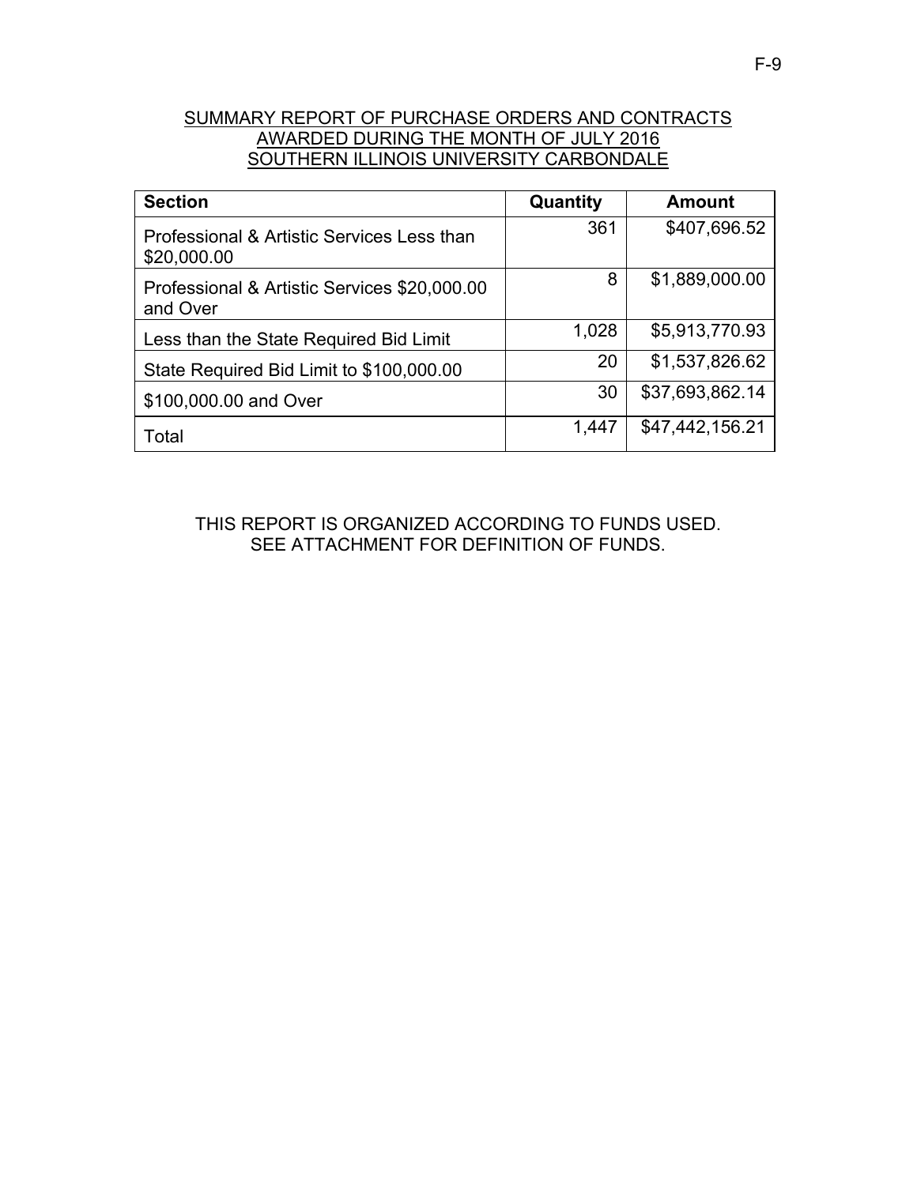## SUMMARY REPORT OF PURCHASE ORDERS AND CONTRACTS AWARDED DURING THE MONTH OF JULY 2016 SOUTHERN ILLINOIS UNIVERSITY CARBONDALE

| Section | Quantity | Amount |
|---|---|---|
| Professional & Artistic Services Less than $20,000.00 | 361 | $407,696.52 |
| Professional & Artistic Services $20,000.00 and Over | 8 | $1,889,000.00 |
| Less than the State Required Bid Limit | 1,028 | $5,913,770.93 |
| State Required Bid Limit to $100,000.00 | 20 | $1,537,826.62 |
| $100,000.00 and Over | 30 | $37,693,862.14 |
| Total | 1,447 | $47,442,156.21 |

THIS REPORT IS ORGANIZED ACCORDING TO FUNDS USED.
SEE ATTACHMENT FOR DEFINITION OF FUNDS.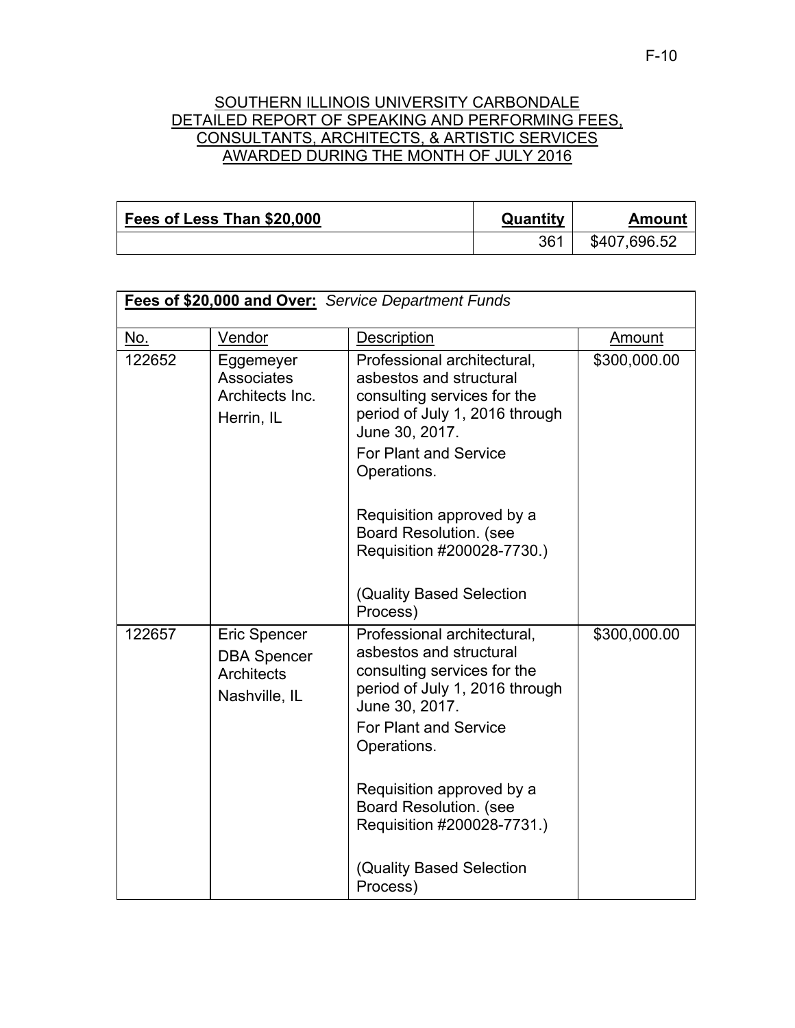SOUTHERN ILLINOIS UNIVERSITY CARBONDALE
DETAILED REPORT OF SPEAKING AND PERFORMING FEES,
CONSULTANTS, ARCHITECTS, & ARTISTIC SERVICES
AWARDED DURING THE MONTH OF JULY 2016

| **Fees of Less Than $20,000** | **Quantity** | **Amount** |
|---|---|---|
| | 361 | $407,696.52 |

| **Fees of $20,000 and Over:** *Service Department Funds* | | | |
|---|---|---|---|
| No. | Vendor | Description | Amount |
| 122652 | Eggemeyer Associates Architects Inc. Herrin, IL | Professional architectural, asbestos and structural consulting services for the period of July 1, 2016 through June 30, 2017. For Plant and Service Operations. Requisition approved by a Board Resolution. (see Requisition #200028-7730.) (Quality Based Selection Process) | $300,000.00 |
| 122657 | Eric Spencer DBA Spencer Architects Nashville, IL | Professional architectural, asbestos and structural consulting services for the period of July 1, 2016 through June 30, 2017. For Plant and Service Operations. Requisition approved by a Board Resolution. (see Requisition #200028-7731.) (Quality Based Selection Process) | $300,000.00 |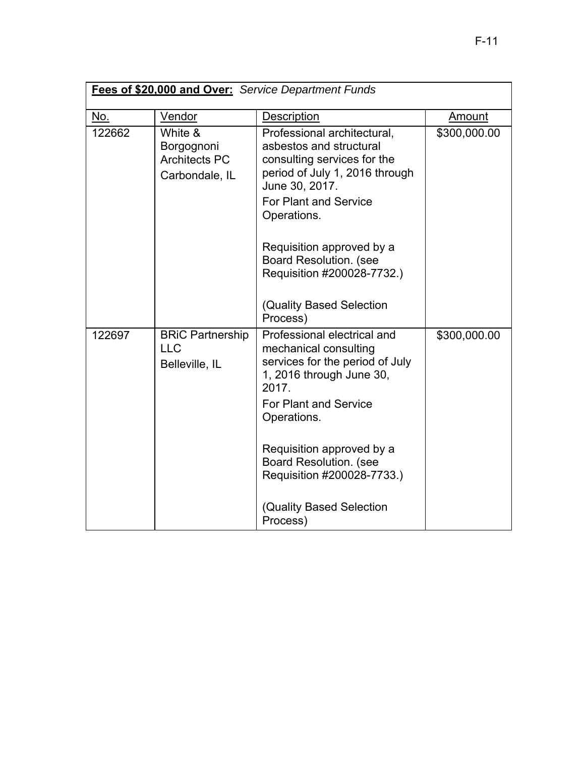**Fees of $20,000 and Over:** *Service Department Funds*

| No. | Vendor | Description | Amount |
|---|---|---|---|
| 122662 | White & Borgognoni Architects PC<br>Carbondale, IL | Professional architectural, asbestos and structural consulting services for the period of July 1, 2016 through June 30, 2017.<br>For Plant and Service Operations.<br><br>Requisition approved by a Board Resolution. (see Requisition #200028-7732.)<br><br>(Quality Based Selection Process) | $300,000.00 |
| 122697 | BRiC Partnership LLC<br>Belleville, IL | Professional electrical and mechanical consulting services for the period of July 1, 2016 through June 30, 2017.<br>For Plant and Service Operations.<br><br>Requisition approved by a Board Resolution. (see Requisition #200028-7733.)<br><br>(Quality Based Selection Process) | $300,000.00 |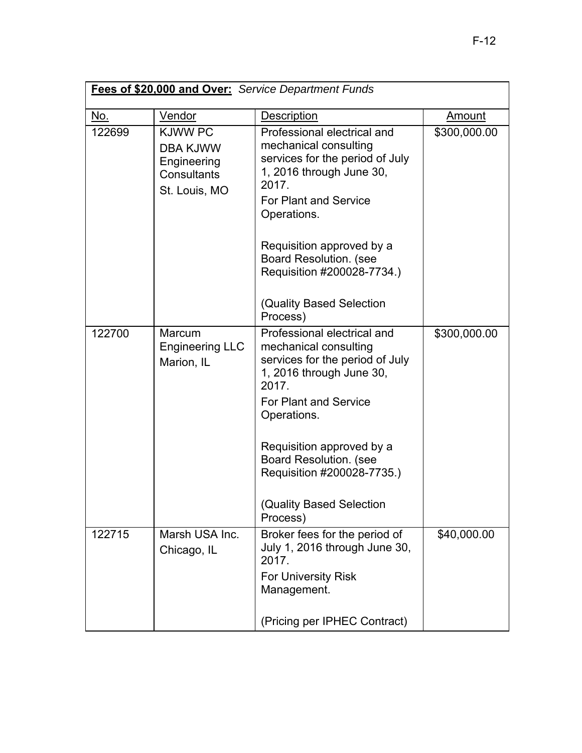| **Fees of $20,000 and Over:** *Service Department Funds* | | | |
|---|---|---|---|
| No. | Vendor | Description | Amount |
| 122699 | KJWW PC DBA KJWW Engineering Consultants St. Louis, MO | Professional electrical and mechanical consulting services for the period of July 1, 2016 through June 30, 2017. For Plant and Service Operations. Requisition approved by a Board Resolution. (see Requisition #200028-7734.) (Quality Based Selection Process) | $300,000.00 |
| 122700 | Marcum Engineering LLC Marion, IL | Professional electrical and mechanical consulting services for the period of July 1, 2016 through June 30, 2017. For Plant and Service Operations. Requisition approved by a Board Resolution. (see Requisition #200028-7735.) (Quality Based Selection Process) | $300,000.00 |
| 122715 | Marsh USA Inc. Chicago, IL | Broker fees for the period of July 1, 2016 through June 30, 2017. For University Risk Management. (Pricing per IPHEC Contract) | $40,000.00 |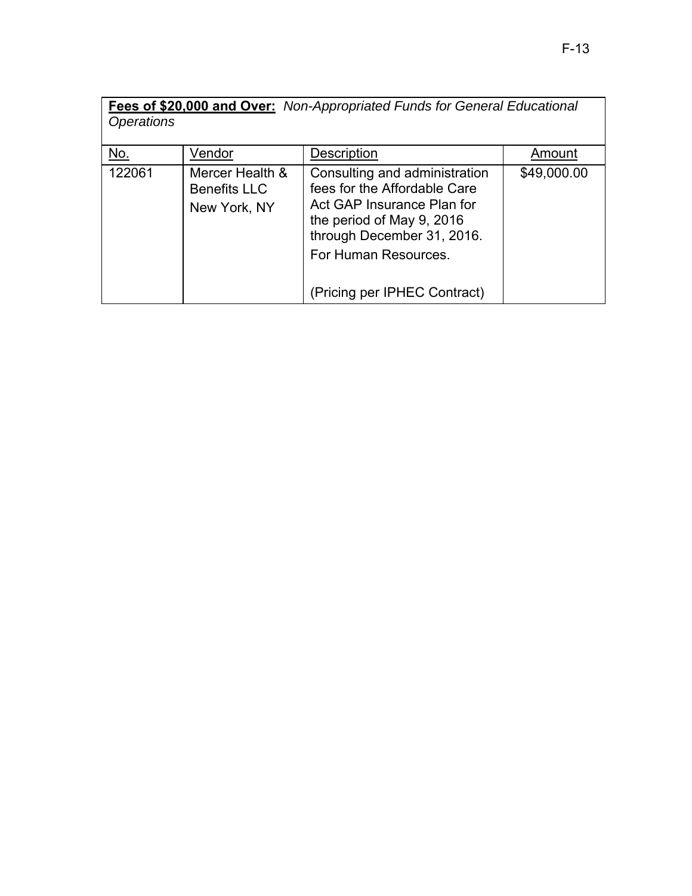**Fees of $20,000 and Over:** *Non-Appropriated Funds for General Educational Operations*

| No. | Vendor | Description | Amount |
|---|---|---|---|
| 122061 | Mercer Health & Benefits LLC<br>New York, NY | Consulting and administration fees for the Affordable Care Act GAP Insurance Plan for the period of May 9, 2016 through December 31, 2016.<br>For Human Resources.<br><br>(Pricing per IPHEC Contract) | $49,000.00 |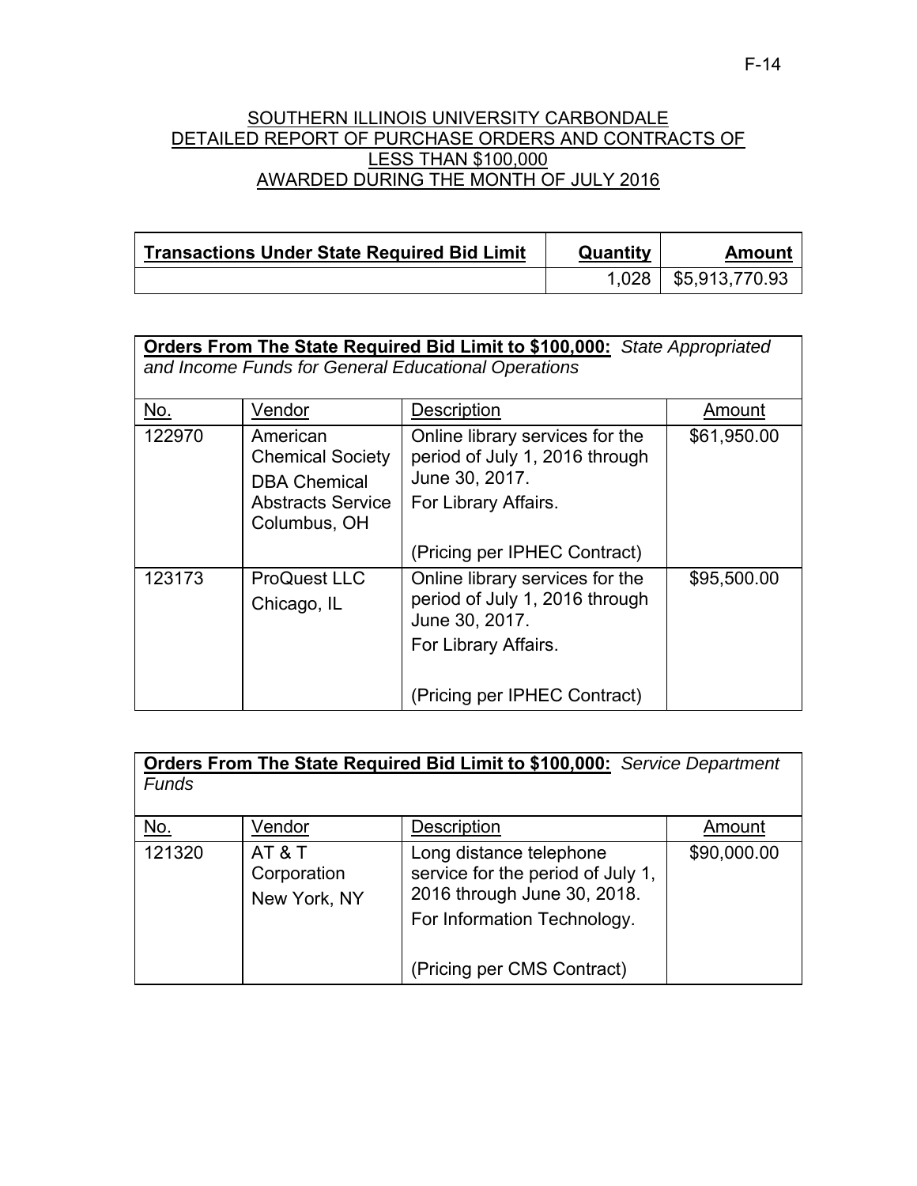# SOUTHERN ILLINOIS UNIVERSITY CARBONDALE
## DETAILED REPORT OF PURCHASE ORDERS AND CONTRACTS OF LESS THAN $100,000
## AWARDED DURING THE MONTH OF JULY 2016

| Transactions Under State Required Bid Limit | Quantity | Amount |
|---|---|---|
| | 1,028 | $5,913,770.93 |

| **Orders From The State Required Bid Limit to $100,000:** *State Appropriated and Income Funds for General Educational Operations* | | | |
|---|---|---|---|
| No. | Vendor | Description | Amount |
| 122970 | American Chemical Society DBA Chemical Abstracts Service Columbus, OH | Online library services for the period of July 1, 2016 through June 30, 2017. For Library Affairs. (Pricing per IPHEC Contract) | $61,950.00 |
| 123173 | ProQuest LLC Chicago, IL | Online library services for the period of July 1, 2016 through June 30, 2017. For Library Affairs. (Pricing per IPHEC Contract) | $95,500.00 |

| **Orders From The State Required Bid Limit to $100,000:** *Service Department Funds* | | | |
|---|---|---|---|
| No. | Vendor | Description | Amount |
| 121320 | AT & T Corporation New York, NY | Long distance telephone service for the period of July 1, 2016 through June 30, 2018. For Information Technology. (Pricing per CMS Contract) | $90,000.00 |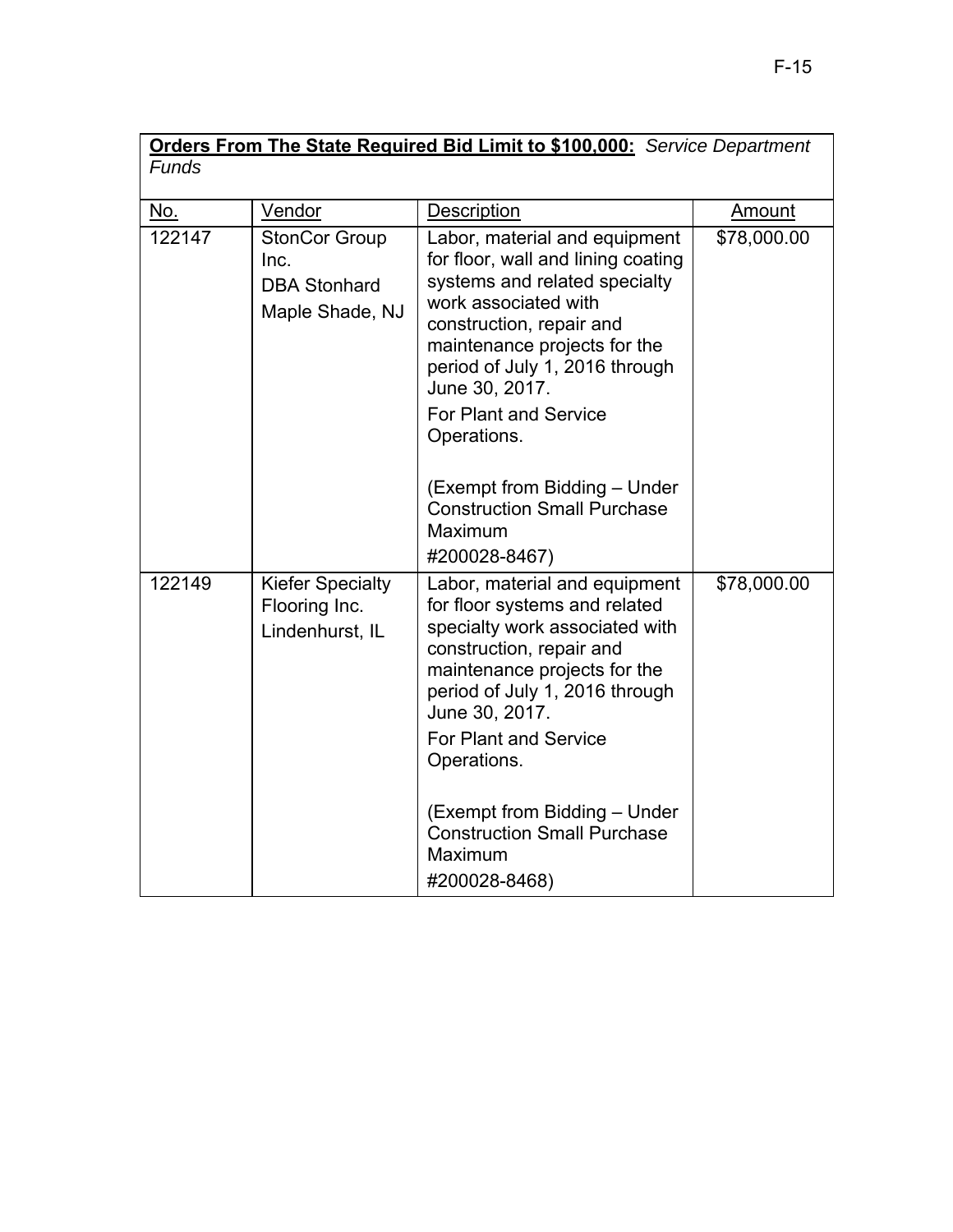**Orders From The State Required Bid Limit to $100,000:** *Service Department Funds*

| No. | Vendor | Description | Amount |
|---|---|---|---|
| 122147 | StonCor Group Inc. DBA Stonhard Maple Shade, NJ | Labor, material and equipment for floor, wall and lining coating systems and related specialty work associated with construction, repair and maintenance projects for the period of July 1, 2016 through June 30, 2017. For Plant and Service Operations. (Exempt from Bidding – Under Construction Small Purchase Maximum #200028-8467) | $78,000.00 |
| 122149 | Kiefer Specialty Flooring Inc. Lindenhurst, IL | Labor, material and equipment for floor systems and related specialty work associated with construction, repair and maintenance projects for the period of July 1, 2016 through June 30, 2017. For Plant and Service Operations. (Exempt from Bidding – Under Construction Small Purchase Maximum #200028-8468) | $78,000.00 |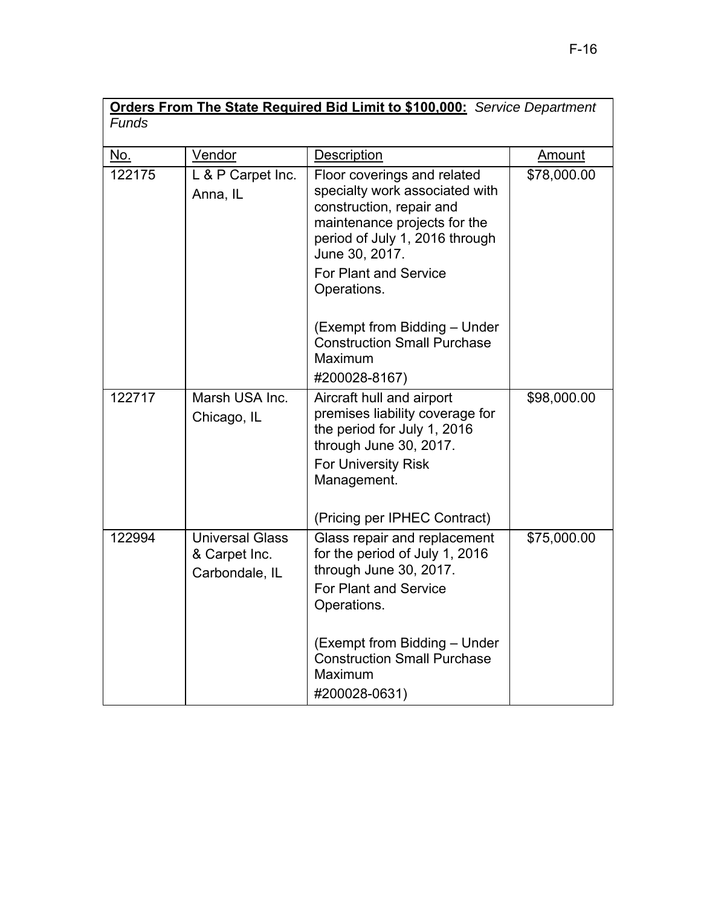**Orders From The State Required Bid Limit to $100,000:** *Service Department Funds*

| No. | Vendor | Description | Amount |
|---|---|---|---|
| 122175 | L & P Carpet Inc.<br>Anna, IL | Floor coverings and related specialty work associated with construction, repair and maintenance projects for the period of July 1, 2016 through June 30, 2017.<br>For Plant and Service Operations.<br><br>(Exempt from Bidding – Under Construction Small Purchase Maximum<br>#200028-8167) | $78,000.00 |
| 122717 | Marsh USA Inc.<br>Chicago, IL | Aircraft hull and airport premises liability coverage for the period for July 1, 2016 through June 30, 2017.<br>For University Risk Management.<br><br>(Pricing per IPHEC Contract) | $98,000.00 |
| 122994 | Universal Glass & Carpet Inc.<br>Carbondale, IL | Glass repair and replacement for the period of July 1, 2016 through June 30, 2017.<br>For Plant and Service Operations.<br><br>(Exempt from Bidding – Under Construction Small Purchase Maximum<br>#200028-0631) | $75,000.00 |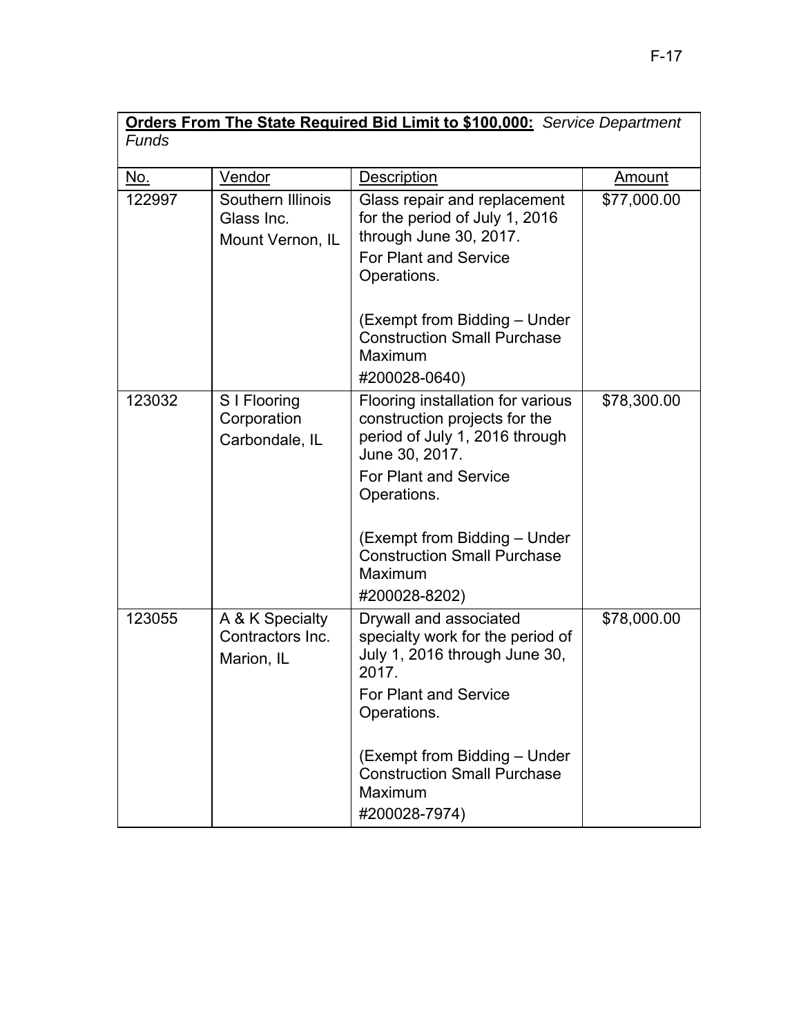**Orders From The State Required Bid Limit to $100,000:** *Service Department Funds*

| No. | Vendor | Description | Amount |
|---|---|---|---|
| 122997 | Southern Illinois Glass Inc.<br>Mount Vernon, IL | Glass repair and replacement for the period of July 1, 2016 through June 30, 2017.<br>For Plant and Service Operations.<br><br>(Exempt from Bidding – Under Construction Small Purchase Maximum<br>#200028-0640) | $77,000.00 |
| 123032 | S I Flooring Corporation<br>Carbondale, IL | Flooring installation for various construction projects for the period of July 1, 2016 through June 30, 2017.<br>For Plant and Service Operations.<br><br>(Exempt from Bidding – Under Construction Small Purchase Maximum<br>#200028-8202) | $78,300.00 |
| 123055 | A & K Specialty Contractors Inc.<br>Marion, IL | Drywall and associated specialty work for the period of July 1, 2016 through June 30, 2017.<br>For Plant and Service Operations.<br><br>(Exempt from Bidding – Under Construction Small Purchase Maximum<br>#200028-7974) | $78,000.00 |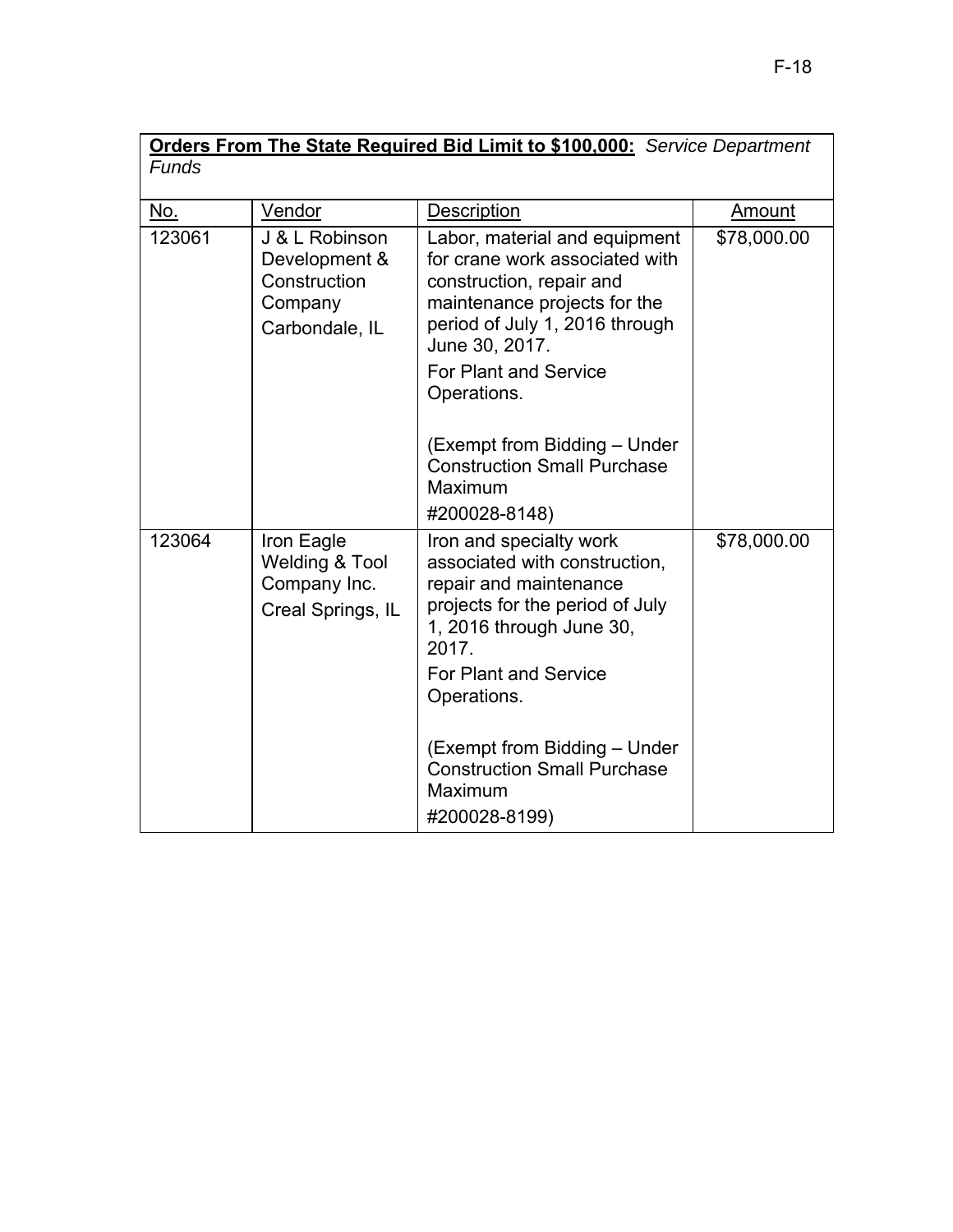**Orders From The State Required Bid Limit to $100,000:** *Service Department Funds*

| No. | Vendor | Description | Amount |
|---|---|---|---|
| 123061 | J & L Robinson Development & Construction Company<br>Carbondale, IL | Labor, material and equipment for crane work associated with construction, repair and maintenance projects for the period of July 1, 2016 through June 30, 2017.<br>For Plant and Service Operations.<br><br>(Exempt from Bidding – Under Construction Small Purchase Maximum<br>#200028-8148) | $78,000.00 |
| 123064 | Iron Eagle Welding & Tool Company Inc.<br>Creal Springs, IL | Iron and specialty work associated with construction, repair and maintenance projects for the period of July 1, 2016 through June 30, 2017.<br>For Plant and Service Operations.<br><br>(Exempt from Bidding – Under Construction Small Purchase Maximum<br>#200028-8199) | $78,000.00 |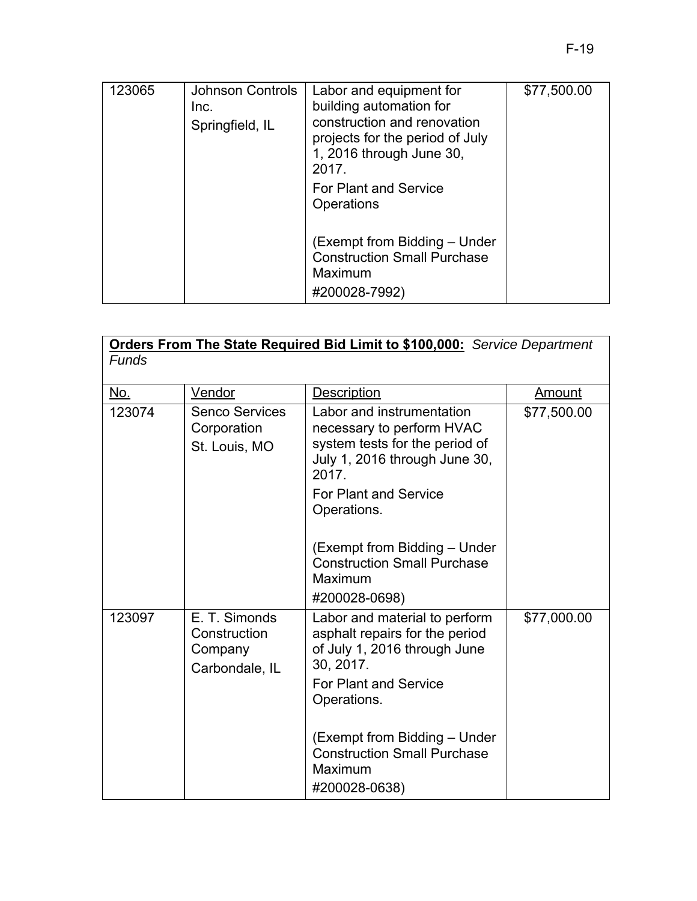| | | | |
|---|---|---|---|
| 123065 | Johnson Controls Inc.<br>Springfield, IL | Labor and equipment for building automation for construction and renovation projects for the period of July 1, 2016 through June 30, 2017.<br>For Plant and Service Operations<br><br>(Exempt from Bidding – Under Construction Small Purchase Maximum<br>#200028-7992) | $77,500.00 |

| **Orders From The State Required Bid Limit to $100,000:** *Service Department Funds* | | | |
|---|---|---|---|
| No. | Vendor | Description | Amount |
| 123074 | Senco Services Corporation<br>St. Louis, MO | Labor and instrumentation necessary to perform HVAC system tests for the period of July 1, 2016 through June 30, 2017.<br>For Plant and Service Operations.<br><br>(Exempt from Bidding – Under Construction Small Purchase Maximum<br>#200028-0698) | $77,500.00 |
| 123097 | E. T. Simonds Construction Company<br>Carbondale, IL | Labor and material to perform asphalt repairs for the period of July 1, 2016 through June 30, 2017.<br>For Plant and Service Operations.<br><br>(Exempt from Bidding – Under Construction Small Purchase Maximum<br>#200028-0638) | $77,000.00 |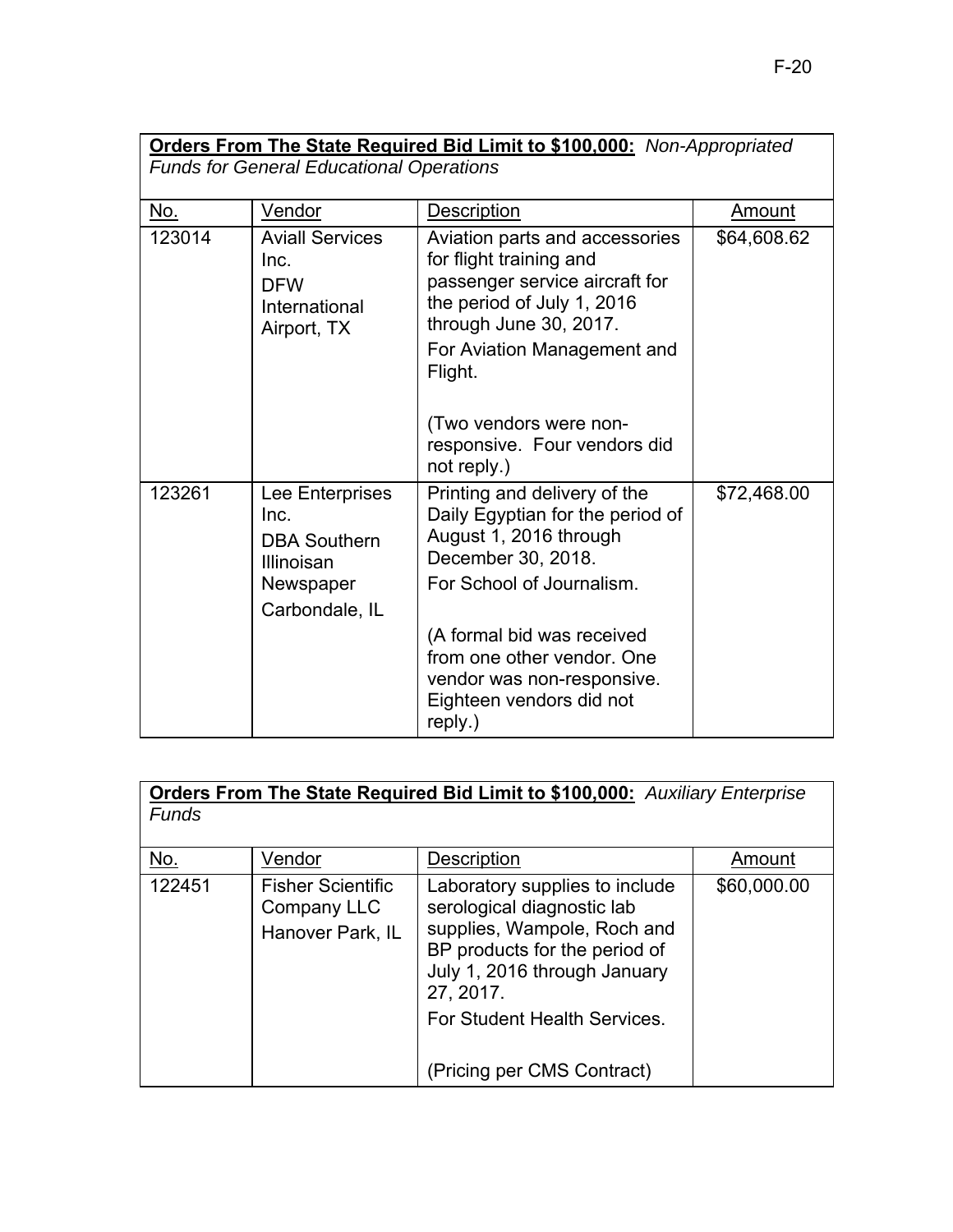| **Orders From The State Required Bid Limit to $100,000:** *Non-Appropriated Funds for General Educational Operations* | | | |
|---|---|---|---|
| No. | Vendor | Description | Amount |
| 123014 | Aviall Services Inc.<br>DFW International Airport, TX | Aviation parts and accessories for flight training and passenger service aircraft for the period of July 1, 2016 through June 30, 2017.<br>For Aviation Management and Flight.<br><br>(Two vendors were non-responsive. Four vendors did not reply.) | $64,608.62 |
| 123261 | Lee Enterprises Inc.<br>DBA Southern Illinoisan Newspaper<br>Carbondale, IL | Printing and delivery of the Daily Egyptian for the period of August 1, 2016 through December 30, 2018.<br>For School of Journalism.<br><br>(A formal bid was received from one other vendor. One vendor was non-responsive. Eighteen vendors did not reply.) | $72,468.00 |

| **Orders From The State Required Bid Limit to $100,000:** *Auxiliary Enterprise Funds* | | | |
|---|---|---|---|
| No. | Vendor | Description | Amount |
| 122451 | Fisher Scientific Company LLC<br>Hanover Park, IL | Laboratory supplies to include serological diagnostic lab supplies, Wampole, Roch and BP products for the period of July 1, 2016 through January 27, 2017.<br>For Student Health Services.<br><br>(Pricing per CMS Contract) | $60,000.00 |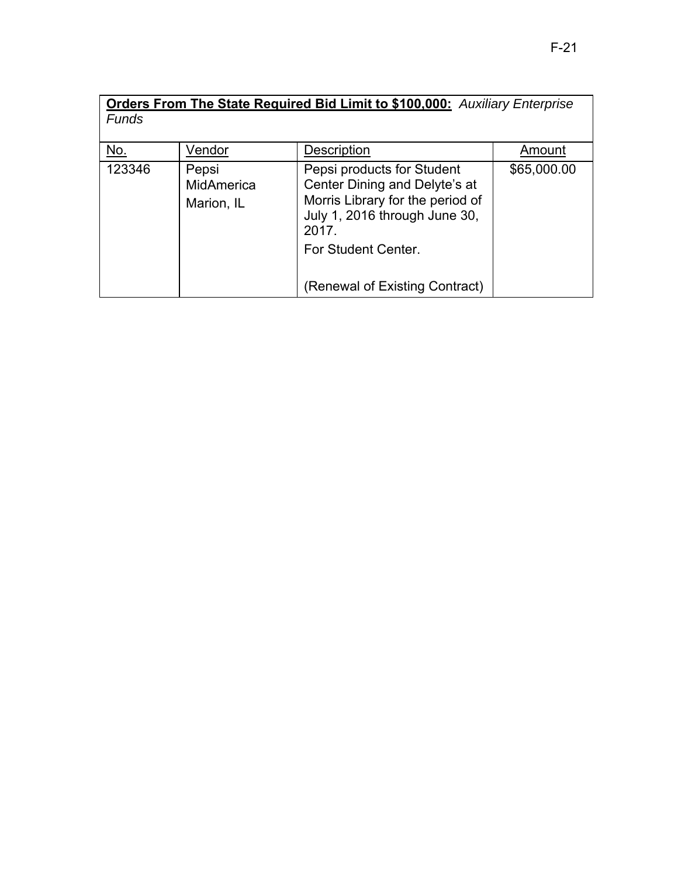**Orders From The State Required Bid Limit to $100,000:** *Auxiliary Enterprise Funds*

| No. | Vendor | Description | Amount |
|---|---|---|---|
| 123346 | Pepsi MidAmerica Marion, IL | Pepsi products for Student Center Dining and Delyte's at Morris Library for the period of July 1, 2016 through June 30, 2017. For Student Center. (Renewal of Existing Contract) | $65,000.00 |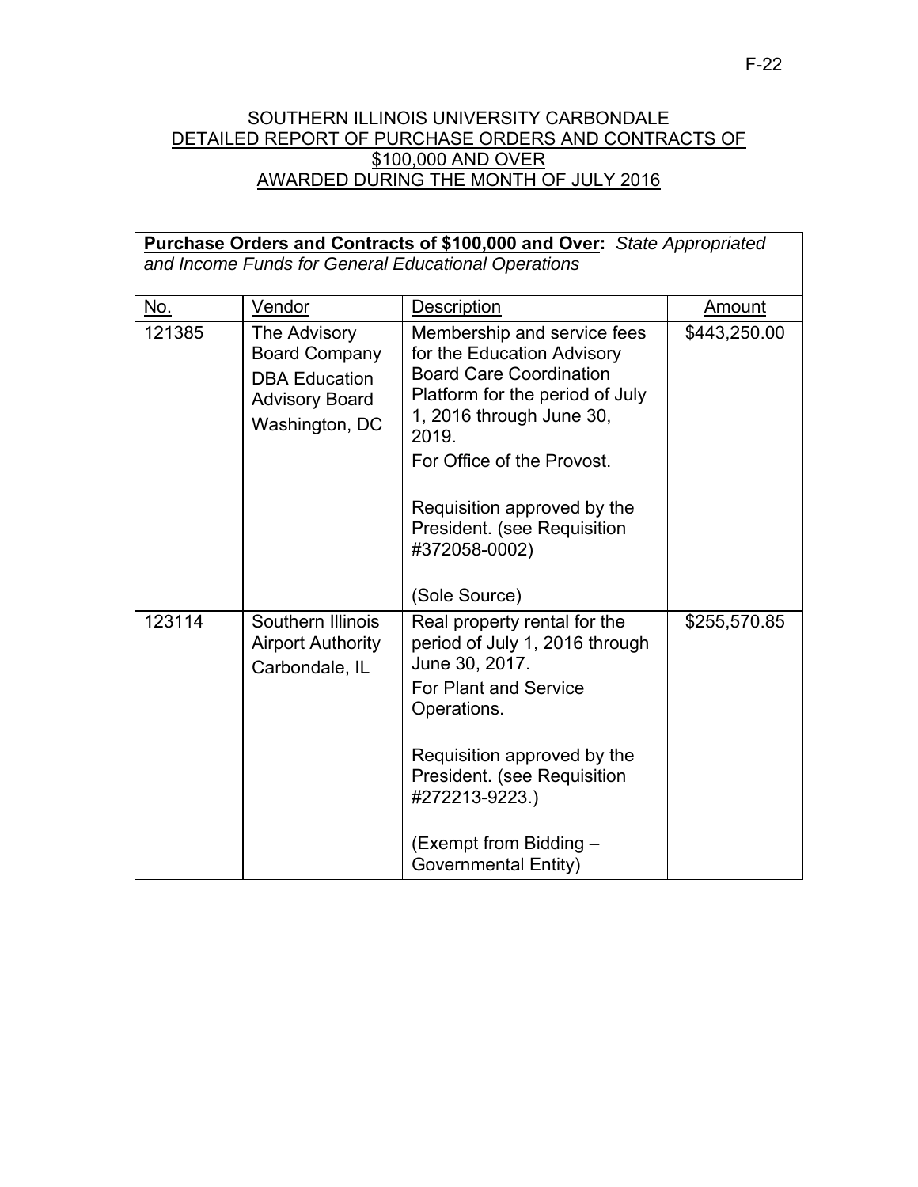# SOUTHERN ILLINOIS UNIVERSITY CARBONDALE
# DETAILED REPORT OF PURCHASE ORDERS AND CONTRACTS OF $100,000 AND OVER
# AWARDED DURING THE MONTH OF JULY 2016

| **Purchase Orders and Contracts of $100,000 and Over:** *State Appropriated and Income Funds for General Educational Operations* | | | |
|---|---|---|---|
| No. | Vendor | Description | Amount |
| 121385 | The Advisory Board Company DBA Education Advisory Board Washington, DC | Membership and service fees for the Education Advisory Board Care Coordination Platform for the period of July 1, 2016 through June 30, 2019.<br>For Office of the Provost.<br><br>Requisition approved by the President. (see Requisition #372058-0002)<br><br>(Sole Source) | $443,250.00 |
| 123114 | Southern Illinois Airport Authority Carbondale, IL | Real property rental for the period of July 1, 2016 through June 30, 2017.<br>For Plant and Service Operations.<br><br>Requisition approved by the President. (see Requisition #272213-9223.)<br><br>(Exempt from Bidding – Governmental Entity) | $255,570.85 |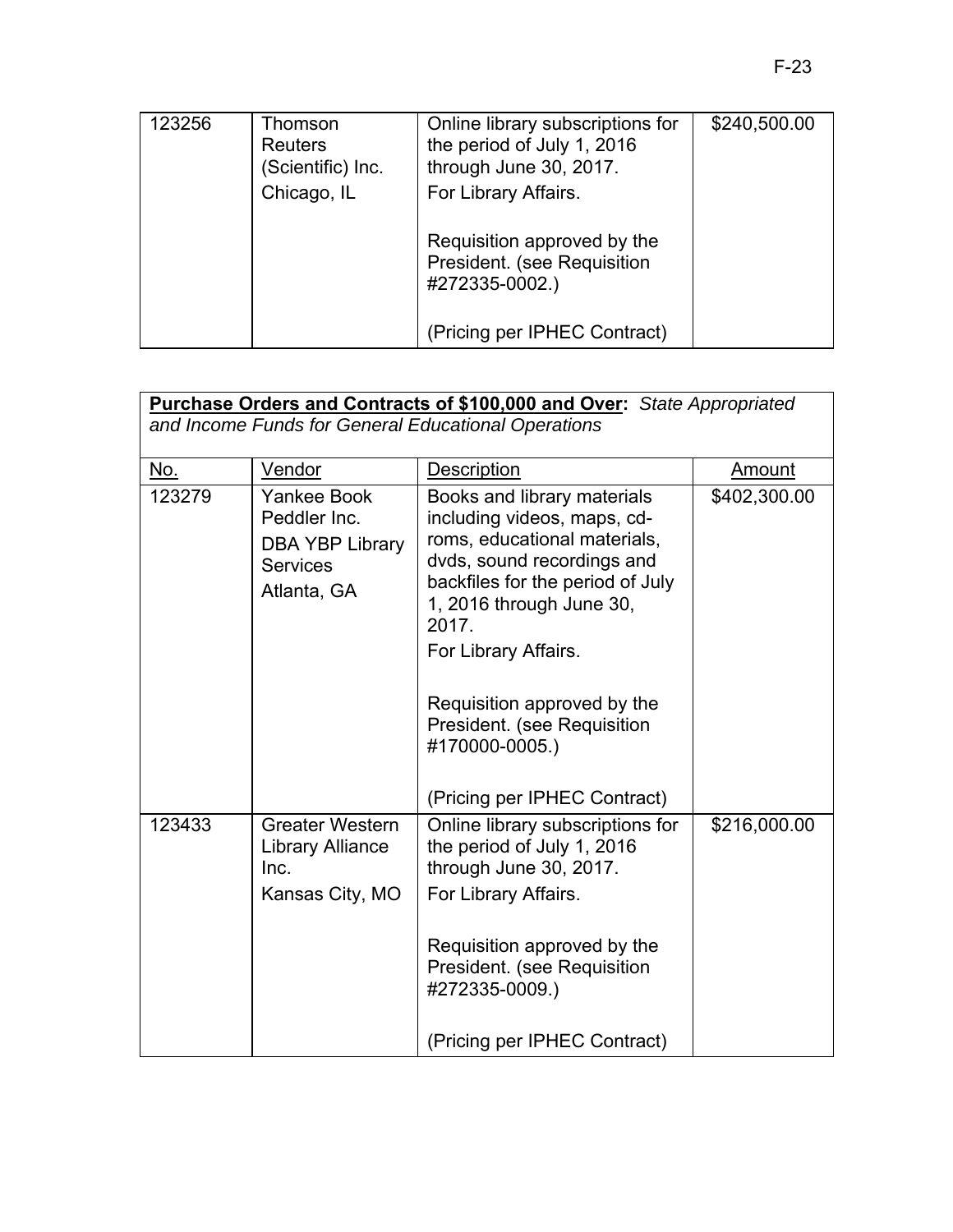| | | | |
|---|---|---|---|
| 123256 | Thomson Reuters (Scientific) Inc.<br>Chicago, IL | Online library subscriptions for the period of July 1, 2016 through June 30, 2017.<br>For Library Affairs.<br><br>Requisition approved by the President. (see Requisition #272335-0002.)<br><br>(Pricing per IPHEC Contract) | $240,500.00 |

**<u>Purchase Orders and Contracts of $100,000 and Over</u>:** *State Appropriated and Income Funds for General Educational Operations*

| <u>No.</u> | <u>Vendor</u> | <u>Description</u> | <u>Amount</u> |
|---|---|---|---|
| 123279 | Yankee Book Peddler Inc.<br>DBA YBP Library Services<br>Atlanta, GA | Books and library materials including videos, maps, cd-roms, educational materials, dvds, sound recordings and backfiles for the period of July 1, 2016 through June 30, 2017.<br>For Library Affairs.<br><br>Requisition approved by the President. (see Requisition #170000-0005.)<br><br>(Pricing per IPHEC Contract) | $402,300.00 |
| 123433 | Greater Western Library Alliance Inc.<br>Kansas City, MO | Online library subscriptions for the period of July 1, 2016 through June 30, 2017.<br>For Library Affairs.<br><br>Requisition approved by the President. (see Requisition #272335-0009.)<br><br>(Pricing per IPHEC Contract) | $216,000.00 |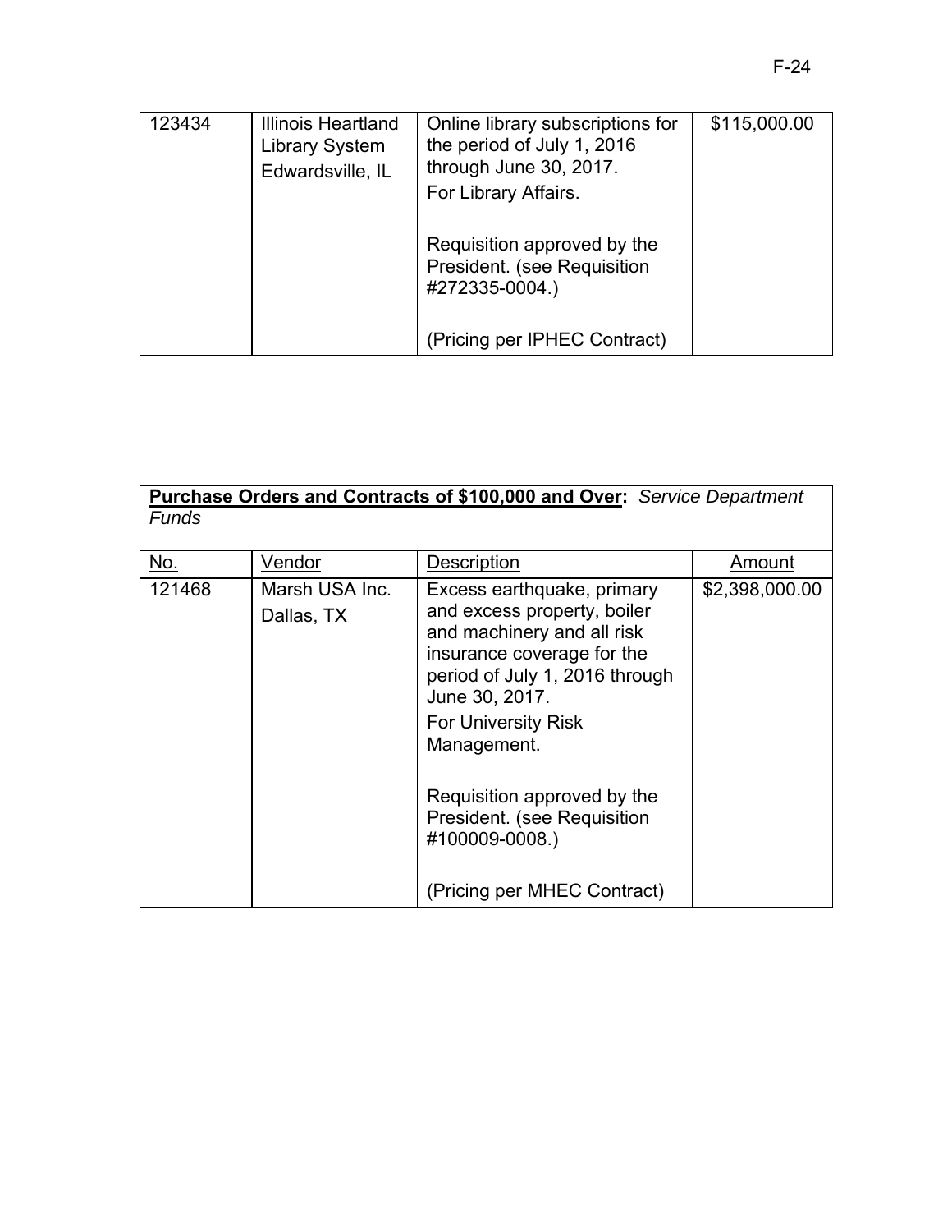| | | | |
|---|---|---|---|
| 123434 | Illinois Heartland Library System Edwardsville, IL | Online library subscriptions for the period of July 1, 2016 through June 30, 2017.<br>For Library Affairs.<br><br>Requisition approved by the President. (see Requisition #272335-0004.)<br><br>(Pricing per IPHEC Contract) | $115,000.00 |

**Purchase Orders and Contracts of $100,000 and Over:** *Service Department Funds*

| No. | Vendor | Description | Amount |
|---|---|---|---|
| 121468 | Marsh USA Inc.<br>Dallas, TX | Excess earthquake, primary and excess property, boiler and machinery and all risk insurance coverage for the period of July 1, 2016 through June 30, 2017.<br>For University Risk Management.<br><br>Requisition approved by the President. (see Requisition #100009-0008.)<br><br>(Pricing per MHEC Contract) | $2,398,000.00 |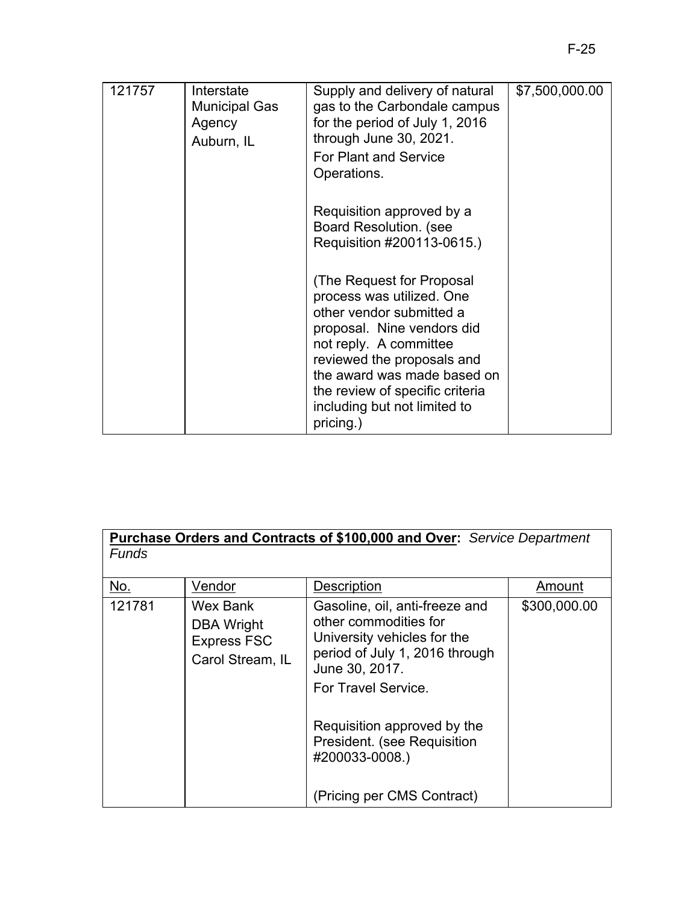| 121757 | Interstate Municipal Gas Agency Auburn, IL | Supply and delivery of natural gas to the Carbondale campus for the period of July 1, 2016 through June 30, 2021. For Plant and Service Operations. <br><br> Requisition approved by a Board Resolution. (see Requisition #200113-0615.) <br><br> (The Request for Proposal process was utilized. One other vendor submitted a proposal. Nine vendors did not reply. A committee reviewed the proposals and the award was made based on the review of specific criteria including but not limited to pricing.) | $7,500,000.00 |
|---|---|---|---|

**Purchase Orders and Contracts of $100,000 and Over:** *Service Department Funds*

| No. | Vendor | Description | Amount |
|---|---|---|---|
| 121781 | Wex Bank DBA Wright Express FSC Carol Stream, IL | Gasoline, oil, anti-freeze and other commodities for University vehicles for the period of July 1, 2016 through June 30, 2017. For Travel Service. <br><br> Requisition approved by the President. (see Requisition #200033-0008.) <br><br> (Pricing per CMS Contract) | $300,000.00 |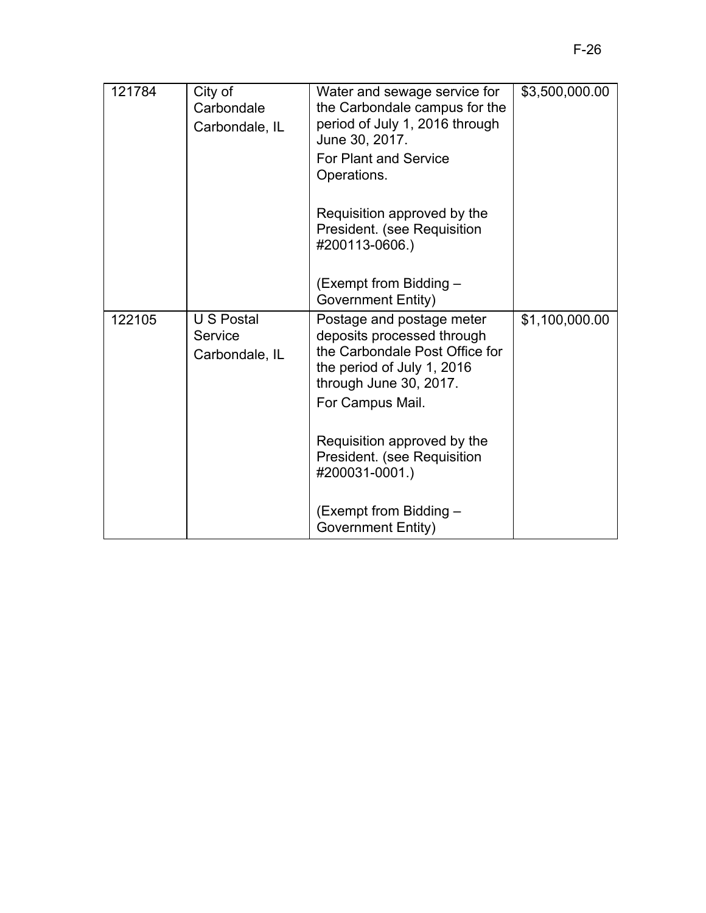| | | | |
|---|---|---|---|
| 121784 | City of Carbondale Carbondale, IL | Water and sewage service for the Carbondale campus for the period of July 1, 2016 through June 30, 2017.<br>For Plant and Service Operations.<br><br>Requisition approved by the President. (see Requisition #200113-0606.)<br><br>(Exempt from Bidding – Government Entity) | $3,500,000.00 |
| 122105 | U S Postal Service Carbondale, IL | Postage and postage meter deposits processed through the Carbondale Post Office for the period of July 1, 2016 through June 30, 2017.<br>For Campus Mail.<br><br>Requisition approved by the President. (see Requisition #200031-0001.)<br><br>(Exempt from Bidding – Government Entity) | $1,100,000.00 |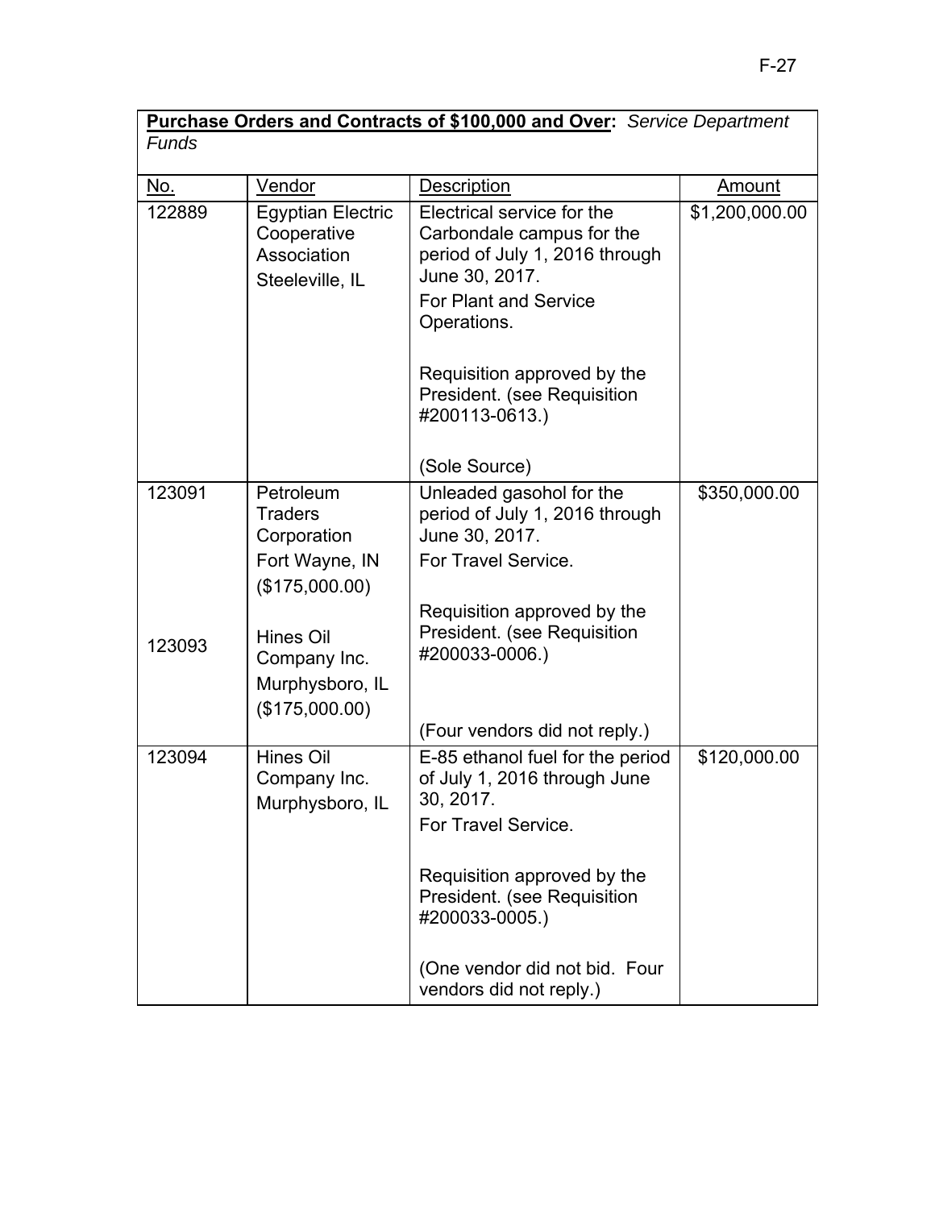**Purchase Orders and Contracts of $100,000 and Over:** *Service Department Funds*

| No. | Vendor | Description | Amount |
|---|---|---|---|
| 122889 | Egyptian Electric Cooperative Association<br>Steeleville, IL | Electrical service for the Carbondale campus for the period of July 1, 2016 through June 30, 2017.<br>For Plant and Service Operations.<br><br>Requisition approved by the President. (see Requisition #200113-0613.)<br><br>(Sole Source) | $1,200,000.00 |
| 123091<br><br><br><br>123093 | Petroleum Traders Corporation<br>Fort Wayne, IN<br>($175,000.00)<br><br>Hines Oil Company Inc.<br>Murphysboro, IL<br>($175,000.00) | Unleaded gasohol for the period of July 1, 2016 through June 30, 2017.<br>For Travel Service.<br><br>Requisition approved by the President. (see Requisition #200033-0006.)<br><br>(Four vendors did not reply.) | $350,000.00 |
| 123094 | Hines Oil Company Inc.<br>Murphysboro, IL | E-85 ethanol fuel for the period of July 1, 2016 through June 30, 2017.<br>For Travel Service.<br><br>Requisition approved by the President. (see Requisition #200033-0005.)<br><br>(One vendor did not bid. Four vendors did not reply.) | $120,000.00 |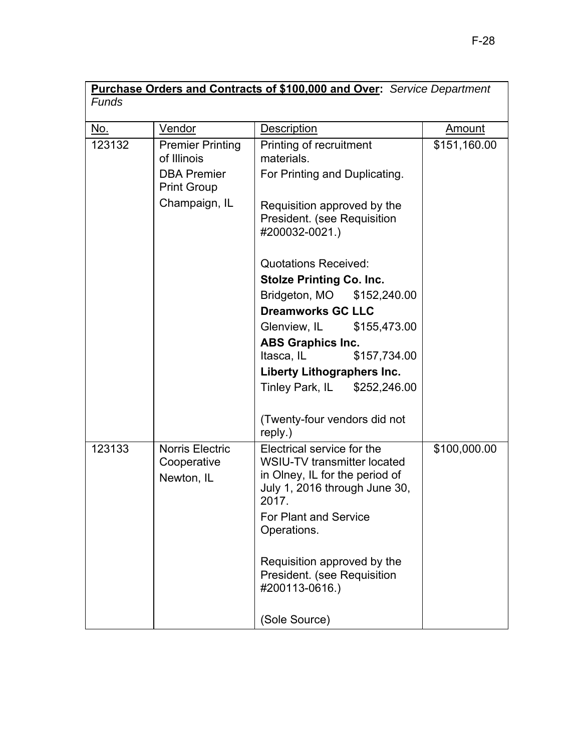| **Purchase Orders and Contracts of $100,000 and Over:** *Service Department Funds* | | | |
|---|---|---|---|
| No. | Vendor | Description | Amount |
| 123132 | Premier Printing of Illinois<br>DBA Premier Print Group<br>Champaign, IL | Printing of recruitment materials.<br>For Printing and Duplicating.<br><br>Requisition approved by the President. (see Requisition #200032-0021.)<br><br>Quotations Received:<br>**Stolze Printing Co. Inc.**<br>Bridgeton, MO $152,240.00<br>**Dreamworks GC LLC**<br>Glenview, IL $155,473.00<br>**ABS Graphics Inc.**<br>Itasca, IL $157,734.00<br>**Liberty Lithographers Inc.**<br>Tinley Park, IL $252,246.00<br><br>(Twenty-four vendors did not reply.) | $151,160.00 |
| 123133 | Norris Electric Cooperative<br>Newton, IL | Electrical service for the WSIU-TV transmitter located in Olney, IL for the period of July 1, 2016 through June 30, 2017.<br>For Plant and Service Operations.<br><br>Requisition approved by the President. (see Requisition #200113-0616.)<br><br>(Sole Source) | $100,000.00 |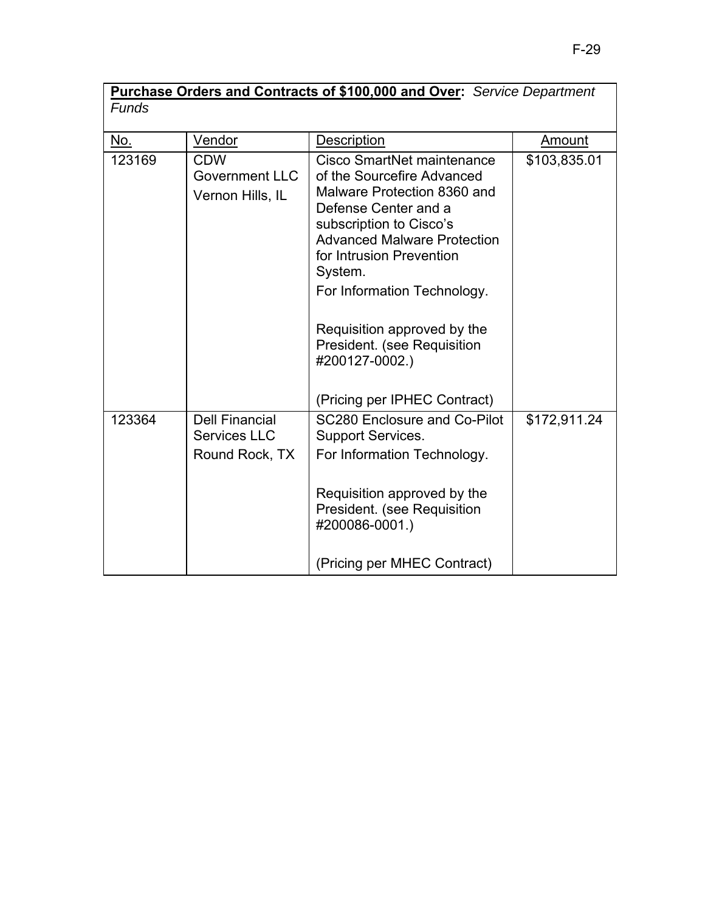**Purchase Orders and Contracts of $100,000 and Over:** *Service Department Funds*

| No. | Vendor | Description | Amount |
|---|---|---|---|
| 123169 | CDW Government LLC<br>Vernon Hills, IL | Cisco SmartNet maintenance of the Sourcefire Advanced Malware Protection 8360 and Defense Center and a subscription to Cisco's Advanced Malware Protection for Intrusion Prevention System.<br>For Information Technology.<br><br>Requisition approved by the President. (see Requisition #200127-0002.)<br><br>(Pricing per IPHEC Contract) | $103,835.01 |
| 123364 | Dell Financial Services LLC<br>Round Rock, TX | SC280 Enclosure and Co-Pilot Support Services.<br>For Information Technology.<br><br>Requisition approved by the President. (see Requisition #200086-0001.)<br><br>(Pricing per MHEC Contract) | $172,911.24 |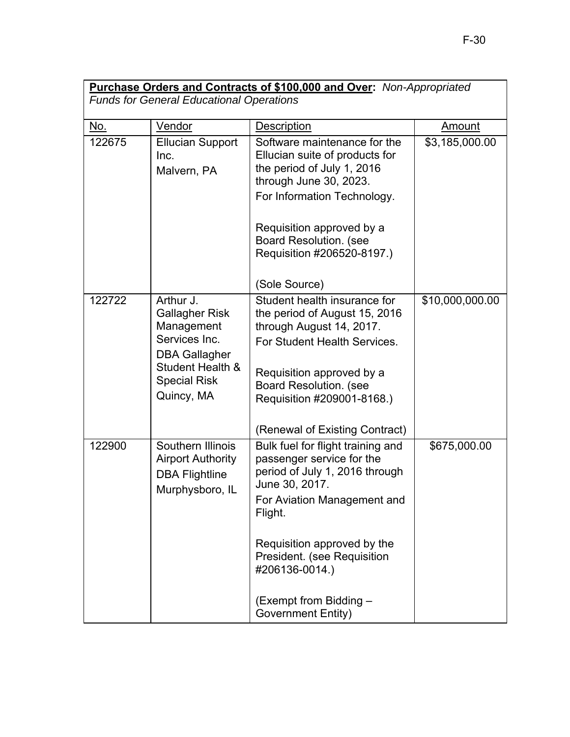**Purchase Orders and Contracts of $100,000 and Over:** *Non-Appropriated Funds for General Educational Operations*

| No. | Vendor | Description | Amount |
|---|---|---|---|
| 122675 | Ellucian Support Inc.<br>Malvern, PA | Software maintenance for the Ellucian suite of products for the period of July 1, 2016 through June 30, 2023.<br>For Information Technology.<br><br>Requisition approved by a Board Resolution. (see Requisition #206520-8197.)<br><br>(Sole Source) | $3,185,000.00 |
| 122722 | Arthur J. Gallagher Risk Management Services Inc.<br>DBA Gallagher Student Health & Special Risk<br>Quincy, MA | Student health insurance for the period of August 15, 2016 through August 14, 2017.<br>For Student Health Services.<br><br>Requisition approved by a Board Resolution. (see Requisition #209001-8168.)<br><br>(Renewal of Existing Contract) | $10,000,000.00 |
| 122900 | Southern Illinois Airport Authority<br>DBA Flightline<br>Murphysboro, IL | Bulk fuel for flight training and passenger service for the period of July 1, 2016 through June 30, 2017.<br>For Aviation Management and Flight.<br><br>Requisition approved by the President. (see Requisition #206136-0014.)<br><br>(Exempt from Bidding – Government Entity) | $675,000.00 |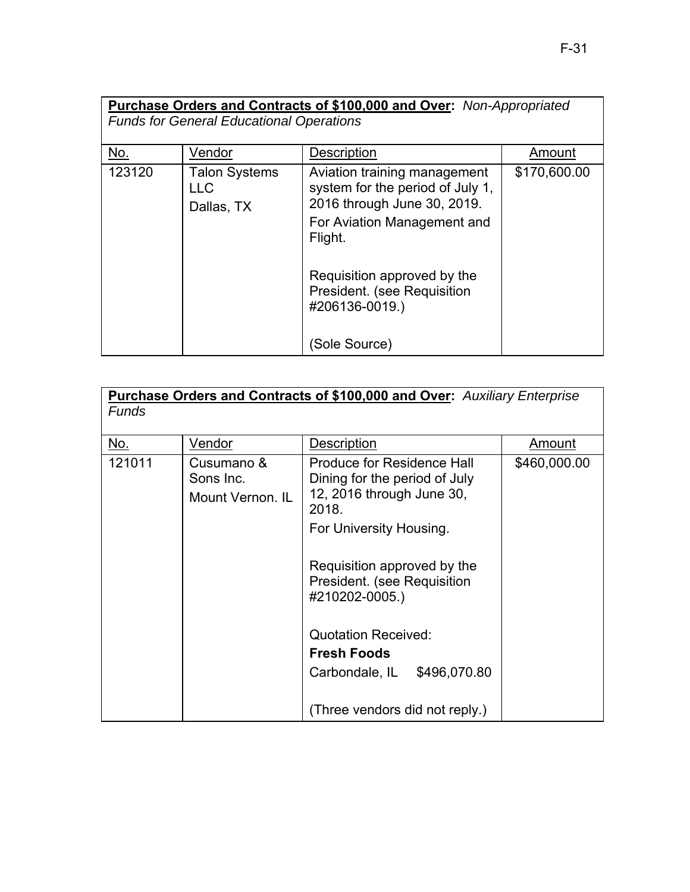| **Purchase Orders and Contracts of $100,000 and Over:** *Non-Appropriated Funds for General Educational Operations* | | | |
|---|---|---|---|
| No. | Vendor | Description | Amount |
| 123120 | Talon Systems LLC<br>Dallas, TX | Aviation training management system for the period of July 1, 2016 through June 30, 2019.<br>For Aviation Management and Flight.<br><br>Requisition approved by the President. (see Requisition #206136-0019.)<br><br>(Sole Source) | $170,600.00 |

| **Purchase Orders and Contracts of $100,000 and Over:** *Auxiliary Enterprise Funds* | | | |
|---|---|---|---|
| No. | Vendor | Description | Amount |
| 121011 | Cusumano & Sons Inc.<br>Mount Vernon. IL | Produce for Residence Hall Dining for the period of July 12, 2016 through June 30, 2018.<br>For University Housing.<br><br>Requisition approved by the President. (see Requisition #210202-0005.)<br><br>Quotation Received:<br>**Fresh Foods**<br>Carbondale, IL $496,070.80<br><br>(Three vendors did not reply.) | $460,000.00 |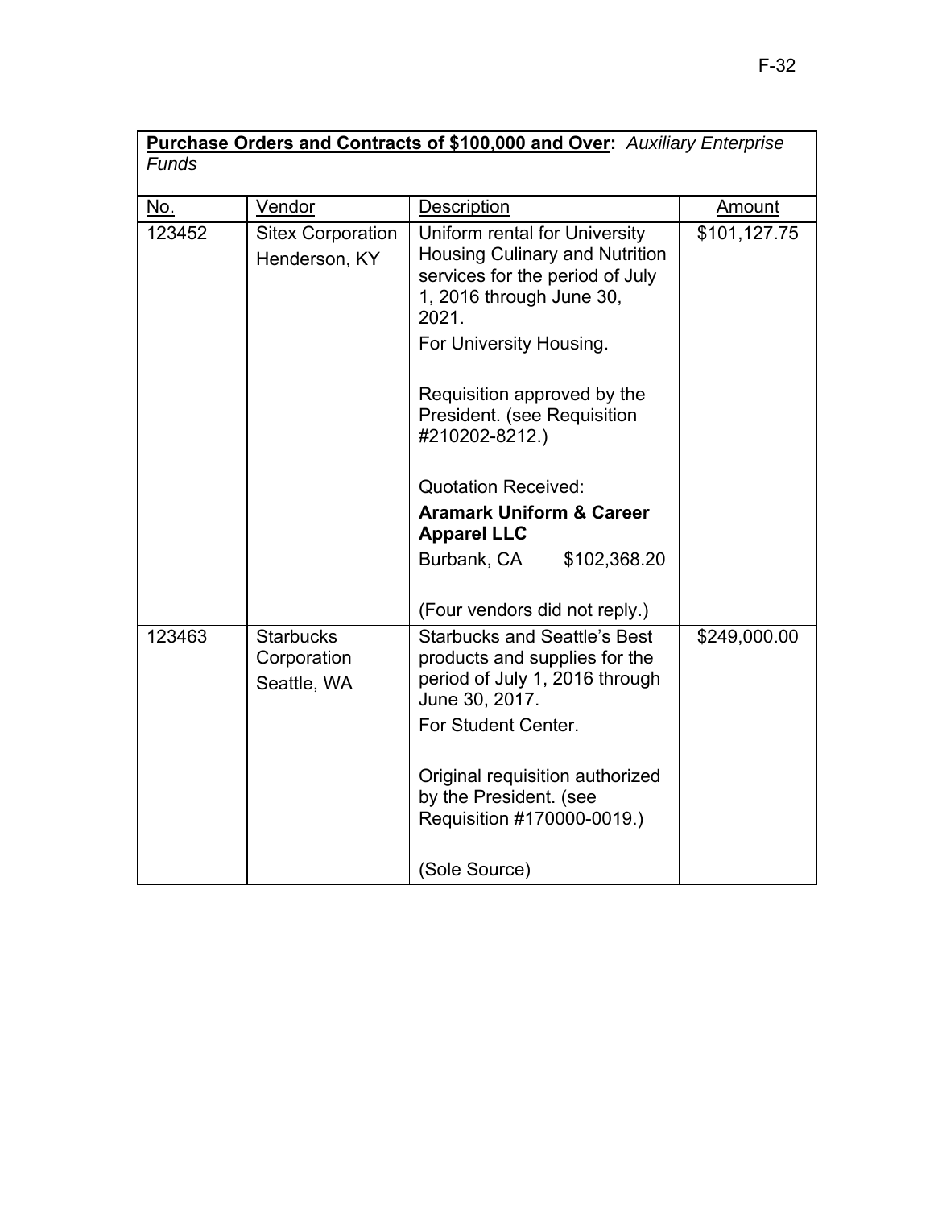**Purchase Orders and Contracts of $100,000 and Over:** *Auxiliary Enterprise Funds*

| No. | Vendor | Description | Amount |
|---|---|---|---|
| 123452 | Sitex Corporation<br>Henderson, KY | Uniform rental for University Housing Culinary and Nutrition services for the period of July 1, 2016 through June 30, 2021.<br>For University Housing.<br><br>Requisition approved by the President. (see Requisition #210202-8212.)<br><br>Quotation Received:<br>**Aramark Uniform & Career Apparel LLC**<br>Burbank, CA $102,368.20<br><br>(Four vendors did not reply.) | $101,127.75 |
| 123463 | Starbucks Corporation<br>Seattle, WA | Starbucks and Seattle's Best products and supplies for the period of July 1, 2016 through June 30, 2017.<br>For Student Center.<br><br>Original requisition authorized by the President. (see Requisition #170000-0019.)<br><br>(Sole Source) | $249,000.00 |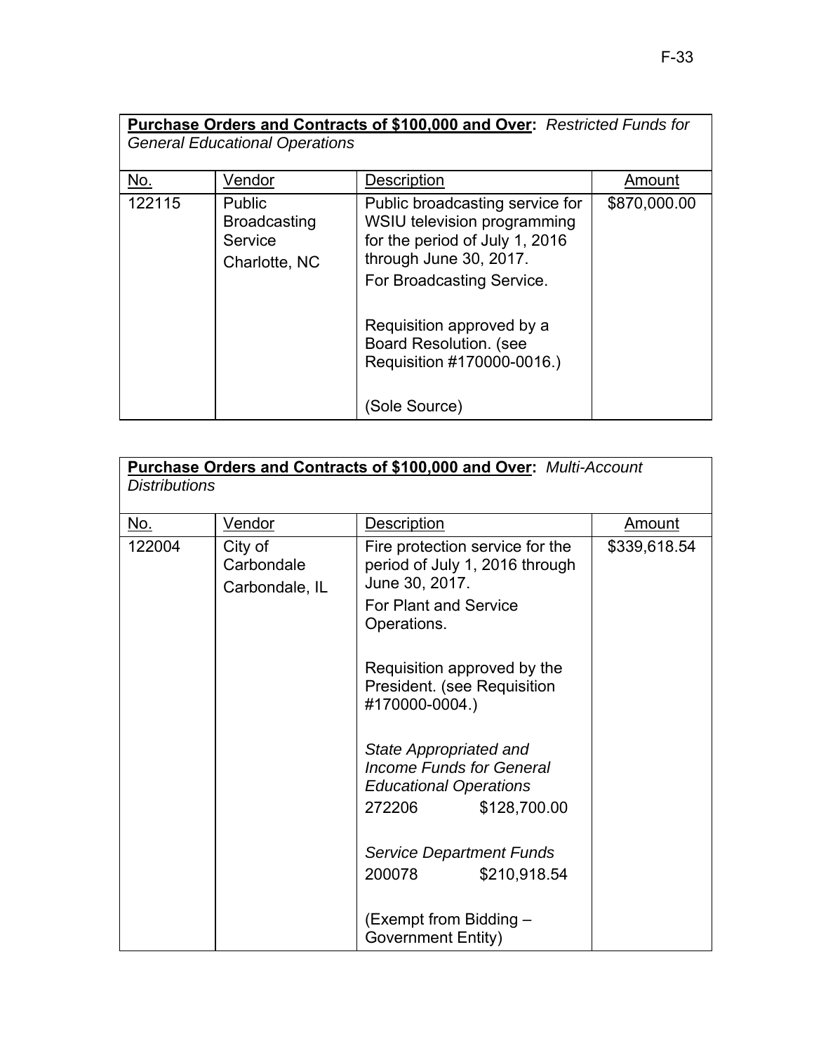| **Purchase Orders and Contracts of $100,000 and Over:** *Restricted Funds for General Educational Operations* | | | |
|---|---|---|---|
| No. | Vendor | Description | Amount |
| 122115 | Public Broadcasting Service<br>Charlotte, NC | Public broadcasting service for WSIU television programming for the period of July 1, 2016 through June 30, 2017.<br>For Broadcasting Service.<br><br>Requisition approved by a Board Resolution. (see Requisition #170000-0016.)<br><br>(Sole Source) | $870,000.00 |

| **Purchase Orders and Contracts of $100,000 and Over:** *Multi-Account Distributions* | | | |
|---|---|---|---|
| No. | Vendor | Description | Amount |
| 122004 | City of Carbondale<br>Carbondale, IL | Fire protection service for the period of July 1, 2016 through June 30, 2017.<br>For Plant and Service Operations.<br><br>Requisition approved by the President. (see Requisition #170000-0004.)<br><br>*State Appropriated and Income Funds for General Educational Operations*<br>272206 $128,700.00<br><br>*Service Department Funds*<br>200078 $210,918.54<br><br>(Exempt from Bidding – Government Entity) | $339,618.54 |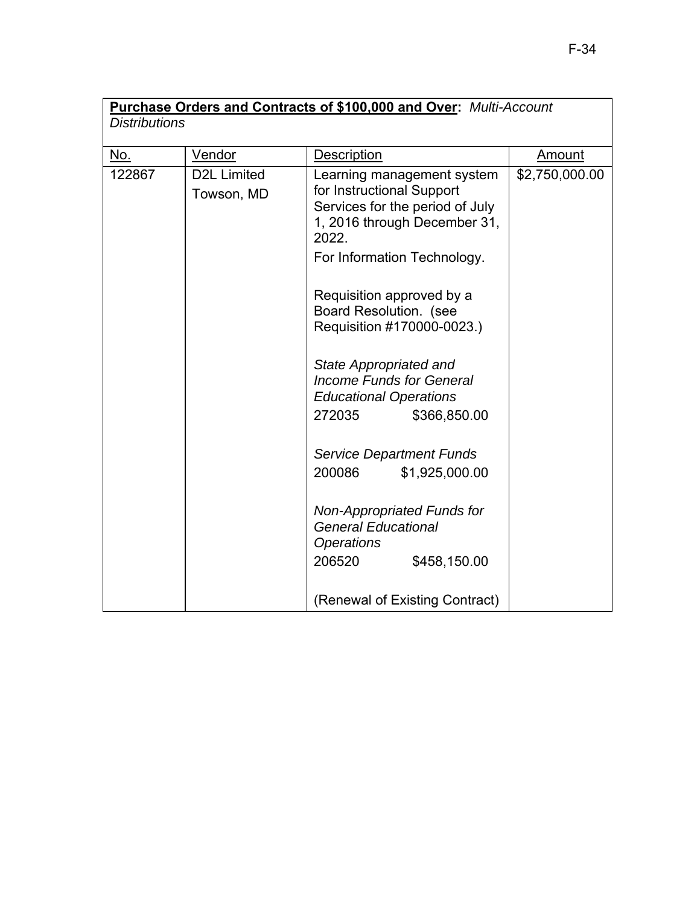**Purchase Orders and Contracts of $100,000 and Over:** *Multi-Account Distributions*

| No. | Vendor | Description | Amount |
|---|---|---|---|
| 122867 | D2L Limited<br>Towson, MD | Learning management system for Instructional Support Services for the period of July 1, 2016 through December 31, 2022.<br><br>For Information Technology.<br><br>Requisition approved by a Board Resolution. (see Requisition #170000-0023.)<br><br>*State Appropriated and Income Funds for General Educational Operations*<br>272035 $366,850.00<br><br>*Service Department Funds*<br>200086 $1,925,000.00<br><br>*Non-Appropriated Funds for General Educational Operations*<br>206520 $458,150.00<br><br>(Renewal of Existing Contract) | $2,750,000.00 |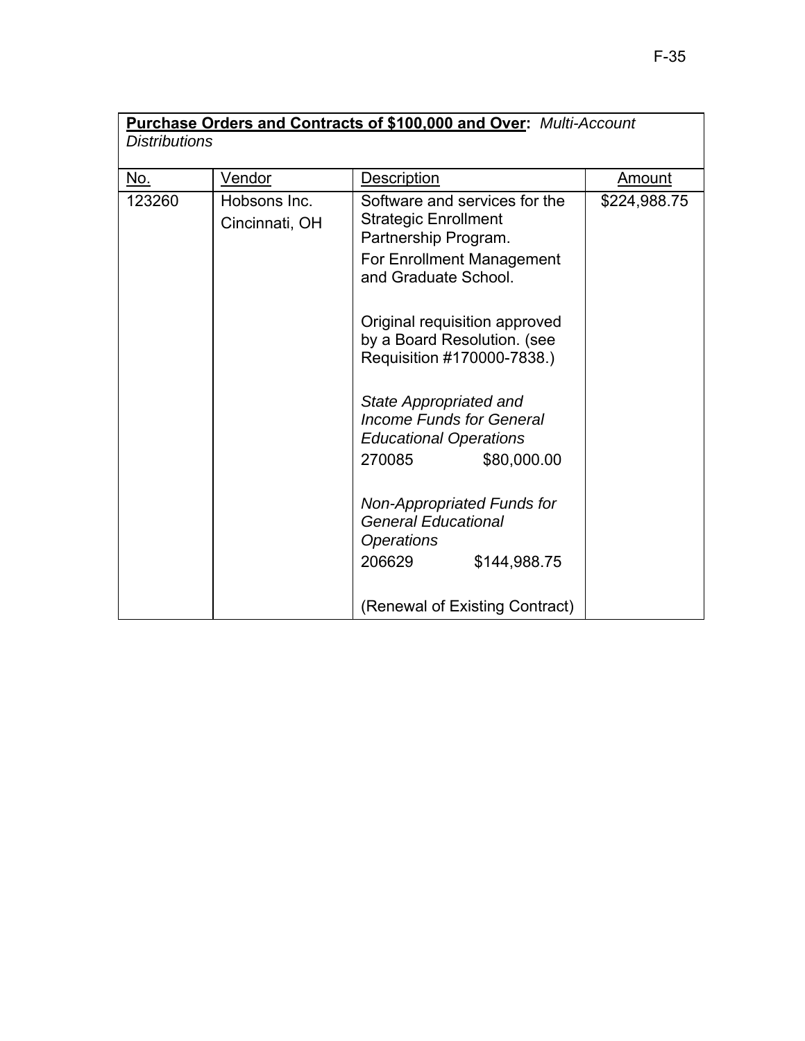**Purchase Orders and Contracts of $100,000 and Over:** *Multi-Account Distributions*

| No. | Vendor | Description | Amount |
|---|---|---|---|
| 123260 | Hobsons Inc.<br>Cincinnati, OH | Software and services for the Strategic Enrollment Partnership Program.<br>For Enrollment Management and Graduate School.<br><br>Original requisition approved by a Board Resolution. (see Requisition #170000-7838.)<br><br>*State Appropriated and Income Funds for General Educational Operations*<br>270085 $80,000.00<br><br>*Non-Appropriated Funds for General Educational Operations*<br>206629 $144,988.75<br><br>(Renewal of Existing Contract) | $224,988.75 |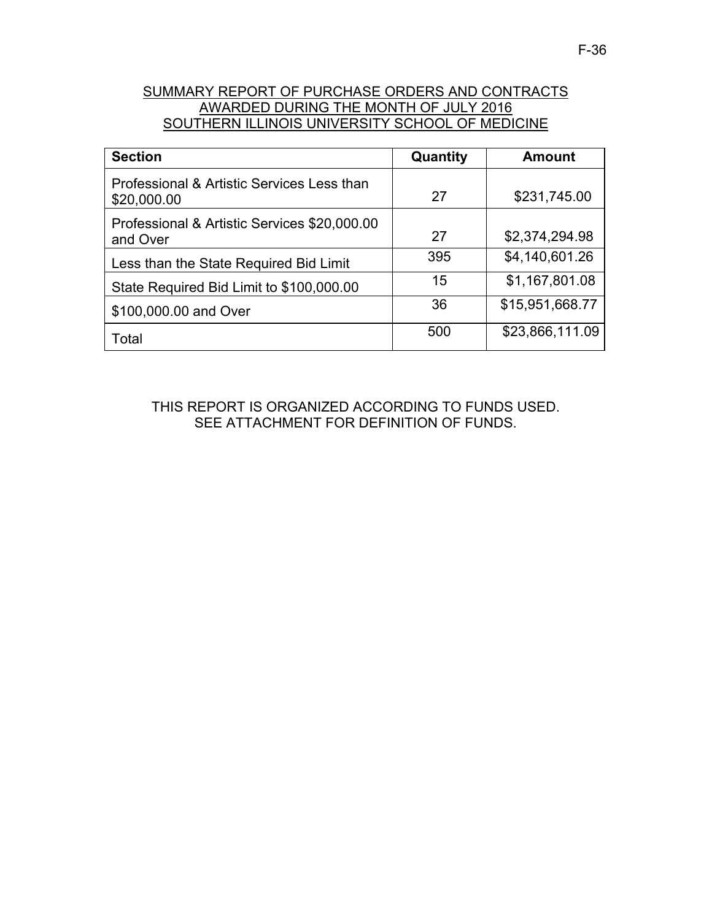SUMMARY REPORT OF PURCHASE ORDERS AND CONTRACTS
AWARDED DURING THE MONTH OF JULY 2016
SOUTHERN ILLINOIS UNIVERSITY SCHOOL OF MEDICINE

| Section | Quantity | Amount |
|---|---|---|
| Professional & Artistic Services Less than $20,000.00 | 27 | $231,745.00 |
| Professional & Artistic Services $20,000.00 and Over | 27 | $2,374,294.98 |
| Less than the State Required Bid Limit | 395 | $4,140,601.26 |
| State Required Bid Limit to $100,000.00 | 15 | $1,167,801.08 |
| $100,000.00 and Over | 36 | $15,951,668.77 |
| Total | 500 | $23,866,111.09 |

THIS REPORT IS ORGANIZED ACCORDING TO FUNDS USED.
SEE ATTACHMENT FOR DEFINITION OF FUNDS.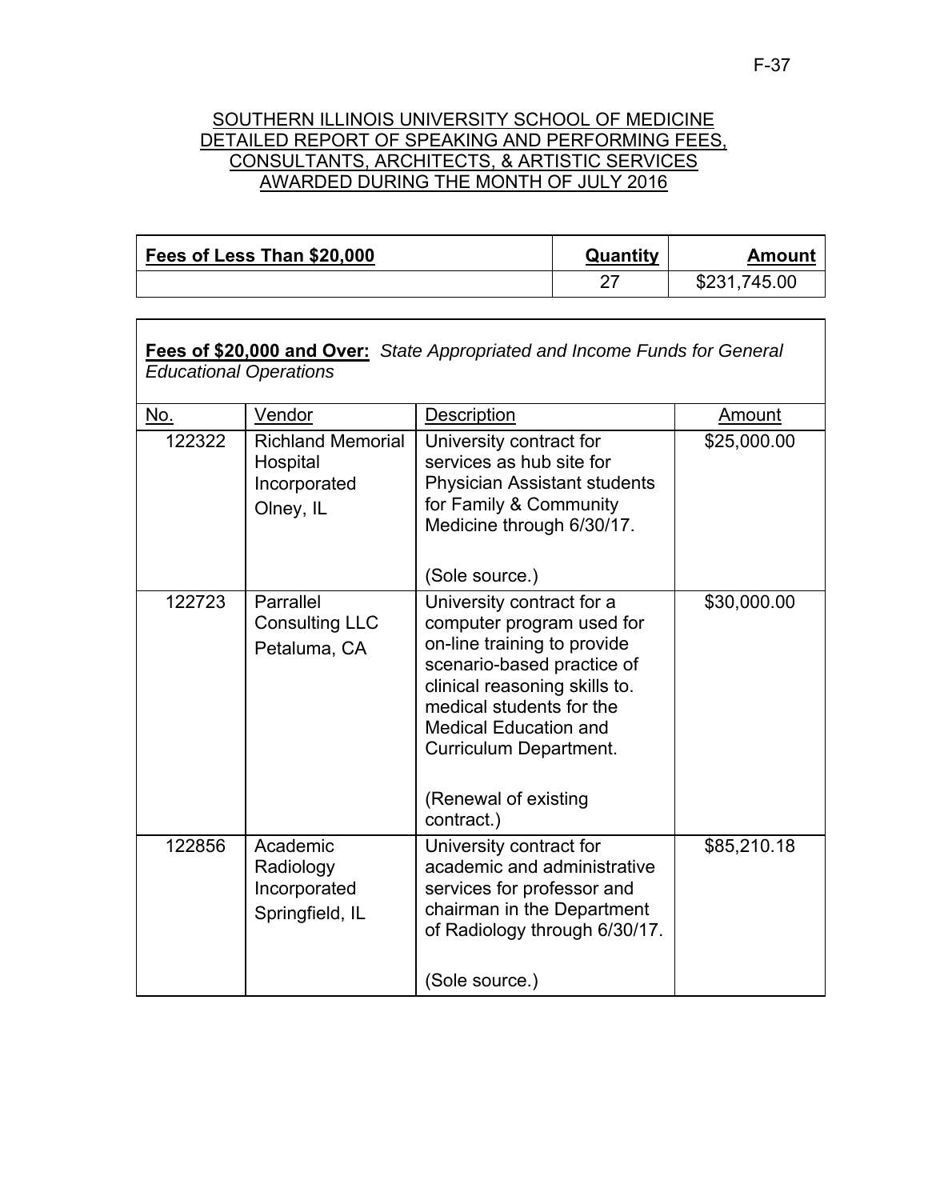SOUTHERN ILLINOIS UNIVERSITY SCHOOL OF MEDICINE
DETAILED REPORT OF SPEAKING AND PERFORMING FEES,
CONSULTANTS, ARCHITECTS, & ARTISTIC SERVICES
AWARDED DURING THE MONTH OF JULY 2016

| **Fees of Less Than $20,000** | **Quantity** | **Amount** |
|---|---|---|
| | 27 | $231,745.00 |

**Fees of $20,000 and Over:** *State Appropriated and Income Funds for General Educational Operations*

| No. | Vendor | Description | Amount |
|---|---|---|---|
| 122322 | Richland Memorial Hospital Incorporated<br>Olney, IL | University contract for services as hub site for Physician Assistant students for Family & Community Medicine through 6/30/17.<br><br>(Sole source.) | $25,000.00 |
| 122723 | Parrallel Consulting LLC<br>Petaluma, CA | University contract for a computer program used for on-line training to provide scenario-based practice of clinical reasoning skills to. medical students for the Medical Education and Curriculum Department.<br><br>(Renewal of existing contract.) | $30,000.00 |
| 122856 | Academic Radiology Incorporated<br>Springfield, IL | University contract for academic and administrative services for professor and chairman in the Department of Radiology through 6/30/17.<br><br>(Sole source.) | $85,210.18 |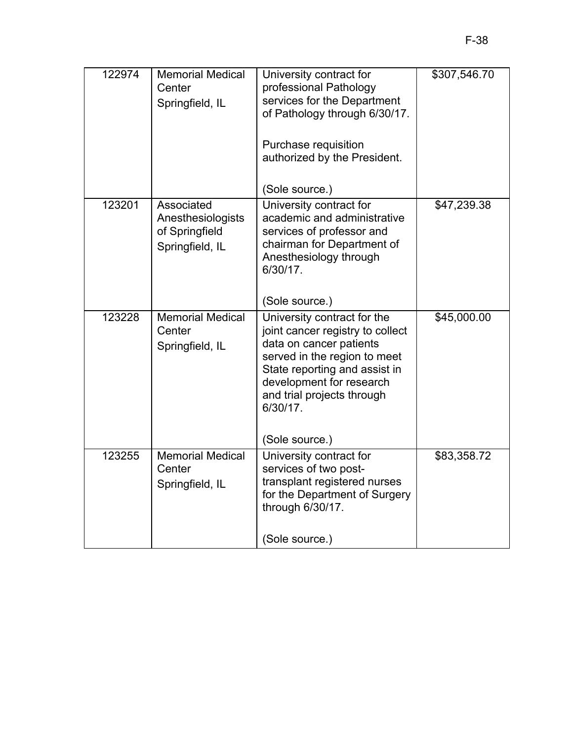| | | | |
|---|---|---|---|
| 122974 | Memorial Medical Center<br>Springfield, IL | University contract for professional Pathology services for the Department of Pathology through 6/30/17.<br><br>Purchase requisition authorized by the President.<br><br>(Sole source.) | $307,546.70 |
| 123201 | Associated Anesthesiologists of Springfield<br>Springfield, IL | University contract for academic and administrative services of professor and chairman for Department of Anesthesiology through 6/30/17.<br><br>(Sole source.) | $47,239.38 |
| 123228 | Memorial Medical Center<br>Springfield, IL | University contract for the joint cancer registry to collect data on cancer patients served in the region to meet State reporting and assist in development for research and trial projects through 6/30/17.<br><br>(Sole source.) | $45,000.00 |
| 123255 | Memorial Medical Center<br>Springfield, IL | University contract for services of two post-transplant registered nurses for the Department of Surgery through 6/30/17.<br><br>(Sole source.) | $83,358.72 |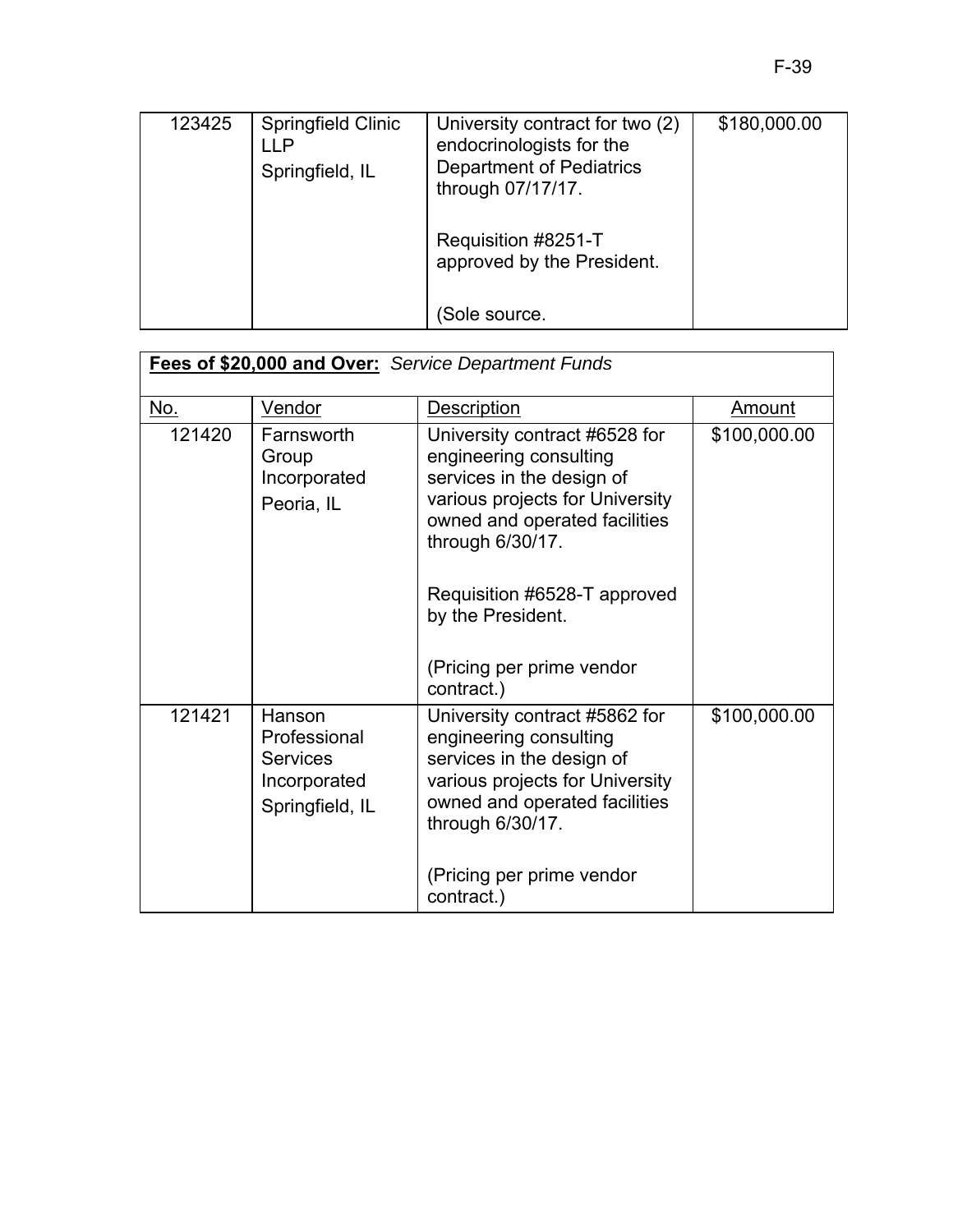| | | | |
|---|---|---|---|
| 123425 | Springfield Clinic LLP<br>Springfield, IL | University contract for two (2) endocrinologists for the Department of Pediatrics through 07/17/17.<br><br>Requisition #8251-T approved by the President.<br><br>(Sole source. | $180,000.00 |

**Fees of $20,000 and Over:** *Service Department Funds*

| No. | Vendor | Description | Amount |
|---|---|---|---|
| 121420 | Farnsworth Group Incorporated<br>Peoria, IL | University contract #6528 for engineering consulting services in the design of various projects for University owned and operated facilities through 6/30/17.<br><br>Requisition #6528-T approved by the President.<br><br>(Pricing per prime vendor contract.) | $100,000.00 |
| 121421 | Hanson Professional Services Incorporated<br>Springfield, IL | University contract #5862 for engineering consulting services in the design of various projects for University owned and operated facilities through 6/30/17.<br><br>(Pricing per prime vendor contract.) | $100,000.00 |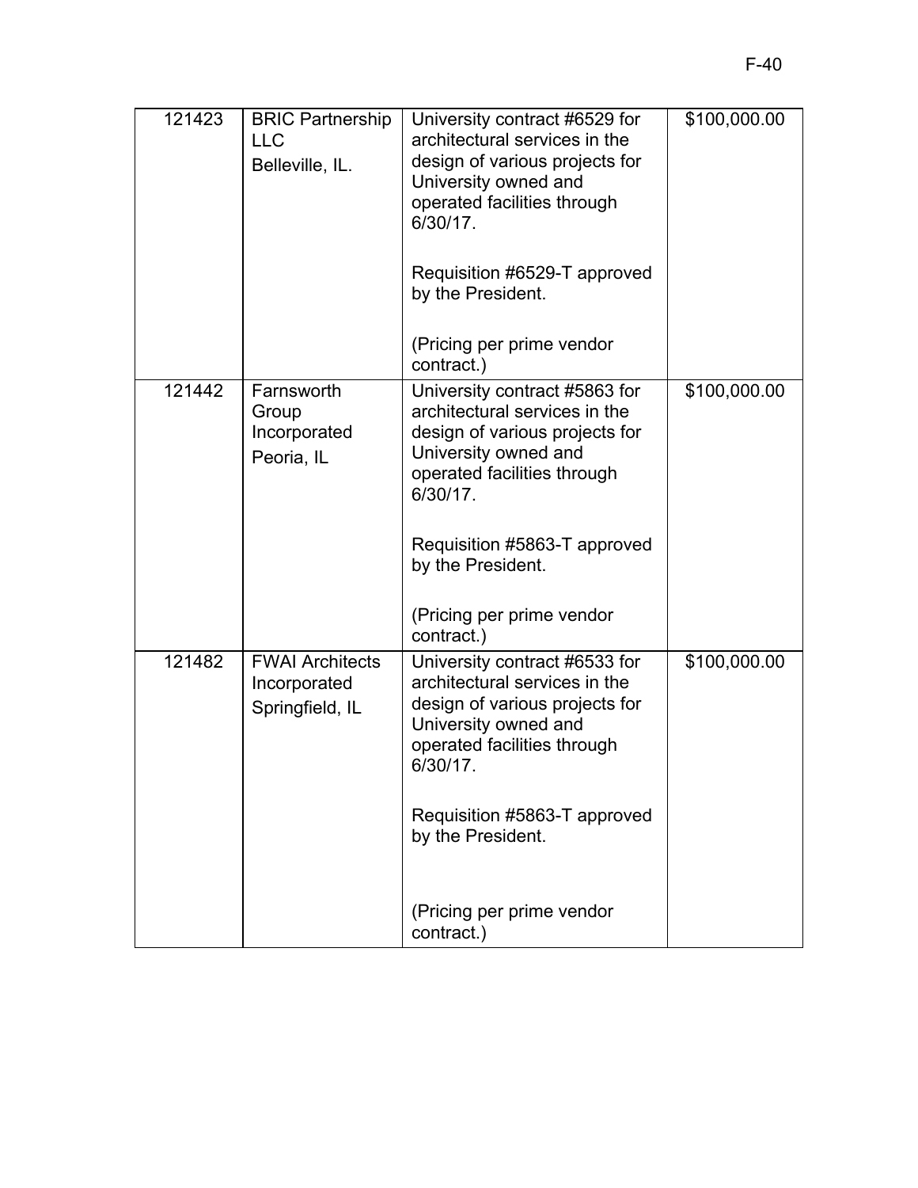| 121423 | BRIC Partnership LLC<br>Belleville, IL. | University contract #6529 for architectural services in the design of various projects for University owned and operated facilities through 6/30/17.<br><br>Requisition #6529-T approved by the President.<br><br>(Pricing per prime vendor contract.) | $100,000.00 |
|---|---|---|---|
| 121442 | Farnsworth Group Incorporated<br>Peoria, IL | University contract #5863 for architectural services in the design of various projects for University owned and operated facilities through 6/30/17.<br><br>Requisition #5863-T approved by the President.<br><br>(Pricing per prime vendor contract.) | $100,000.00 |
| 121482 | FWAI Architects Incorporated<br>Springfield, IL | University contract #6533 for architectural services in the design of various projects for University owned and operated facilities through 6/30/17.<br><br>Requisition #5863-T approved by the President.<br><br>(Pricing per prime vendor contract.) | $100,000.00 |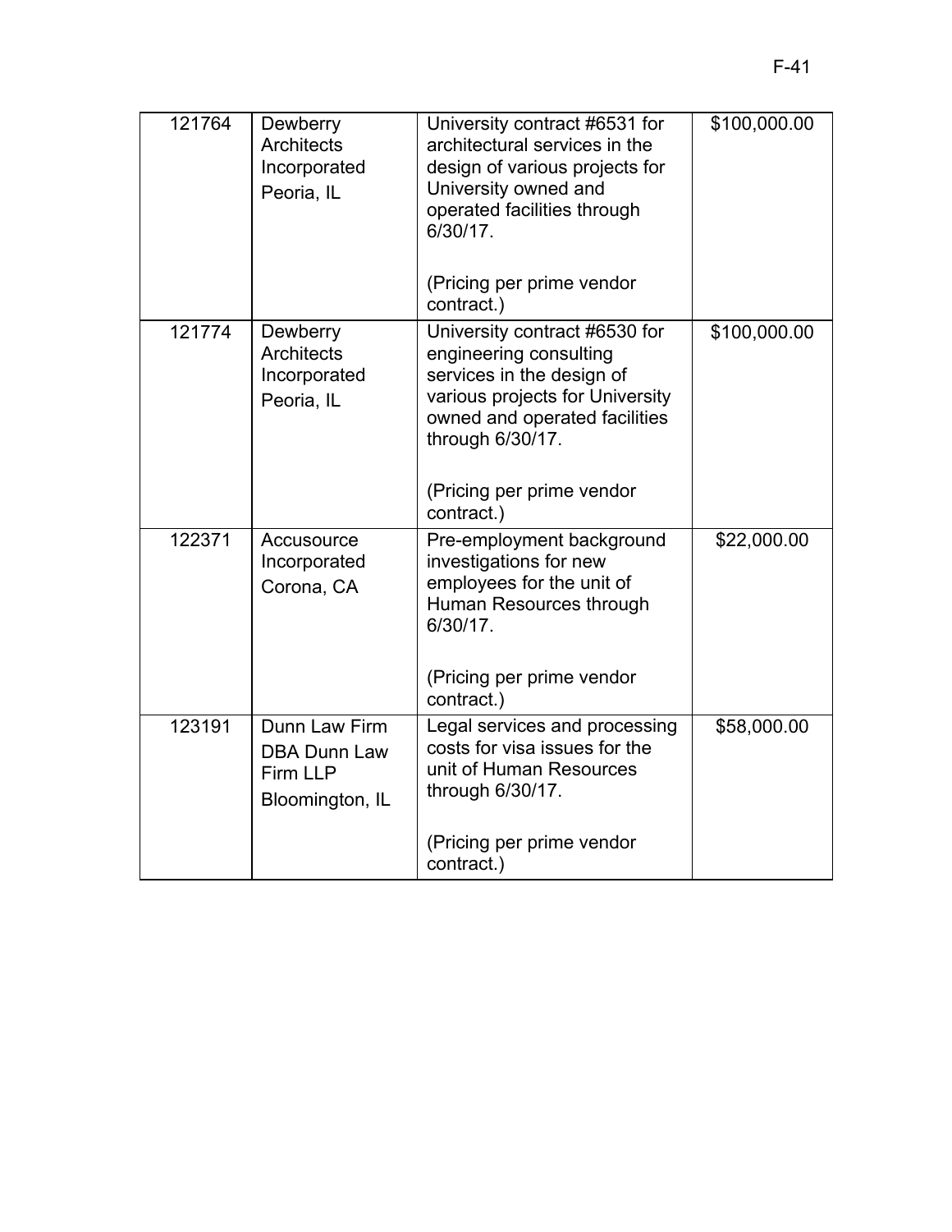| 121764 | Dewberry Architects Incorporated Peoria, IL | University contract #6531 for architectural services in the design of various projects for University owned and operated facilities through 6/30/17. (Pricing per prime vendor contract.) | $100,000.00 |
|---|---|---|---|
| 121774 | Dewberry Architects Incorporated Peoria, IL | University contract #6530 for engineering consulting services in the design of various projects for University owned and operated facilities through 6/30/17. (Pricing per prime vendor contract.) | $100,000.00 |
| 122371 | Accusource Incorporated Corona, CA | Pre-employment background investigations for new employees for the unit of Human Resources through 6/30/17. (Pricing per prime vendor contract.) | $22,000.00 |
| 123191 | Dunn Law Firm DBA Dunn Law Firm LLP Bloomington, IL | Legal services and processing costs for visa issues for the unit of Human Resources through 6/30/17. (Pricing per prime vendor contract.) | $58,000.00 |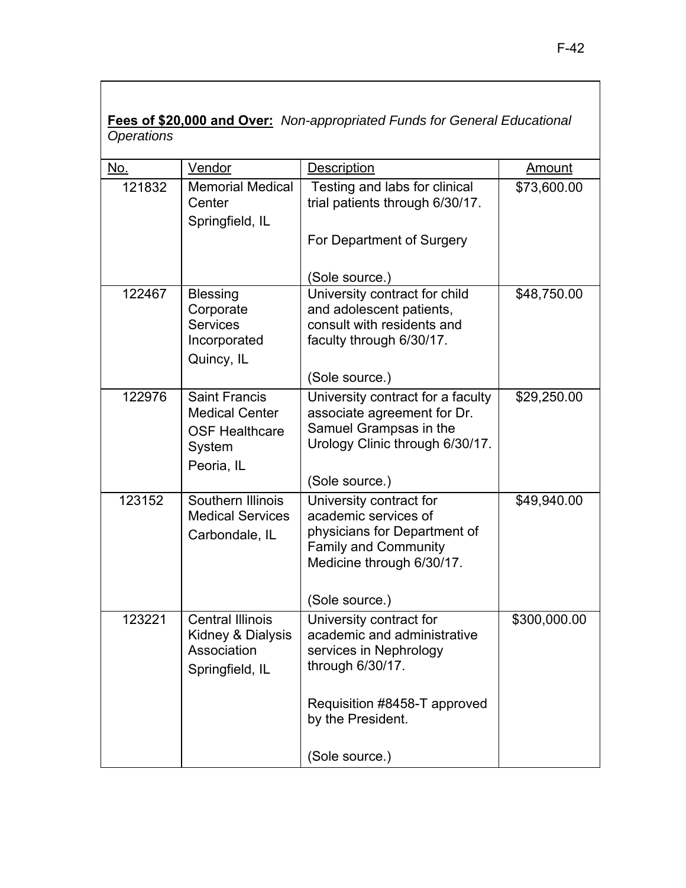**Fees of $20,000 and Over:** *Non-appropriated Funds for General Educational Operations*

| No. | Vendor | Description | Amount |
|---|---|---|---|
| 121832 | Memorial Medical Center<br>Springfield, IL | Testing and labs for clinical trial patients through 6/30/17.<br><br>For Department of Surgery<br><br>(Sole source.) | $73,600.00 |
| 122467 | Blessing Corporate Services Incorporated<br>Quincy, IL | University contract for child and adolescent patients, consult with residents and faculty through 6/30/17.<br><br>(Sole source.) | $48,750.00 |
| 122976 | Saint Francis Medical Center<br>OSF Healthcare System<br>Peoria, IL | University contract for a faculty associate agreement for Dr. Samuel Grampsas in the Urology Clinic through 6/30/17.<br><br>(Sole source.) | $29,250.00 |
| 123152 | Southern Illinois Medical Services<br>Carbondale, IL | University contract for academic services of physicians for Department of Family and Community Medicine through 6/30/17.<br><br>(Sole source.) | $49,940.00 |
| 123221 | Central Illinois Kidney & Dialysis Association<br>Springfield, IL | University contract for academic and administrative services in Nephrology through 6/30/17.<br><br>Requisition #8458-T approved by the President.<br><br>(Sole source.) | $300,000.00 |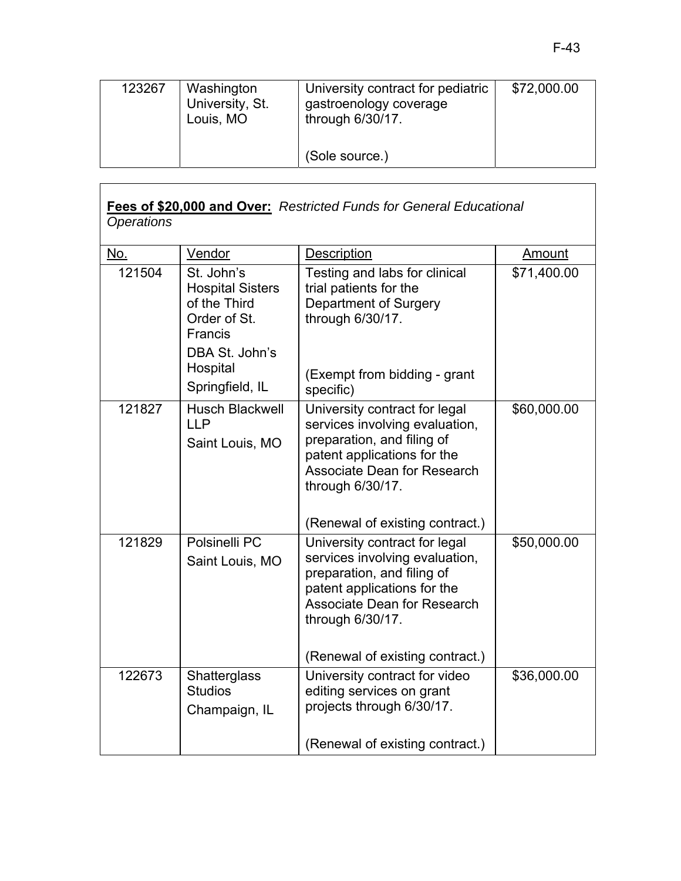| 123267 | Washington University, St. Louis, MO | University contract for pediatric gastroenology coverage through 6/30/17.<br><br>(Sole source.) | $72,000.00 |
|---|---|---|---|

**Fees of $20,000 and Over:** *Restricted Funds for General Educational Operations*

| No. | Vendor | Description | Amount |
|---|---|---|---|
| 121504 | St. John's Hospital Sisters of the Third Order of St. Francis<br>DBA St. John's Hospital<br>Springfield, IL | Testing and labs for clinical trial patients for the Department of Surgery through 6/30/17.<br><br>(Exempt from bidding - grant specific) | $71,400.00 |
| 121827 | Husch Blackwell LLP<br>Saint Louis, MO | University contract for legal services involving evaluation, preparation, and filing of patent applications for the Associate Dean for Research through 6/30/17.<br><br>(Renewal of existing contract.) | $60,000.00 |
| 121829 | Polsinelli PC<br>Saint Louis, MO | University contract for legal services involving evaluation, preparation, and filing of patent applications for the Associate Dean for Research through 6/30/17.<br><br>(Renewal of existing contract.) | $50,000.00 |
| 122673 | Shatterglass Studios<br>Champaign, IL | University contract for video editing services on grant projects through 6/30/17.<br><br>(Renewal of existing contract.) | $36,000.00 |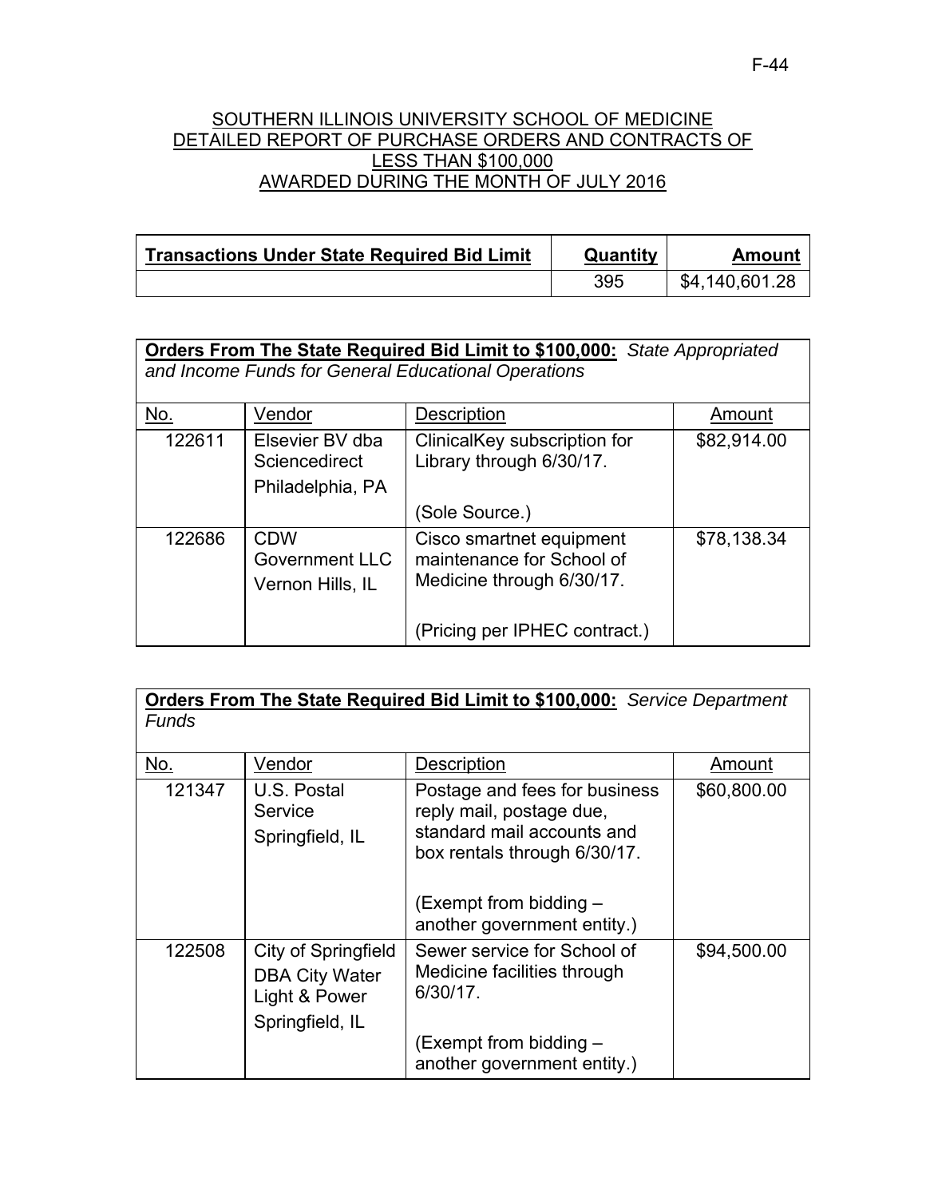## SOUTHERN ILLINOIS UNIVERSITY SCHOOL OF MEDICINE DETAILED REPORT OF PURCHASE ORDERS AND CONTRACTS OF LESS THAN $100,000 AWARDED DURING THE MONTH OF JULY 2016

| **Transactions Under State Required Bid Limit** | **Quantity** | **Amount** |
|---|---|---|
| | 395 | $4,140,601.28 |

**Orders From The State Required Bid Limit to $100,000:** *State Appropriated and Income Funds for General Educational Operations*

| No. | Vendor | Description | Amount |
|---|---|---|---|
| 122611 | Elsevier BV dba Sciencedirect Philadelphia, PA | ClinicalKey subscription for Library through 6/30/17. (Sole Source.) | $82,914.00 |
| 122686 | CDW Government LLC Vernon Hills, IL | Cisco smartnet equipment maintenance for School of Medicine through 6/30/17. (Pricing per IPHEC contract.) | $78,138.34 |

**Orders From The State Required Bid Limit to $100,000:** *Service Department Funds*

| No. | Vendor | Description | Amount |
|---|---|---|---|
| 121347 | U.S. Postal Service Springfield, IL | Postage and fees for business reply mail, postage due, standard mail accounts and box rentals through 6/30/17. (Exempt from bidding – another government entity.) | $60,800.00 |
| 122508 | City of Springfield DBA City Water Light & Power Springfield, IL | Sewer service for School of Medicine facilities through 6/30/17. (Exempt from bidding – another government entity.) | $94,500.00 |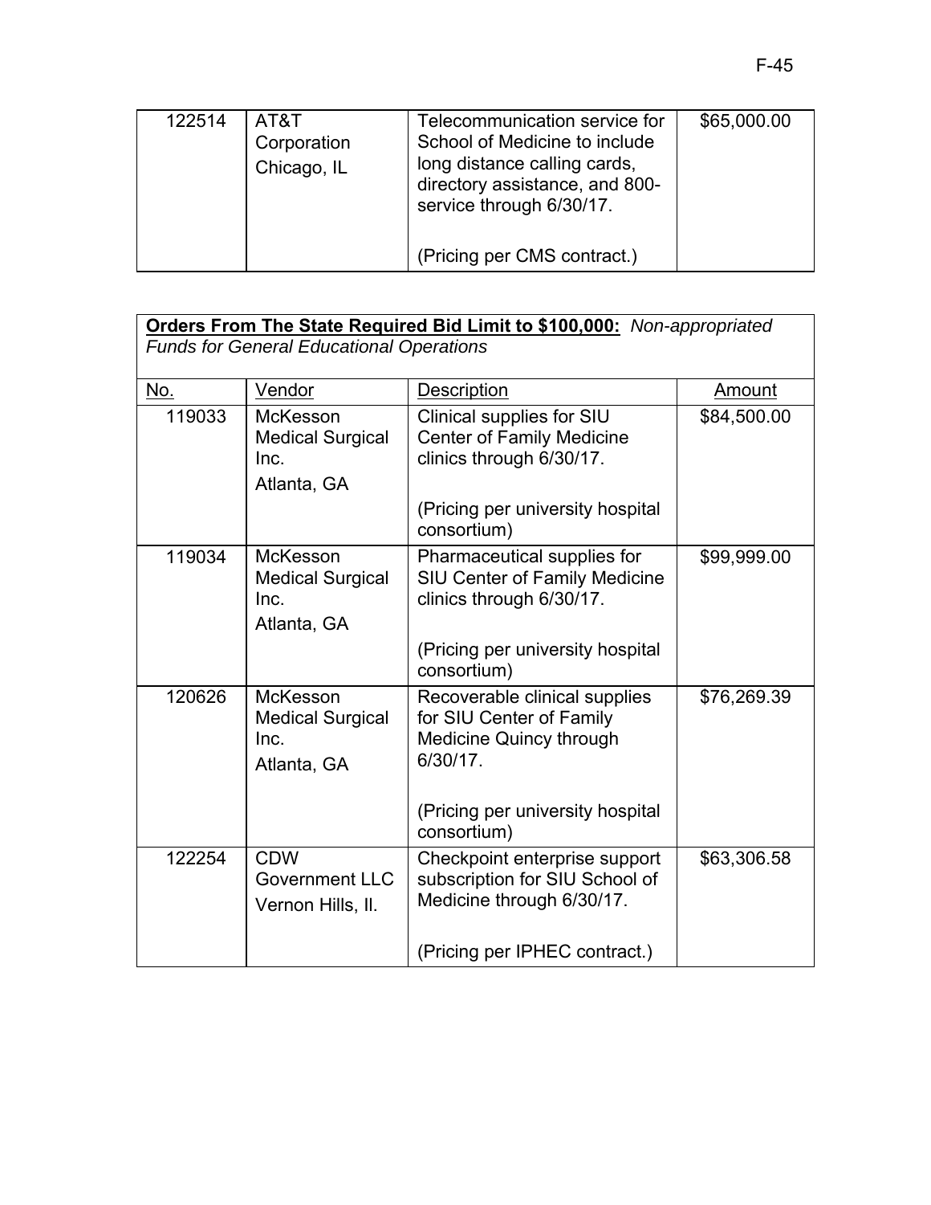| | | | |
|---|---|---|---|
| 122514 | AT&T Corporation Chicago, IL | Telecommunication service for School of Medicine to include long distance calling cards, directory assistance, and 800-service through 6/30/17. (Pricing per CMS contract.) | $65,000.00 |

**Orders From The State Required Bid Limit to $100,000:** *Non-appropriated Funds for General Educational Operations*

| No. | Vendor | Description | Amount |
|---|---|---|---|
| 119033 | McKesson Medical Surgical Inc. Atlanta, GA | Clinical supplies for SIU Center of Family Medicine clinics through 6/30/17. (Pricing per university hospital consortium) | $84,500.00 |
| 119034 | McKesson Medical Surgical Inc. Atlanta, GA | Pharmaceutical supplies for SIU Center of Family Medicine clinics through 6/30/17. (Pricing per university hospital consortium) | $99,999.00 |
| 120626 | McKesson Medical Surgical Inc. Atlanta, GA | Recoverable clinical supplies for SIU Center of Family Medicine Quincy through 6/30/17. (Pricing per university hospital consortium) | $76,269.39 |
| 122254 | CDW Government LLC Vernon Hills, Il. | Checkpoint enterprise support subscription for SIU School of Medicine through 6/30/17. (Pricing per IPHEC contract.) | $63,306.58 |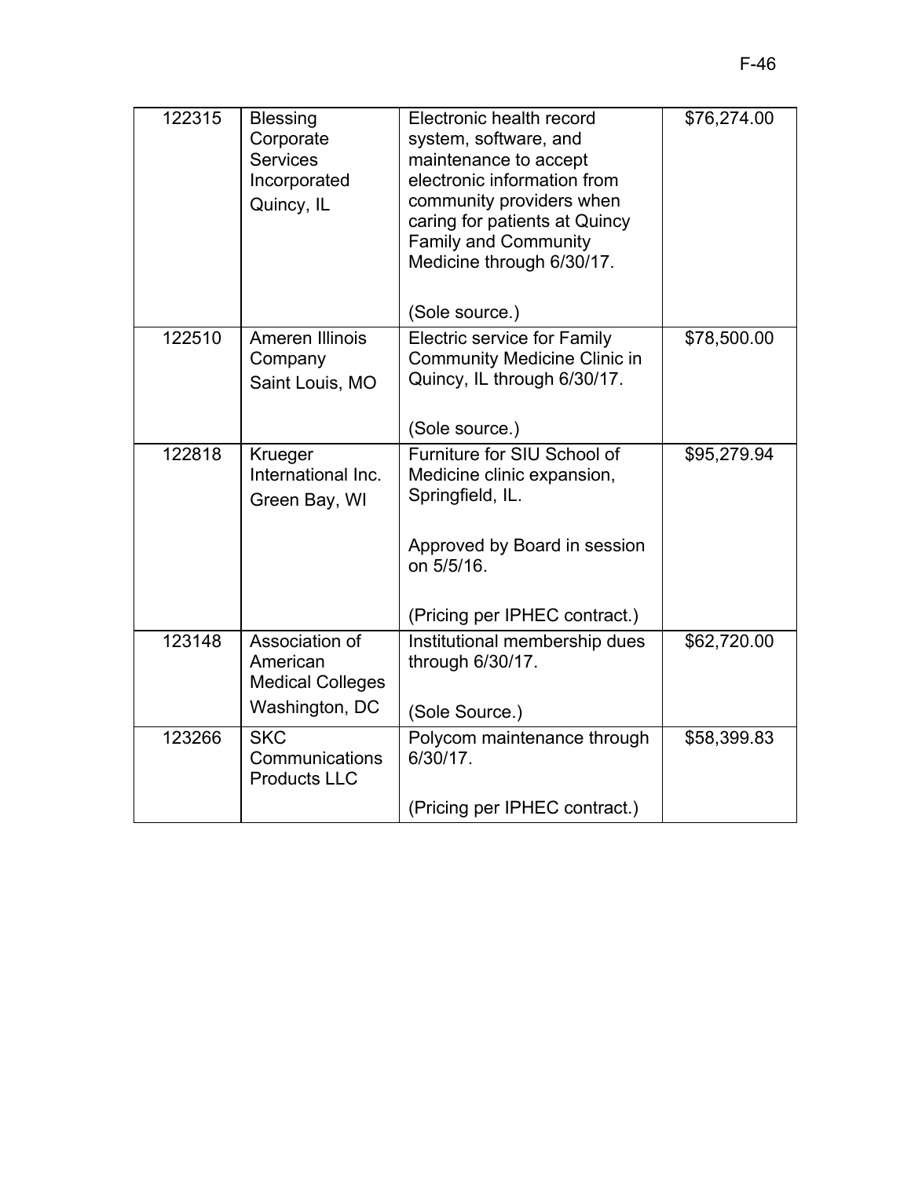| 122315 | Blessing Corporate Services Incorporated<br>Quincy, IL | Electronic health record system, software, and maintenance to accept electronic information from community providers when caring for patients at Quincy Family and Community Medicine through 6/30/17.<br><br>(Sole source.) | $76,274.00 |
|---|---|---|---|
| 122510 | Ameren Illinois Company<br>Saint Louis, MO | Electric service for Family Community Medicine Clinic in Quincy, IL through 6/30/17.<br><br>(Sole source.) | $78,500.00 |
| 122818 | Krueger International Inc.<br>Green Bay, WI | Furniture for SIU School of Medicine clinic expansion, Springfield, IL.<br><br>Approved by Board in session on 5/5/16.<br><br>(Pricing per IPHEC contract.) | $95,279.94 |
| 123148 | Association of American Medical Colleges<br>Washington, DC | Institutional membership dues through 6/30/17.<br><br>(Sole Source.) | $62,720.00 |
| 123266 | SKC Communications Products LLC | Polycom maintenance through 6/30/17.<br><br>(Pricing per IPHEC contract.) | $58,399.83 |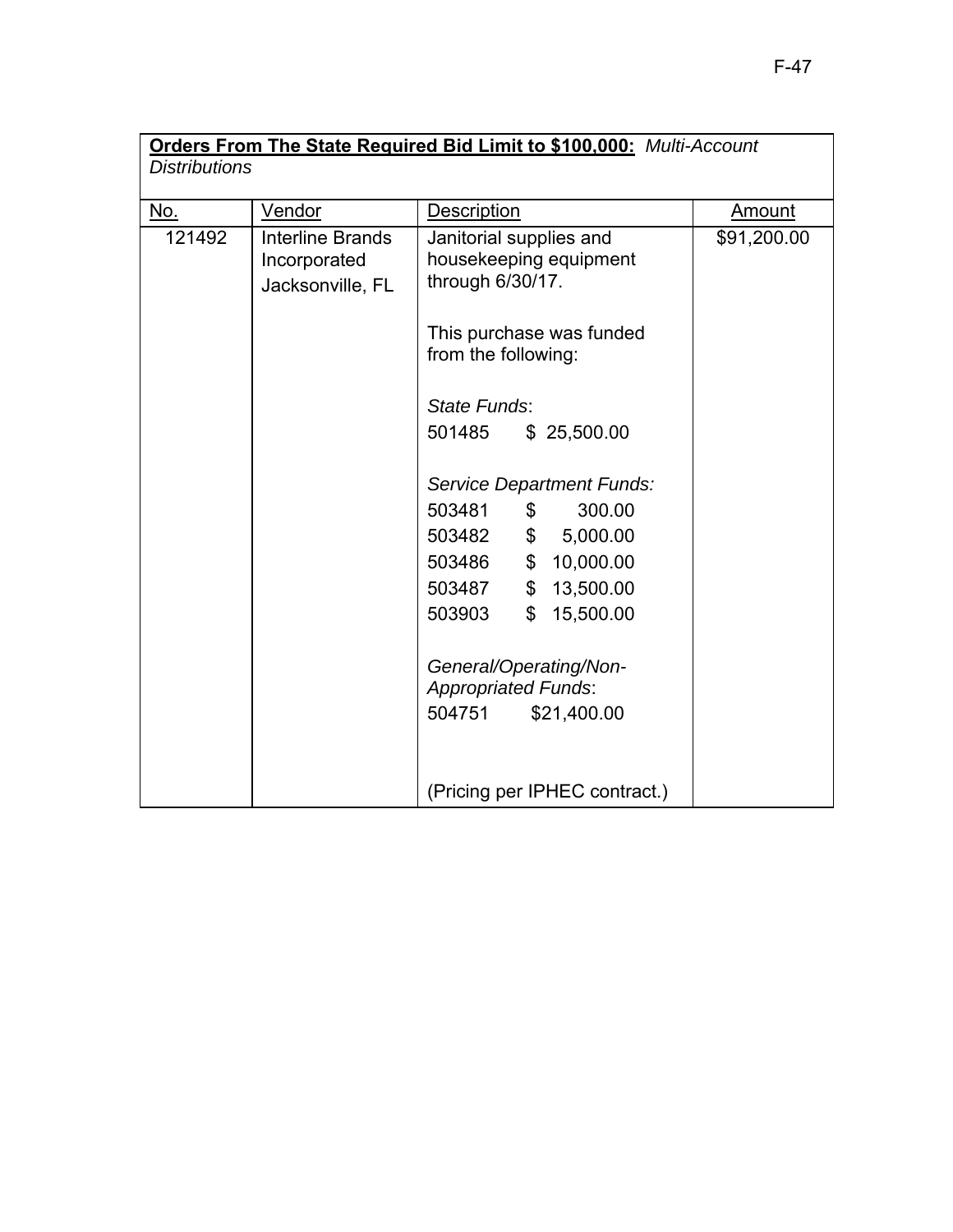**Orders From The State Required Bid Limit to $100,000:** *Multi-Account Distributions*

| No. | Vendor | Description | Amount |
|---|---|---|---|
| 121492 | Interline Brands Incorporated Jacksonville, FL | Janitorial supplies and housekeeping equipment through 6/30/17.<br><br>This purchase was funded from the following:<br><br>*State Funds*:<br>501485 $ 25,500.00<br><br>*Service Department Funds:*<br>503481 $ 300.00<br>503482 $ 5,000.00<br>503486 $ 10,000.00<br>503487 $ 13,500.00<br>503903 $ 15,500.00<br><br>*General/Operating/Non-Appropriated Funds*:<br>504751 $21,400.00<br><br>(Pricing per IPHEC contract.) | $91,200.00 |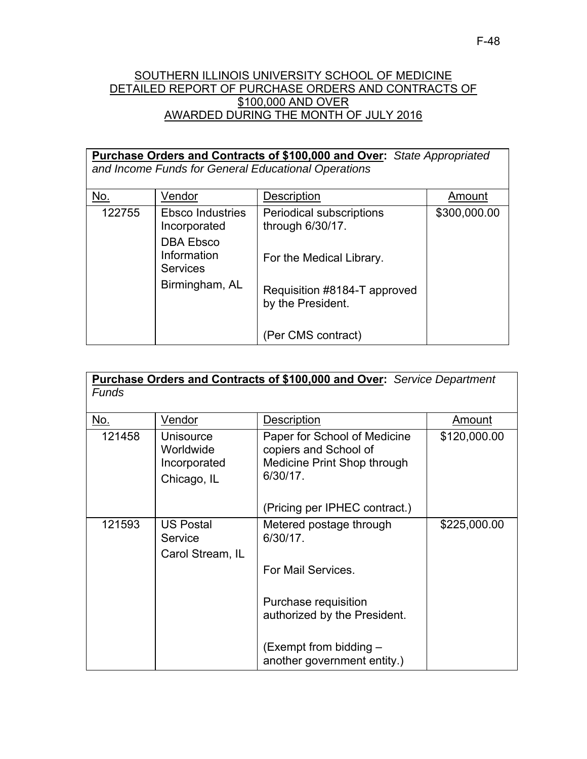SOUTHERN ILLINOIS UNIVERSITY SCHOOL OF MEDICINE
DETAILED REPORT OF PURCHASE ORDERS AND CONTRACTS OF
$100,000 AND OVER
AWARDED DURING THE MONTH OF JULY 2016

**Purchase Orders and Contracts of $100,000 and Over:** *State Appropriated and Income Funds for General Educational Operations*

| No. | Vendor | Description | Amount |
|---|---|---|---|
| 122755 | Ebsco Industries Incorporated<br>DBA Ebsco Information Services<br>Birmingham, AL | Periodical subscriptions through 6/30/17.<br><br>For the Medical Library.<br><br>Requisition #8184-T approved by the President.<br><br>(Per CMS contract) | $300,000.00 |

**Purchase Orders and Contracts of $100,000 and Over:** *Service Department Funds*

| No. | Vendor | Description | Amount |
|---|---|---|---|
| 121458 | Unisource Worldwide Incorporated<br>Chicago, IL | Paper for School of Medicine copiers and School of Medicine Print Shop through 6/30/17.<br><br>(Pricing per IPHEC contract.) | $120,000.00 |
| 121593 | US Postal Service<br>Carol Stream, IL | Metered postage through 6/30/17.<br><br>For Mail Services.<br><br>Purchase requisition authorized by the President.<br><br>(Exempt from bidding – another government entity.) | $225,000.00 |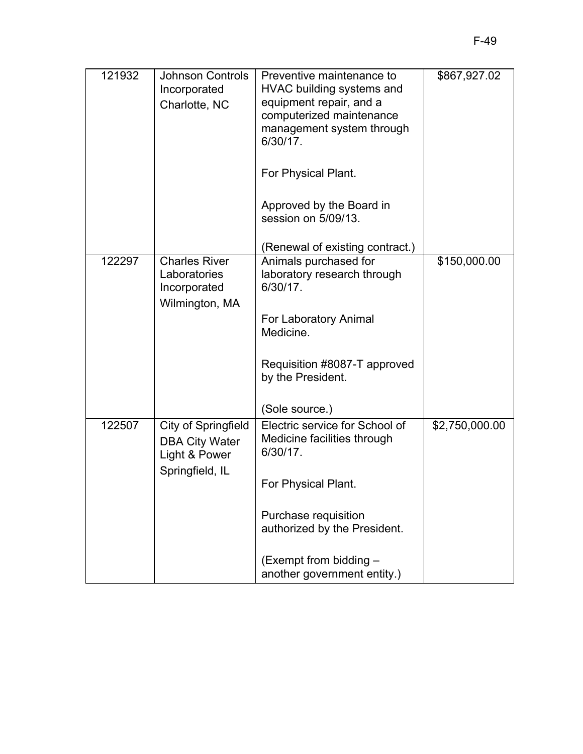| | | | |
|---|---|---|---|
| 121932 | Johnson Controls Incorporated<br>Charlotte, NC | Preventive maintenance to HVAC building systems and equipment repair, and a computerized maintenance management system through 6/30/17.<br><br>For Physical Plant.<br><br>Approved by the Board in session on 5/09/13.<br><br>(Renewal of existing contract.) | $867,927.02 |
| 122297 | Charles River Laboratories Incorporated<br>Wilmington, MA | Animals purchased for laboratory research through 6/30/17.<br><br>For Laboratory Animal Medicine.<br><br>Requisition #8087-T approved by the President.<br><br>(Sole source.) | $150,000.00 |
| 122507 | City of Springfield DBA City Water Light & Power<br>Springfield, IL | Electric service for School of Medicine facilities through 6/30/17.<br><br>For Physical Plant.<br><br>Purchase requisition authorized by the President.<br><br>(Exempt from bidding – another government entity.) | $2,750,000.00 |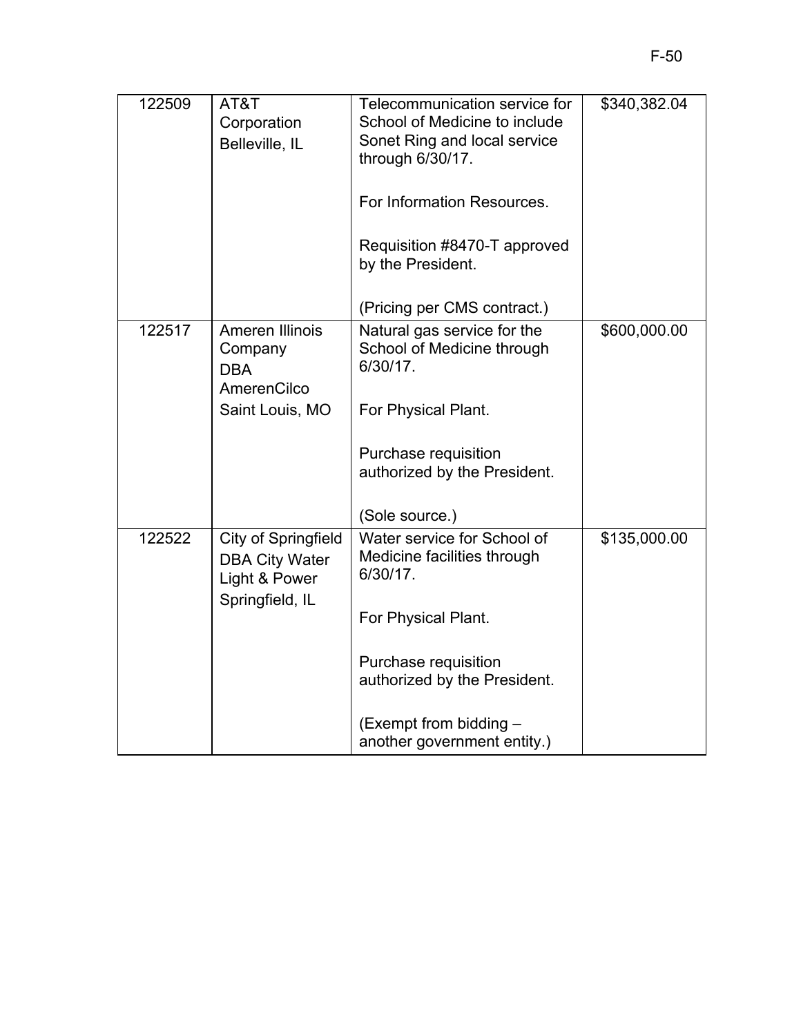| 122509 | AT&T Corporation<br>Belleville, IL | Telecommunication service for School of Medicine to include Sonet Ring and local service through 6/30/17.<br><br>For Information Resources.<br><br>Requisition #8470-T approved by the President.<br><br>(Pricing per CMS contract.) | $340,382.04 |
|---|---|---|---|
| 122517 | Ameren Illinois Company DBA AmerenCilco<br>Saint Louis, MO | Natural gas service for the School of Medicine through 6/30/17.<br><br>For Physical Plant.<br><br>Purchase requisition authorized by the President.<br><br>(Sole source.) | $600,000.00 |
| 122522 | City of Springfield DBA City Water Light & Power<br>Springfield, IL | Water service for School of Medicine facilities through 6/30/17.<br><br>For Physical Plant.<br><br>Purchase requisition authorized by the President.<br><br>(Exempt from bidding – another government entity.) | $135,000.00 |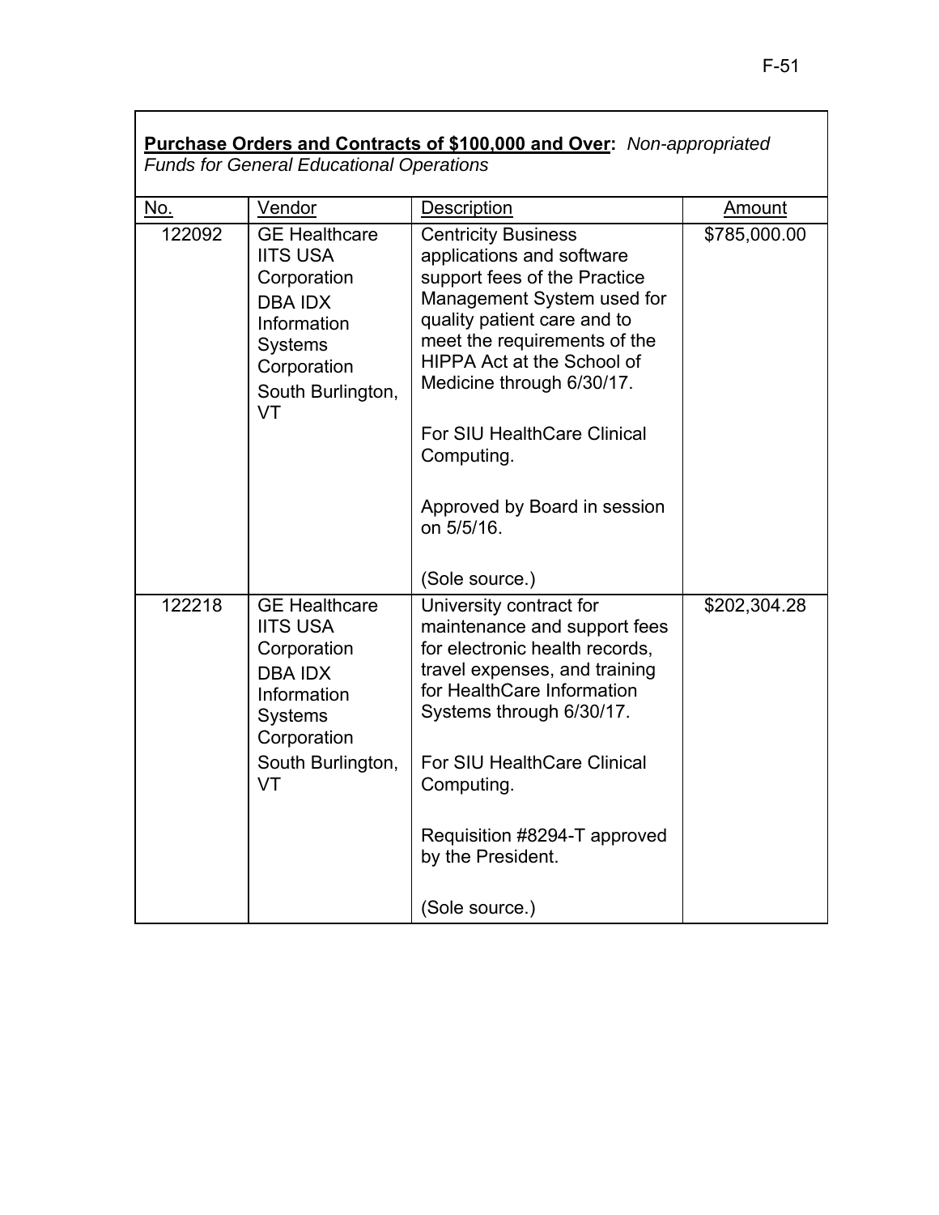**Purchase Orders and Contracts of $100,000 and Over:** *Non-appropriated Funds for General Educational Operations*

| No. | Vendor | Description | Amount |
|---|---|---|---|
| 122092 | GE Healthcare IITS USA Corporation DBA IDX Information Systems Corporation South Burlington, VT | Centricity Business applications and software support fees of the Practice Management System used for quality patient care and to meet the requirements of the HIPPA Act at the School of Medicine through 6/30/17.<br><br>For SIU HealthCare Clinical Computing.<br><br>Approved by Board in session on 5/5/16.<br><br>(Sole source.) | $785,000.00 |
| 122218 | GE Healthcare IITS USA Corporation DBA IDX Information Systems Corporation South Burlington, VT | University contract for maintenance and support fees for electronic health records, travel expenses, and training for HealthCare Information Systems through 6/30/17.<br><br>For SIU HealthCare Clinical Computing.<br><br>Requisition #8294-T approved by the President.<br><br>(Sole source.) | $202,304.28 |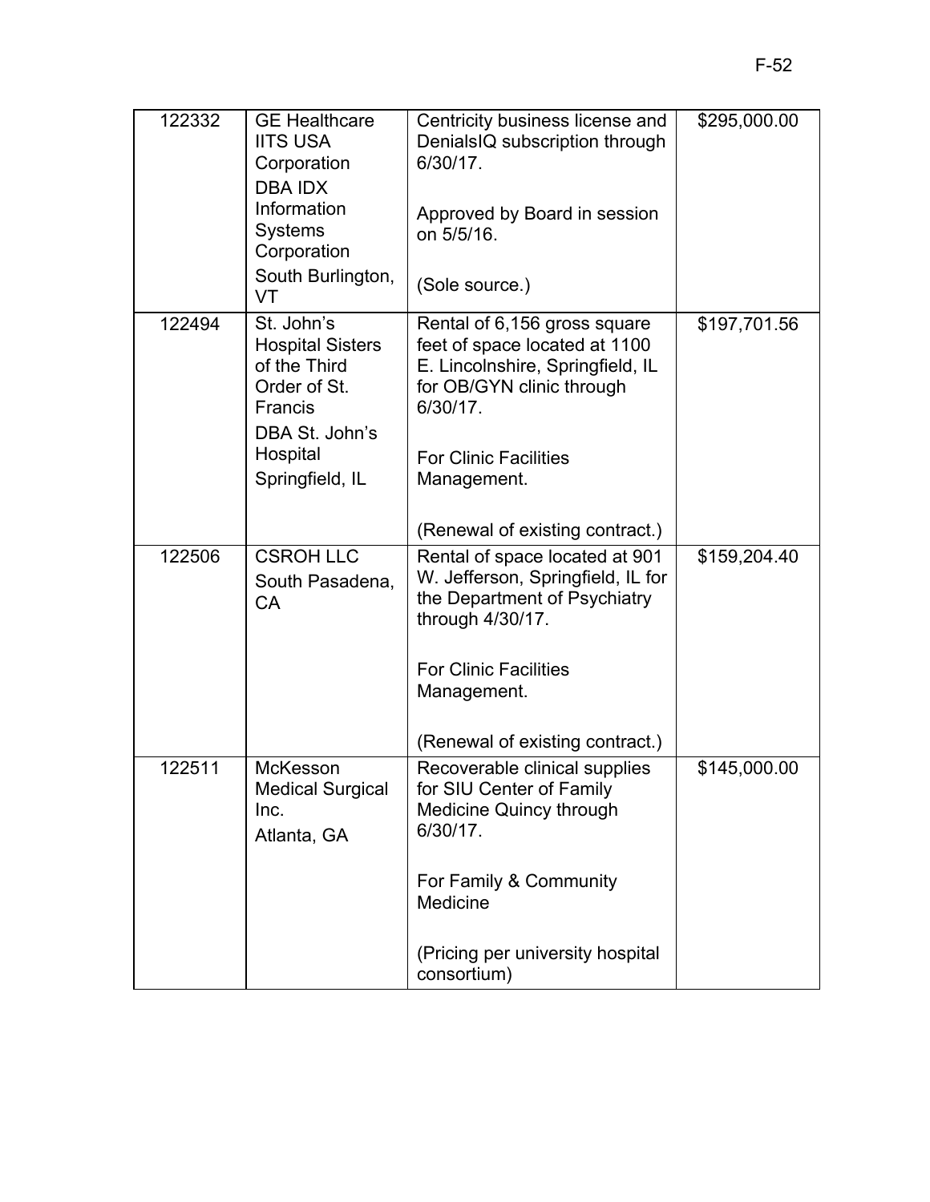| | | | |
|---|---|---|---|
| 122332 | GE Healthcare IITS USA Corporation<br>DBA IDX Information Systems Corporation<br>South Burlington, VT | Centricity business license and DenialsIQ subscription through 6/30/17.<br><br>Approved by Board in session on 5/5/16.<br><br>(Sole source.) | $295,000.00 |
| 122494 | St. John's Hospital Sisters of the Third Order of St. Francis<br>DBA St. John's Hospital<br>Springfield, IL | Rental of 6,156 gross square feet of space located at 1100 E. Lincolnshire, Springfield, IL for OB/GYN clinic through 6/30/17.<br><br>For Clinic Facilities Management.<br><br>(Renewal of existing contract.) | $197,701.56 |
| 122506 | CSROH LLC<br>South Pasadena, CA | Rental of space located at 901 W. Jefferson, Springfield, IL for the Department of Psychiatry through 4/30/17.<br><br>For Clinic Facilities Management.<br><br>(Renewal of existing contract.) | $159,204.40 |
| 122511 | McKesson Medical Surgical Inc.<br>Atlanta, GA | Recoverable clinical supplies for SIU Center of Family Medicine Quincy through 6/30/17.<br><br>For Family & Community Medicine<br><br>(Pricing per university hospital consortium) | $145,000.00 |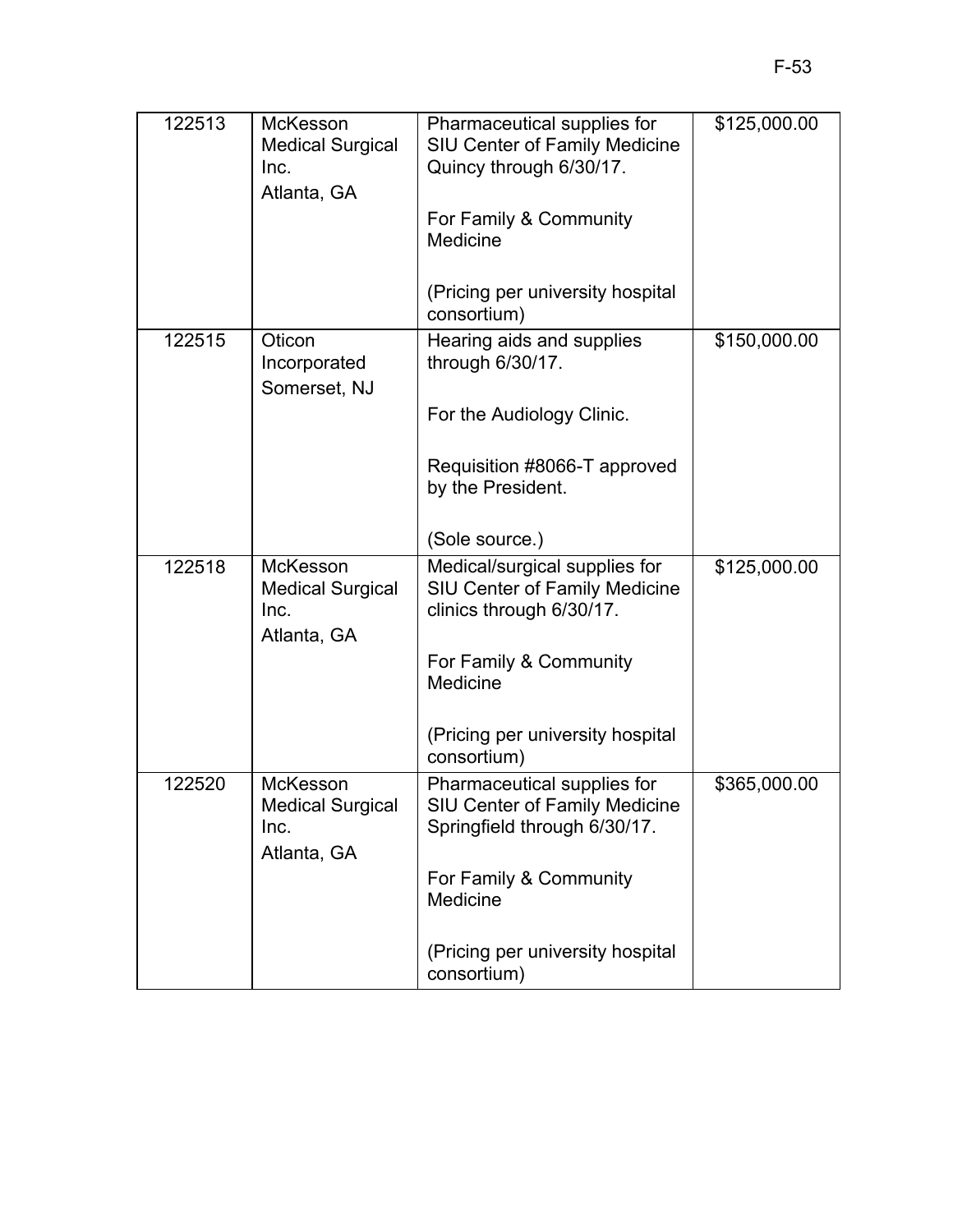| | | | |
|---|---|---|---|
| 122513 | McKesson Medical Surgical Inc.<br>Atlanta, GA | Pharmaceutical supplies for SIU Center of Family Medicine Quincy through 6/30/17.<br><br>For Family & Community Medicine<br><br>(Pricing per university hospital consortium) | \$125,000.00 |
| 122515 | Oticon Incorporated<br>Somerset, NJ | Hearing aids and supplies through 6/30/17.<br><br>For the Audiology Clinic.<br><br>Requisition #8066-T approved by the President.<br><br>(Sole source.) | \$150,000.00 |
| 122518 | McKesson Medical Surgical Inc.<br>Atlanta, GA | Medical/surgical supplies for SIU Center of Family Medicine clinics through 6/30/17.<br><br>For Family & Community Medicine<br><br>(Pricing per university hospital consortium) | \$125,000.00 |
| 122520 | McKesson Medical Surgical Inc.<br>Atlanta, GA | Pharmaceutical supplies for SIU Center of Family Medicine Springfield through 6/30/17.<br><br>For Family & Community Medicine<br><br>(Pricing per university hospital consortium) | \$365,000.00 |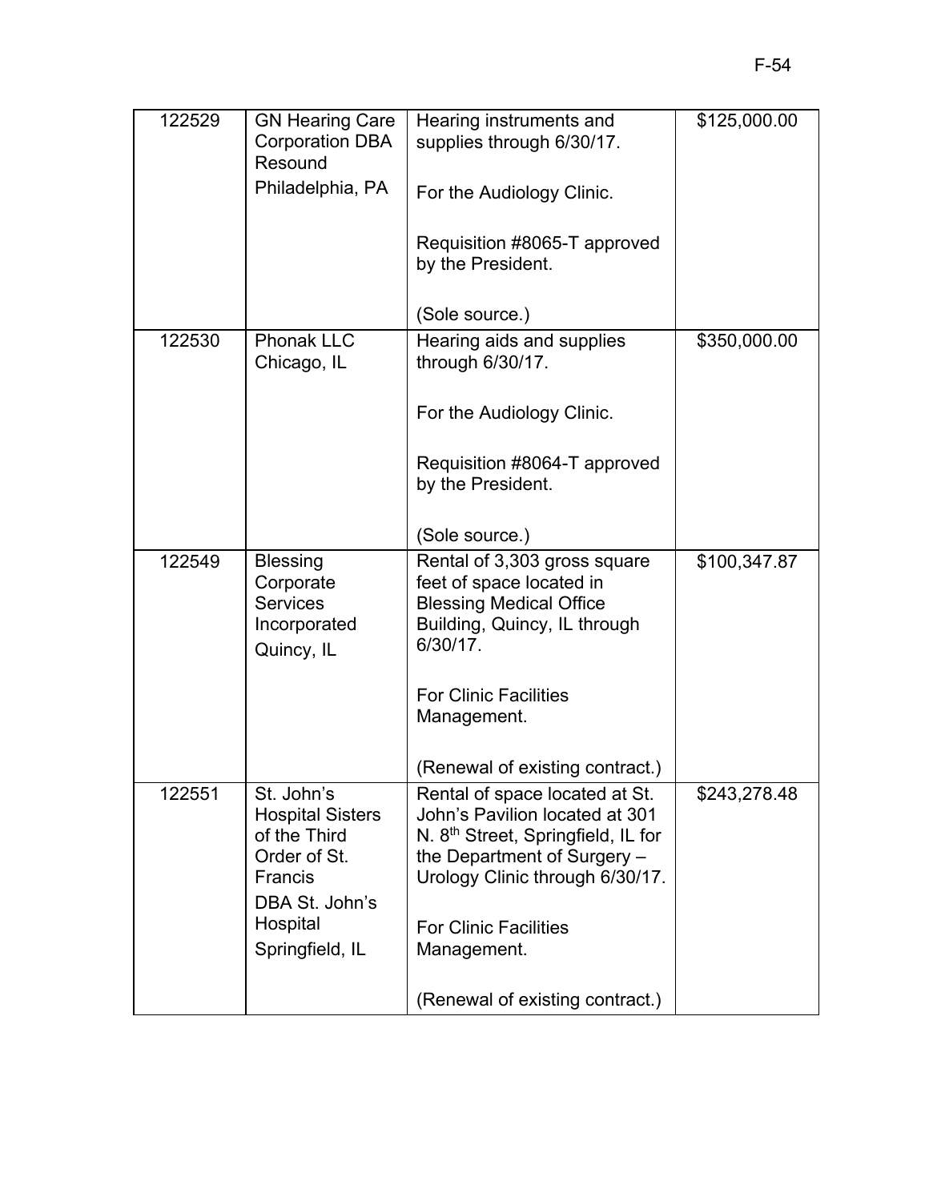| | | | |
|---|---|---|---|
| 122529 | GN Hearing Care Corporation DBA Resound<br>Philadelphia, PA | Hearing instruments and supplies through 6/30/17.<br><br>For the Audiology Clinic.<br><br>Requisition #8065-T approved by the President.<br><br>(Sole source.) | $125,000.00 |
| 122530 | Phonak LLC<br>Chicago, IL | Hearing aids and supplies through 6/30/17.<br><br>For the Audiology Clinic.<br><br>Requisition #8064-T approved by the President.<br><br>(Sole source.) | $350,000.00 |
| 122549 | Blessing Corporate Services Incorporated<br>Quincy, IL | Rental of 3,303 gross square feet of space located in Blessing Medical Office Building, Quincy, IL through 6/30/17.<br><br>For Clinic Facilities Management.<br><br>(Renewal of existing contract.) | $100,347.87 |
| 122551 | St. John's Hospital Sisters of the Third Order of St. Francis<br>DBA St. John's Hospital<br>Springfield, IL | Rental of space located at St. John's Pavilion located at 301 N. 8th Street, Springfield, IL for the Department of Surgery – Urology Clinic through 6/30/17.<br><br>For Clinic Facilities Management.<br><br>(Renewal of existing contract.) | $243,278.48 |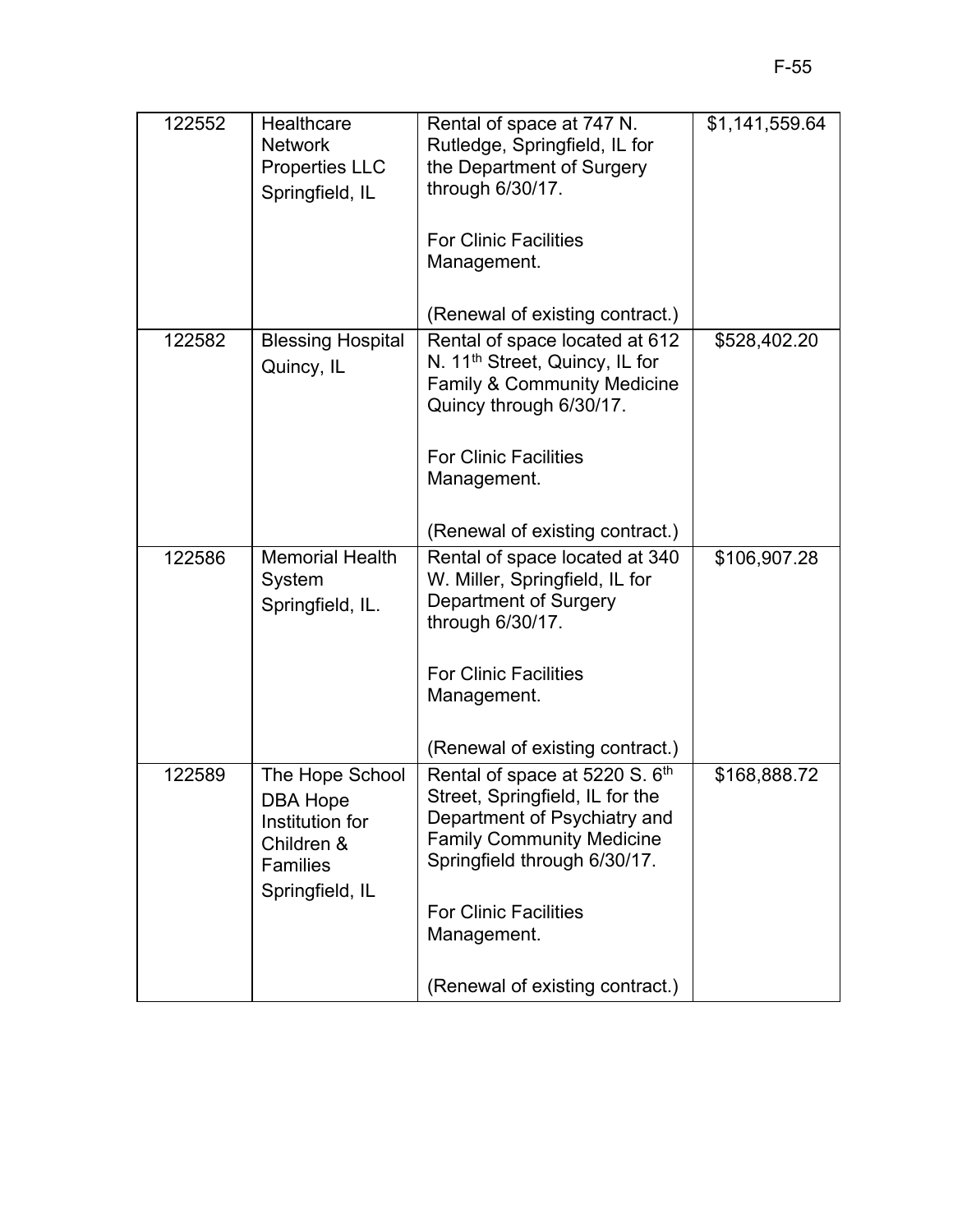| | | | |
|---|---|---|---|
| 122552 | Healthcare Network Properties LLC<br>Springfield, IL | Rental of space at 747 N. Rutledge, Springfield, IL for the Department of Surgery through 6/30/17.<br><br>For Clinic Facilities Management.<br><br>(Renewal of existing contract.) | $1,141,559.64 |
| 122582 | Blessing Hospital<br>Quincy, IL | Rental of space located at 612 N. 11th Street, Quincy, IL for Family & Community Medicine Quincy through 6/30/17.<br><br>For Clinic Facilities Management.<br><br>(Renewal of existing contract.) | $528,402.20 |
| 122586 | Memorial Health System<br>Springfield, IL. | Rental of space located at 340 W. Miller, Springfield, IL for Department of Surgery through 6/30/17.<br><br>For Clinic Facilities Management.<br><br>(Renewal of existing contract.) | $106,907.28 |
| 122589 | The Hope School DBA Hope Institution for Children & Families<br>Springfield, IL | Rental of space at 5220 S. 6th Street, Springfield, IL for the Department of Psychiatry and Family Community Medicine Springfield through 6/30/17.<br><br>For Clinic Facilities Management.<br><br>(Renewal of existing contract.) | $168,888.72 |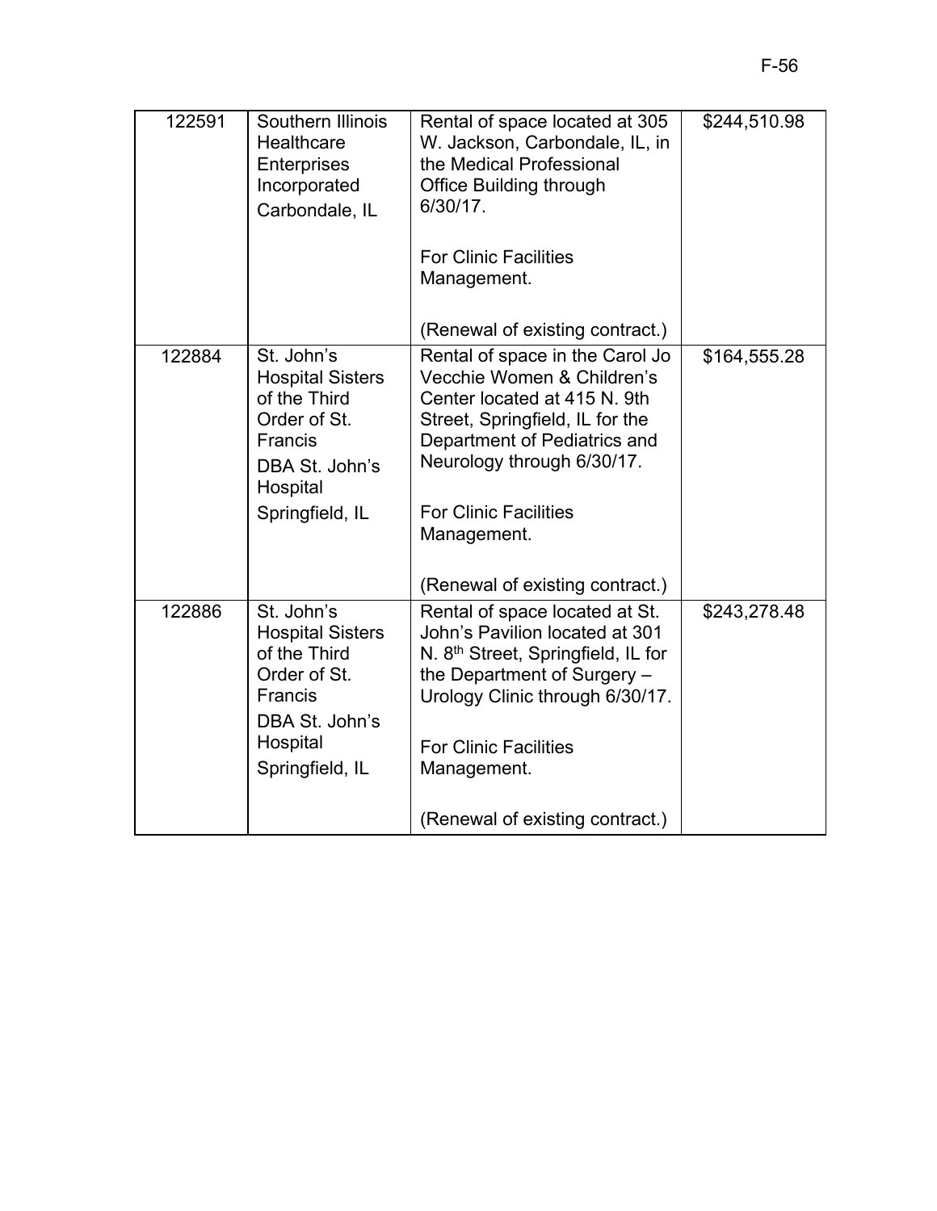| | | | |
|---|---|---|---|
| 122591 | Southern Illinois Healthcare Enterprises Incorporated<br>Carbondale, IL | Rental of space located at 305 W. Jackson, Carbondale, IL, in the Medical Professional Office Building through 6/30/17.<br><br>For Clinic Facilities Management.<br><br>(Renewal of existing contract.) | $244,510.98 |
| 122884 | St. John's Hospital Sisters of the Third Order of St. Francis<br>DBA St. John's Hospital<br>Springfield, IL | Rental of space in the Carol Jo Vecchie Women & Children's Center located at 415 N. 9th Street, Springfield, IL for the Department of Pediatrics and Neurology through 6/30/17.<br><br>For Clinic Facilities Management.<br><br>(Renewal of existing contract.) | $164,555.28 |
| 122886 | St. John's Hospital Sisters of the Third Order of St. Francis<br>DBA St. John's Hospital<br>Springfield, IL | Rental of space located at St. John's Pavilion located at 301 N. 8th Street, Springfield, IL for the Department of Surgery – Urology Clinic through 6/30/17.<br><br>For Clinic Facilities Management.<br><br>(Renewal of existing contract.) | $243,278.48 |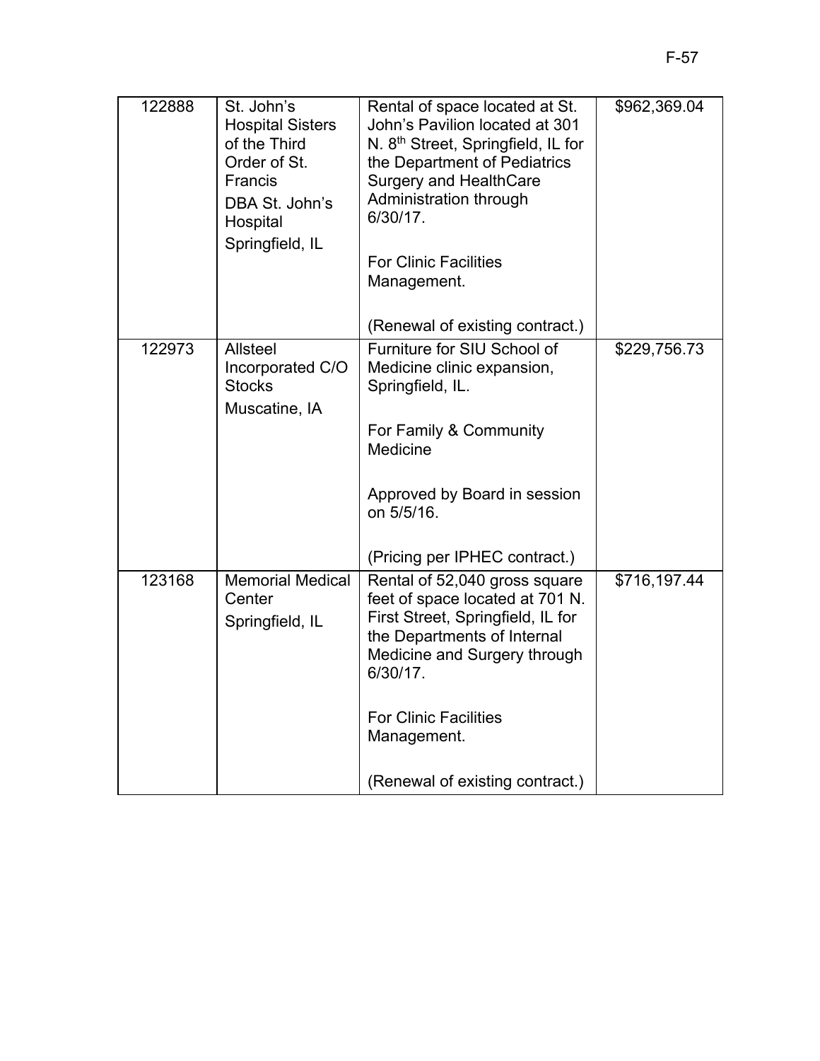| | | | |
|---|---|---|---|
| 122888 | St. John's Hospital Sisters of the Third Order of St. Francis<br>DBA St. John's Hospital<br>Springfield, IL | Rental of space located at St. John's Pavilion located at 301 N. 8th Street, Springfield, IL for the Department of Pediatrics Surgery and HealthCare Administration through 6/30/17.<br><br>For Clinic Facilities Management.<br><br>(Renewal of existing contract.) | $962,369.04 |
| 122973 | Allsteel Incorporated C/O Stocks<br>Muscatine, IA | Furniture for SIU School of Medicine clinic expansion, Springfield, IL.<br><br>For Family & Community Medicine<br><br>Approved by Board in session on 5/5/16.<br><br>(Pricing per IPHEC contract.) | $229,756.73 |
| 123168 | Memorial Medical Center<br>Springfield, IL | Rental of 52,040 gross square feet of space located at 701 N. First Street, Springfield, IL for the Departments of Internal Medicine and Surgery through 6/30/17.<br><br>For Clinic Facilities Management.<br><br>(Renewal of existing contract.) | $716,197.44 |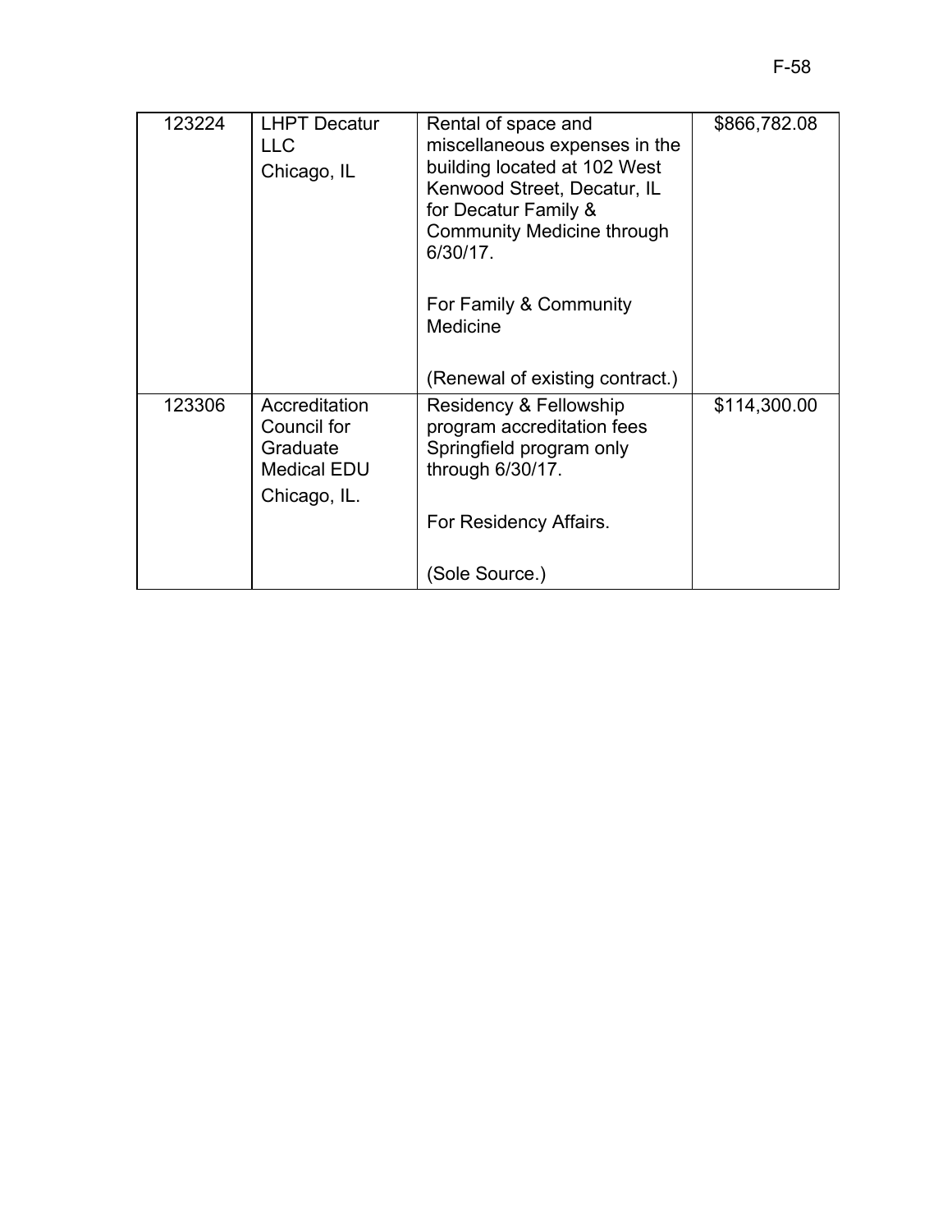| 123224 | LHPT Decatur LLC<br>Chicago, IL | Rental of space and miscellaneous expenses in the building located at 102 West Kenwood Street, Decatur, IL for Decatur Family & Community Medicine through 6/30/17.<br><br>For Family & Community Medicine<br><br>(Renewal of existing contract.) | $866,782.08 |
|---|---|---|---|
| 123306 | Accreditation Council for Graduate Medical EDU<br>Chicago, IL. | Residency & Fellowship program accreditation fees Springfield program only through 6/30/17.<br><br>For Residency Affairs.<br><br>(Sole Source.) | $114,300.00 |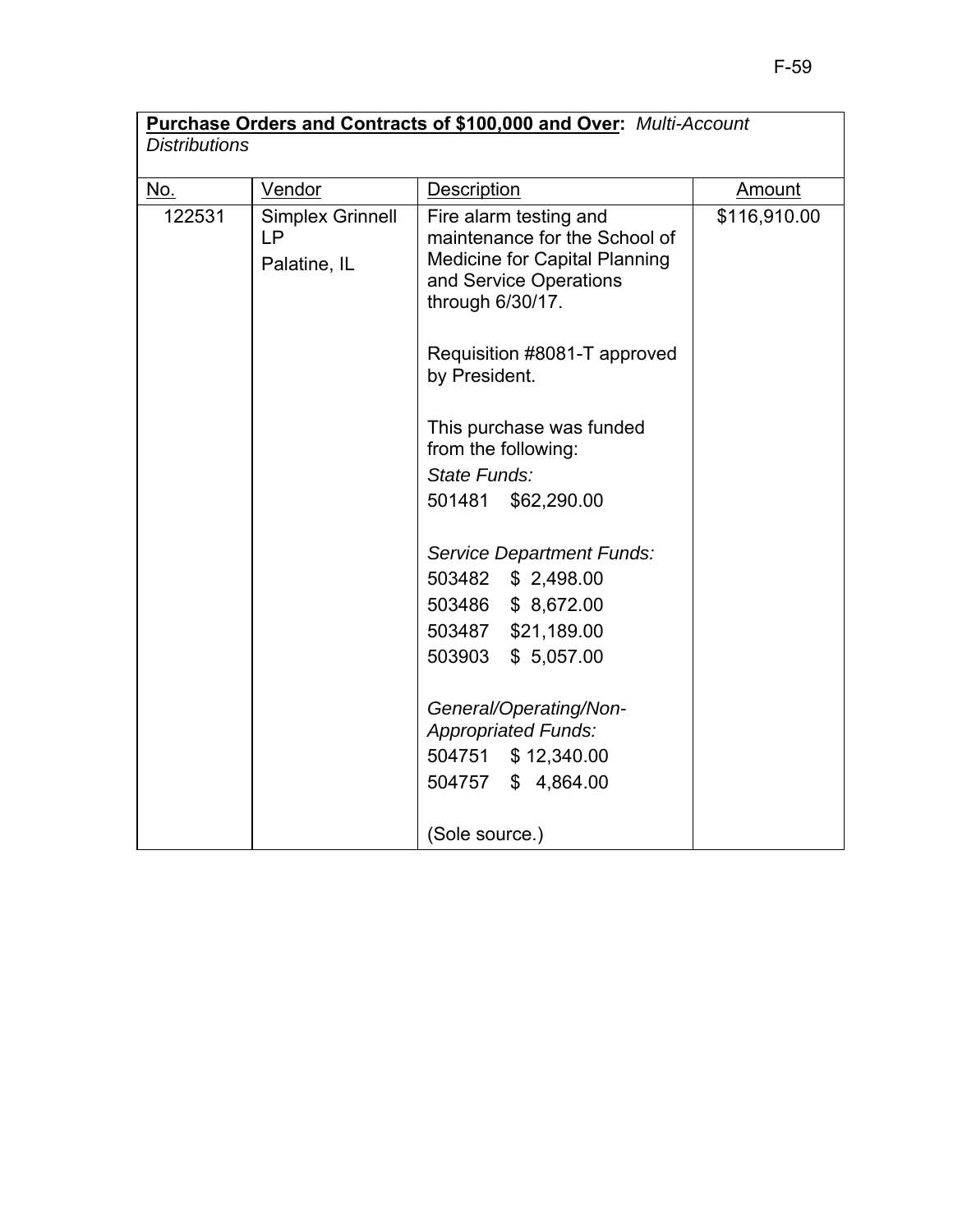**Purchase Orders and Contracts of $100,000 and Over:** *Multi-Account Distributions*

| No. | Vendor | Description | Amount |
|---|---|---|---|
| 122531 | Simplex Grinnell LP<br><br>Palatine, IL | Fire alarm testing and maintenance for the School of Medicine for Capital Planning and Service Operations through 6/30/17.<br><br>Requisition #8081-T approved by President.<br><br>This purchase was funded from the following:<br>*State Funds:*<br>501481 $62,290.00<br><br>*Service Department Funds:*<br>503482 $ 2,498.00<br>503486 $ 8,672.00<br>503487 $21,189.00<br>503903 $ 5,057.00<br><br>*General/Operating/Non-Appropriated Funds:*<br>504751 $ 12,340.00<br>504757 $ 4,864.00<br><br>(Sole source.) | $116,910.00 |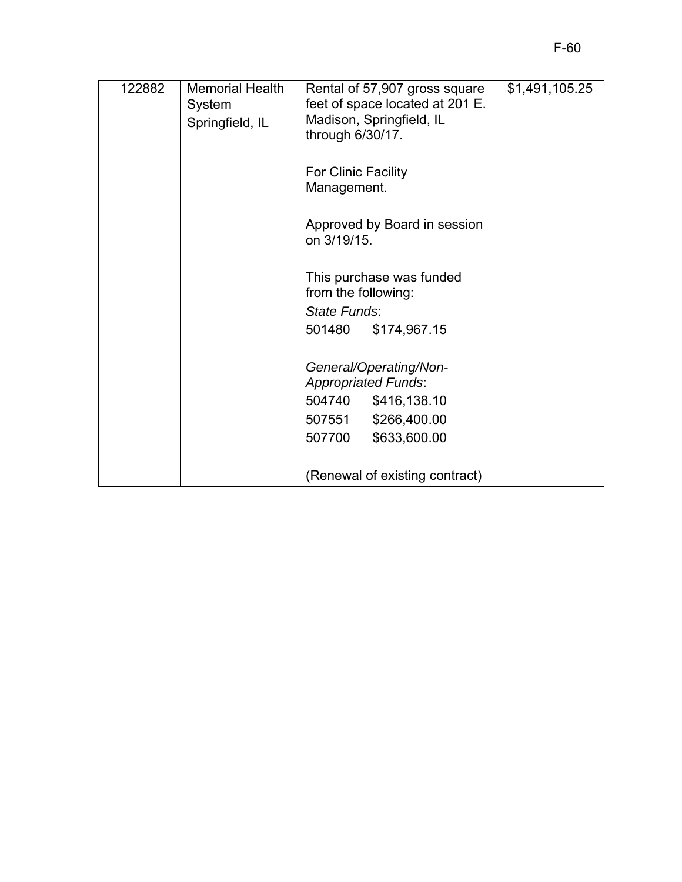| | | | |
|---|---|---|---|
| 122882 | Memorial Health System<br>Springfield, IL | Rental of 57,907 gross square feet of space located at 201 E. Madison, Springfield, IL through 6/30/17.<br><br>For Clinic Facility Management.<br><br>Approved by Board in session on 3/19/15.<br><br>This purchase was funded from the following:<br>*State Funds*:<br>501480 $174,967.15<br><br>*General/Operating/Non-Appropriated Funds*:<br>504740 $416,138.10<br>507551 $266,400.00<br>507700 $633,600.00<br><br>(Renewal of existing contract) | $1,491,105.25 |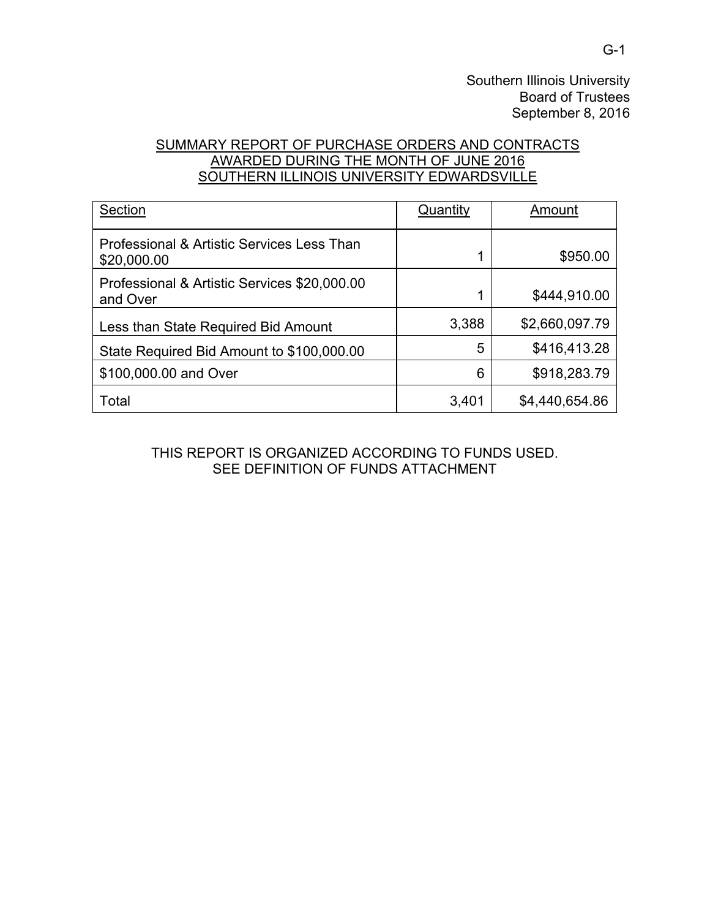Southern Illinois University
Board of Trustees
September 8, 2016

## SUMMARY REPORT OF PURCHASE ORDERS AND CONTRACTS AWARDED DURING THE MONTH OF JUNE 2016 SOUTHERN ILLINOIS UNIVERSITY EDWARDSVILLE

| Section | Quantity | Amount |
|---|---|---|
| Professional & Artistic Services Less Than $20,000.00 | 1 | $950.00 |
| Professional & Artistic Services $20,000.00 and Over | 1 | $444,910.00 |
| Less than State Required Bid Amount | 3,388 | $2,660,097.79 |
| State Required Bid Amount to $100,000.00 | 5 | $416,413.28 |
| $100,000.00 and Over | 6 | $918,283.79 |
| Total | 3,401 | $4,440,654.86 |

THIS REPORT IS ORGANIZED ACCORDING TO FUNDS USED.
SEE DEFINITION OF FUNDS ATTACHMENT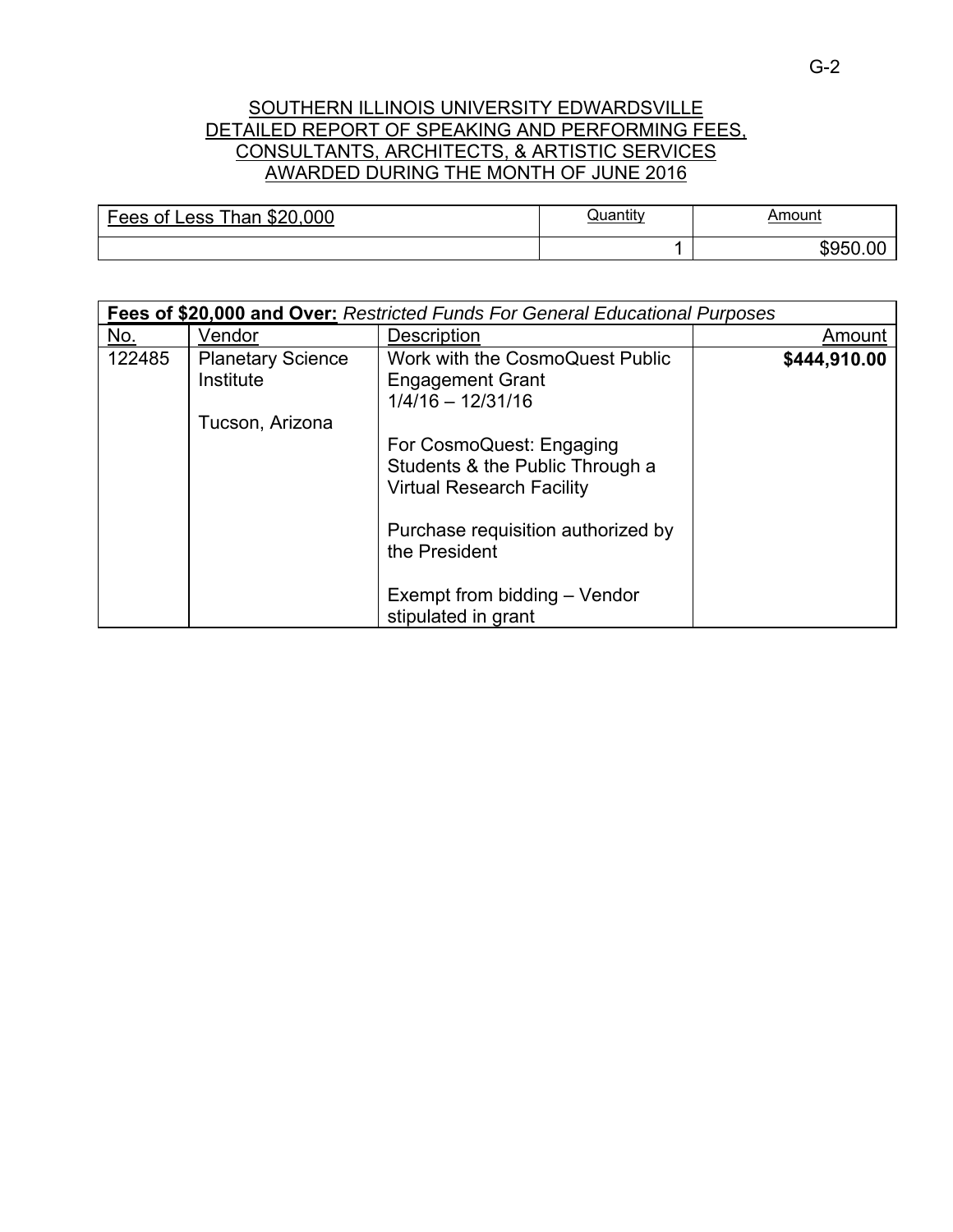# SOUTHERN ILLINOIS UNIVERSITY EDWARDSVILLE
## DETAILED REPORT OF SPEAKING AND PERFORMING FEES, CONSULTANTS, ARCHITECTS, & ARTISTIC SERVICES AWARDED DURING THE MONTH OF JUNE 2016

| Fees of Less Than $20,000 | Quantity | Amount |
|---|---|---|
| | 1 | $950.00 |

| **Fees of $20,000 and Over:** *Restricted Funds For General Educational Purposes* | | | |
|---|---|---|---|
| No. | Vendor | Description | Amount |
| 122485 | Planetary Science Institute<br><br>Tucson, Arizona | Work with the CosmoQuest Public Engagement Grant<br>1/4/16 – 12/31/16<br><br>For CosmoQuest: Engaging Students & the Public Through a Virtual Research Facility<br><br>Purchase requisition authorized by the President<br><br>Exempt from bidding – Vendor stipulated in grant | **$444,910.00** |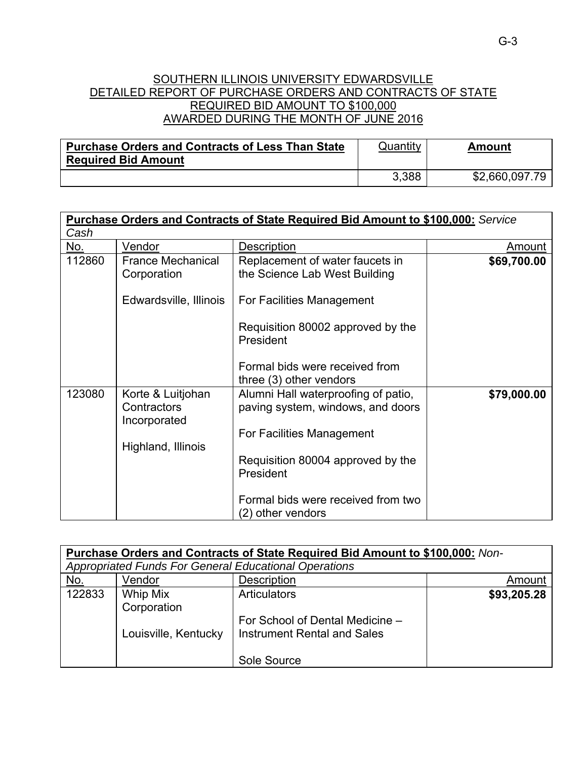# SOUTHERN ILLINOIS UNIVERSITY EDWARDSVILLE
## DETAILED REPORT OF PURCHASE ORDERS AND CONTRACTS OF STATE REQUIRED BID AMOUNT TO $100,000
## AWARDED DURING THE MONTH OF JUNE 2016

| **Purchase Orders and Contracts of Less Than State Required Bid Amount** | Quantity | **Amount** |
|---|---|---|
| | 3,388 | $2,660,097.79 |

**Purchase Orders and Contracts of State Required Bid Amount to $100,000:** *Service Cash*

| No. | Vendor | Description | Amount |
|---|---|---|---|
| 112860 | France Mechanical Corporation<br><br>Edwardsville, Illinois | Replacement of water faucets in the Science Lab West Building<br><br>For Facilities Management<br><br>Requisition 80002 approved by the President<br><br>Formal bids were received from three (3) other vendors | **$69,700.00** |
| 123080 | Korte & Luitjohan Contractors Incorporated<br><br>Highland, Illinois | Alumni Hall waterproofing of patio, paving system, windows, and doors<br><br>For Facilities Management<br><br>Requisition 80004 approved by the President<br><br>Formal bids were received from two (2) other vendors | **$79,000.00** |

**Purchase Orders and Contracts of State Required Bid Amount to $100,000:** *Non-Appropriated Funds For General Educational Operations*

| No. | Vendor | Description | Amount |
|---|---|---|---|
| 122833 | Whip Mix Corporation<br><br>Louisville, Kentucky | Articulators<br><br>For School of Dental Medicine – Instrument Rental and Sales<br><br>Sole Source | **$93,205.28** |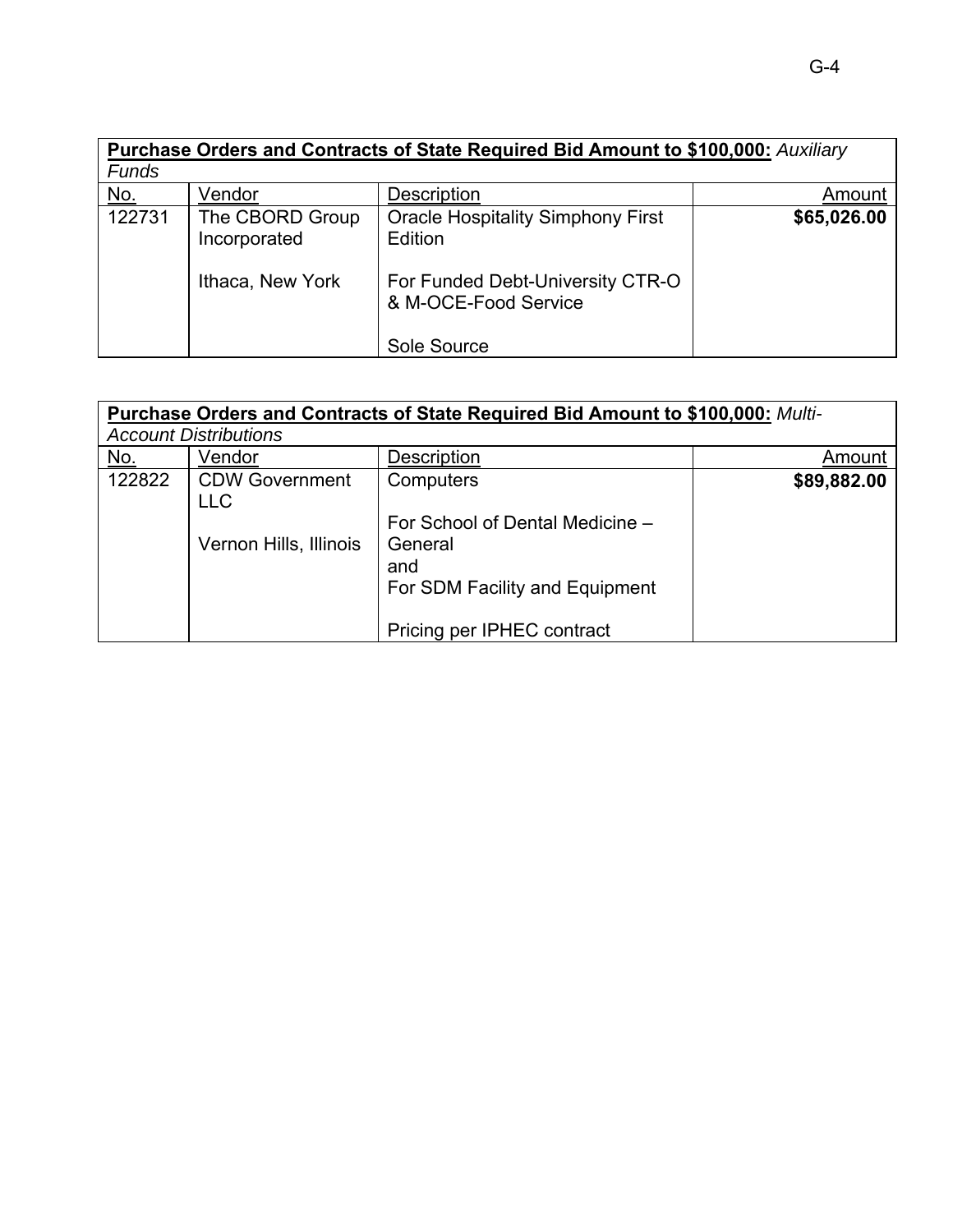| **Purchase Orders and Contracts of State Required Bid Amount to $100,000:** *Auxiliary Funds* | | | |
|---|---|---|---|
| No. | Vendor | Description | Amount |
| 122731 | The CBORD Group Incorporated<br><br>Ithaca, New York | Oracle Hospitality Simphony First Edition<br><br>For Funded Debt-University CTR-O & M-OCE-Food Service<br><br>Sole Source | **$65,026.00** |

| **Purchase Orders and Contracts of State Required Bid Amount to $100,000:** *Multi-Account Distributions* | | | |
|---|---|---|---|
| No. | Vendor | Description | Amount |
| 122822 | CDW Government LLC<br><br>Vernon Hills, Illinois | Computers<br><br>For School of Dental Medicine – General<br>and<br>For SDM Facility and Equipment<br><br>Pricing per IPHEC contract | **$89,882.00** |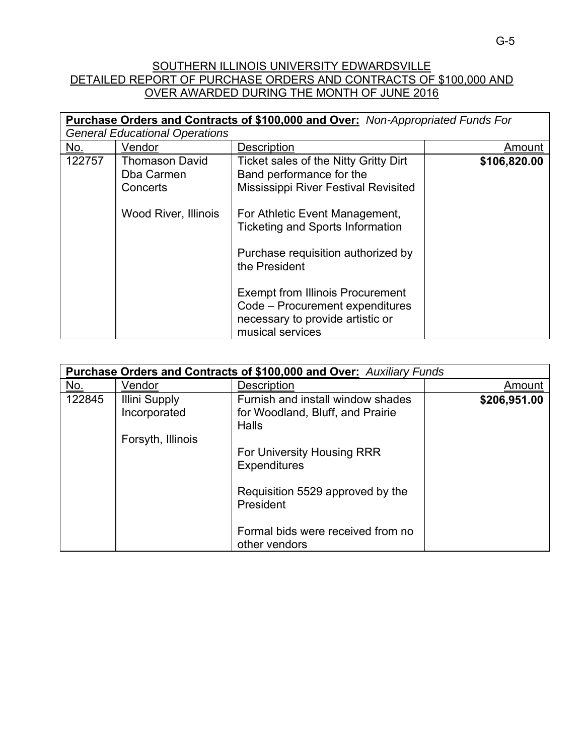# SOUTHERN ILLINOIS UNIVERSITY EDWARDSVILLE
## DETAILED REPORT OF PURCHASE ORDERS AND CONTRACTS OF $100,000 AND OVER AWARDED DURING THE MONTH OF JUNE 2016

| **Purchase Orders and Contracts of $100,000 and Over:** *Non-Appropriated Funds For General Educational Operations* | | | |
|---|---|---|---|
| No. | Vendor | Description | Amount |
| 122757 | Thomason David Dba Carmen Concerts<br><br>Wood River, Illinois | Ticket sales of the Nitty Gritty Dirt Band performance for the Mississippi River Festival Revisited<br><br>For Athletic Event Management, Ticketing and Sports Information<br><br>Purchase requisition authorized by the President<br><br>Exempt from Illinois Procurement Code – Procurement expenditures necessary to provide artistic or musical services | **$106,820.00** |

| **Purchase Orders and Contracts of $100,000 and Over:** *Auxiliary Funds* | | | |
|---|---|---|---|
| No. | Vendor | Description | Amount |
| 122845 | Illini Supply Incorporated<br><br>Forsyth, Illinois | Furnish and install window shades for Woodland, Bluff, and Prairie Halls<br><br>For University Housing RRR Expenditures<br><br>Requisition 5529 approved by the President<br><br>Formal bids were received from no other vendors | **$206,951.00** |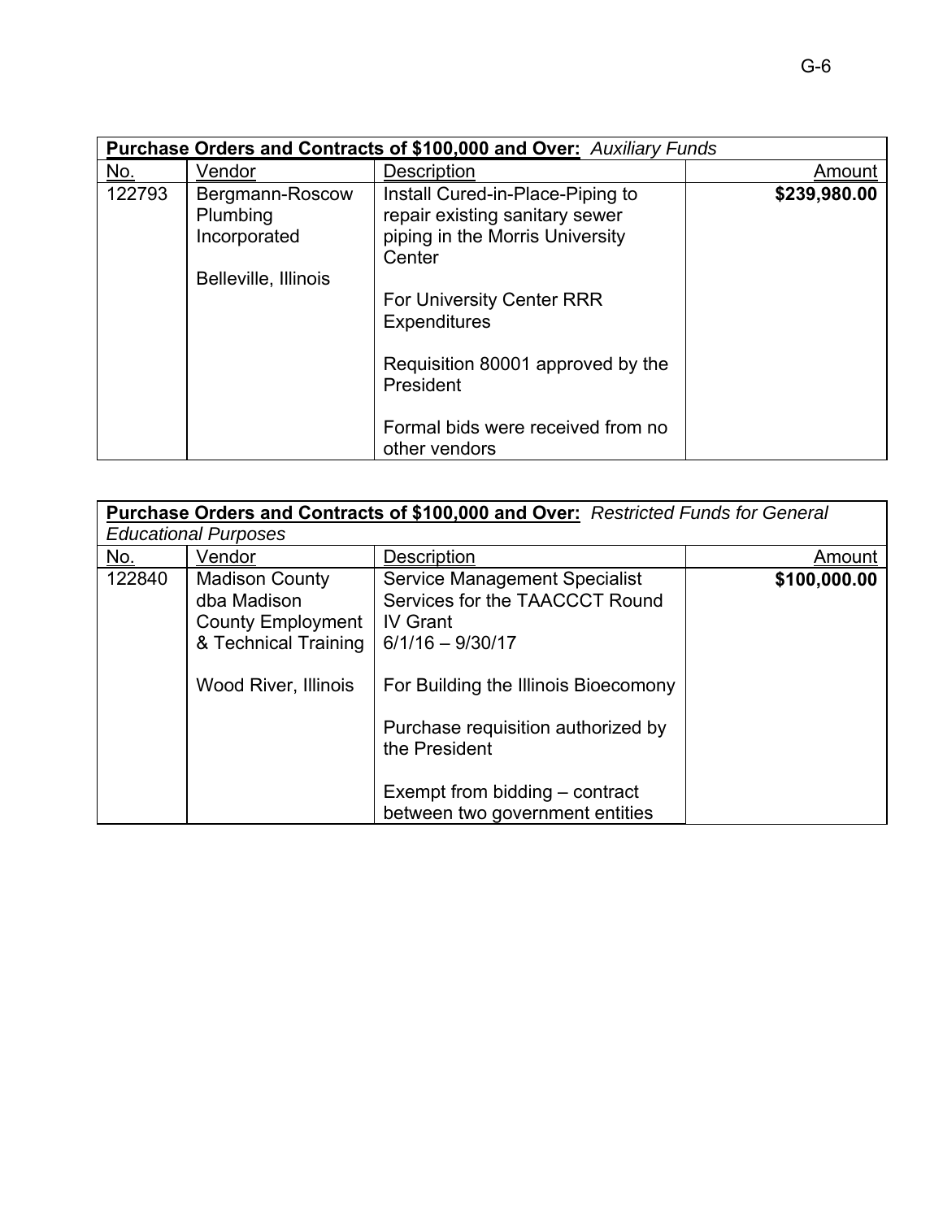| **Purchase Orders and Contracts of $100,000 and Over:** *Auxiliary Funds* | | | |
|---|---|---|---|
| No. | Vendor | Description | Amount |
| 122793 | Bergmann-Roscow Plumbing Incorporated<br><br>Belleville, Illinois | Install Cured-in-Place-Piping to repair existing sanitary sewer piping in the Morris University Center<br><br>For University Center RRR Expenditures<br><br>Requisition 80001 approved by the President<br><br>Formal bids were received from no other vendors | **$239,980.00** |

| **Purchase Orders and Contracts of $100,000 and Over:** *Restricted Funds for General Educational Purposes* | | | |
|---|---|---|---|
| No. | Vendor | Description | Amount |
| 122840 | Madison County dba Madison County Employment & Technical Training<br><br>Wood River, Illinois | Service Management Specialist Services for the TAACCCT Round IV Grant<br>6/1/16 – 9/30/17<br><br>For Building the Illinois Bioecomony<br><br>Purchase requisition authorized by the President<br><br>Exempt from bidding – contract between two government entities | **$100,000.00** |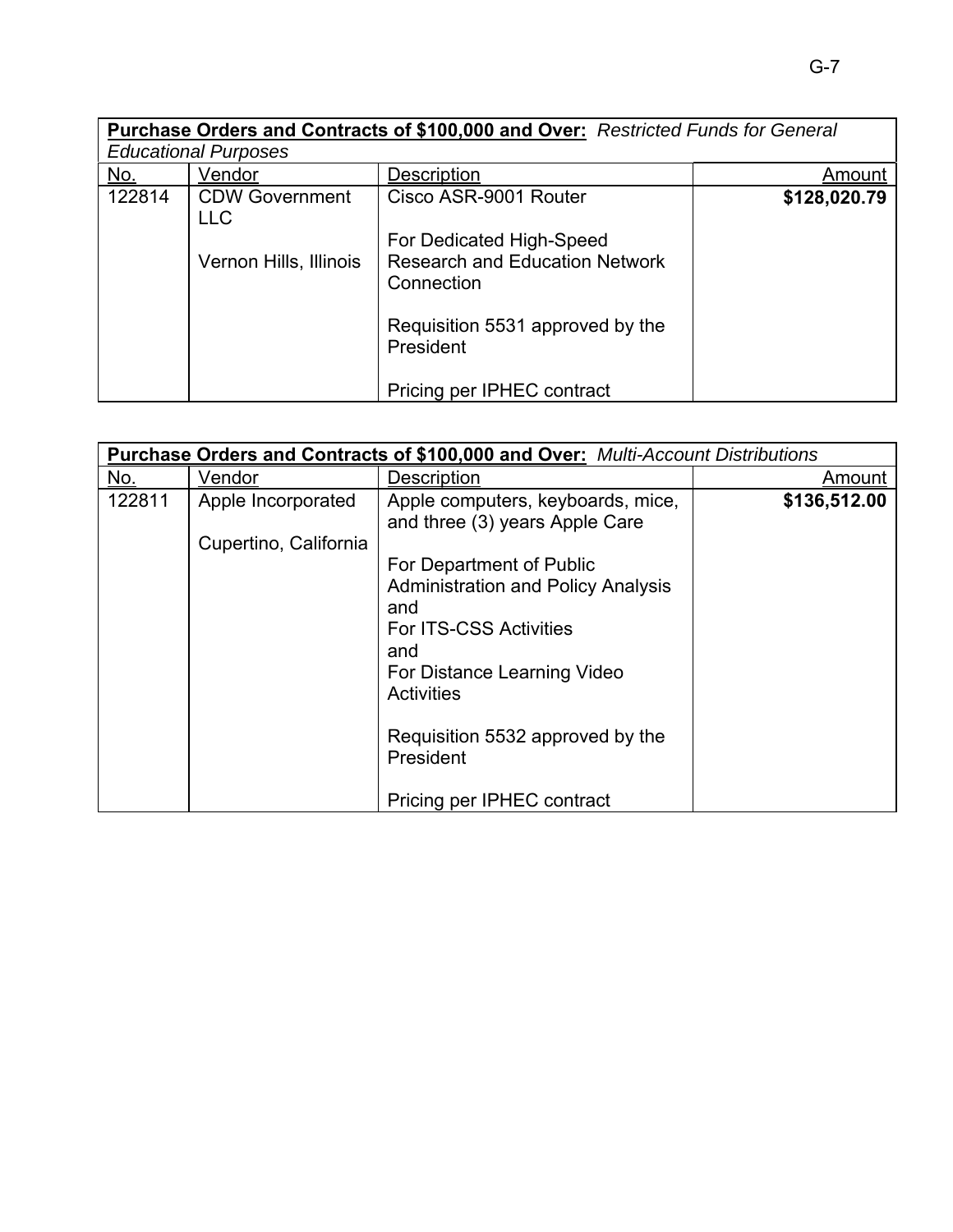| **Purchase Orders and Contracts of $100,000 and Over:** *Restricted Funds for General Educational Purposes* | | | |
|---|---|---|---|
| No. | Vendor | Description | Amount |
| 122814 | CDW Government LLC<br><br>Vernon Hills, Illinois | Cisco ASR-9001 Router<br><br>For Dedicated High-Speed Research and Education Network Connection<br><br>Requisition 5531 approved by the President<br><br>Pricing per IPHEC contract | **$128,020.79** |

| **Purchase Orders and Contracts of $100,000 and Over:** *Multi-Account Distributions* | | | |
|---|---|---|---|
| No. | Vendor | Description | Amount |
| 122811 | Apple Incorporated<br><br>Cupertino, California | Apple computers, keyboards, mice, and three (3) years Apple Care<br><br>For Department of Public Administration and Policy Analysis<br>and<br>For ITS-CSS Activities<br>and<br>For Distance Learning Video Activities<br><br>Requisition 5532 approved by the President<br><br>Pricing per IPHEC contract | **$136,512.00** |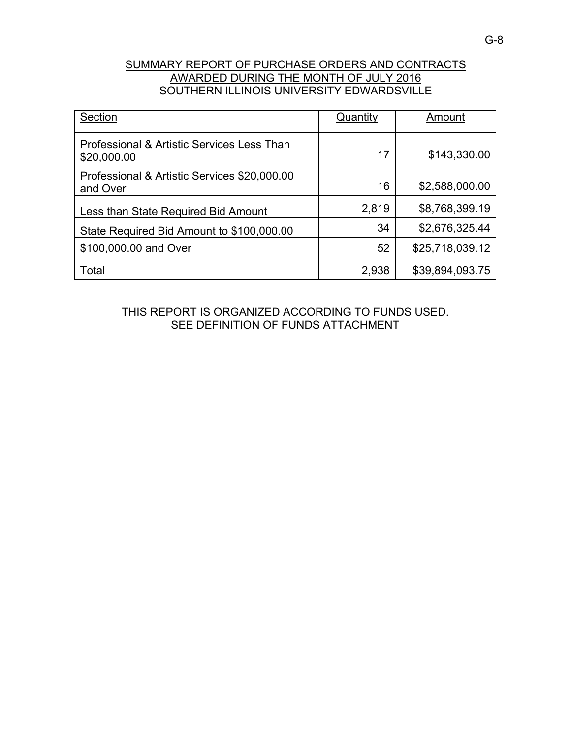## SUMMARY REPORT OF PURCHASE ORDERS AND CONTRACTS AWARDED DURING THE MONTH OF JULY 2016 SOUTHERN ILLINOIS UNIVERSITY EDWARDSVILLE

| Section | Quantity | Amount |
|---|---|---|
| Professional & Artistic Services Less Than $20,000.00 | 17 | $143,330.00 |
| Professional & Artistic Services $20,000.00 and Over | 16 | $2,588,000.00 |
| Less than State Required Bid Amount | 2,819 | $8,768,399.19 |
| State Required Bid Amount to $100,000.00 | 34 | $2,676,325.44 |
| $100,000.00 and Over | 52 | $25,718,039.12 |
| Total | 2,938 | $39,894,093.75 |

THIS REPORT IS ORGANIZED ACCORDING TO FUNDS USED.
SEE DEFINITION OF FUNDS ATTACHMENT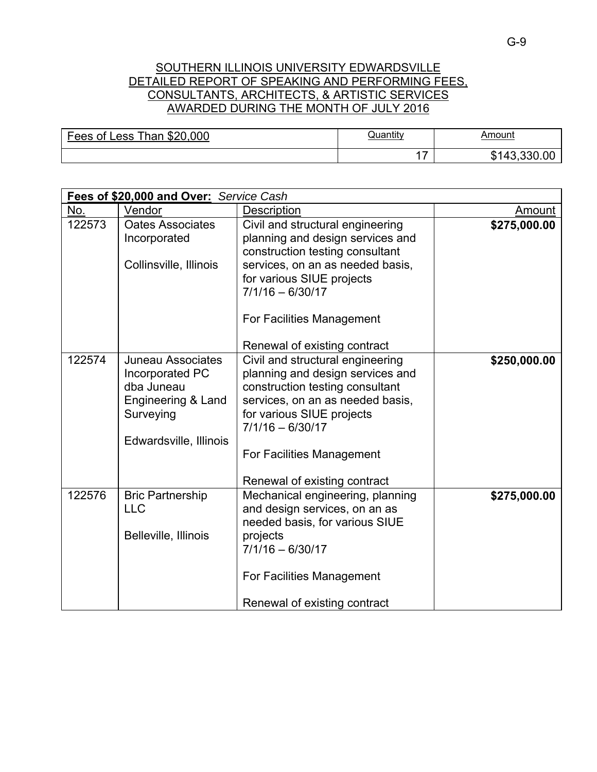SOUTHERN ILLINOIS UNIVERSITY EDWARDSVILLE
DETAILED REPORT OF SPEAKING AND PERFORMING FEES,
CONSULTANTS, ARCHITECTS, & ARTISTIC SERVICES
AWARDED DURING THE MONTH OF JULY 2016

| Fees of Less Than $20,000 | Quantity | Amount |
|---|---|---|
| | 17 | $143,330.00 |

| **Fees of $20,000 and Over:** *Service Cash* | | | |
|---|---|---|---|
| No. | Vendor | Description | Amount |
| 122573 | Oates Associates Incorporated<br><br>Collinsville, Illinois | Civil and structural engineering planning and design services and construction testing consultant services, on an as needed basis, for various SIUE projects 7/1/16 – 6/30/17<br><br>For Facilities Management<br><br>Renewal of existing contract | **$275,000.00** |
| 122574 | Juneau Associates Incorporated PC dba Juneau Engineering & Land Surveying<br><br>Edwardsville, Illinois | Civil and structural engineering planning and design services and construction testing consultant services, on an as needed basis, for various SIUE projects 7/1/16 – 6/30/17<br><br>For Facilities Management<br><br>Renewal of existing contract | **$250,000.00** |
| 122576 | Bric Partnership LLC<br><br>Belleville, Illinois | Mechanical engineering, planning and design services, on an as needed basis, for various SIUE projects 7/1/16 – 6/30/17<br><br>For Facilities Management<br><br>Renewal of existing contract | **$275,000.00** |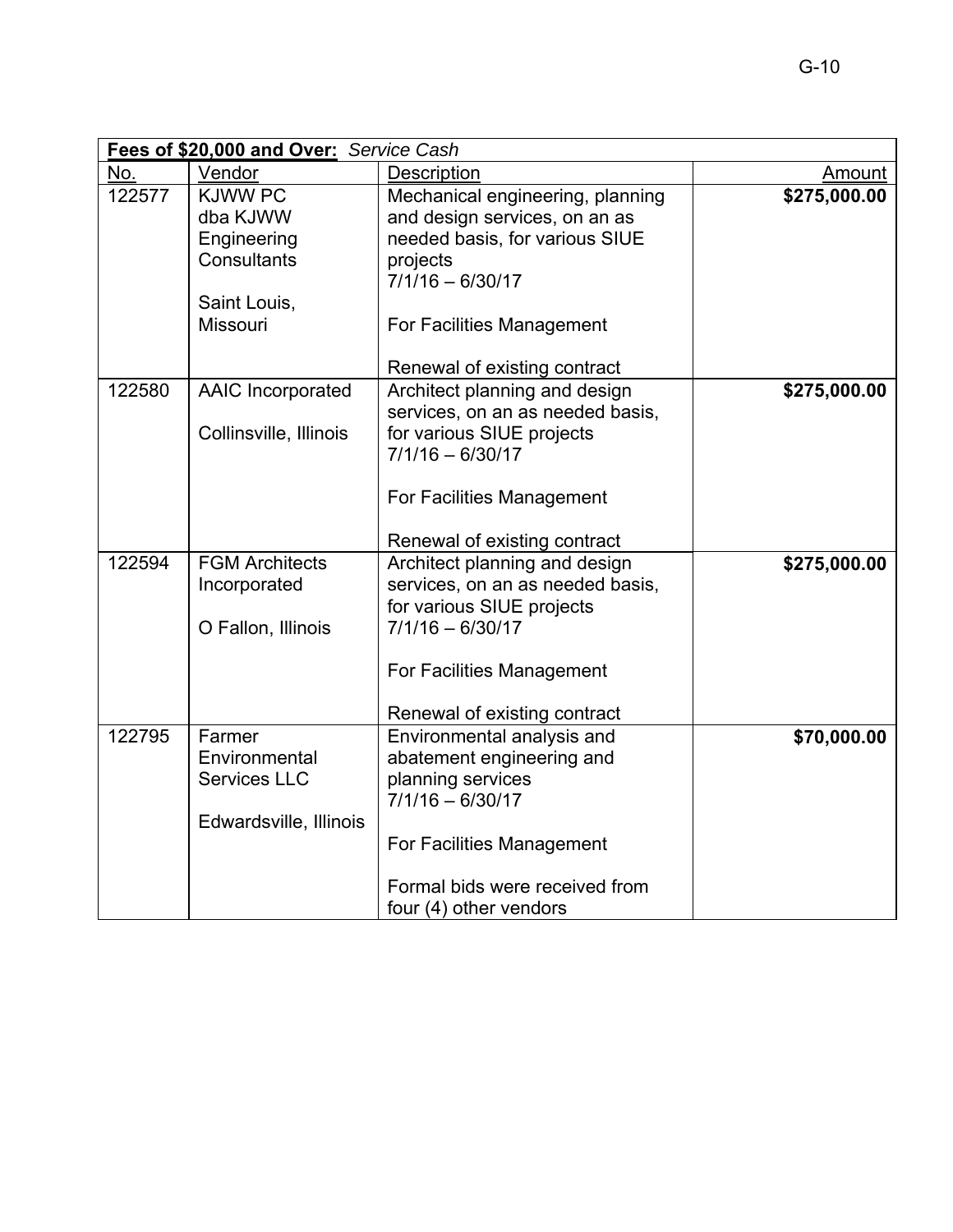| **Fees of $20,000 and Over:** *Service Cash* | | | |
|---|---|---|---|
| No. | Vendor | Description | Amount |
| 122577 | KJWW PC dba KJWW Engineering Consultants<br><br>Saint Louis, Missouri | Mechanical engineering, planning and design services, on an as needed basis, for various SIUE projects 7/1/16 – 6/30/17<br><br>For Facilities Management<br><br>Renewal of existing contract | **$275,000.00** |
| 122580 | AAIC Incorporated<br><br>Collinsville, Illinois | Architect planning and design services, on an as needed basis, for various SIUE projects 7/1/16 – 6/30/17<br><br>For Facilities Management<br><br>Renewal of existing contract | **$275,000.00** |
| 122594 | FGM Architects Incorporated<br><br>O Fallon, Illinois | Architect planning and design services, on an as needed basis, for various SIUE projects 7/1/16 – 6/30/17<br><br>For Facilities Management<br><br>Renewal of existing contract | **$275,000.00** |
| 122795 | Farmer Environmental Services LLC<br><br>Edwardsville, Illinois | Environmental analysis and abatement engineering and planning services 7/1/16 – 6/30/17<br><br>For Facilities Management<br><br>Formal bids were received from four (4) other vendors | **$70,000.00** |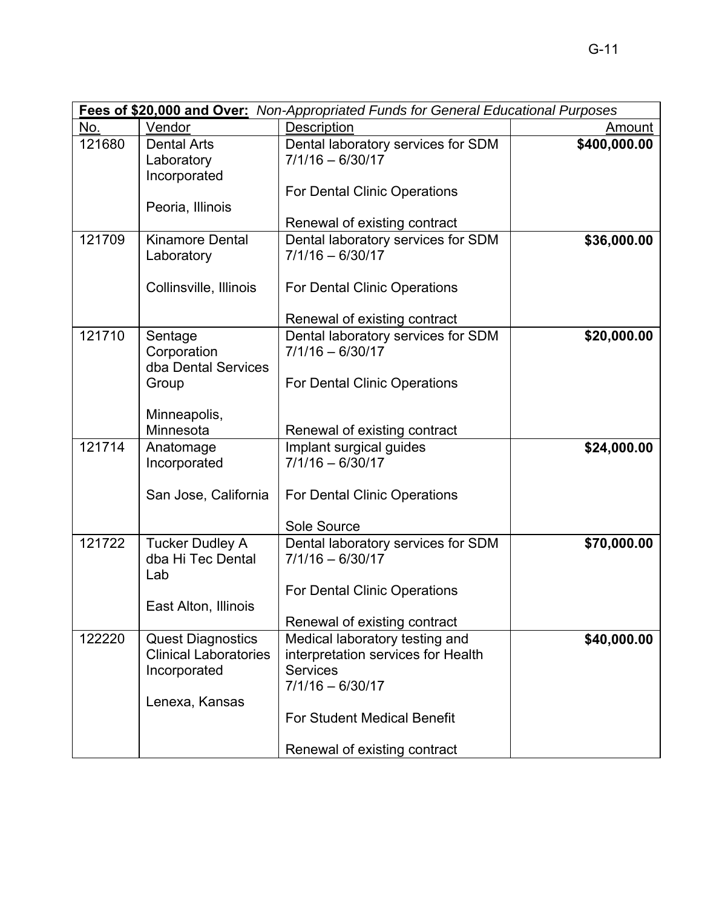| **Fees of $20,000 and Over:** *Non-Appropriated Funds for General Educational Purposes* | | | |
|---|---|---|---|
| No. | Vendor | Description | Amount |
| 121680 | Dental Arts Laboratory Incorporated<br><br>Peoria, Illinois | Dental laboratory services for SDM 7/1/16 – 6/30/17<br><br>For Dental Clinic Operations<br><br>Renewal of existing contract | **$400,000.00** |
| 121709 | Kinamore Dental Laboratory<br><br>Collinsville, Illinois | Dental laboratory services for SDM 7/1/16 – 6/30/17<br><br>For Dental Clinic Operations<br><br>Renewal of existing contract | **$36,000.00** |
| 121710 | Sentage Corporation dba Dental Services Group<br><br>Minneapolis, Minnesota | Dental laboratory services for SDM 7/1/16 – 6/30/17<br><br>For Dental Clinic Operations<br><br>Renewal of existing contract | **$20,000.00** |
| 121714 | Anatomage Incorporated<br><br>San Jose, California | Implant surgical guides 7/1/16 – 6/30/17<br><br>For Dental Clinic Operations<br><br>Sole Source | **$24,000.00** |
| 121722 | Tucker Dudley A dba Hi Tec Dental Lab<br><br>East Alton, Illinois | Dental laboratory services for SDM 7/1/16 – 6/30/17<br><br>For Dental Clinic Operations<br><br>Renewal of existing contract | **$70,000.00** |
| 122220 | Quest Diagnostics Clinical Laboratories Incorporated<br><br>Lenexa, Kansas | Medical laboratory testing and interpretation services for Health Services 7/1/16 – 6/30/17<br><br>For Student Medical Benefit<br><br>Renewal of existing contract | **$40,000.00** |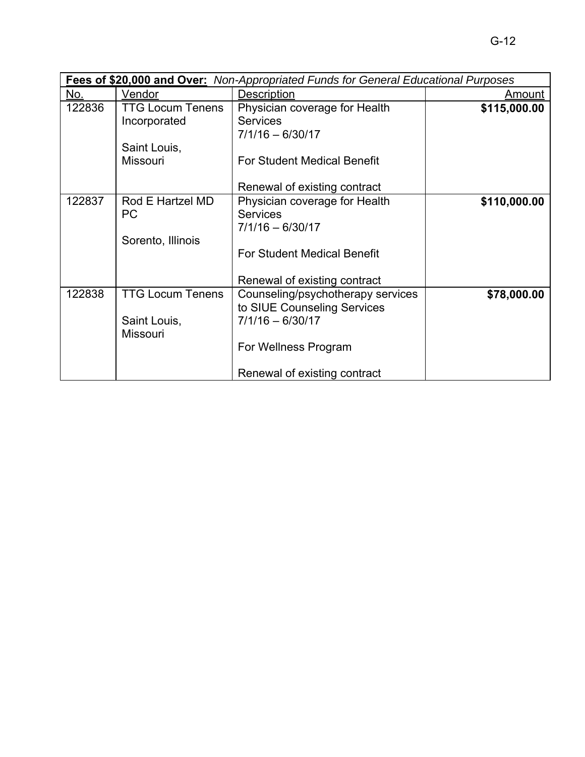| **Fees of $20,000 and Over:** *Non-Appropriated Funds for General Educational Purposes* | | | |
|---|---|---|---|
| No. | Vendor | Description | Amount |
| 122836 | TTG Locum Tenens Incorporated<br><br>Saint Louis, Missouri | Physician coverage for Health Services<br>7/1/16 – 6/30/17<br><br>For Student Medical Benefit<br><br>Renewal of existing contract | **$115,000.00** |
| 122837 | Rod E Hartzel MD PC<br><br>Sorento, Illinois | Physician coverage for Health Services<br>7/1/16 – 6/30/17<br><br>For Student Medical Benefit<br><br>Renewal of existing contract | **$110,000.00** |
| 122838 | TTG Locum Tenens<br><br>Saint Louis, Missouri | Counseling/psychotherapy services to SIUE Counseling Services<br>7/1/16 – 6/30/17<br><br>For Wellness Program<br><br>Renewal of existing contract | **$78,000.00** |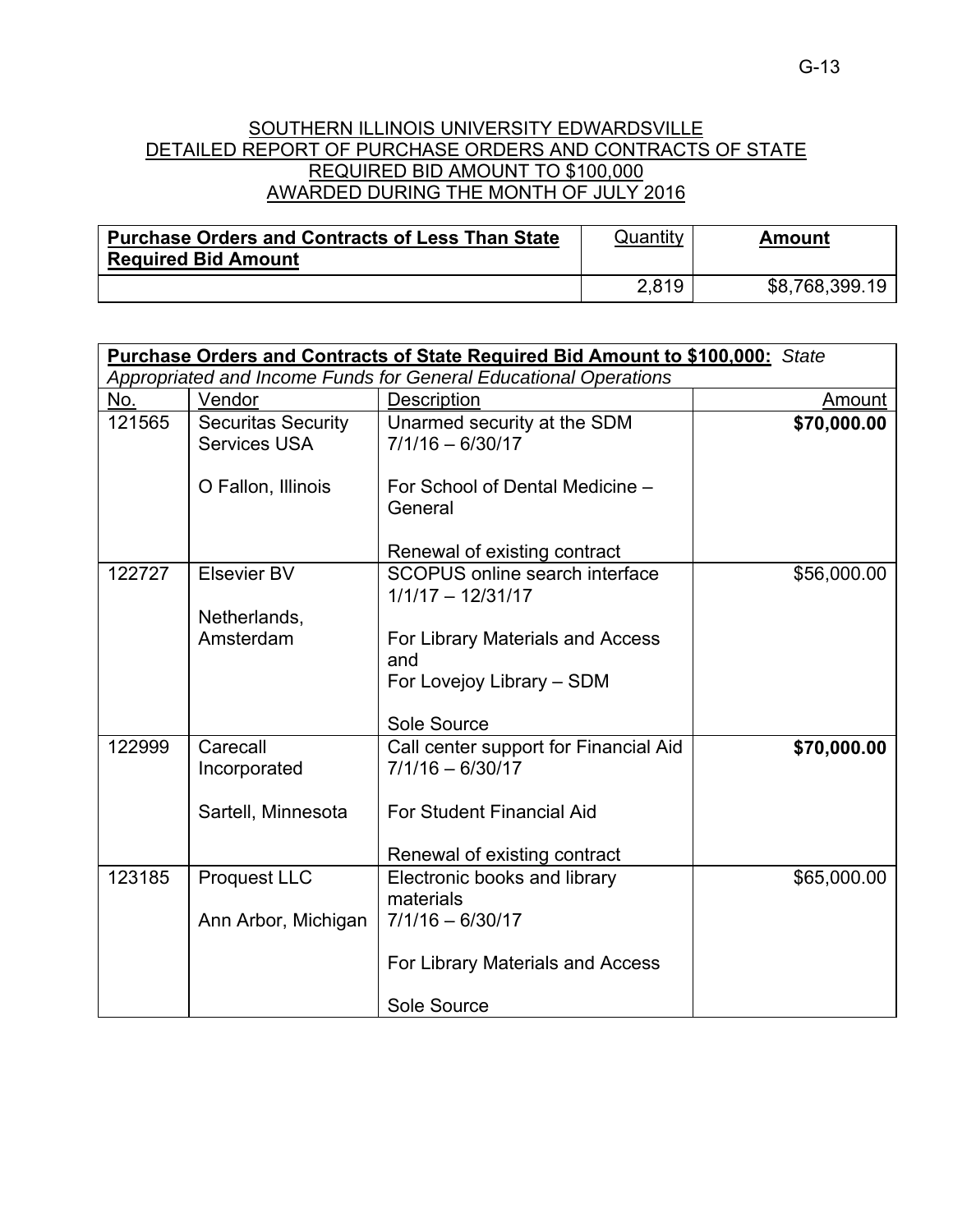# SOUTHERN ILLINOIS UNIVERSITY EDWARDSVILLE
## DETAILED REPORT OF PURCHASE ORDERS AND CONTRACTS OF STATE REQUIRED BID AMOUNT TO $100,000
## AWARDED DURING THE MONTH OF JULY 2016

| **Purchase Orders and Contracts of Less Than State Required Bid Amount** | Quantity | **Amount** |
|---|---|---|
| | 2,819 | $8,768,399.19 |

**Purchase Orders and Contracts of State Required Bid Amount to $100,000:** *State Appropriated and Income Funds for General Educational Operations*

| No. | Vendor | Description | Amount |
|---|---|---|---|
| 121565 | Securitas Security Services USA<br><br>O Fallon, Illinois | Unarmed security at the SDM<br>7/1/16 – 6/30/17<br><br>For School of Dental Medicine – General<br><br>Renewal of existing contract | **$70,000.00** |
| 122727 | Elsevier BV<br><br>Netherlands, Amsterdam | SCOPUS online search interface<br>1/1/17 – 12/31/17<br><br>For Library Materials and Access and<br>For Lovejoy Library – SDM<br><br>Sole Source | $56,000.00 |
| 122999 | Carecall Incorporated<br><br>Sartell, Minnesota | Call center support for Financial Aid<br>7/1/16 – 6/30/17<br><br>For Student Financial Aid<br><br>Renewal of existing contract | **$70,000.00** |
| 123185 | Proquest LLC<br><br>Ann Arbor, Michigan | Electronic books and library materials<br>7/1/16 – 6/30/17<br><br>For Library Materials and Access<br><br>Sole Source | $65,000.00 |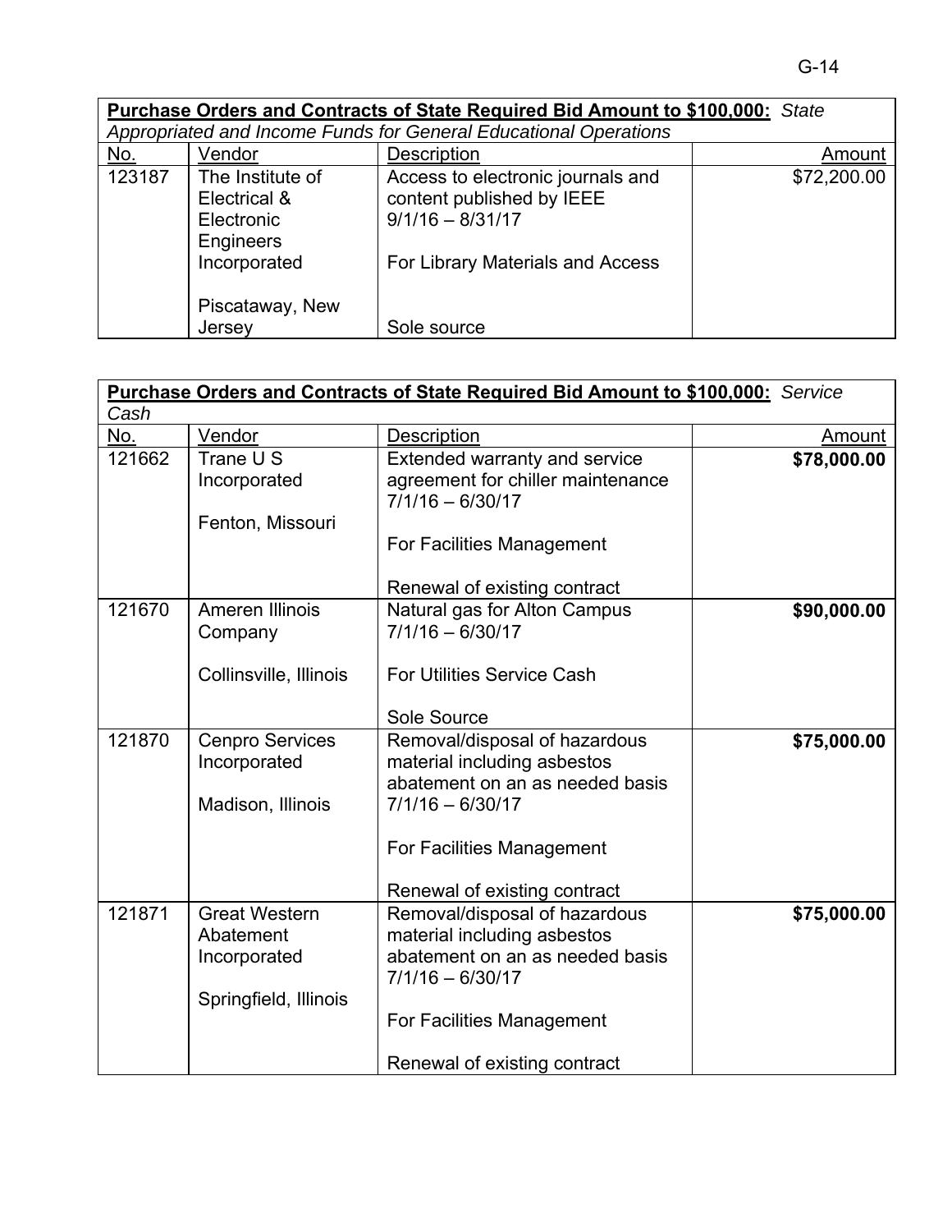| **Purchase Orders and Contracts of State Required Bid Amount to $100,000:** *State Appropriated and Income Funds for General Educational Operations* | | | |
|---|---|---|---|
| No. | Vendor | Description | Amount |
| 123187 | The Institute of Electrical & Electronic Engineers Incorporated<br><br>Piscataway, New Jersey | Access to electronic journals and content published by IEEE 9/1/16 – 8/31/17<br><br>For Library Materials and Access<br><br>Sole source | $72,200.00 |

| **Purchase Orders and Contracts of State Required Bid Amount to $100,000:** *Service Cash* | | | |
|---|---|---|---|
| No. | Vendor | Description | Amount |
| 121662 | Trane U S Incorporated<br><br>Fenton, Missouri | Extended warranty and service agreement for chiller maintenance 7/1/16 – 6/30/17<br><br>For Facilities Management<br><br>Renewal of existing contract | **$78,000.00** |
| 121670 | Ameren Illinois Company<br><br>Collinsville, Illinois | Natural gas for Alton Campus 7/1/16 – 6/30/17<br><br>For Utilities Service Cash<br><br>Sole Source | **$90,000.00** |
| 121870 | Cenpro Services Incorporated<br><br>Madison, Illinois | Removal/disposal of hazardous material including asbestos abatement on an as needed basis 7/1/16 – 6/30/17<br><br>For Facilities Management<br><br>Renewal of existing contract | **$75,000.00** |
| 121871 | Great Western Abatement Incorporated<br><br>Springfield, Illinois | Removal/disposal of hazardous material including asbestos abatement on an as needed basis 7/1/16 – 6/30/17<br><br>For Facilities Management<br><br>Renewal of existing contract | **$75,000.00** |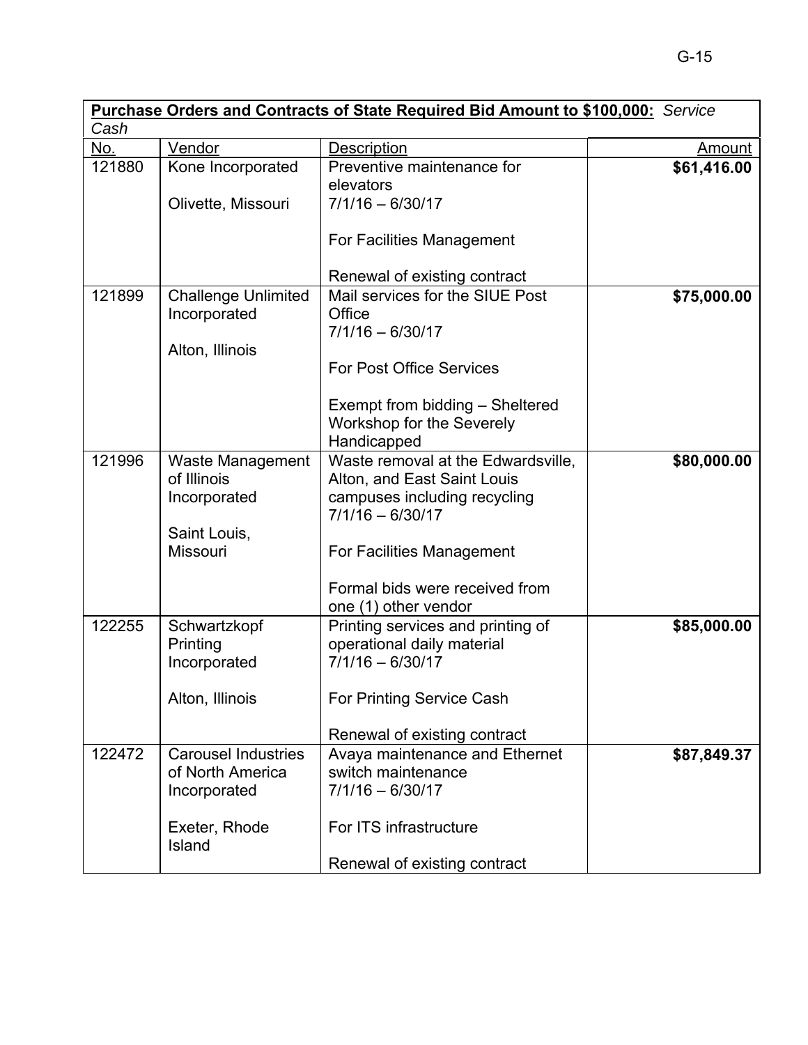**Purchase Orders and Contracts of State Required Bid Amount to $100,000:** *Service Cash*

| No. | Vendor | Description | Amount |
|---|---|---|---|
| 121880 | Kone Incorporated<br><br>Olivette, Missouri | Preventive maintenance for elevators<br>7/1/16 – 6/30/17<br><br>For Facilities Management<br><br>Renewal of existing contract | **$61,416.00** |
| 121899 | Challenge Unlimited Incorporated<br><br>Alton, Illinois | Mail services for the SIUE Post Office<br>7/1/16 – 6/30/17<br><br>For Post Office Services<br><br>Exempt from bidding – Sheltered Workshop for the Severely Handicapped | **$75,000.00** |
| 121996 | Waste Management of Illinois Incorporated<br><br>Saint Louis, Missouri | Waste removal at the Edwardsville, Alton, and East Saint Louis campuses including recycling<br>7/1/16 – 6/30/17<br><br>For Facilities Management<br><br>Formal bids were received from one (1) other vendor | **$80,000.00** |
| 122255 | Schwartzkopf Printing Incorporated<br><br>Alton, Illinois | Printing services and printing of operational daily material<br>7/1/16 – 6/30/17<br><br>For Printing Service Cash<br><br>Renewal of existing contract | **$85,000.00** |
| 122472 | Carousel Industries of North America Incorporated<br><br>Exeter, Rhode Island | Avaya maintenance and Ethernet switch maintenance<br>7/1/16 – 6/30/17<br><br>For ITS infrastructure<br><br>Renewal of existing contract | **$87,849.37** |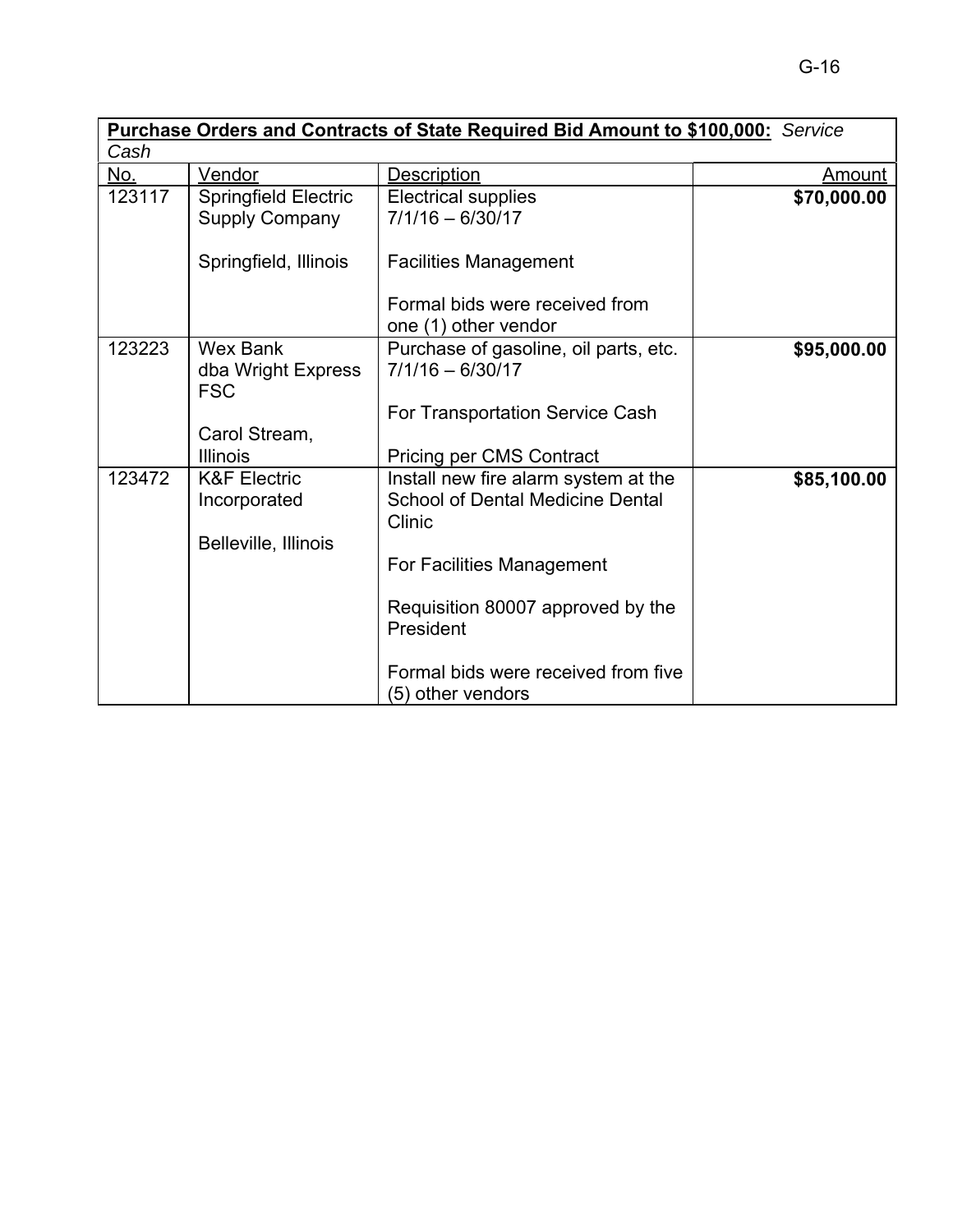| **Purchase Orders and Contracts of State Required Bid Amount to $100,000:** *Service Cash* | | | |
|---|---|---|---|
| No. | Vendor | Description | Amount |
| 123117 | Springfield Electric Supply Company<br><br>Springfield, Illinois | Electrical supplies<br>7/1/16 – 6/30/17<br><br>Facilities Management<br><br>Formal bids were received from one (1) other vendor | **$70,000.00** |
| 123223 | Wex Bank<br>dba Wright Express FSC<br><br>Carol Stream, Illinois | Purchase of gasoline, oil parts, etc.<br>7/1/16 – 6/30/17<br><br>For Transportation Service Cash<br><br>Pricing per CMS Contract | **$95,000.00** |
| 123472 | K&F Electric Incorporated<br><br>Belleville, Illinois | Install new fire alarm system at the School of Dental Medicine Dental Clinic<br><br>For Facilities Management<br><br>Requisition 80007 approved by the President<br><br>Formal bids were received from five (5) other vendors | **$85,100.00** |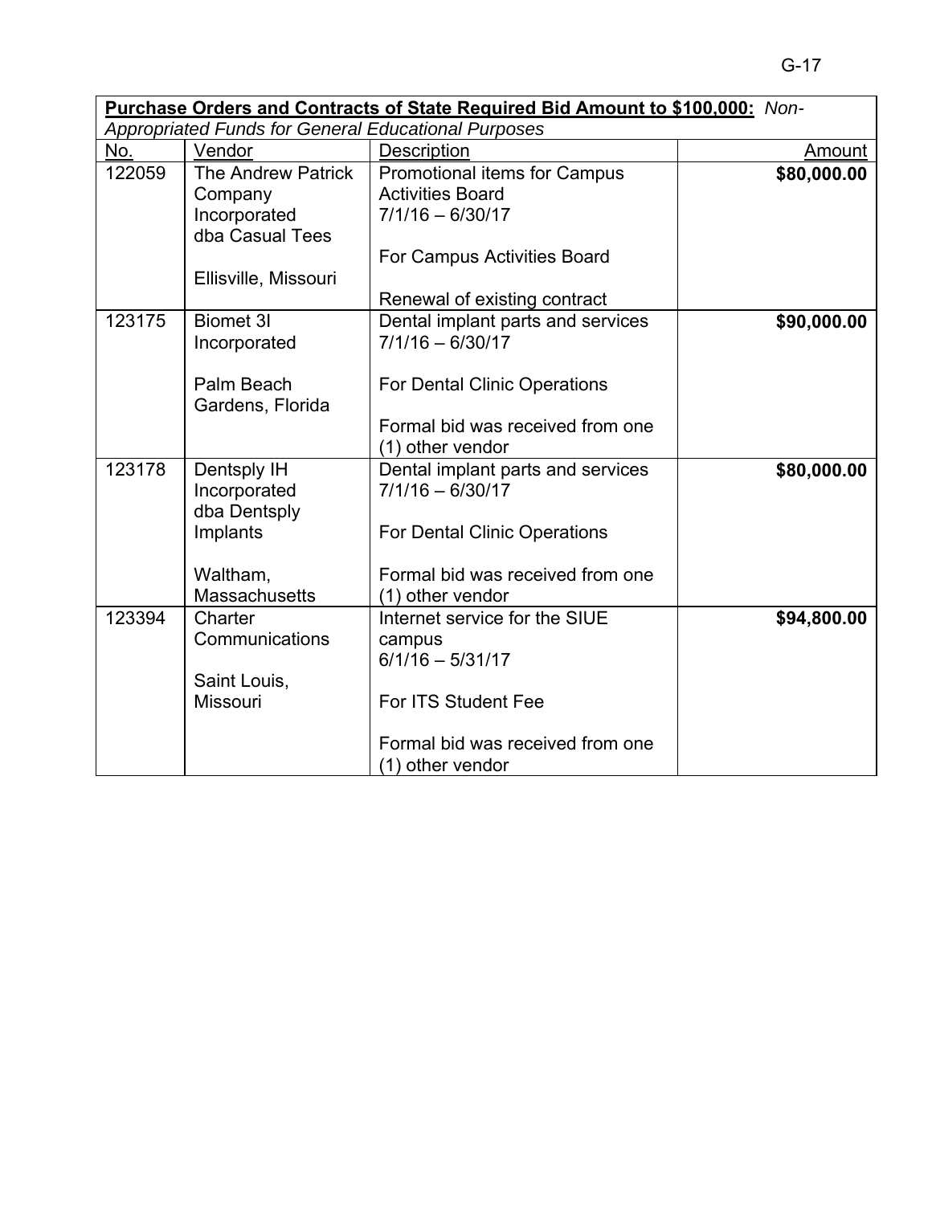**Purchase Orders and Contracts of State Required Bid Amount to $100,000:** *Non-Appropriated Funds for General Educational Purposes*

| No. | Vendor | Description | Amount |
|---|---|---|---|
| 122059 | The Andrew Patrick Company Incorporated dba Casual Tees<br><br>Ellisville, Missouri | Promotional items for Campus Activities Board<br>7/1/16 – 6/30/17<br><br>For Campus Activities Board<br><br>Renewal of existing contract | **$80,000.00** |
| 123175 | Biomet 3I Incorporated<br><br>Palm Beach Gardens, Florida | Dental implant parts and services<br>7/1/16 – 6/30/17<br><br>For Dental Clinic Operations<br><br>Formal bid was received from one (1) other vendor | **$90,000.00** |
| 123178 | Dentsply IH Incorporated dba Dentsply Implants<br><br>Waltham, Massachusetts | Dental implant parts and services<br>7/1/16 – 6/30/17<br><br>For Dental Clinic Operations<br><br>Formal bid was received from one (1) other vendor | **$80,000.00** |
| 123394 | Charter Communications<br><br>Saint Louis, Missouri | Internet service for the SIUE campus<br>6/1/16 – 5/31/17<br><br>For ITS Student Fee<br><br>Formal bid was received from one (1) other vendor | **$94,800.00** |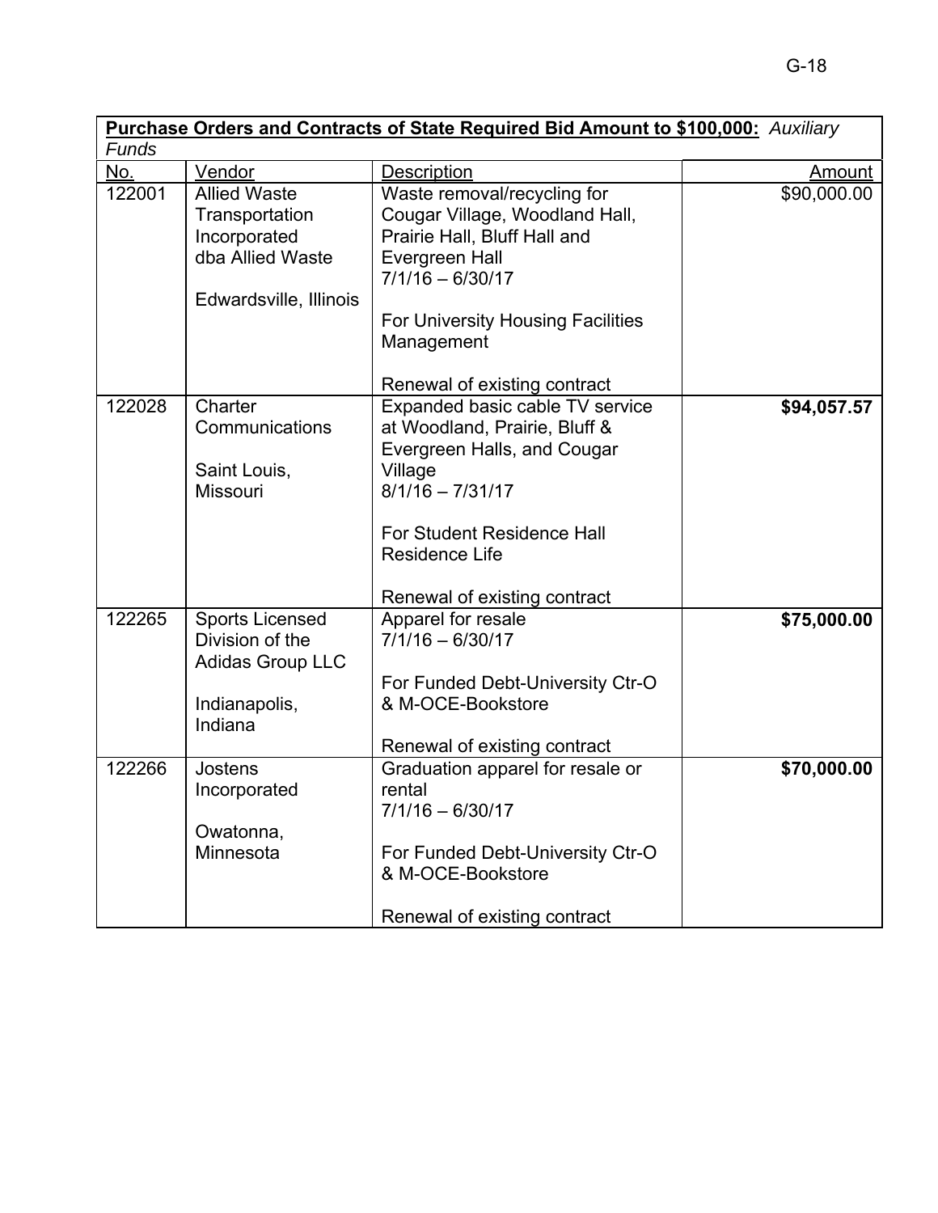| **Purchase Orders and Contracts of State Required Bid Amount to $100,000:** *Auxiliary Funds* | | | |
|---|---|---|---|
| No. | Vendor | Description | Amount |
| 122001 | Allied Waste Transportation Incorporated dba Allied Waste<br><br>Edwardsville, Illinois | Waste removal/recycling for Cougar Village, Woodland Hall, Prairie Hall, Bluff Hall and Evergreen Hall<br>7/1/16 – 6/30/17<br><br>For University Housing Facilities Management<br><br>Renewal of existing contract | $90,000.00 |
| 122028 | Charter Communications<br><br>Saint Louis, Missouri | Expanded basic cable TV service at Woodland, Prairie, Bluff & Evergreen Halls, and Cougar Village<br>8/1/16 – 7/31/17<br><br>For Student Residence Hall Residence Life<br><br>Renewal of existing contract | **$94,057.57** |
| 122265 | Sports Licensed Division of the Adidas Group LLC<br><br>Indianapolis, Indiana | Apparel for resale<br>7/1/16 – 6/30/17<br><br>For Funded Debt-University Ctr-O & M-OCE-Bookstore<br><br>Renewal of existing contract | **$75,000.00** |
| 122266 | Jostens Incorporated<br><br>Owatonna, Minnesota | Graduation apparel for resale or rental<br>7/1/16 – 6/30/17<br><br>For Funded Debt-University Ctr-O & M-OCE-Bookstore<br><br>Renewal of existing contract | **$70,000.00** |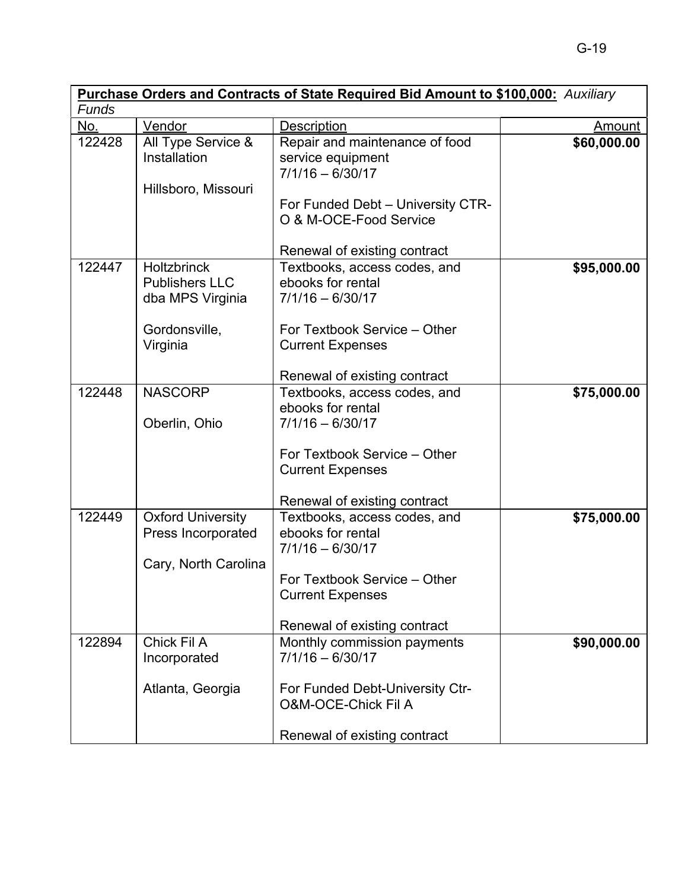| **Purchase Orders and Contracts of State Required Bid Amount to $100,000:** *Auxiliary Funds* | | | |
|---|---|---|---|
| No. | Vendor | Description | Amount |
| 122428 | All Type Service & Installation<br><br>Hillsboro, Missouri | Repair and maintenance of food service equipment<br>7/1/16 – 6/30/17<br><br>For Funded Debt – University CTR-O & M-OCE-Food Service<br><br>Renewal of existing contract | **$60,000.00** |
| 122447 | Holtzbrinck Publishers LLC dba MPS Virginia<br><br>Gordonsville, Virginia | Textbooks, access codes, and ebooks for rental<br>7/1/16 – 6/30/17<br><br>For Textbook Service – Other Current Expenses<br><br>Renewal of existing contract | **$95,000.00** |
| 122448 | NASCORP<br><br>Oberlin, Ohio | Textbooks, access codes, and ebooks for rental<br>7/1/16 – 6/30/17<br><br>For Textbook Service – Other Current Expenses<br><br>Renewal of existing contract | **$75,000.00** |
| 122449 | Oxford University Press Incorporated<br><br>Cary, North Carolina | Textbooks, access codes, and ebooks for rental<br>7/1/16 – 6/30/17<br><br>For Textbook Service – Other Current Expenses<br><br>Renewal of existing contract | **$75,000.00** |
| 122894 | Chick Fil A Incorporated<br><br>Atlanta, Georgia | Monthly commission payments<br>7/1/16 – 6/30/17<br><br>For Funded Debt-University Ctr-O&M-OCE-Chick Fil A<br><br>Renewal of existing contract | **$90,000.00** |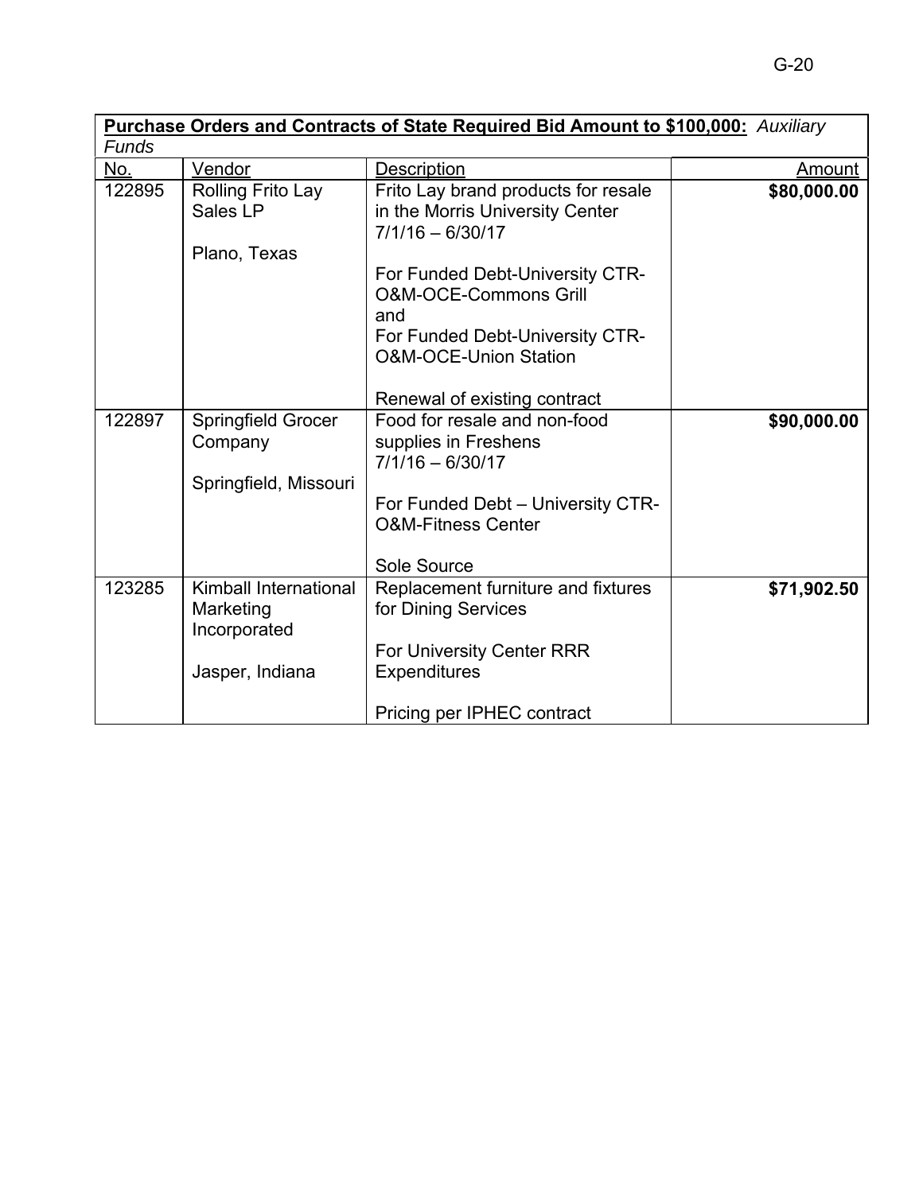| **Purchase Orders and Contracts of State Required Bid Amount to $100,000:** *Auxiliary Funds* | | | |
|---|---|---|---|
| No. | Vendor | Description | Amount |
| 122895 | Rolling Frito Lay Sales LP<br><br>Plano, Texas | Frito Lay brand products for resale in the Morris University Center<br>7/1/16 – 6/30/17<br><br>For Funded Debt-University CTR-O&M-OCE-Commons Grill<br>and<br>For Funded Debt-University CTR-O&M-OCE-Union Station<br><br>Renewal of existing contract | **$80,000.00** |
| 122897 | Springfield Grocer Company<br><br>Springfield, Missouri | Food for resale and non-food supplies in Freshens<br>7/1/16 – 6/30/17<br><br>For Funded Debt – University CTR-O&M-Fitness Center<br><br>Sole Source | **$90,000.00** |
| 123285 | Kimball International Marketing Incorporated<br><br>Jasper, Indiana | Replacement furniture and fixtures for Dining Services<br><br>For University Center RRR Expenditures<br><br>Pricing per IPHEC contract | **$71,902.50** |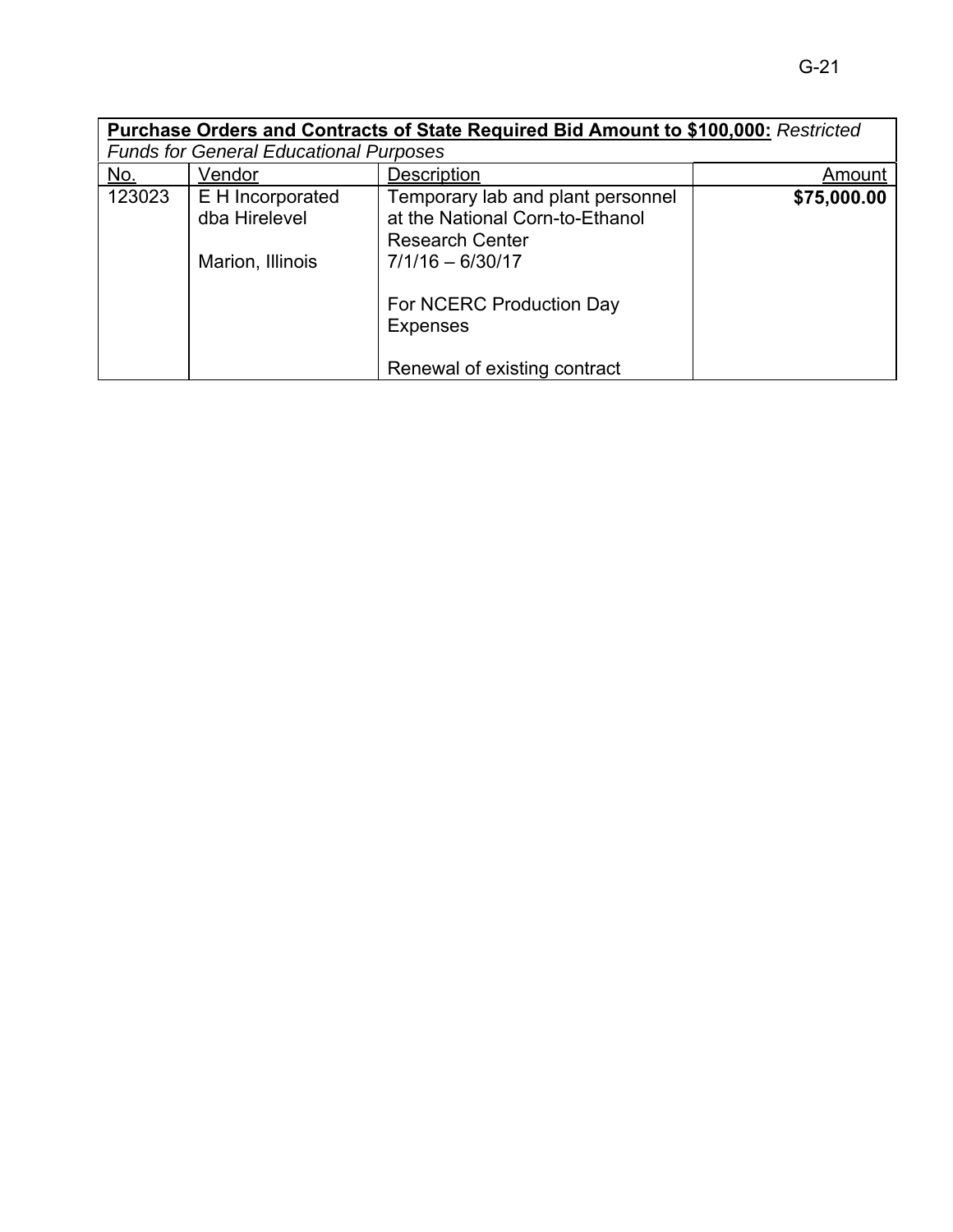| **Purchase Orders and Contracts of State Required Bid Amount to $100,000:** *Restricted Funds for General Educational Purposes* | | | |
|---|---|---|---|
| No. | Vendor | Description | Amount |
| 123023 | E H Incorporated dba Hirelevel<br><br>Marion, Illinois | Temporary lab and plant personnel at the National Corn-to-Ethanol Research Center<br>7/1/16 – 6/30/17<br><br>For NCERC Production Day Expenses<br><br>Renewal of existing contract | **$75,000.00** |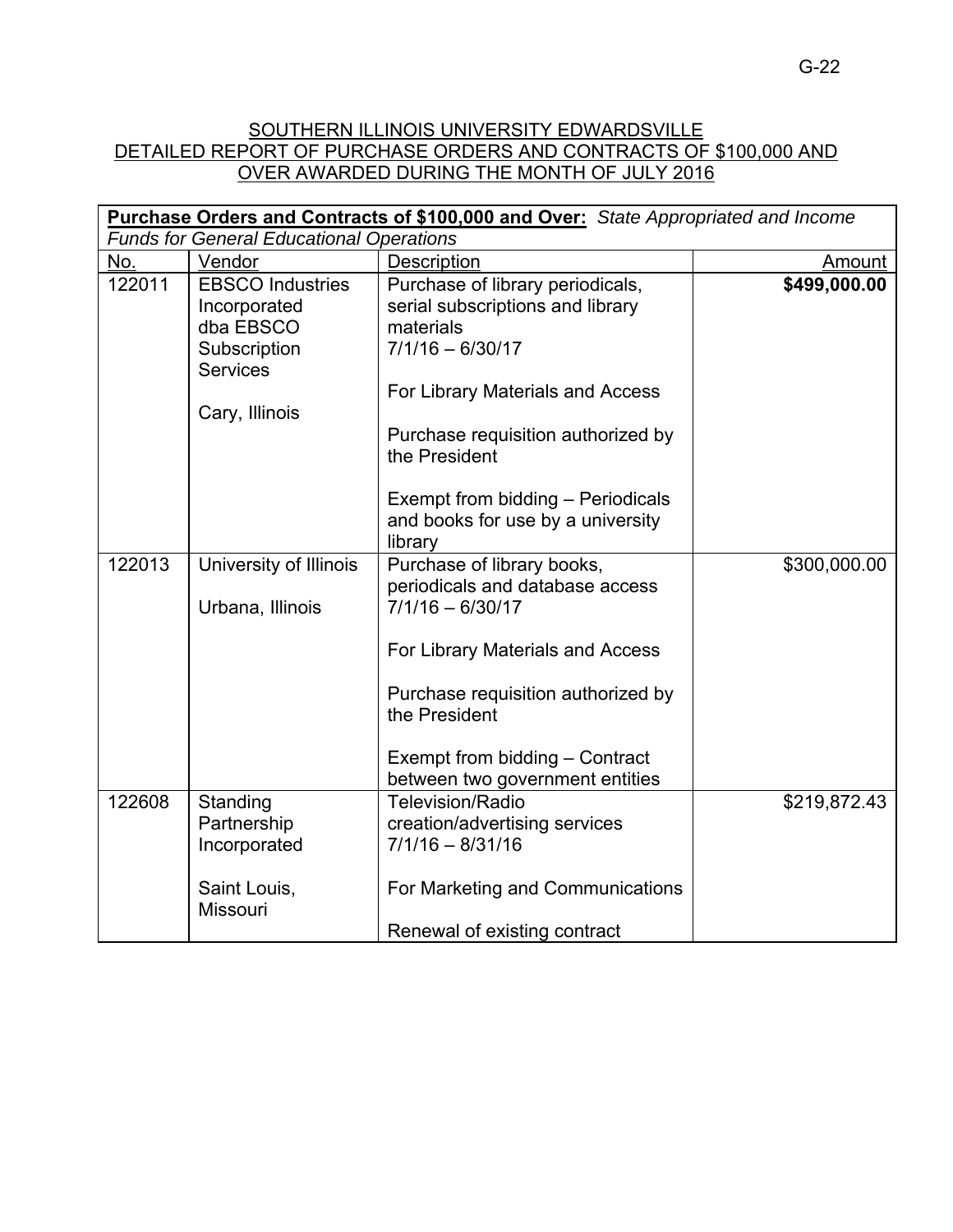SOUTHERN ILLINOIS UNIVERSITY EDWARDSVILLE
DETAILED REPORT OF PURCHASE ORDERS AND CONTRACTS OF $100,000 AND OVER AWARDED DURING THE MONTH OF JULY 2016

| **Purchase Orders and Contracts of $100,000 and Over:** *State Appropriated and Income Funds for General Educational Operations* | | | |
|---|---|---|---|
| No. | Vendor | Description | Amount |
| 122011 | EBSCO Industries Incorporated dba EBSCO Subscription Services<br><br>Cary, Illinois | Purchase of library periodicals, serial subscriptions and library materials<br>7/1/16 – 6/30/17<br><br>For Library Materials and Access<br><br>Purchase requisition authorized by the President<br><br>Exempt from bidding – Periodicals and books for use by a university library | **$499,000.00** |
| 122013 | University of Illinois<br><br>Urbana, Illinois | Purchase of library books, periodicals and database access<br>7/1/16 – 6/30/17<br><br>For Library Materials and Access<br><br>Purchase requisition authorized by the President<br><br>Exempt from bidding – Contract between two government entities | $300,000.00 |
| 122608 | Standing Partnership Incorporated<br><br>Saint Louis, Missouri | Television/Radio creation/advertising services<br>7/1/16 – 8/31/16<br><br>For Marketing and Communications<br><br>Renewal of existing contract | $219,872.43 |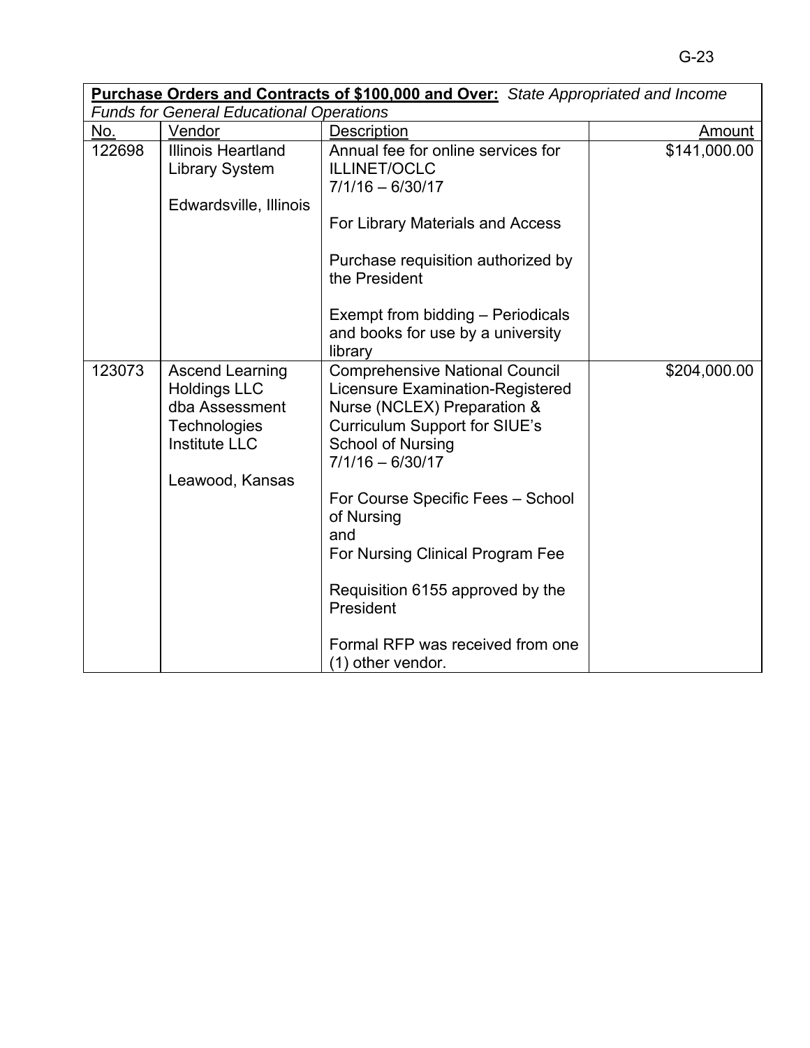**Purchase Orders and Contracts of $100,000 and Over:** *State Appropriated and Income Funds for General Educational Operations*

| No. | Vendor | Description | Amount |
|---|---|---|---|
| 122698 | Illinois Heartland Library System<br><br>Edwardsville, Illinois | Annual fee for online services for ILLINET/OCLC<br>7/1/16 – 6/30/17<br><br>For Library Materials and Access<br><br>Purchase requisition authorized by the President<br><br>Exempt from bidding – Periodicals and books for use by a university library | $141,000.00 |
| 123073 | Ascend Learning Holdings LLC dba Assessment Technologies Institute LLC<br><br>Leawood, Kansas | Comprehensive National Council Licensure Examination-Registered Nurse (NCLEX) Preparation & Curriculum Support for SIUE's School of Nursing<br>7/1/16 – 6/30/17<br><br>For Course Specific Fees – School of Nursing<br>and<br>For Nursing Clinical Program Fee<br><br>Requisition 6155 approved by the President<br><br>Formal RFP was received from one (1) other vendor. | $204,000.00 |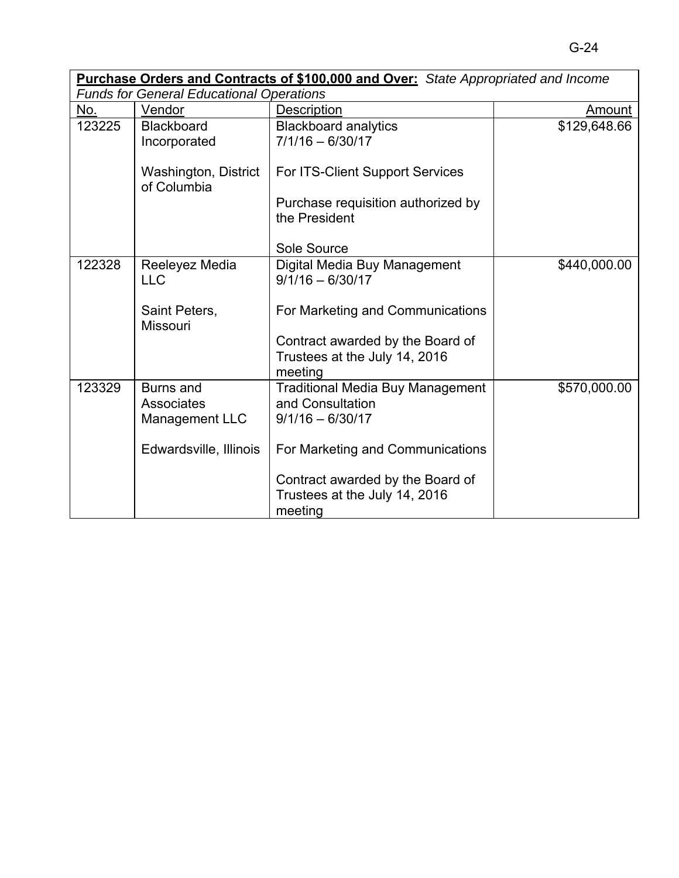| **Purchase Orders and Contracts of $100,000 and Over:** *State Appropriated and Income Funds for General Educational Operations* | | | |
|---|---|---|---|
| No. | Vendor | Description | Amount |
| 123225 | Blackboard Incorporated<br><br>Washington, District of Columbia | Blackboard analytics<br>7/1/16 – 6/30/17<br><br>For ITS-Client Support Services<br><br>Purchase requisition authorized by the President<br><br>Sole Source | $129,648.66 |
| 122328 | Reeleyez Media LLC<br><br>Saint Peters, Missouri | Digital Media Buy Management<br>9/1/16 – 6/30/17<br><br>For Marketing and Communications<br><br>Contract awarded by the Board of Trustees at the July 14, 2016 meeting | $440,000.00 |
| 123329 | Burns and Associates Management LLC<br><br>Edwardsville, Illinois | Traditional Media Buy Management and Consultation<br>9/1/16 – 6/30/17<br><br>For Marketing and Communications<br><br>Contract awarded by the Board of Trustees at the July 14, 2016 meeting | $570,000.00 |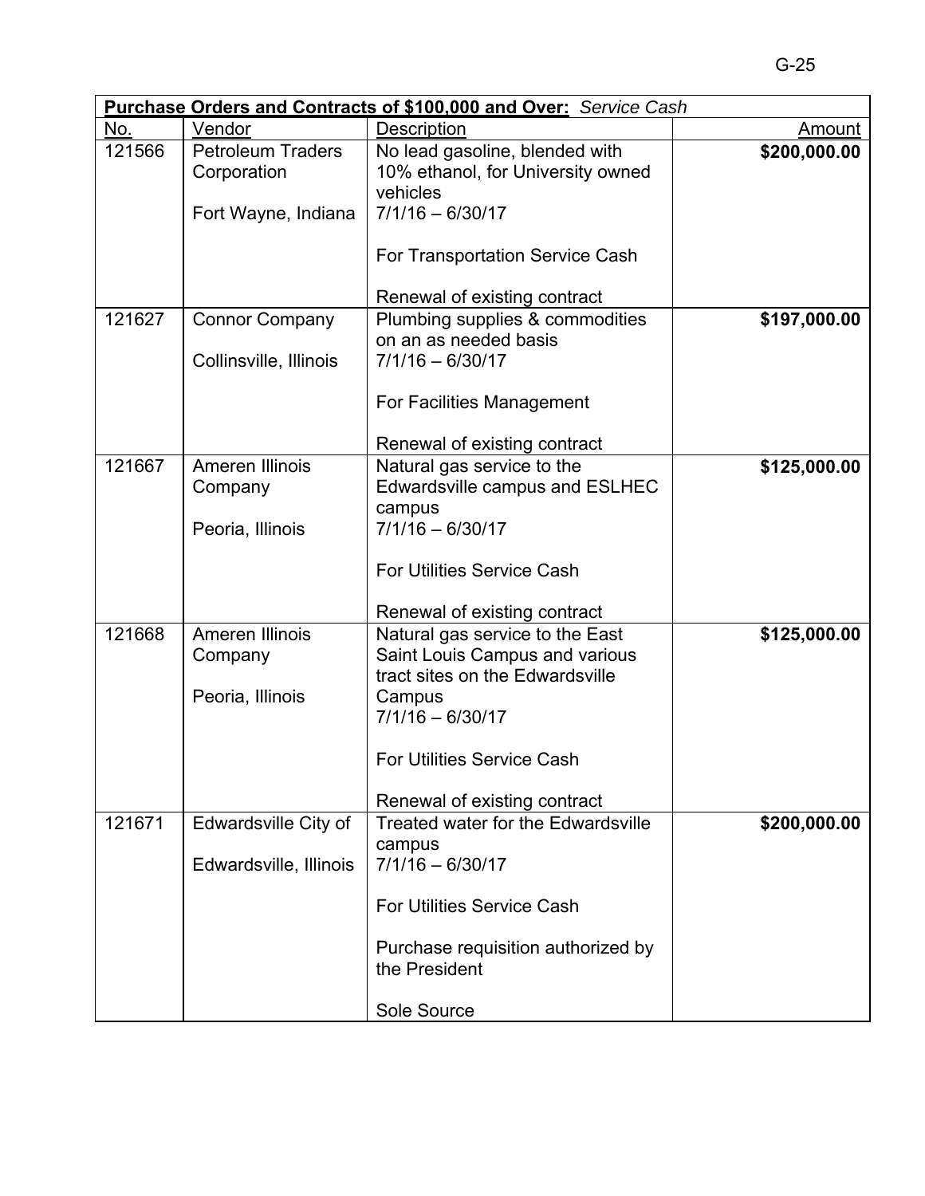| **Purchase Orders and Contracts of $100,000 and Over:** *Service Cash* | | | |
|---|---|---|---|
| No. | Vendor | Description | Amount |
| 121566 | Petroleum Traders Corporation<br><br>Fort Wayne, Indiana | No lead gasoline, blended with 10% ethanol, for University owned vehicles<br>7/1/16 – 6/30/17<br><br>For Transportation Service Cash<br><br>Renewal of existing contract | **$200,000.00** |
| 121627 | Connor Company<br><br>Collinsville, Illinois | Plumbing supplies & commodities on an as needed basis<br>7/1/16 – 6/30/17<br><br>For Facilities Management<br><br>Renewal of existing contract | **$197,000.00** |
| 121667 | Ameren Illinois Company<br><br>Peoria, Illinois | Natural gas service to the Edwardsville campus and ESLHEC campus<br>7/1/16 – 6/30/17<br><br>For Utilities Service Cash<br><br>Renewal of existing contract | **$125,000.00** |
| 121668 | Ameren Illinois Company<br><br>Peoria, Illinois | Natural gas service to the East Saint Louis Campus and various tract sites on the Edwardsville Campus<br>7/1/16 – 6/30/17<br><br>For Utilities Service Cash<br><br>Renewal of existing contract | **$125,000.00** |
| 121671 | Edwardsville City of<br><br>Edwardsville, Illinois | Treated water for the Edwardsville campus<br>7/1/16 – 6/30/17<br><br>For Utilities Service Cash<br><br>Purchase requisition authorized by the President<br><br>Sole Source | **$200,000.00** |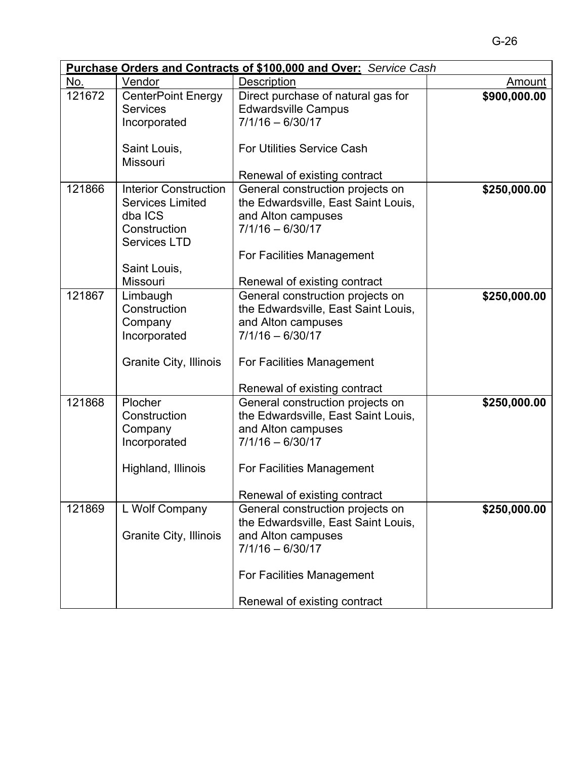| **Purchase Orders and Contracts of $100,000 and Over:** *Service Cash* | | | |
|---|---|---|---|
| No. | Vendor | Description | Amount |
| 121672 | CenterPoint Energy Services Incorporated<br><br>Saint Louis, Missouri | Direct purchase of natural gas for Edwardsville Campus<br>7/1/16 – 6/30/17<br><br>For Utilities Service Cash<br><br>Renewal of existing contract | **$900,000.00** |
| 121866 | Interior Construction Services Limited dba ICS Construction Services LTD<br><br>Saint Louis, Missouri | General construction projects on the Edwardsville, East Saint Louis, and Alton campuses<br>7/1/16 – 6/30/17<br><br>For Facilities Management<br><br>Renewal of existing contract | **$250,000.00** |
| 121867 | Limbaugh Construction Company Incorporated<br><br>Granite City, Illinois | General construction projects on the Edwardsville, East Saint Louis, and Alton campuses<br>7/1/16 – 6/30/17<br><br>For Facilities Management<br><br>Renewal of existing contract | **$250,000.00** |
| 121868 | Plocher Construction Company Incorporated<br><br>Highland, Illinois | General construction projects on the Edwardsville, East Saint Louis, and Alton campuses<br>7/1/16 – 6/30/17<br><br>For Facilities Management<br><br>Renewal of existing contract | **$250,000.00** |
| 121869 | L Wolf Company<br><br>Granite City, Illinois | General construction projects on the Edwardsville, East Saint Louis, and Alton campuses<br>7/1/16 – 6/30/17<br><br>For Facilities Management<br><br>Renewal of existing contract | **$250,000.00** |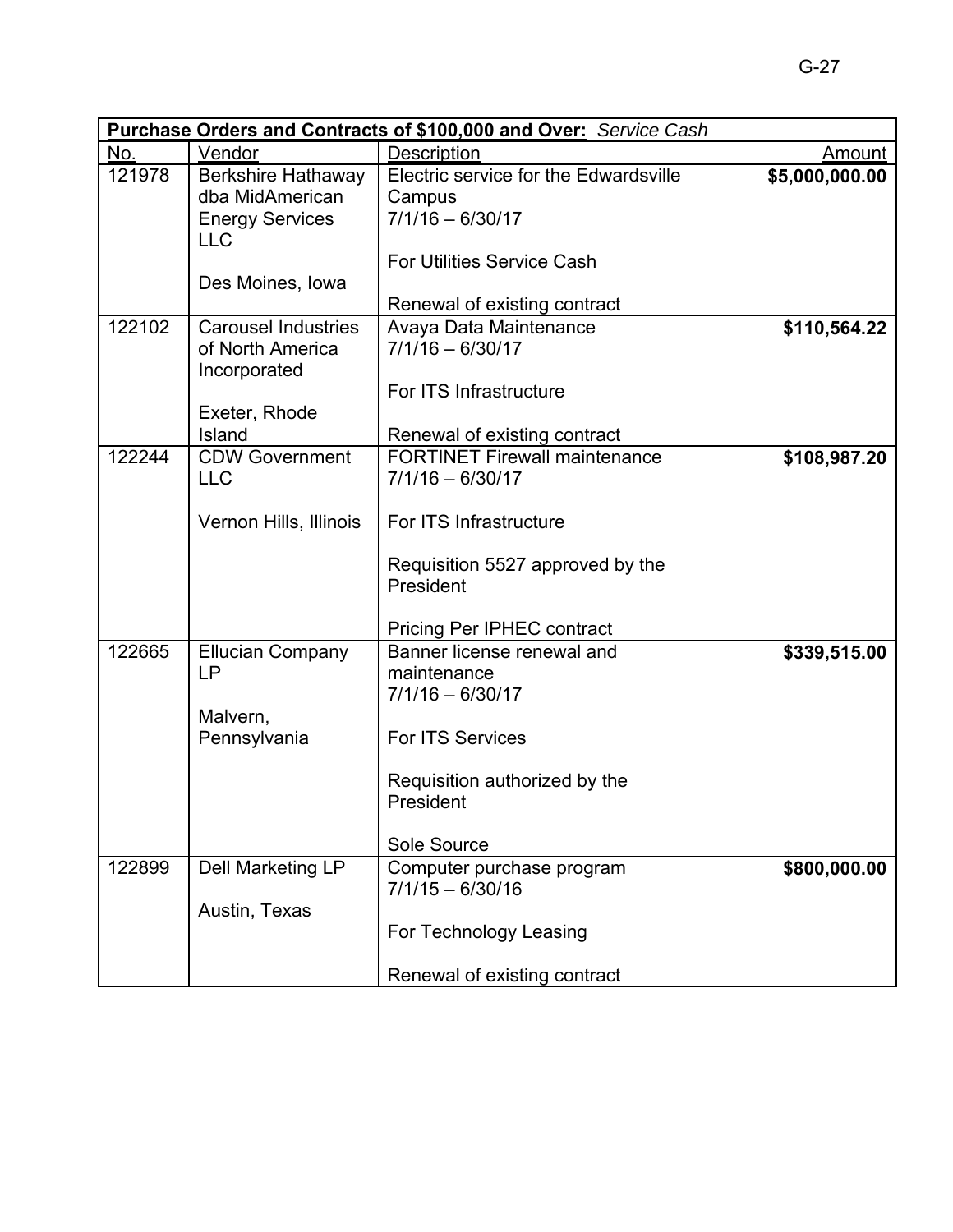| **Purchase Orders and Contracts of $100,000 and Over:** *Service Cash* | | | |
|---|---|---|---|
| No. | Vendor | Description | Amount |
| 121978 | Berkshire Hathaway dba MidAmerican Energy Services LLC<br><br>Des Moines, Iowa | Electric service for the Edwardsville Campus<br>7/1/16 – 6/30/17<br><br>For Utilities Service Cash<br><br>Renewal of existing contract | **$5,000,000.00** |
| 122102 | Carousel Industries of North America Incorporated<br><br>Exeter, Rhode Island | Avaya Data Maintenance<br>7/1/16 – 6/30/17<br><br>For ITS Infrastructure<br><br>Renewal of existing contract | **$110,564.22** |
| 122244 | CDW Government LLC<br><br>Vernon Hills, Illinois | FORTINET Firewall maintenance<br>7/1/16 – 6/30/17<br><br>For ITS Infrastructure<br><br>Requisition 5527 approved by the President<br><br>Pricing Per IPHEC contract | **$108,987.20** |
| 122665 | Ellucian Company LP<br><br>Malvern, Pennsylvania | Banner license renewal and maintenance<br>7/1/16 – 6/30/17<br><br>For ITS Services<br><br>Requisition authorized by the President<br><br>Sole Source | **$339,515.00** |
| 122899 | Dell Marketing LP<br><br>Austin, Texas | Computer purchase program<br>7/1/15 – 6/30/16<br><br>For Technology Leasing<br><br>Renewal of existing contract | **$800,000.00** |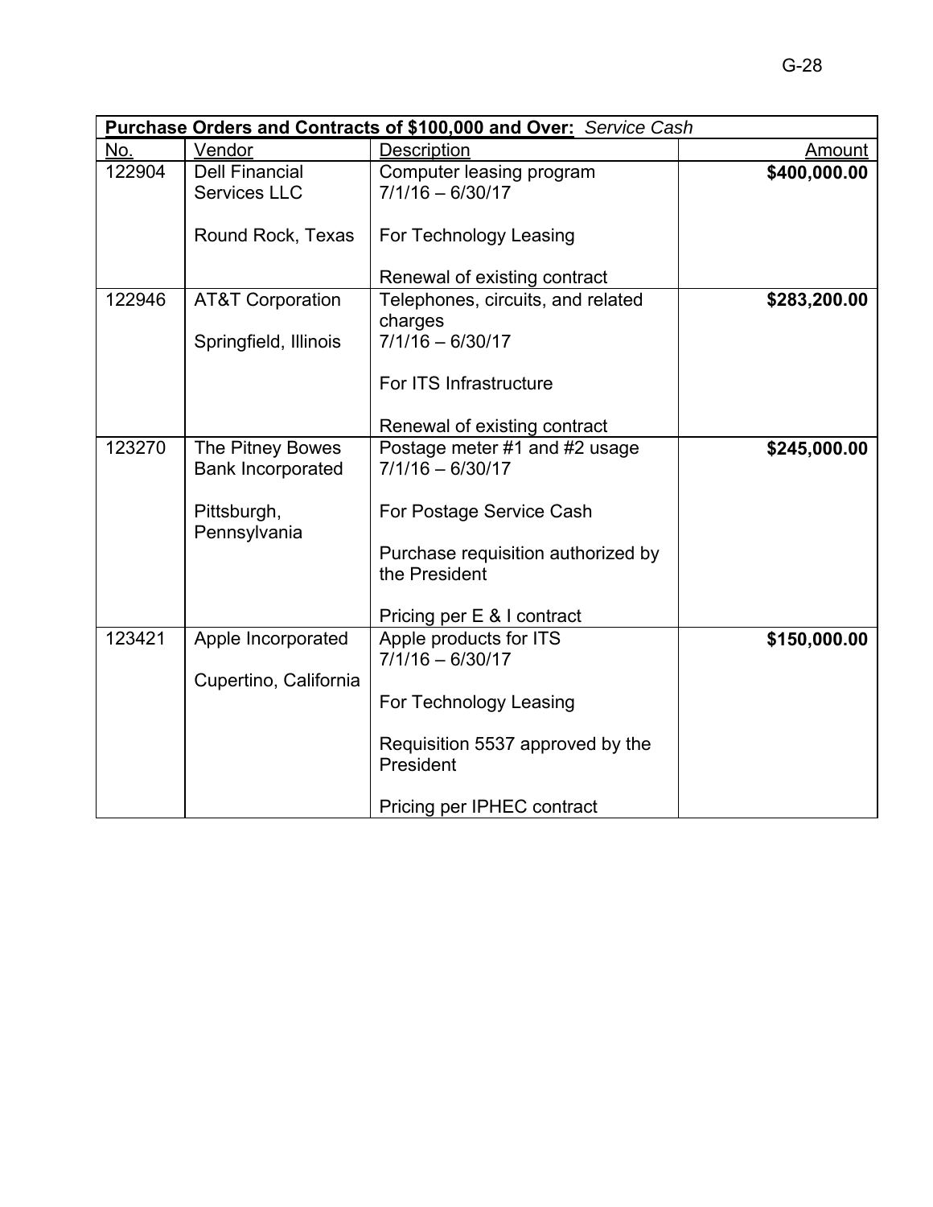| **Purchase Orders and Contracts of $100,000 and Over:** *Service Cash* | | | |
|---|---|---|---|
| No. | Vendor | Description | Amount |
| 122904 | Dell Financial Services LLC<br><br>Round Rock, Texas | Computer leasing program<br>7/1/16 – 6/30/17<br><br>For Technology Leasing<br><br>Renewal of existing contract | **$400,000.00** |
| 122946 | AT&T Corporation<br><br>Springfield, Illinois | Telephones, circuits, and related charges<br>7/1/16 – 6/30/17<br><br>For ITS Infrastructure<br><br>Renewal of existing contract | **$283,200.00** |
| 123270 | The Pitney Bowes Bank Incorporated<br><br>Pittsburgh, Pennsylvania | Postage meter #1 and #2 usage<br>7/1/16 – 6/30/17<br><br>For Postage Service Cash<br><br>Purchase requisition authorized by the President<br><br>Pricing per E & I contract | **$245,000.00** |
| 123421 | Apple Incorporated<br><br>Cupertino, California | Apple products for ITS<br>7/1/16 – 6/30/17<br><br>For Technology Leasing<br><br>Requisition 5537 approved by the President<br><br>Pricing per IPHEC contract | **$150,000.00** |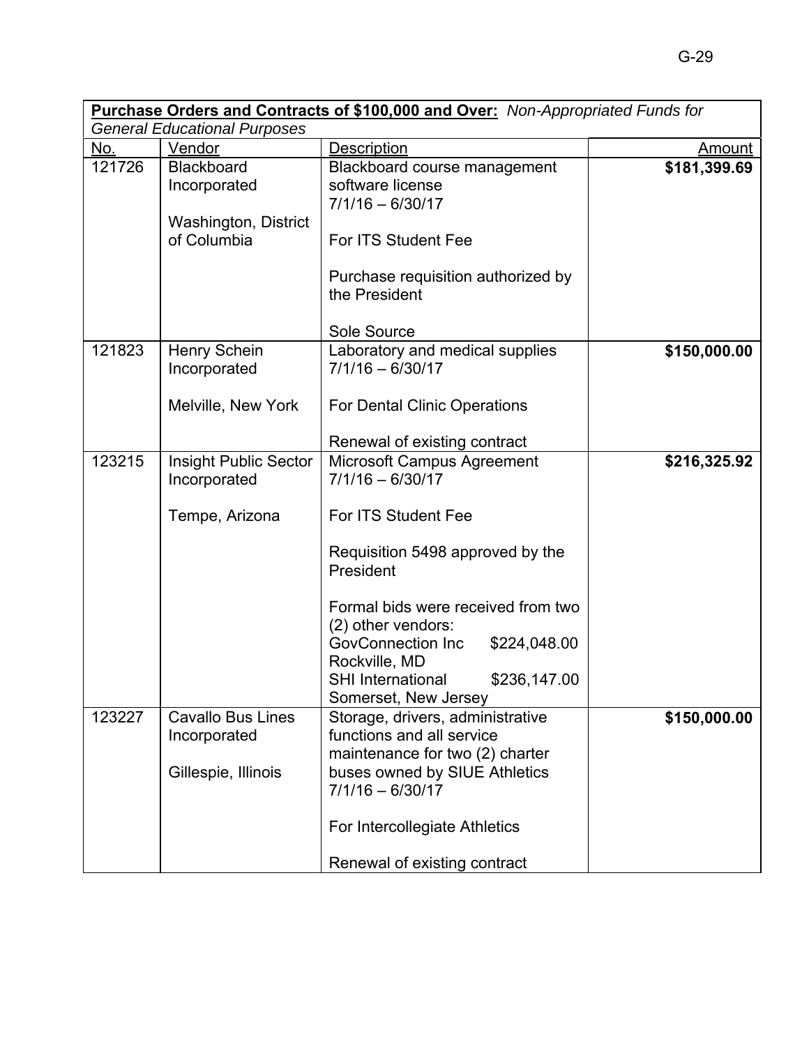| **Purchase Orders and Contracts of $100,000 and Over:** *Non-Appropriated Funds for General Educational Purposes* | | | |
|---|---|---|---|
| No. | Vendor | Description | Amount |
| 121726 | Blackboard Incorporated<br><br>Washington, District of Columbia | Blackboard course management software license<br>7/1/16 – 6/30/17<br><br>For ITS Student Fee<br><br>Purchase requisition authorized by the President<br><br>Sole Source | **$181,399.69** |
| 121823 | Henry Schein Incorporated<br><br>Melville, New York | Laboratory and medical supplies<br>7/1/16 – 6/30/17<br><br>For Dental Clinic Operations<br><br>Renewal of existing contract | **$150,000.00** |
| 123215 | Insight Public Sector Incorporated<br><br>Tempe, Arizona | Microsoft Campus Agreement<br>7/1/16 – 6/30/17<br><br>For ITS Student Fee<br><br>Requisition 5498 approved by the President<br><br>Formal bids were received from two (2) other vendors:<br>GovConnection Inc $224,048.00<br>Rockville, MD<br>SHI International $236,147.00<br>Somerset, New Jersey | **$216,325.92** |
| 123227 | Cavallo Bus Lines Incorporated<br><br>Gillespie, Illinois | Storage, drivers, administrative functions and all service maintenance for two (2) charter buses owned by SIUE Athletics<br>7/1/16 – 6/30/17<br><br>For Intercollegiate Athletics<br><br>Renewal of existing contract | **$150,000.00** |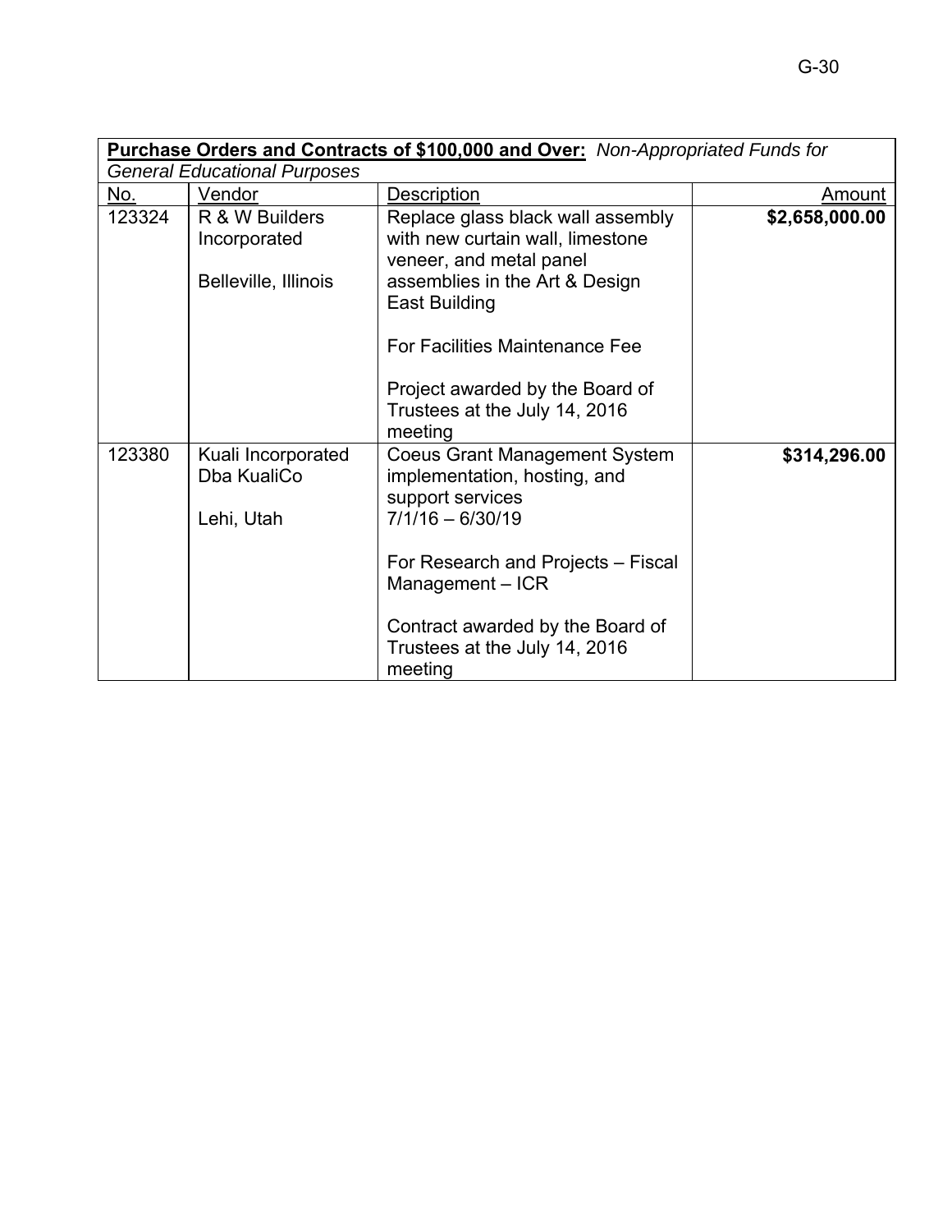| **Purchase Orders and Contracts of $100,000 and Over:** *Non-Appropriated Funds for General Educational Purposes* | | | |
|---|---|---|---|
| No. | Vendor | Description | Amount |
| 123324 | R & W Builders Incorporated<br><br>Belleville, Illinois | Replace glass black wall assembly with new curtain wall, limestone veneer, and metal panel assemblies in the Art & Design East Building<br><br>For Facilities Maintenance Fee<br><br>Project awarded by the Board of Trustees at the July 14, 2016 meeting | **$2,658,000.00** |
| 123380 | Kuali Incorporated Dba KualiCo<br><br>Lehi, Utah | Coeus Grant Management System implementation, hosting, and support services<br>7/1/16 – 6/30/19<br><br>For Research and Projects – Fiscal Management – ICR<br><br>Contract awarded by the Board of Trustees at the July 14, 2016 meeting | **$314,296.00** |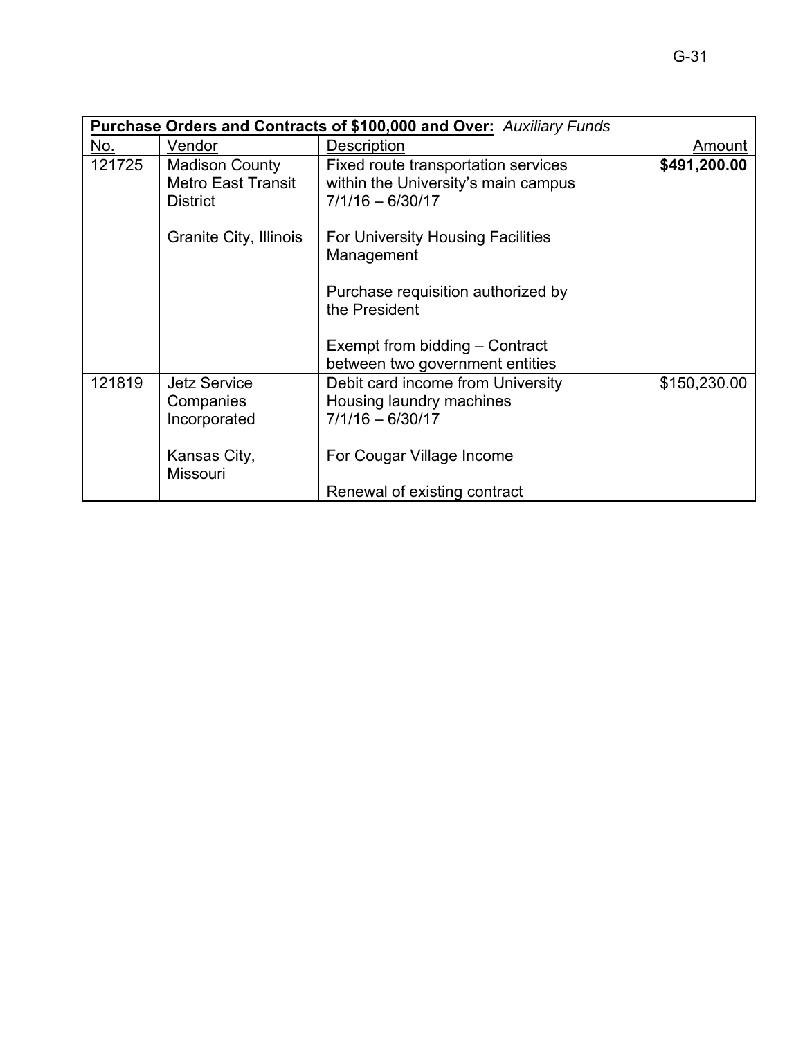| **Purchase Orders and Contracts of $100,000 and Over:** *Auxiliary Funds* | | | |
|---|---|---|---|
| No. | Vendor | Description | Amount |
| 121725 | Madison County Metro East Transit District<br><br>Granite City, Illinois | Fixed route transportation services within the University's main campus 7/1/16 – 6/30/17<br><br>For University Housing Facilities Management<br><br>Purchase requisition authorized by the President<br><br>Exempt from bidding – Contract between two government entities | **$491,200.00** |
| 121819 | Jetz Service Companies Incorporated<br><br>Kansas City, Missouri | Debit card income from University Housing laundry machines 7/1/16 – 6/30/17<br><br>For Cougar Village Income<br><br>Renewal of existing contract | $150,230.00 |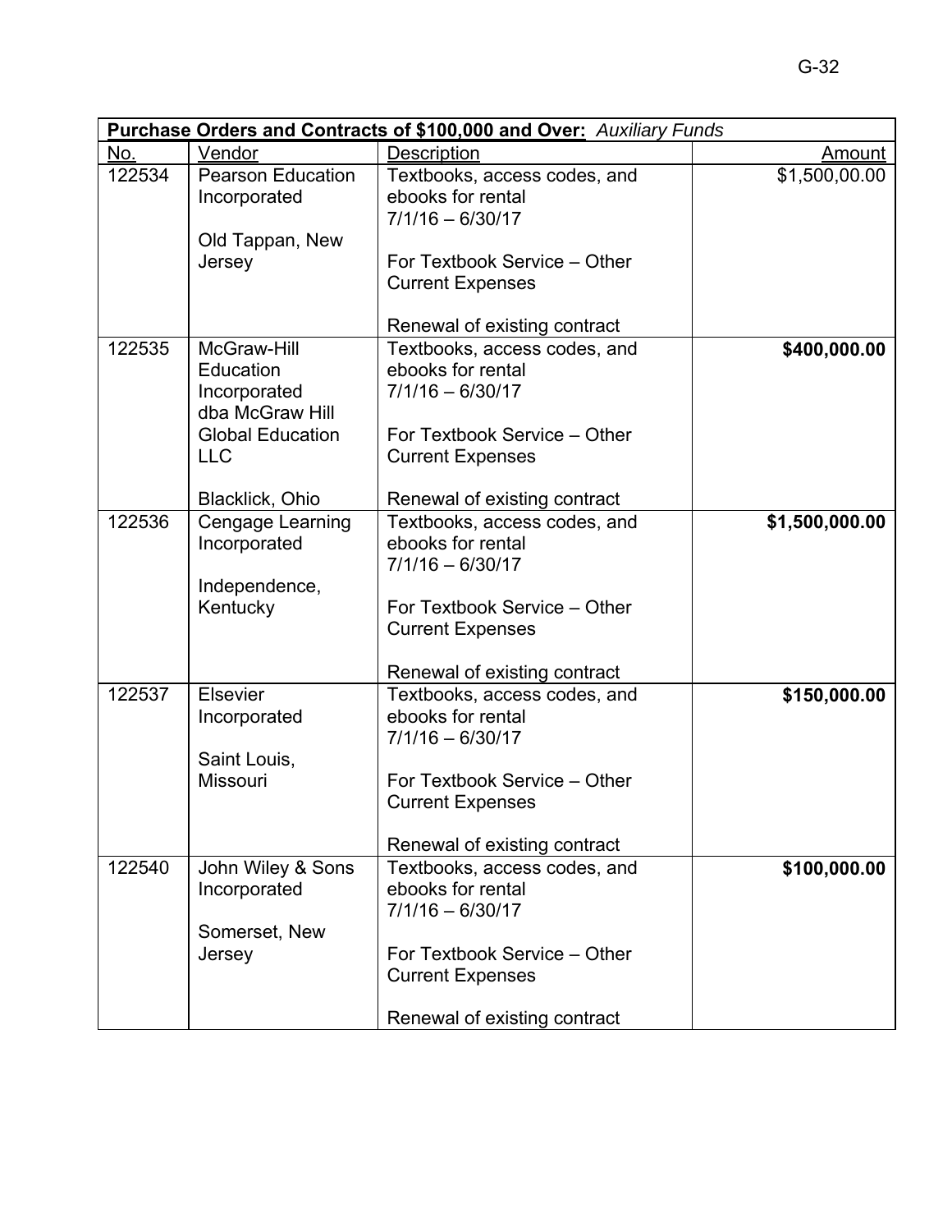| **Purchase Orders and Contracts of $100,000 and Over:** *Auxiliary Funds* | | | |
|---|---|---|---|
| No. | Vendor | Description | Amount |
| 122534 | Pearson Education Incorporated<br><br>Old Tappan, New Jersey | Textbooks, access codes, and ebooks for rental<br>7/1/16 – 6/30/17<br><br>For Textbook Service – Other Current Expenses<br><br>Renewal of existing contract | $1,500,00.00 |
| 122535 | McGraw-Hill Education Incorporated dba McGraw Hill Global Education LLC<br><br>Blacklick, Ohio | Textbooks, access codes, and ebooks for rental<br>7/1/16 – 6/30/17<br><br>For Textbook Service – Other Current Expenses<br><br>Renewal of existing contract | **$400,000.00** |
| 122536 | Cengage Learning Incorporated<br><br>Independence, Kentucky | Textbooks, access codes, and ebooks for rental<br>7/1/16 – 6/30/17<br><br>For Textbook Service – Other Current Expenses<br><br>Renewal of existing contract | **$1,500,000.00** |
| 122537 | Elsevier Incorporated<br><br>Saint Louis, Missouri | Textbooks, access codes, and ebooks for rental<br>7/1/16 – 6/30/17<br><br>For Textbook Service – Other Current Expenses<br><br>Renewal of existing contract | **$150,000.00** |
| 122540 | John Wiley & Sons Incorporated<br><br>Somerset, New Jersey | Textbooks, access codes, and ebooks for rental<br>7/1/16 – 6/30/17<br><br>For Textbook Service – Other Current Expenses<br><br>Renewal of existing contract | **$100,000.00** |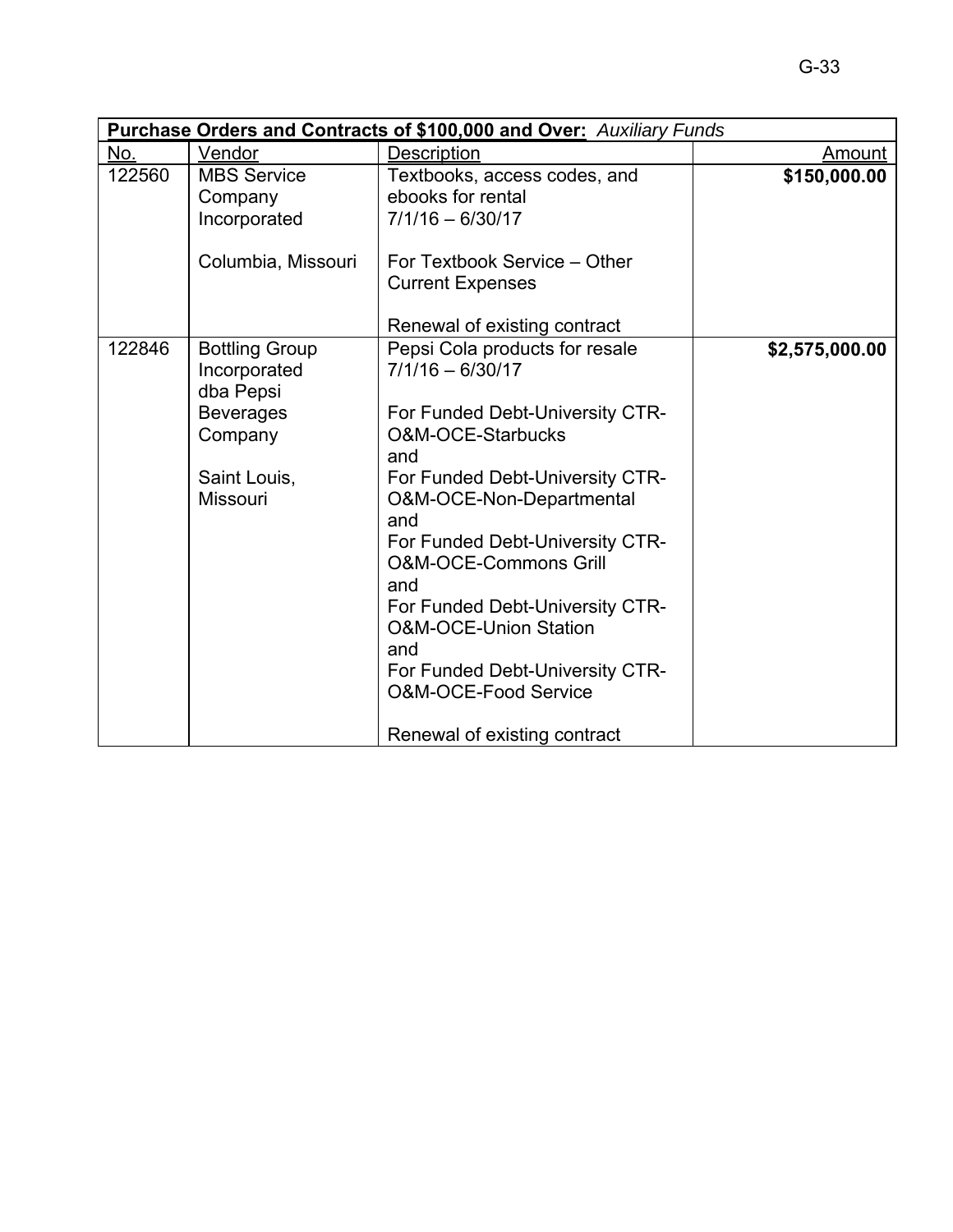| **Purchase Orders and Contracts of \$100,000 and Over:** *Auxiliary Funds* | | | |
|---|---|---|---|
| No. | Vendor | Description | Amount |
| 122560 | MBS Service Company Incorporated<br><br>Columbia, Missouri | Textbooks, access codes, and ebooks for rental<br>7/1/16 – 6/30/17<br><br>For Textbook Service – Other Current Expenses<br><br>Renewal of existing contract | **\$150,000.00** |
| 122846 | Bottling Group Incorporated dba Pepsi Beverages Company<br><br>Saint Louis, Missouri | Pepsi Cola products for resale<br>7/1/16 – 6/30/17<br><br>For Funded Debt-University CTR-O&M-OCE-Starbucks<br>and<br>For Funded Debt-University CTR-O&M-OCE-Non-Departmental<br>and<br>For Funded Debt-University CTR-O&M-OCE-Commons Grill<br>and<br>For Funded Debt-University CTR-O&M-OCE-Union Station<br>and<br>For Funded Debt-University CTR-O&M-OCE-Food Service<br><br>Renewal of existing contract | **\$2,575,000.00** |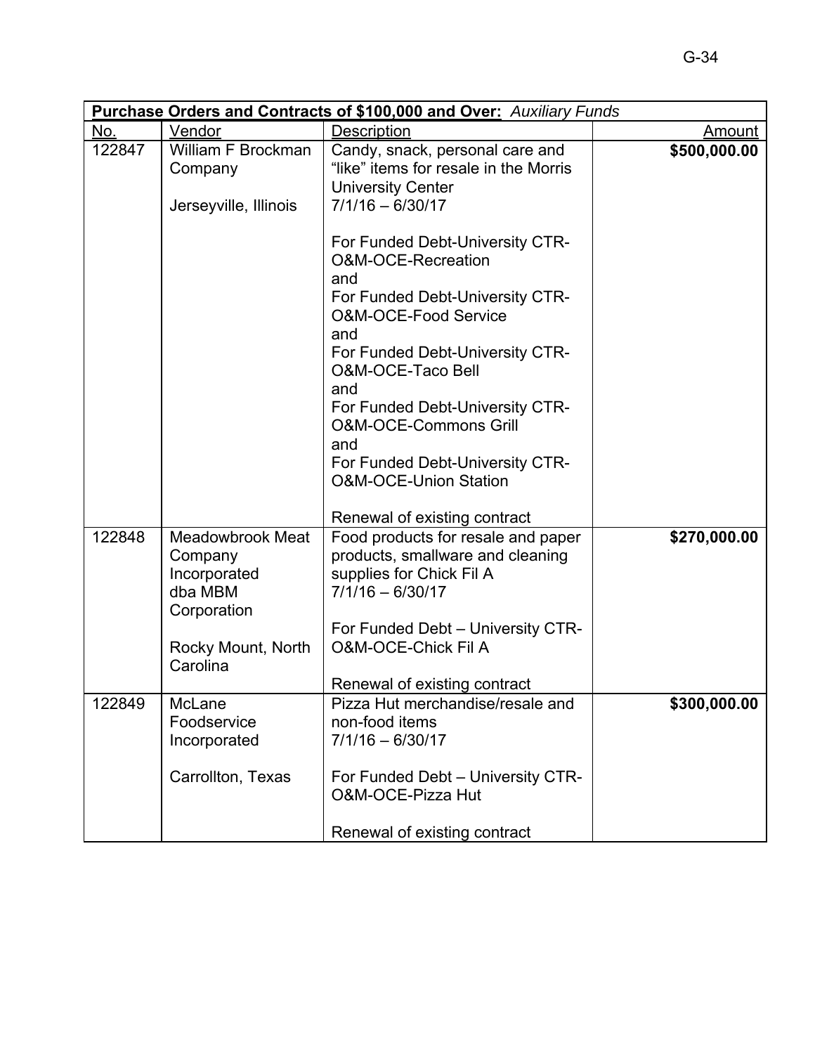| **Purchase Orders and Contracts of $100,000 and Over:** *Auxiliary Funds* | | | |
|---|---|---|---|
| No. | Vendor | Description | Amount |
| 122847 | William F Brockman Company<br><br>Jerseyville, Illinois | Candy, snack, personal care and "like" items for resale in the Morris University Center<br>7/1/16 – 6/30/17<br><br>For Funded Debt-University CTR-O&M-OCE-Recreation<br>and<br>For Funded Debt-University CTR-O&M-OCE-Food Service<br>and<br>For Funded Debt-University CTR-O&M-OCE-Taco Bell<br>and<br>For Funded Debt-University CTR-O&M-OCE-Commons Grill<br>and<br>For Funded Debt-University CTR-O&M-OCE-Union Station<br><br>Renewal of existing contract | **$500,000.00** |
| 122848 | Meadowbrook Meat Company Incorporated dba MBM Corporation<br><br>Rocky Mount, North Carolina | Food products for resale and paper products, smallware and cleaning supplies for Chick Fil A<br>7/1/16 – 6/30/17<br><br>For Funded Debt – University CTR-O&M-OCE-Chick Fil A<br><br>Renewal of existing contract | **$270,000.00** |
| 122849 | McLane Foodservice Incorporated<br><br>Carrollton, Texas | Pizza Hut merchandise/resale and non-food items<br>7/1/16 – 6/30/17<br><br>For Funded Debt – University CTR-O&M-OCE-Pizza Hut<br><br>Renewal of existing contract | **$300,000.00** |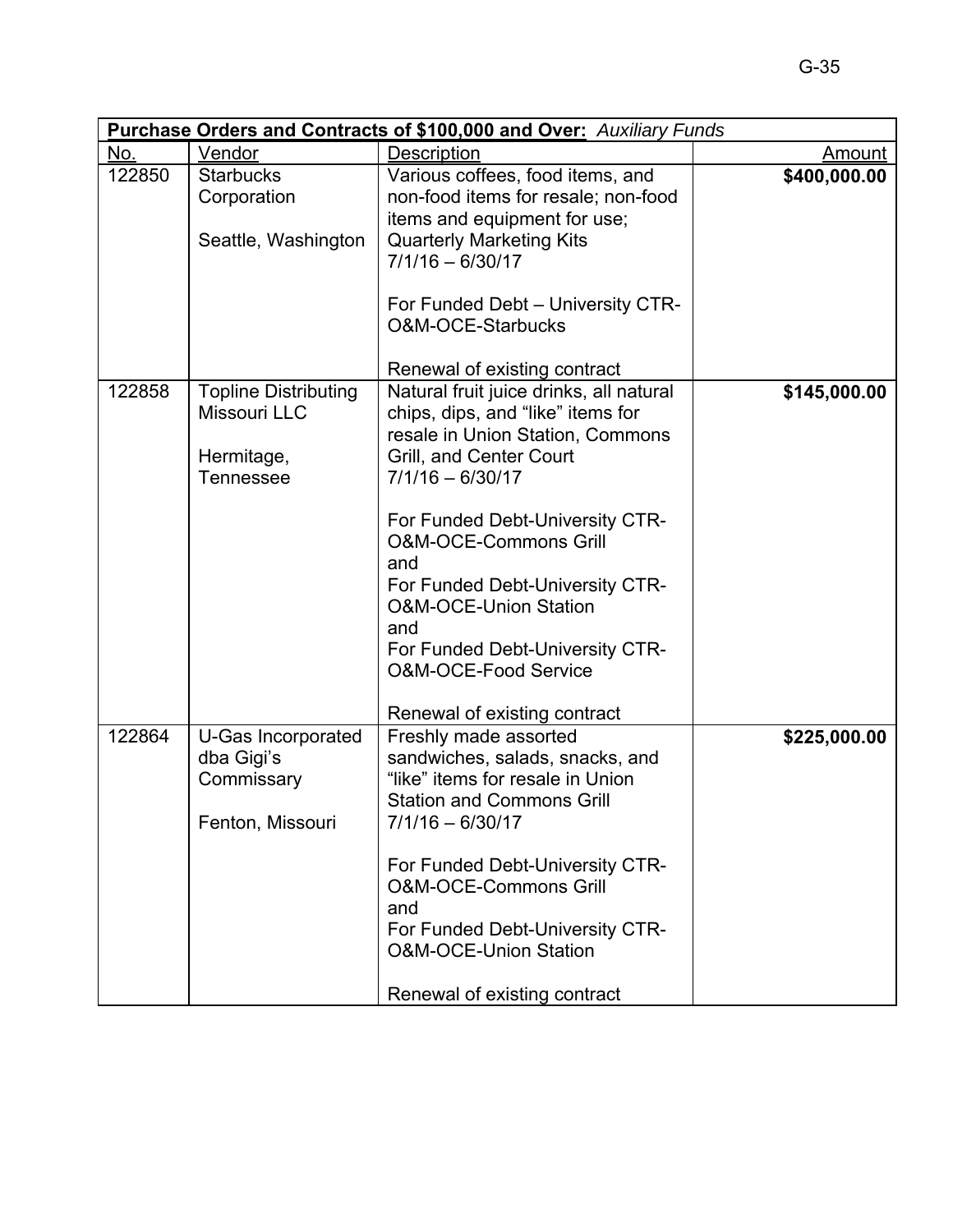| **Purchase Orders and Contracts of \$100,000 and Over:** *Auxiliary Funds* | | | |
|---|---|---|---|
| No. | Vendor | Description | Amount |
| 122850 | Starbucks Corporation<br><br>Seattle, Washington | Various coffees, food items, and non-food items for resale; non-food items and equipment for use; Quarterly Marketing Kits<br>7/1/16 – 6/30/17<br><br>For Funded Debt – University CTR-O&M-OCE-Starbucks<br><br>Renewal of existing contract | **\$400,000.00** |
| 122858 | Topline Distributing Missouri LLC<br><br>Hermitage, Tennessee | Natural fruit juice drinks, all natural chips, dips, and "like" items for resale in Union Station, Commons Grill, and Center Court<br>7/1/16 – 6/30/17<br><br>For Funded Debt-University CTR-O&M-OCE-Commons Grill<br>and<br>For Funded Debt-University CTR-O&M-OCE-Union Station<br>and<br>For Funded Debt-University CTR-O&M-OCE-Food Service<br><br>Renewal of existing contract | **\$145,000.00** |
| 122864 | U-Gas Incorporated dba Gigi's Commissary<br><br>Fenton, Missouri | Freshly made assorted sandwiches, salads, snacks, and "like" items for resale in Union Station and Commons Grill<br>7/1/16 – 6/30/17<br><br>For Funded Debt-University CTR-O&M-OCE-Commons Grill<br>and<br>For Funded Debt-University CTR-O&M-OCE-Union Station<br><br>Renewal of existing contract | **\$225,000.00** |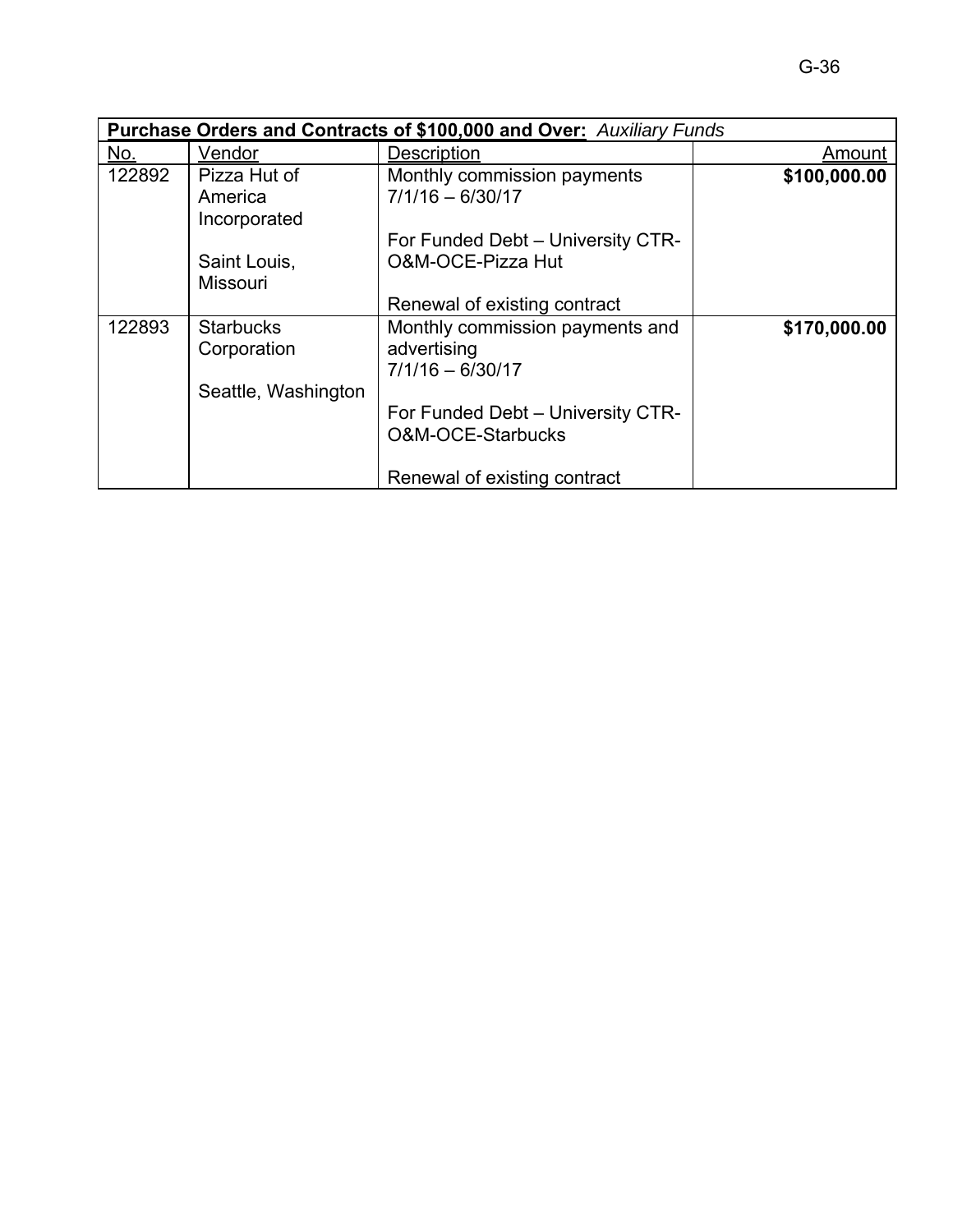| **Purchase Orders and Contracts of $100,000 and Over:** *Auxiliary Funds* | | | |
|---|---|---|---|
| No. | Vendor | Description | Amount |
| 122892 | Pizza Hut of America Incorporated<br><br>Saint Louis, Missouri | Monthly commission payments 7/1/16 – 6/30/17<br><br>For Funded Debt – University CTR-O&M-OCE-Pizza Hut<br><br>Renewal of existing contract | **$100,000.00** |
| 122893 | Starbucks Corporation<br><br>Seattle, Washington | Monthly commission payments and advertising 7/1/16 – 6/30/17<br><br>For Funded Debt – University CTR-O&M-OCE-Starbucks<br><br>Renewal of existing contract | **$170,000.00** |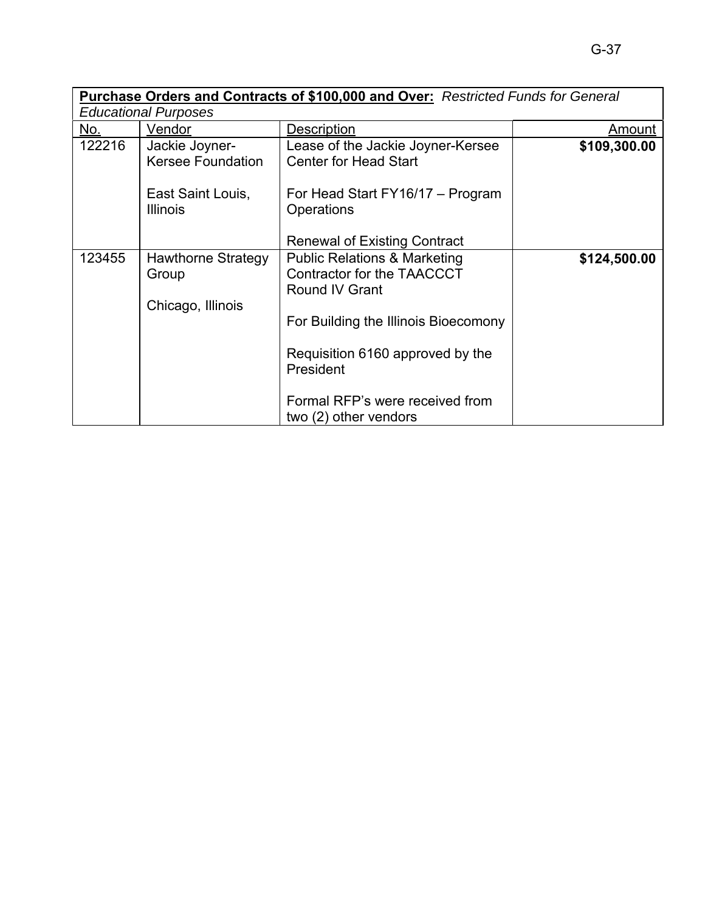**Purchase Orders and Contracts of $100,000 and Over:** *Restricted Funds for General Educational Purposes*

| No. | Vendor | Description | Amount |
|---|---|---|---|
| 122216 | Jackie Joyner-Kersee Foundation<br><br>East Saint Louis, Illinois | Lease of the Jackie Joyner-Kersee Center for Head Start<br><br>For Head Start FY16/17 – Program Operations<br><br>Renewal of Existing Contract | **$109,300.00** |
| 123455 | Hawthorne Strategy Group<br><br>Chicago, Illinois | Public Relations & Marketing Contractor for the TAACCCT Round IV Grant<br><br>For Building the Illinois Bioecomony<br><br>Requisition 6160 approved by the President<br><br>Formal RFP's were received from two (2) other vendors | **$124,500.00** |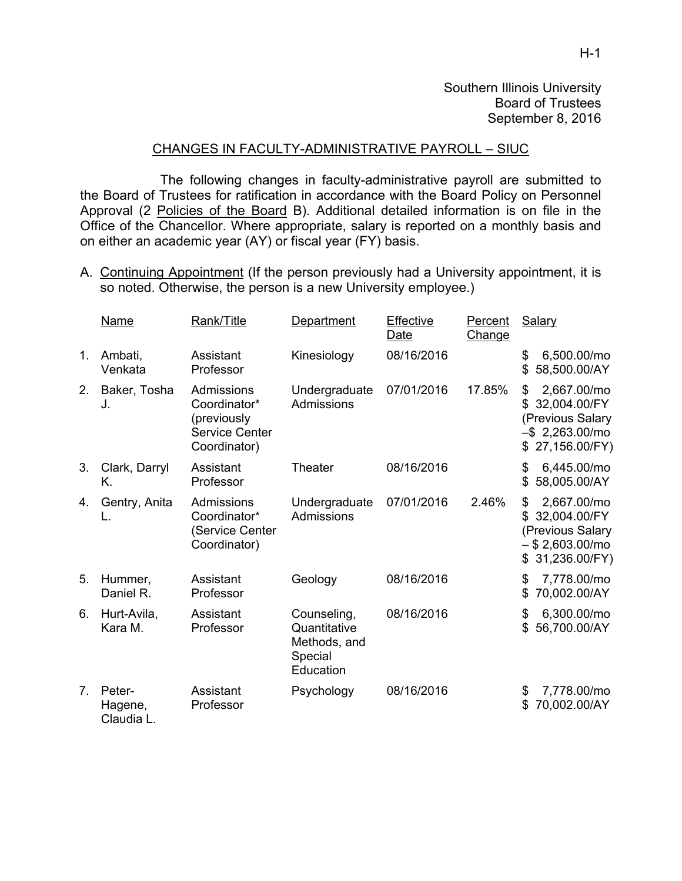Southern Illinois University
Board of Trustees
September 8, 2016

## CHANGES IN FACULTY-ADMINISTRATIVE PAYROLL – SIUC

The following changes in faculty-administrative payroll are submitted to the Board of Trustees for ratification in accordance with the Board Policy on Personnel Approval (2 Policies of the Board B). Additional detailed information is on file in the Office of the Chancellor. Where appropriate, salary is reported on a monthly basis and on either an academic year (AY) or fiscal year (FY) basis.

A. Continuing Appointment (If the person previously had a University appointment, it is so noted. Otherwise, the person is a new University employee.)

| | Name | Rank/Title | Department | Effective Date | Percent Change | Salary |
|---|---|---|---|---|---|---|
| 1. | Ambati, Venkata | Assistant Professor | Kinesiology | 08/16/2016 | | $ 6,500.00/mo<br>$ 58,500.00/AY |
| 2. | Baker, Tosha J. | Admissions Coordinator* (previously Service Center Coordinator) | Undergraduate Admissions | 07/01/2016 | 17.85% | $ 2,667.00/mo<br>$ 32,004.00/FY<br>(Previous Salary –$ 2,263.00/mo<br>$ 27,156.00/FY) |
| 3. | Clark, Darryl K. | Assistant Professor | Theater | 08/16/2016 | | $ 6,445.00/mo<br>$ 58,005.00/AY |
| 4. | Gentry, Anita L. | Admissions Coordinator* (Service Center Coordinator) | Undergraduate Admissions | 07/01/2016 | 2.46% | $ 2,667.00/mo<br>$ 32,004.00/FY<br>(Previous Salary – $ 2,603.00/mo<br>$ 31,236.00/FY) |
| 5. | Hummer, Daniel R. | Assistant Professor | Geology | 08/16/2016 | | $ 7,778.00/mo<br>$ 70,002.00/AY |
| 6. | Hurt-Avila, Kara M. | Assistant Professor | Counseling, Quantitative Methods, and Special Education | 08/16/2016 | | $ 6,300.00/mo<br>$ 56,700.00/AY |
| 7. | Peter-Hagene, Claudia L. | Assistant Professor | Psychology | 08/16/2016 | | $ 7,778.00/mo<br>$ 70,002.00/AY |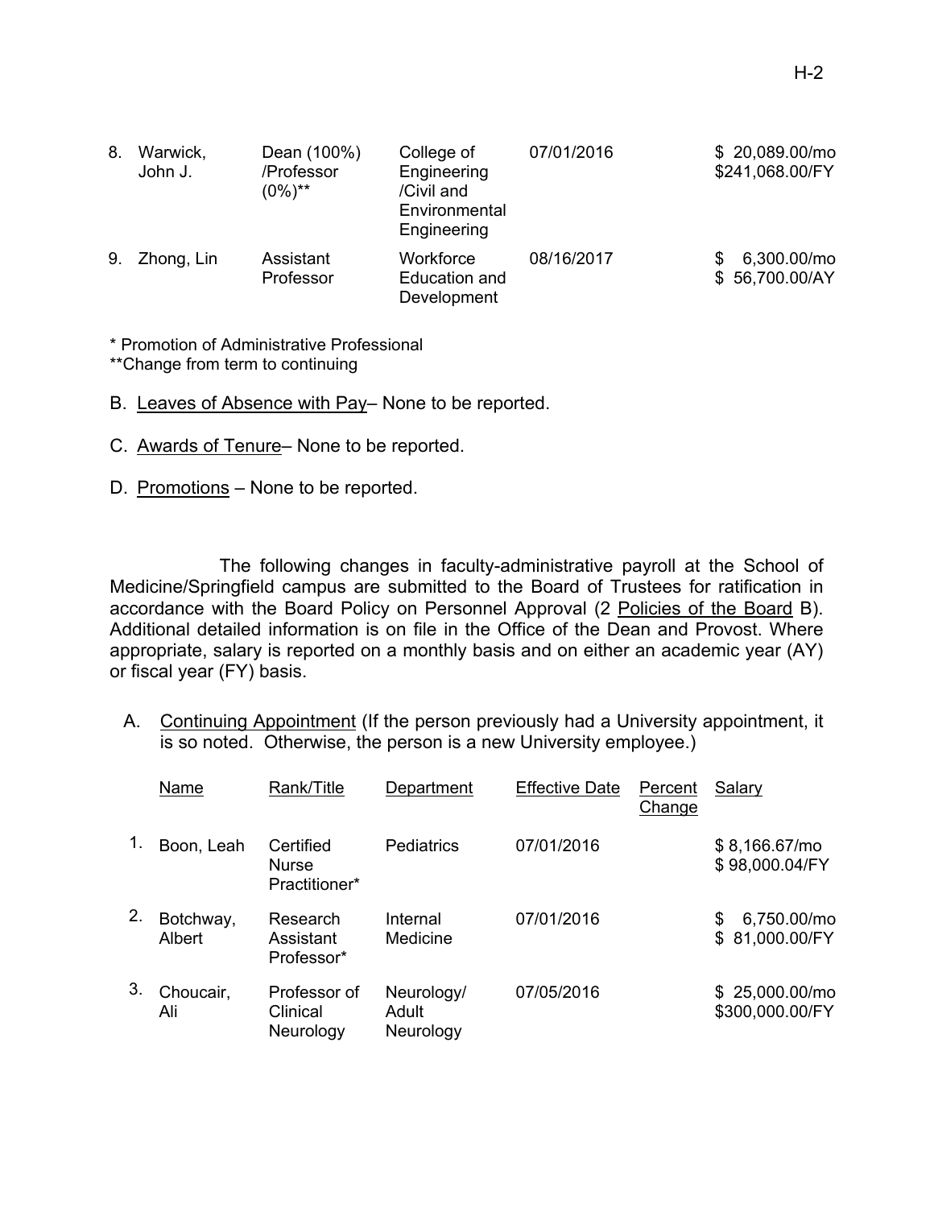| | | | | | |
|---|---|---|---|---|---|
| 8. | Warwick, John J. | Dean (100%) /Professor (0%)** | College of Engineering /Civil and Environmental Engineering | 07/01/2016 | $ 20,089.00/mo $241,068.00/FY |
| 9. | Zhong, Lin | Assistant Professor | Workforce Education and Development | 08/16/2017 | $ 6,300.00/mo $ 56,700.00/AY |

\* Promotion of Administrative Professional
**Change from term to continuing

B. Leaves of Absence with Pay– None to be reported.

C. Awards of Tenure– None to be reported.

D. Promotions – None to be reported.

The following changes in faculty-administrative payroll at the School of Medicine/Springfield campus are submitted to the Board of Trustees for ratification in accordance with the Board Policy on Personnel Approval (2 Policies of the Board B). Additional detailed information is on file in the Office of the Dean and Provost. Where appropriate, salary is reported on a monthly basis and on either an academic year (AY) or fiscal year (FY) basis.

A. Continuing Appointment (If the person previously had a University appointment, it is so noted. Otherwise, the person is a new University employee.)

| | Name | Rank/Title | Department | Effective Date | Percent Change | Salary |
|---|---|---|---|---|---|---|
| 1. | Boon, Leah | Certified Nurse Practitioner* | Pediatrics | 07/01/2016 | | $ 8,166.67/mo $ 98,000.04/FY |
| 2. | Botchway, Albert | Research Assistant Professor* | Internal Medicine | 07/01/2016 | | $ 6,750.00/mo $ 81,000.00/FY |
| 3. | Choucair, Ali | Professor of Clinical Neurology | Neurology/ Adult Neurology | 07/05/2016 | | $ 25,000.00/mo $300,000.00/FY |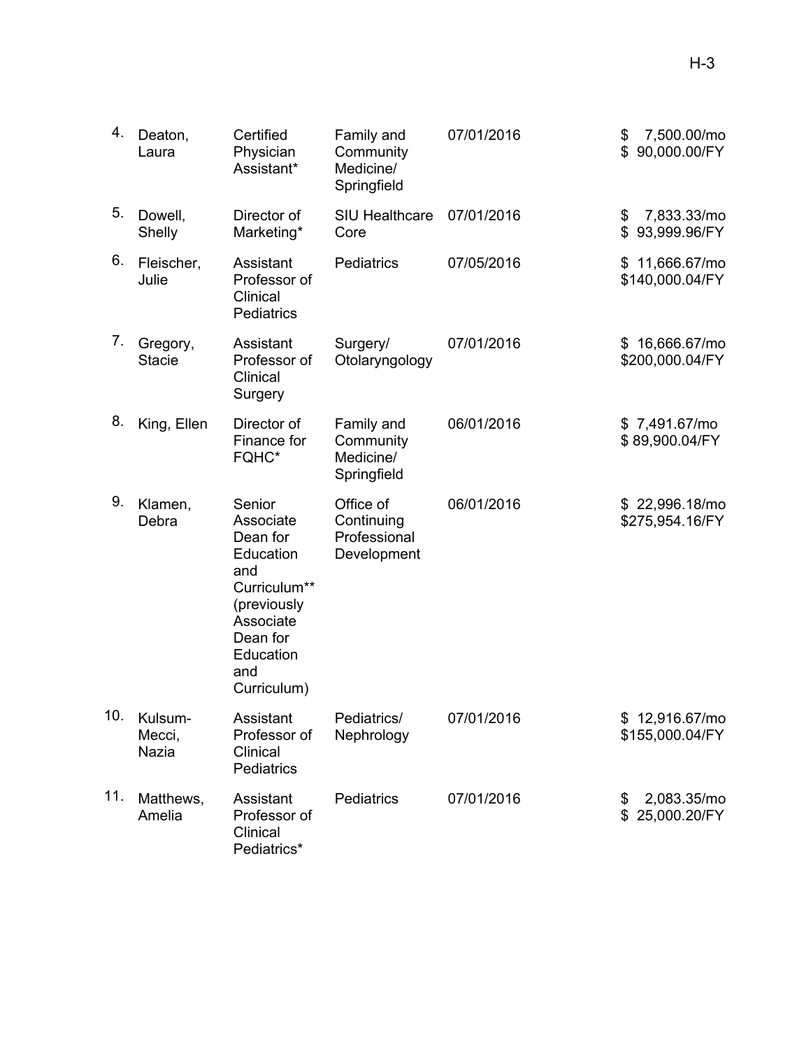| | | | | | |
|---|---|---|---|---|---|
| 4. | Deaton, Laura | Certified Physician Assistant* | Family and Community Medicine/ Springfield | 07/01/2016 | \$ 7,500.00/mo<br>\$ 90,000.00/FY |
| 5. | Dowell, Shelly | Director of Marketing* | SIU Healthcare Core | 07/01/2016 | \$ 7,833.33/mo<br>\$ 93,999.96/FY |
| 6. | Fleischer, Julie | Assistant Professor of Clinical Pediatrics | Pediatrics | 07/05/2016 | \$ 11,666.67/mo<br>\$140,000.04/FY |
| 7. | Gregory, Stacie | Assistant Professor of Clinical Surgery | Surgery/ Otolaryngology | 07/01/2016 | \$ 16,666.67/mo<br>\$200,000.04/FY |
| 8. | King, Ellen | Director of Finance for FQHC* | Family and Community Medicine/ Springfield | 06/01/2016 | \$ 7,491.67/mo<br>\$ 89,900.04/FY |
| 9. | Klamen, Debra | Senior Associate Dean for Education and Curriculum** (previously Associate Dean for Education and Curriculum) | Office of Continuing Professional Development | 06/01/2016 | \$ 22,996.18/mo<br>\$275,954.16/FY |
| 10. | Kulsum-Mecci, Nazia | Assistant Professor of Clinical Pediatrics | Pediatrics/ Nephrology | 07/01/2016 | \$ 12,916.67/mo<br>\$155,000.04/FY |
| 11. | Matthews, Amelia | Assistant Professor of Clinical Pediatrics* | Pediatrics | 07/01/2016 | \$ 2,083.35/mo<br>\$ 25,000.20/FY |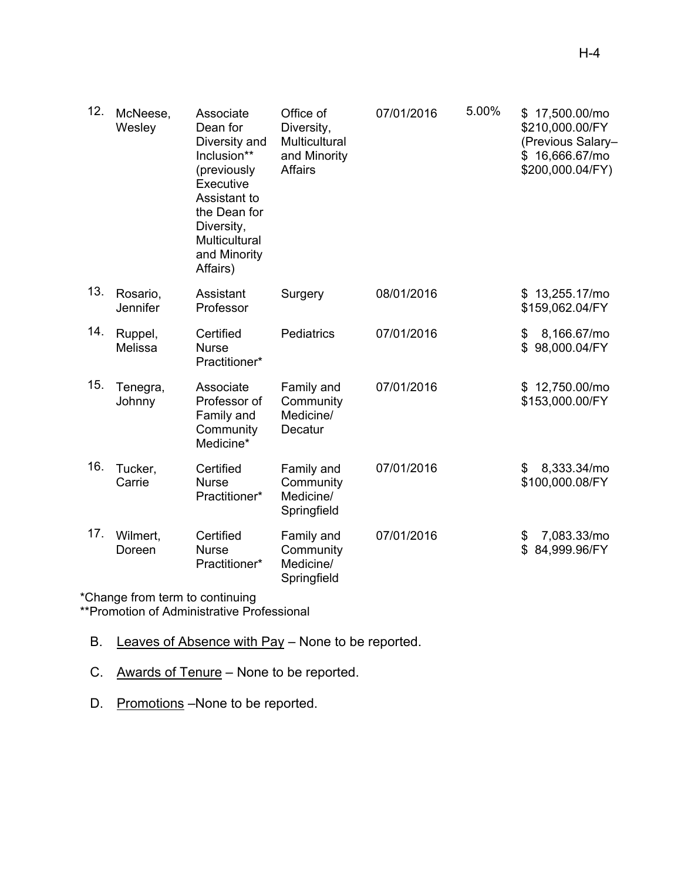| | | | | | | |
|---|---|---|---|---|---|---|
| 12. | McNeese, Wesley | Associate Dean for Diversity and Inclusion** (previously Executive Assistant to the Dean for Diversity, Multicultural and Minority Affairs) | Office of Diversity, Multicultural and Minority Affairs | 07/01/2016 | 5.00% | $ 17,500.00/mo $210,000.00/FY (Previous Salary– $ 16,666.67/mo $200,000.04/FY) |
| 13. | Rosario, Jennifer | Assistant Professor | Surgery | 08/01/2016 | | $ 13,255.17/mo $159,062.04/FY |
| 14. | Ruppel, Melissa | Certified Nurse Practitioner* | Pediatrics | 07/01/2016 | | $ 8,166.67/mo $ 98,000.04/FY |
| 15. | Tenegra, Johnny | Associate Professor of Family and Community Medicine* | Family and Community Medicine/ Decatur | 07/01/2016 | | $ 12,750.00/mo $153,000.00/FY |
| 16. | Tucker, Carrie | Certified Nurse Practitioner* | Family and Community Medicine/ Springfield | 07/01/2016 | | $ 8,333.34/mo $100,000.08/FY |
| 17. | Wilmert, Doreen | Certified Nurse Practitioner* | Family and Community Medicine/ Springfield | 07/01/2016 | | $ 7,083.33/mo $ 84,999.96/FY |

*Change from term to continuing
**Promotion of Administrative Professional

B. Leaves of Absence with Pay – None to be reported.

C. Awards of Tenure – None to be reported.

D. Promotions –None to be reported.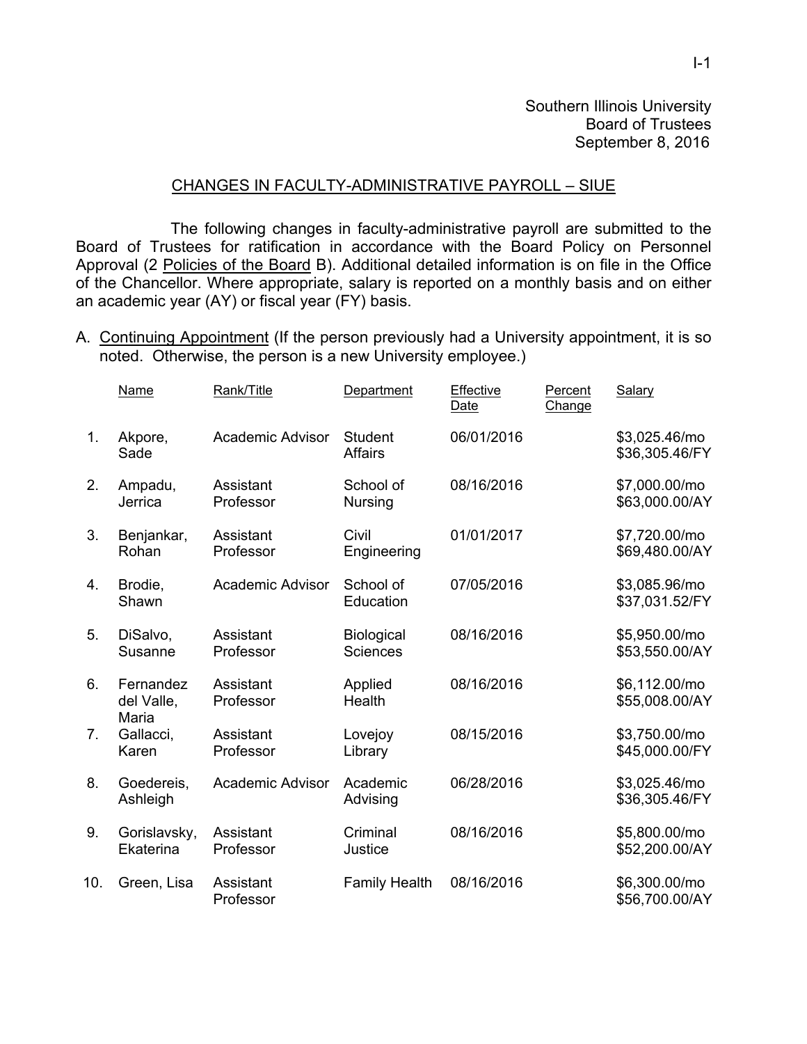Southern Illinois University
Board of Trustees
September 8, 2016

## CHANGES IN FACULTY-ADMINISTRATIVE PAYROLL – SIUE

The following changes in faculty-administrative payroll are submitted to the Board of Trustees for ratification in accordance with the Board Policy on Personnel Approval (2 Policies of the Board B). Additional detailed information is on file in the Office of the Chancellor. Where appropriate, salary is reported on a monthly basis and on either an academic year (AY) or fiscal year (FY) basis.

A. Continuing Appointment (If the person previously had a University appointment, it is so noted. Otherwise, the person is a new University employee.)

| | Name | Rank/Title | Department | Effective Date | Percent Change | Salary |
|---|---|---|---|---|---|---|
| 1. | Akpore, Sade | Academic Advisor | Student Affairs | 06/01/2016 | | $3,025.46/mo<br>$36,305.46/FY |
| 2. | Ampadu, Jerrica | Assistant Professor | School of Nursing | 08/16/2016 | | $7,000.00/mo<br>$63,000.00/AY |
| 3. | Benjankar, Rohan | Assistant Professor | Civil Engineering | 01/01/2017 | | $7,720.00/mo<br>$69,480.00/AY |
| 4. | Brodie, Shawn | Academic Advisor | School of Education | 07/05/2016 | | $3,085.96/mo<br>$37,031.52/FY |
| 5. | DiSalvo, Susanne | Assistant Professor | Biological Sciences | 08/16/2016 | | $5,950.00/mo<br>$53,550.00/AY |
| 6. | Fernandez del Valle, Maria | Assistant Professor | Applied Health | 08/16/2016 | | $6,112.00/mo<br>$55,008.00/AY |
| 7. | Gallacci, Karen | Assistant Professor | Lovejoy Library | 08/15/2016 | | $3,750.00/mo<br>$45,000.00/FY |
| 8. | Goedereis, Ashleigh | Academic Advisor | Academic Advising | 06/28/2016 | | $3,025.46/mo<br>$36,305.46/FY |
| 9. | Gorislavsky, Ekaterina | Assistant Professor | Criminal Justice | 08/16/2016 | | $5,800.00/mo<br>$52,200.00/AY |
| 10. | Green, Lisa | Assistant Professor | Family Health | 08/16/2016 | | $6,300.00/mo<br>$56,700.00/AY |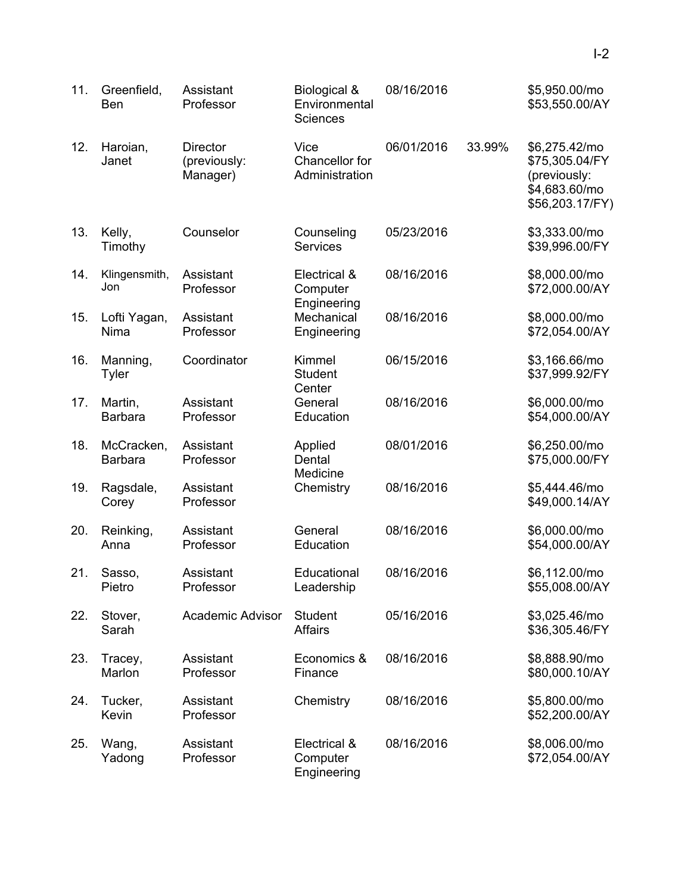| | | | | | | |
|---|---|---|---|---|---|---|
| 11. | Greenfield, Ben | Assistant Professor | Biological & Environmental Sciences | 08/16/2016 | | $5,950.00/mo $53,550.00/AY |
| 12. | Haroian, Janet | Director (previously: Manager) | Vice Chancellor for Administration | 06/01/2016 | 33.99% | $6,275.42/mo $75,305.04/FY (previously: $4,683.60/mo $56,203.17/FY) |
| 13. | Kelly, Timothy | Counselor | Counseling Services | 05/23/2016 | | $3,333.00/mo $39,996.00/FY |
| 14. | Klingensmith, Jon | Assistant Professor | Electrical & Computer Engineering | 08/16/2016 | | $8,000.00/mo $72,000.00/AY |
| 15. | Lofti Yagan, Nima | Assistant Professor | Mechanical Engineering | 08/16/2016 | | $8,000.00/mo $72,054.00/AY |
| 16. | Manning, Tyler | Coordinator | Kimmel Student Center | 06/15/2016 | | $3,166.66/mo $37,999.92/FY |
| 17. | Martin, Barbara | Assistant Professor | General Education | 08/16/2016 | | $6,000.00/mo $54,000.00/AY |
| 18. | McCracken, Barbara | Assistant Professor | Applied Dental Medicine | 08/01/2016 | | $6,250.00/mo $75,000.00/FY |
| 19. | Ragsdale, Corey | Assistant Professor | Chemistry | 08/16/2016 | | $5,444.46/mo $49,000.14/AY |
| 20. | Reinking, Anna | Assistant Professor | General Education | 08/16/2016 | | $6,000.00/mo $54,000.00/AY |
| 21. | Sasso, Pietro | Assistant Professor | Educational Leadership | 08/16/2016 | | $6,112.00/mo $55,008.00/AY |
| 22. | Stover, Sarah | Academic Advisor | Student Affairs | 05/16/2016 | | $3,025.46/mo $36,305.46/FY |
| 23. | Tracey, Marlon | Assistant Professor | Economics & Finance | 08/16/2016 | | $8,888.90/mo $80,000.10/AY |
| 24. | Tucker, Kevin | Assistant Professor | Chemistry | 08/16/2016 | | $5,800.00/mo $52,200.00/AY |
| 25. | Wang, Yadong | Assistant Professor | Electrical & Computer Engineering | 08/16/2016 | | $8,006.00/mo $72,054.00/AY |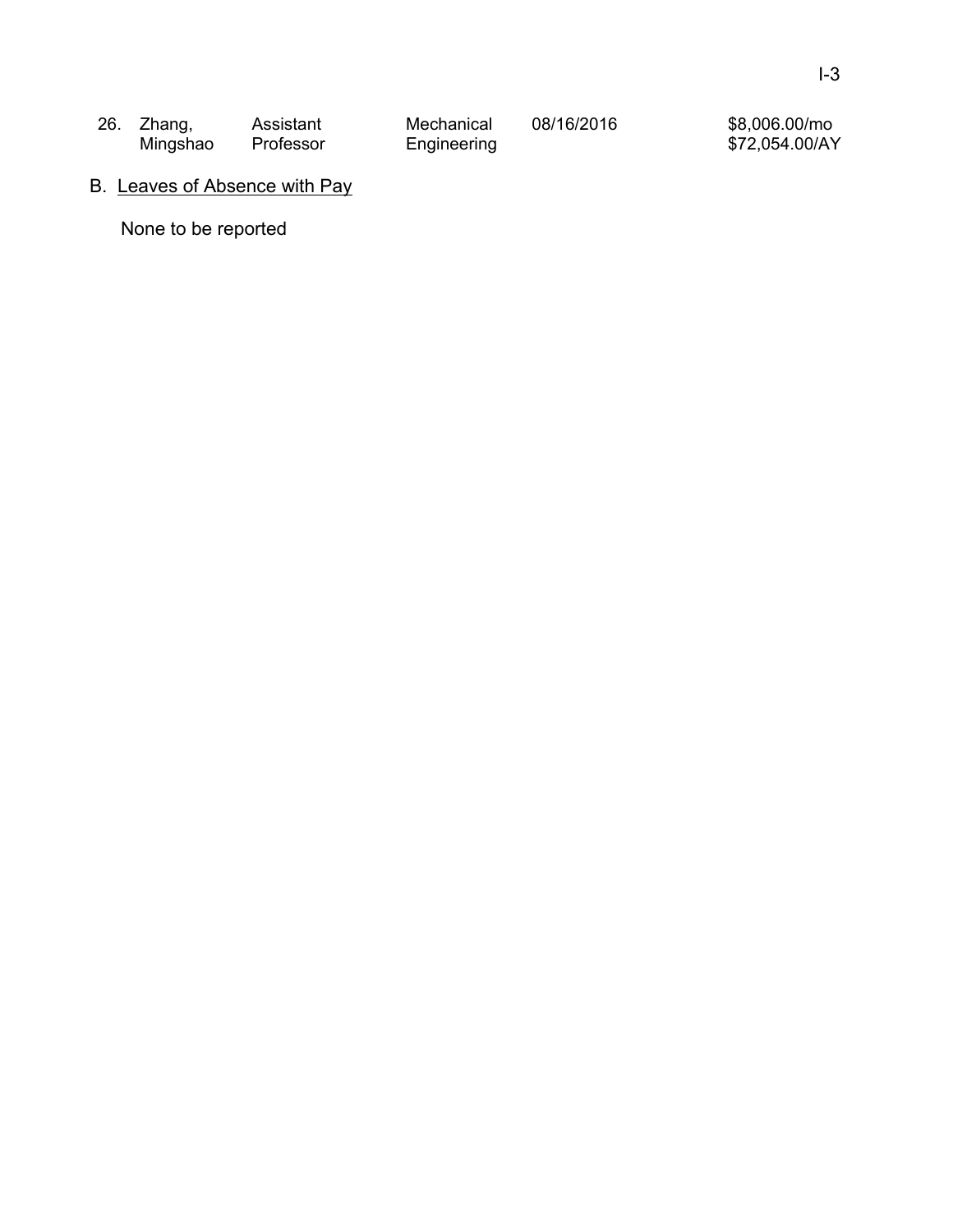| 26. | Zhang, Mingshao | Assistant Professor | Mechanical Engineering | 08/16/2016 | $8,006.00/mo $72,054.00/AY |
|---|---|---|---|---|---|

B. Leaves of Absence with Pay

None to be reported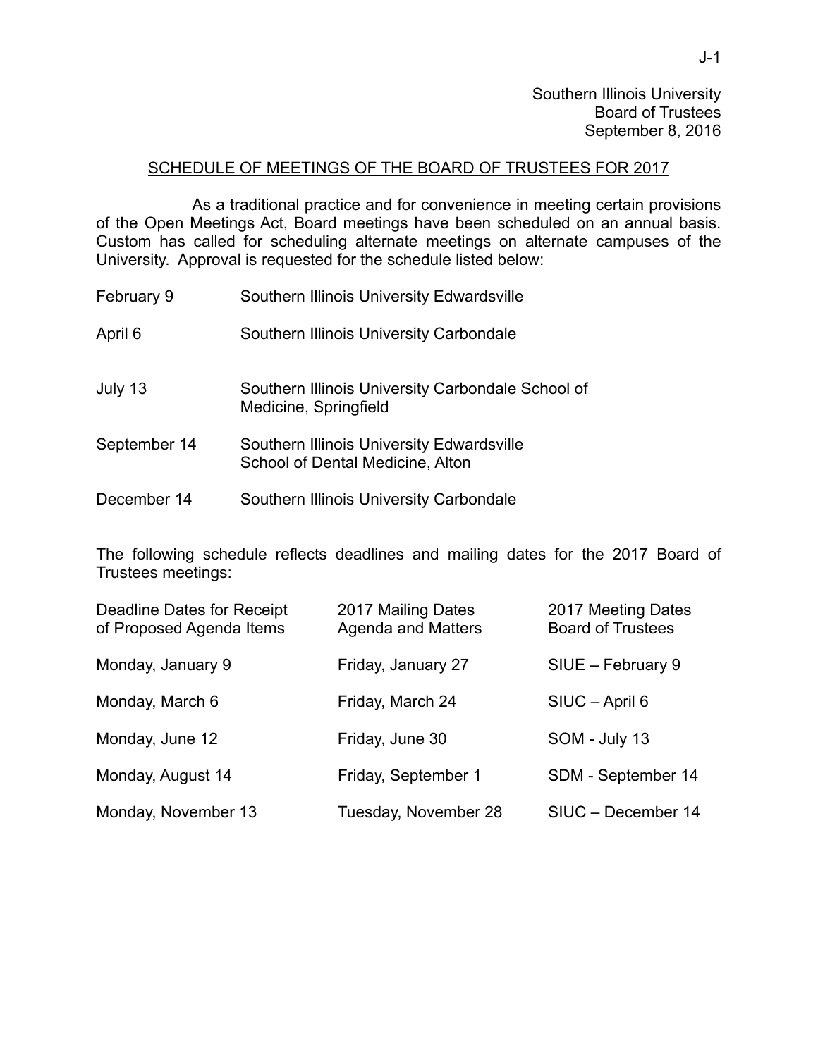Southern Illinois University
Board of Trustees
September 8, 2016

## SCHEDULE OF MEETINGS OF THE BOARD OF TRUSTEES FOR 2017

As a traditional practice and for convenience in meeting certain provisions of the Open Meetings Act, Board meetings have been scheduled on an annual basis. Custom has called for scheduling alternate meetings on alternate campuses of the University. Approval is requested for the schedule listed below:

| | |
|---|---|
| February 9 | Southern Illinois University Edwardsville |
| April 6 | Southern Illinois University Carbondale |
| July 13 | Southern Illinois University Carbondale School of Medicine, Springfield |
| September 14 | Southern Illinois University Edwardsville School of Dental Medicine, Alton |
| December 14 | Southern Illinois University Carbondale |

The following schedule reflects deadlines and mailing dates for the 2017 Board of Trustees meetings:

| Deadline Dates for Receipt of Proposed Agenda Items | 2017 Mailing Dates Agenda and Matters | 2017 Meeting Dates Board of Trustees |
|---|---|---|
| Monday, January 9 | Friday, January 27 | SIUE – February 9 |
| Monday, March 6 | Friday, March 24 | SIUC – April 6 |
| Monday, June 12 | Friday, June 30 | SOM - July 13 |
| Monday, August 14 | Friday, September 1 | SDM - September 14 |
| Monday, November 13 | Tuesday, November 28 | SIUC – December 14 |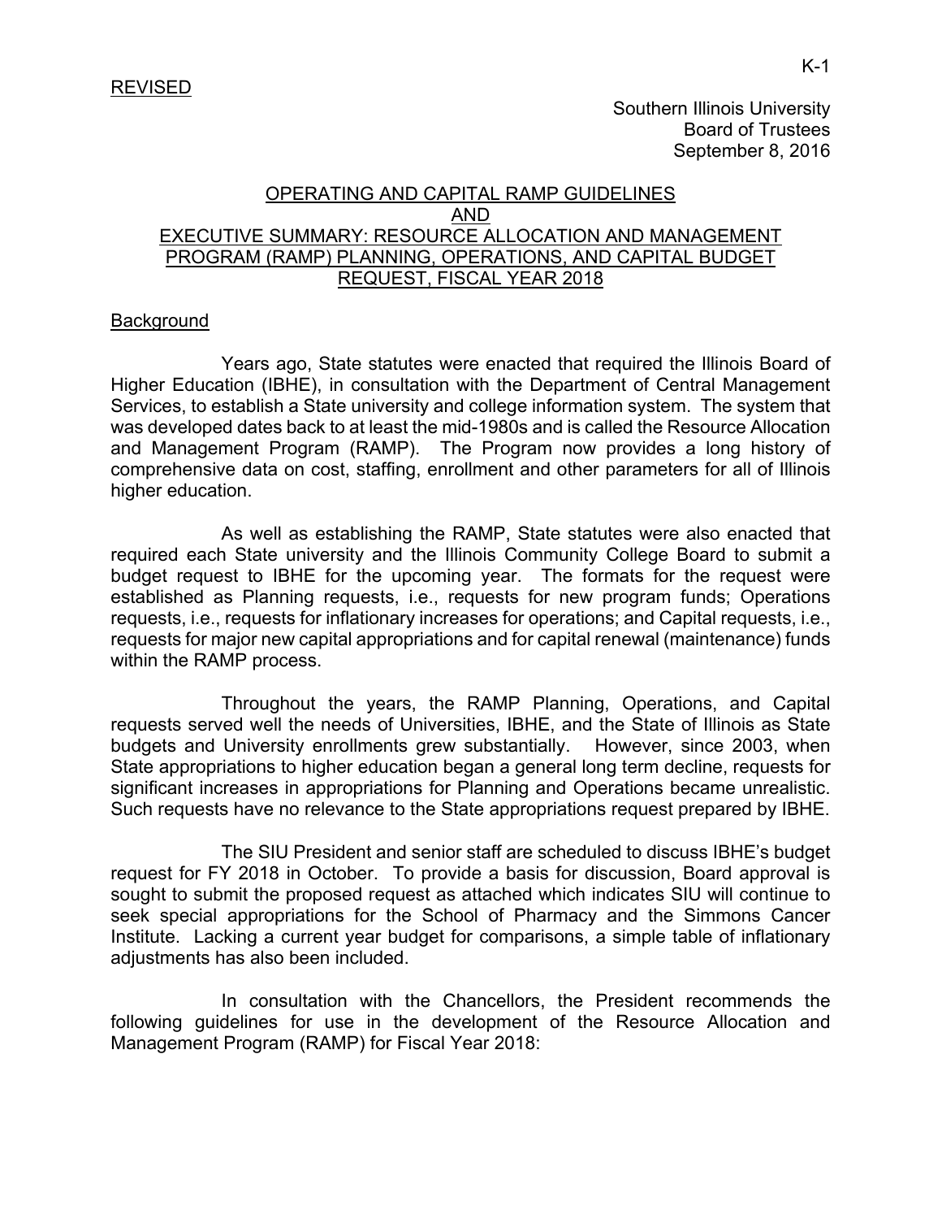REVISED

Southern Illinois University
Board of Trustees
September 8, 2016

## OPERATING AND CAPITAL RAMP GUIDELINES AND EXECUTIVE SUMMARY: RESOURCE ALLOCATION AND MANAGEMENT PROGRAM (RAMP) PLANNING, OPERATIONS, AND CAPITAL BUDGET REQUEST, FISCAL YEAR 2018

### Background

Years ago, State statutes were enacted that required the Illinois Board of Higher Education (IBHE), in consultation with the Department of Central Management Services, to establish a State university and college information system. The system that was developed dates back to at least the mid-1980s and is called the Resource Allocation and Management Program (RAMP). The Program now provides a long history of comprehensive data on cost, staffing, enrollment and other parameters for all of Illinois higher education.

As well as establishing the RAMP, State statutes were also enacted that required each State university and the Illinois Community College Board to submit a budget request to IBHE for the upcoming year. The formats for the request were established as Planning requests, i.e., requests for new program funds; Operations requests, i.e., requests for inflationary increases for operations; and Capital requests, i.e., requests for major new capital appropriations and for capital renewal (maintenance) funds within the RAMP process.

Throughout the years, the RAMP Planning, Operations, and Capital requests served well the needs of Universities, IBHE, and the State of Illinois as State budgets and University enrollments grew substantially. However, since 2003, when State appropriations to higher education began a general long term decline, requests for significant increases in appropriations for Planning and Operations became unrealistic. Such requests have no relevance to the State appropriations request prepared by IBHE.

The SIU President and senior staff are scheduled to discuss IBHE's budget request for FY 2018 in October. To provide a basis for discussion, Board approval is sought to submit the proposed request as attached which indicates SIU will continue to seek special appropriations for the School of Pharmacy and the Simmons Cancer Institute. Lacking a current year budget for comparisons, a simple table of inflationary adjustments has also been included.

In consultation with the Chancellors, the President recommends the following guidelines for use in the development of the Resource Allocation and Management Program (RAMP) for Fiscal Year 2018: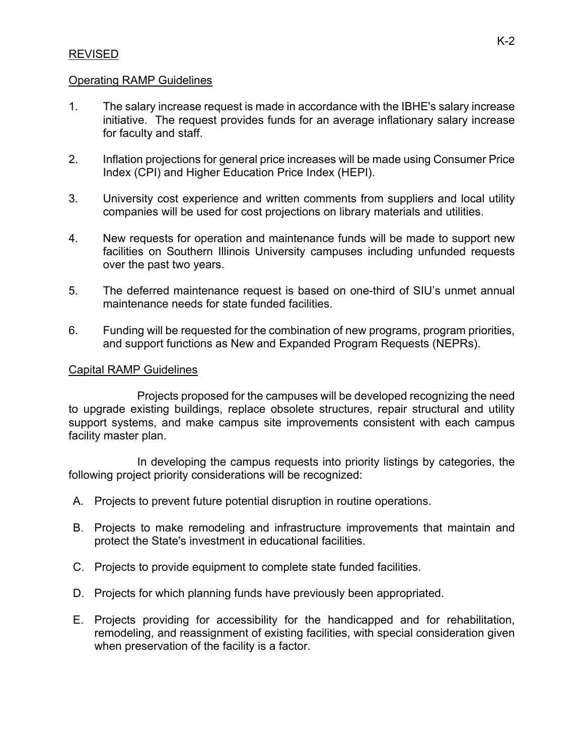REVISED

## Operating RAMP Guidelines

1. The salary increase request is made in accordance with the IBHE's salary increase initiative. The request provides funds for an average inflationary salary increase for faculty and staff.

2. Inflation projections for general price increases will be made using Consumer Price Index (CPI) and Higher Education Price Index (HEPI).

3. University cost experience and written comments from suppliers and local utility companies will be used for cost projections on library materials and utilities.

4. New requests for operation and maintenance funds will be made to support new facilities on Southern Illinois University campuses including unfunded requests over the past two years.

5. The deferred maintenance request is based on one-third of SIU's unmet annual maintenance needs for state funded facilities.

6. Funding will be requested for the combination of new programs, program priorities, and support functions as New and Expanded Program Requests (NEPRs).

## Capital RAMP Guidelines

Projects proposed for the campuses will be developed recognizing the need to upgrade existing buildings, replace obsolete structures, repair structural and utility support systems, and make campus site improvements consistent with each campus facility master plan.

In developing the campus requests into priority listings by categories, the following project priority considerations will be recognized:

A. Projects to prevent future potential disruption in routine operations.

B. Projects to make remodeling and infrastructure improvements that maintain and protect the State's investment in educational facilities.

C. Projects to provide equipment to complete state funded facilities.

D. Projects for which planning funds have previously been appropriated.

E. Projects providing for accessibility for the handicapped and for rehabilitation, remodeling, and reassignment of existing facilities, with special consideration given when preservation of the facility is a factor.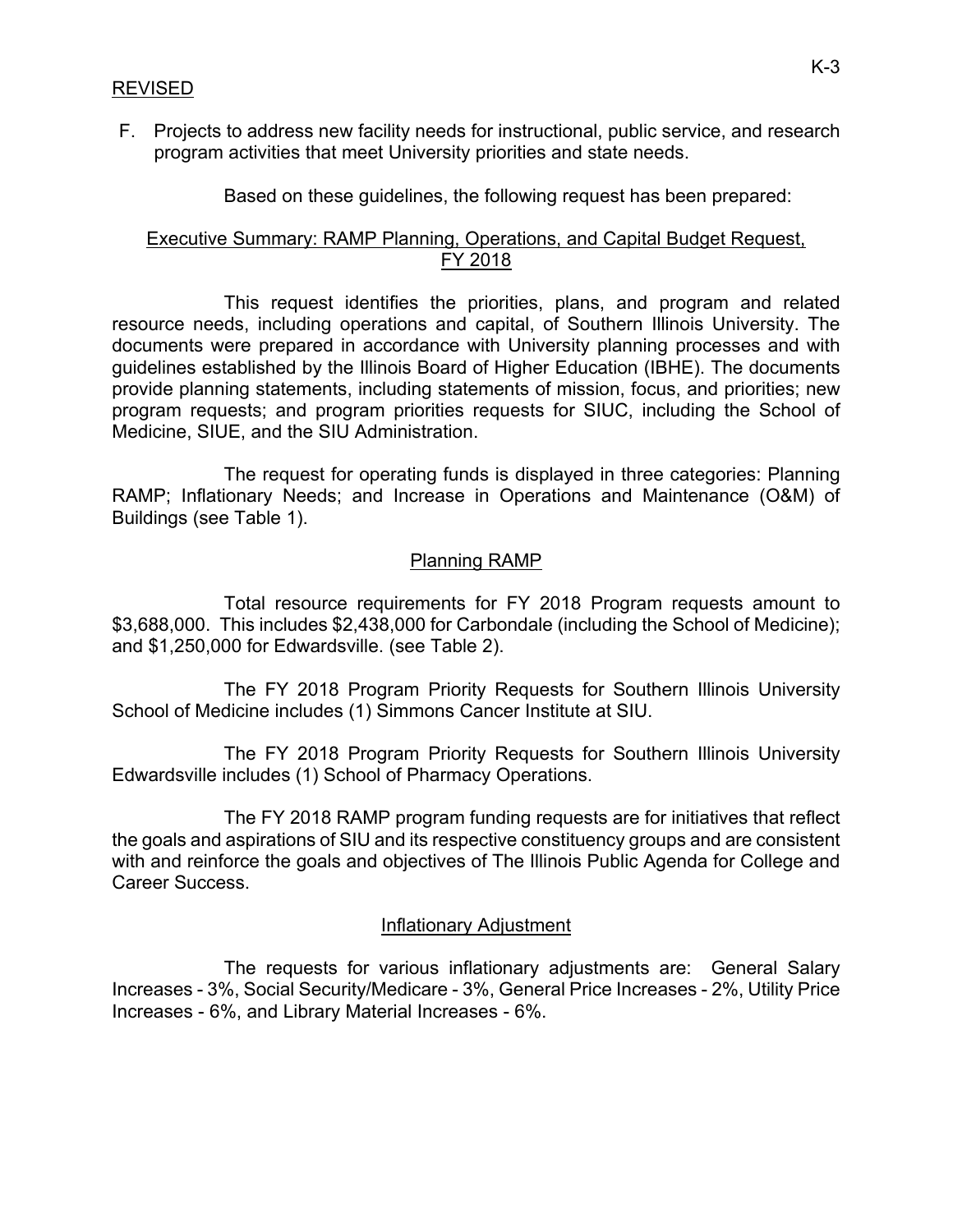REVISED

F. Projects to address new facility needs for instructional, public service, and research program activities that meet University priorities and state needs.

Based on these guidelines, the following request has been prepared:

## Executive Summary: RAMP Planning, Operations, and Capital Budget Request, FY 2018

This request identifies the priorities, plans, and program and related resource needs, including operations and capital, of Southern Illinois University. The documents were prepared in accordance with University planning processes and with guidelines established by the Illinois Board of Higher Education (IBHE). The documents provide planning statements, including statements of mission, focus, and priorities; new program requests; and program priorities requests for SIUC, including the School of Medicine, SIUE, and the SIU Administration.

The request for operating funds is displayed in three categories: Planning RAMP; Inflationary Needs; and Increase in Operations and Maintenance (O&M) of Buildings (see Table 1).

### Planning RAMP

Total resource requirements for FY 2018 Program requests amount to \$3,688,000. This includes \$2,438,000 for Carbondale (including the School of Medicine); and \$1,250,000 for Edwardsville. (see Table 2).

The FY 2018 Program Priority Requests for Southern Illinois University School of Medicine includes (1) Simmons Cancer Institute at SIU.

The FY 2018 Program Priority Requests for Southern Illinois University Edwardsville includes (1) School of Pharmacy Operations.

The FY 2018 RAMP program funding requests are for initiatives that reflect the goals and aspirations of SIU and its respective constituency groups and are consistent with and reinforce the goals and objectives of The Illinois Public Agenda for College and Career Success.

### Inflationary Adjustment

The requests for various inflationary adjustments are: General Salary Increases - 3%, Social Security/Medicare - 3%, General Price Increases - 2%, Utility Price Increases - 6%, and Library Material Increases - 6%.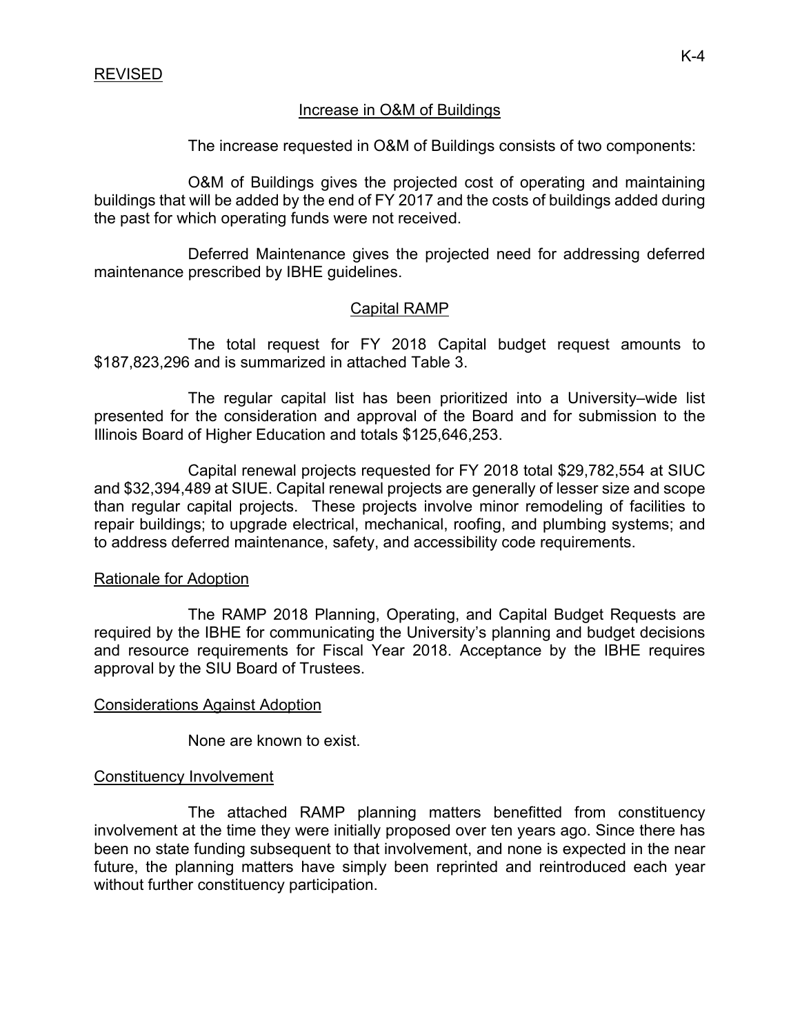REVISED

## Increase in O&M of Buildings

The increase requested in O&M of Buildings consists of two components:

O&M of Buildings gives the projected cost of operating and maintaining buildings that will be added by the end of FY 2017 and the costs of buildings added during the past for which operating funds were not received.

Deferred Maintenance gives the projected need for addressing deferred maintenance prescribed by IBHE guidelines.

## Capital RAMP

The total request for FY 2018 Capital budget request amounts to $187,823,296 and is summarized in attached Table 3.

The regular capital list has been prioritized into a University–wide list presented for the consideration and approval of the Board and for submission to the Illinois Board of Higher Education and totals $125,646,253.

Capital renewal projects requested for FY 2018 total $29,782,554 at SIUC and $32,394,489 at SIUE. Capital renewal projects are generally of lesser size and scope than regular capital projects. These projects involve minor remodeling of facilities to repair buildings; to upgrade electrical, mechanical, roofing, and plumbing systems; and to address deferred maintenance, safety, and accessibility code requirements.

## Rationale for Adoption

The RAMP 2018 Planning, Operating, and Capital Budget Requests are required by the IBHE for communicating the University's planning and budget decisions and resource requirements for Fiscal Year 2018. Acceptance by the IBHE requires approval by the SIU Board of Trustees.

## Considerations Against Adoption

None are known to exist.

## Constituency Involvement

The attached RAMP planning matters benefitted from constituency involvement at the time they were initially proposed over ten years ago. Since there has been no state funding subsequent to that involvement, and none is expected in the near future, the planning matters have simply been reprinted and reintroduced each year without further constituency participation.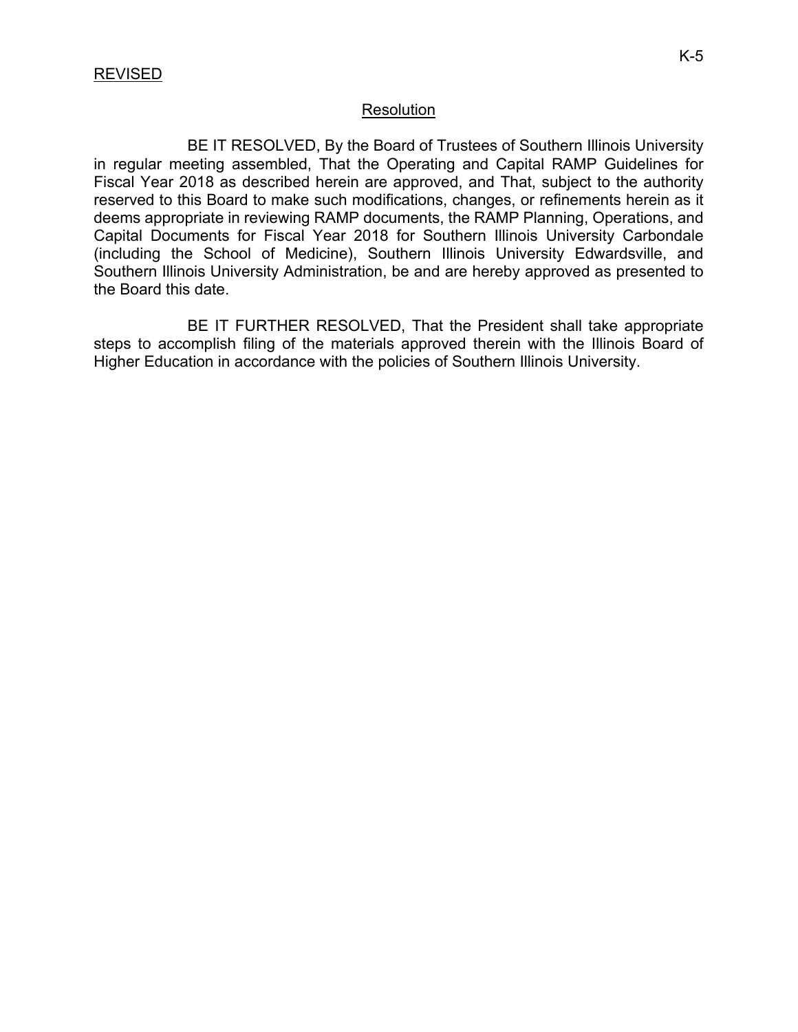REVISED

## Resolution

BE IT RESOLVED, By the Board of Trustees of Southern Illinois University in regular meeting assembled, That the Operating and Capital RAMP Guidelines for Fiscal Year 2018 as described herein are approved, and That, subject to the authority reserved to this Board to make such modifications, changes, or refinements herein as it deems appropriate in reviewing RAMP documents, the RAMP Planning, Operations, and Capital Documents for Fiscal Year 2018 for Southern Illinois University Carbondale (including the School of Medicine), Southern Illinois University Edwardsville, and Southern Illinois University Administration, be and are hereby approved as presented to the Board this date.

BE IT FURTHER RESOLVED, That the President shall take appropriate steps to accomplish filing of the materials approved therein with the Illinois Board of Higher Education in accordance with the policies of Southern Illinois University.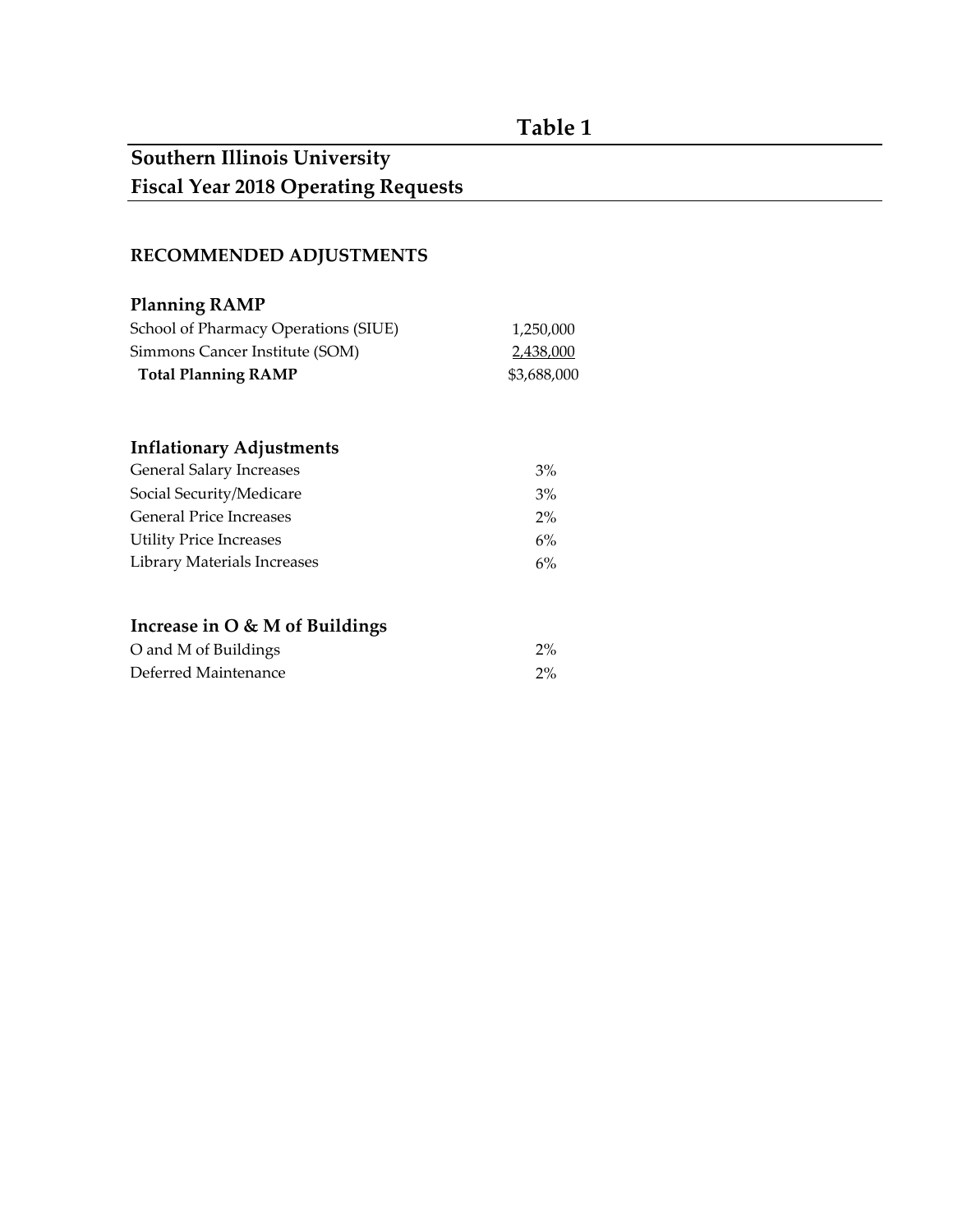# Table 1

## Southern Illinois University
## Fiscal Year 2018 Operating Requests

### RECOMMENDED ADJUSTMENTS

| Planning RAMP | |
|---|---|
| School of Pharmacy Operations (SIUE) | 1,250,000 |
| Simmons Cancer Institute (SOM) | 2,438,000 |
| **Total Planning RAMP** | $3,688,000 |

| Inflationary Adjustments | |
|---|---|
| General Salary Increases | 3% |
| Social Security/Medicare | 3% |
| General Price Increases | 2% |
| Utility Price Increases | 6% |
| Library Materials Increases | 6% |

| Increase in O & M of Buildings | |
|---|---|
| O and M of Buildings | 2% |
| Deferred Maintenance | 2% |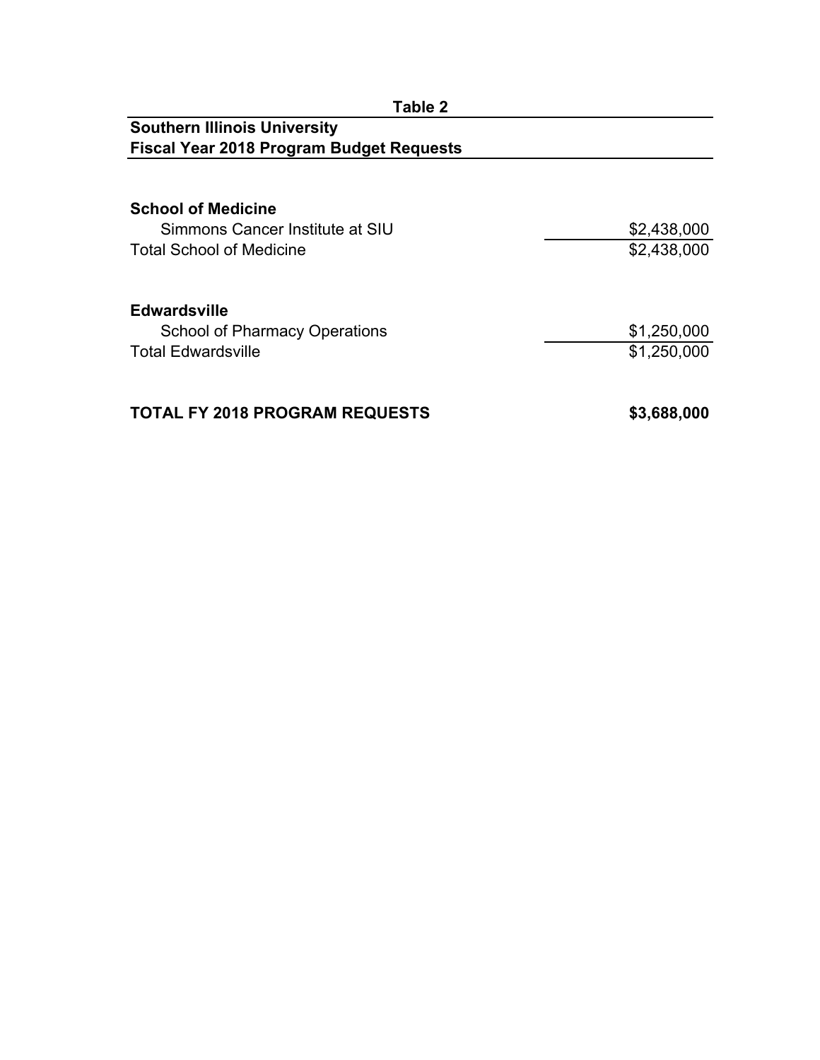**Table 2**

**Southern Illinois University**
**Fiscal Year 2018 Program Budget Requests**

| | |
|---|---|
| **School of Medicine** | |
| Simmons Cancer Institute at SIU | $2,438,000 |
| Total School of Medicine | $2,438,000 |
| | |
| **Edwardsville** | |
| School of Pharmacy Operations | $1,250,000 |
| Total Edwardsville | $1,250,000 |
| | |
| **TOTAL FY 2018 PROGRAM REQUESTS** | **$3,688,000** |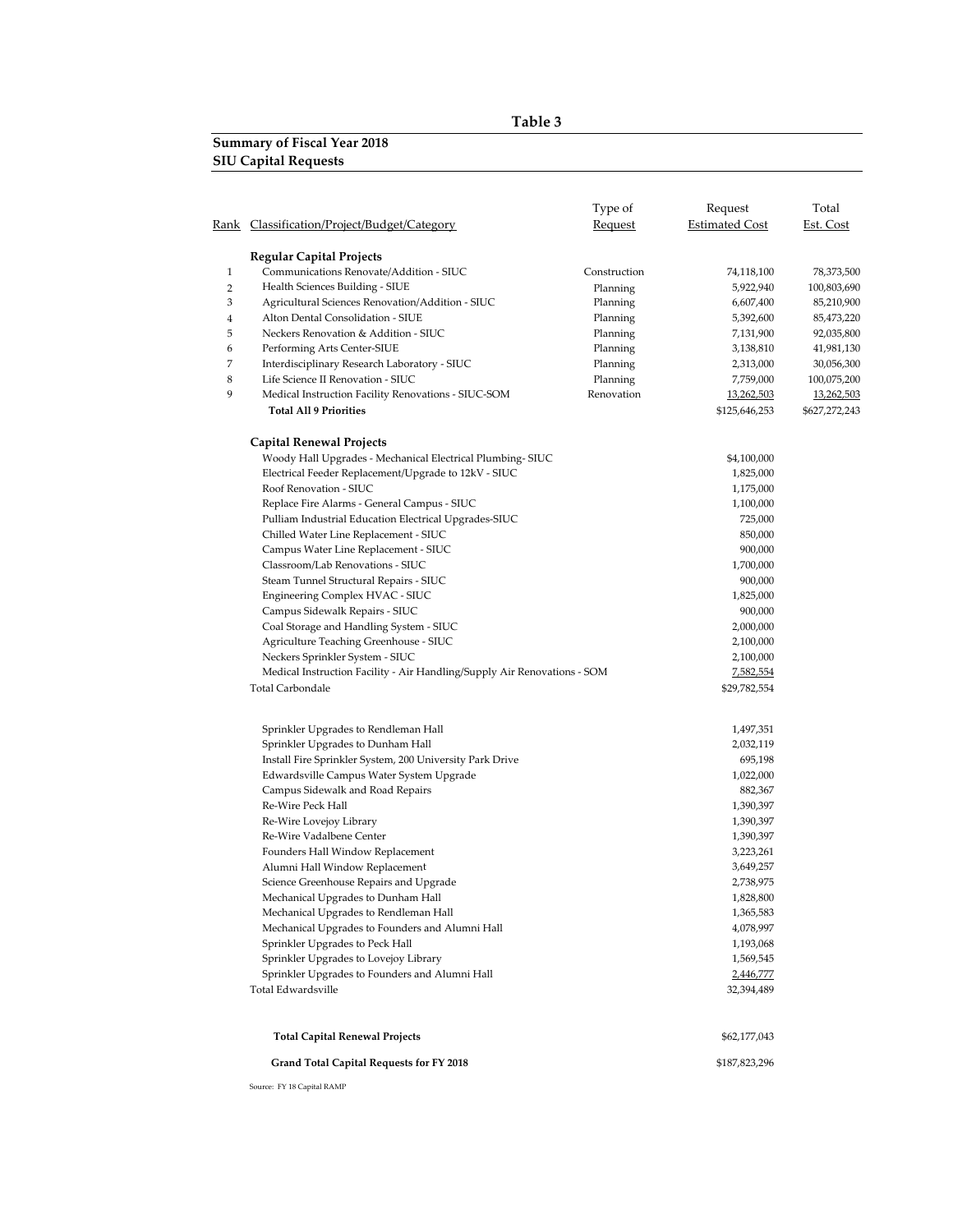# Table 3

## Summary of Fiscal Year 2018
## SIU Capital Requests

| Rank | Classification/Project/Budget/Category | Type of Request | Request Estimated Cost | Total Est. Cost |
|---|---|---|---|---|
| | **Regular Capital Projects** | | | |
| 1 | Communications Renovate/Addition - SIUC | Construction | 74,118,100 | 78,373,500 |
| 2 | Health Sciences Building - SIUE | Planning | 5,922,940 | 100,803,690 |
| 3 | Agricultural Sciences Renovation/Addition - SIUC | Planning | 6,607,400 | 85,210,900 |
| 4 | Alton Dental Consolidation - SIUE | Planning | 5,392,600 | 85,473,220 |
| 5 | Neckers Renovation & Addition - SIUC | Planning | 7,131,900 | 92,035,800 |
| 6 | Performing Arts Center-SIUE | Planning | 3,138,810 | 41,981,130 |
| 7 | Interdisciplinary Research Laboratory - SIUC | Planning | 2,313,000 | 30,056,300 |
| 8 | Life Science II Renovation - SIUC | Planning | 7,759,000 | 100,075,200 |
| 9 | Medical Instruction Facility Renovations - SIUC-SOM | Renovation | 13,262,503 | 13,262,503 |
| | **Total All 9 Priorities** | | $125,646,253 | $627,272,243 |
| | **Capital Renewal Projects** | | | |
| | Woody Hall Upgrades - Mechanical Electrical Plumbing- SIUC | | $4,100,000 | |
| | Electrical Feeder Replacement/Upgrade to 12kV - SIUC | | 1,825,000 | |
| | Roof Renovation - SIUC | | 1,175,000 | |
| | Replace Fire Alarms - General Campus - SIUC | | 1,100,000 | |
| | Pulliam Industrial Education Electrical Upgrades-SIUC | | 725,000 | |
| | Chilled Water Line Replacement - SIUC | | 850,000 | |
| | Campus Water Line Replacement - SIUC | | 900,000 | |
| | Classroom/Lab Renovations - SIUC | | 1,700,000 | |
| | Steam Tunnel Structural Repairs - SIUC | | 900,000 | |
| | Engineering Complex HVAC - SIUC | | 1,825,000 | |
| | Campus Sidewalk Repairs - SIUC | | 900,000 | |
| | Coal Storage and Handling System - SIUC | | 2,000,000 | |
| | Agriculture Teaching Greenhouse - SIUC | | 2,100,000 | |
| | Neckers Sprinkler System - SIUC | | 2,100,000 | |
| | Medical Instruction Facility - Air Handling/Supply Air Renovations - SOM | | 7,582,554 | |
| | Total Carbondale | | $29,782,554 | |
| | Sprinkler Upgrades to Rendleman Hall | | 1,497,351 | |
| | Sprinkler Upgrades to Dunham Hall | | 2,032,119 | |
| | Install Fire Sprinkler System, 200 University Park Drive | | 695,198 | |
| | Edwardsville Campus Water System Upgrade | | 1,022,000 | |
| | Campus Sidewalk and Road Repairs | | 882,367 | |
| | Re-Wire Peck Hall | | 1,390,397 | |
| | Re-Wire Lovejoy Library | | 1,390,397 | |
| | Re-Wire Vadalbene Center | | 1,390,397 | |
| | Founders Hall Window Replacement | | 3,223,261 | |
| | Alumni Hall Window Replacement | | 3,649,257 | |
| | Science Greenhouse Repairs and Upgrade | | 2,738,975 | |
| | Mechanical Upgrades to Dunham Hall | | 1,828,800 | |
| | Mechanical Upgrades to Rendleman Hall | | 1,365,583 | |
| | Mechanical Upgrades to Founders and Alumni Hall | | 4,078,997 | |
| | Sprinkler Upgrades to Peck Hall | | 1,193,068 | |
| | Sprinkler Upgrades to Lovejoy Library | | 1,569,545 | |
| | Sprinkler Upgrades to Founders and Alumni Hall | | 2,446,777 | |
| | Total Edwardsville | | 32,394,489 | |
| | **Total Capital Renewal Projects** | | $62,177,043 | |
| | **Grand Total Capital Requests for FY 2018** | | $187,823,296 | |

Source: FY 18 Capital RAMP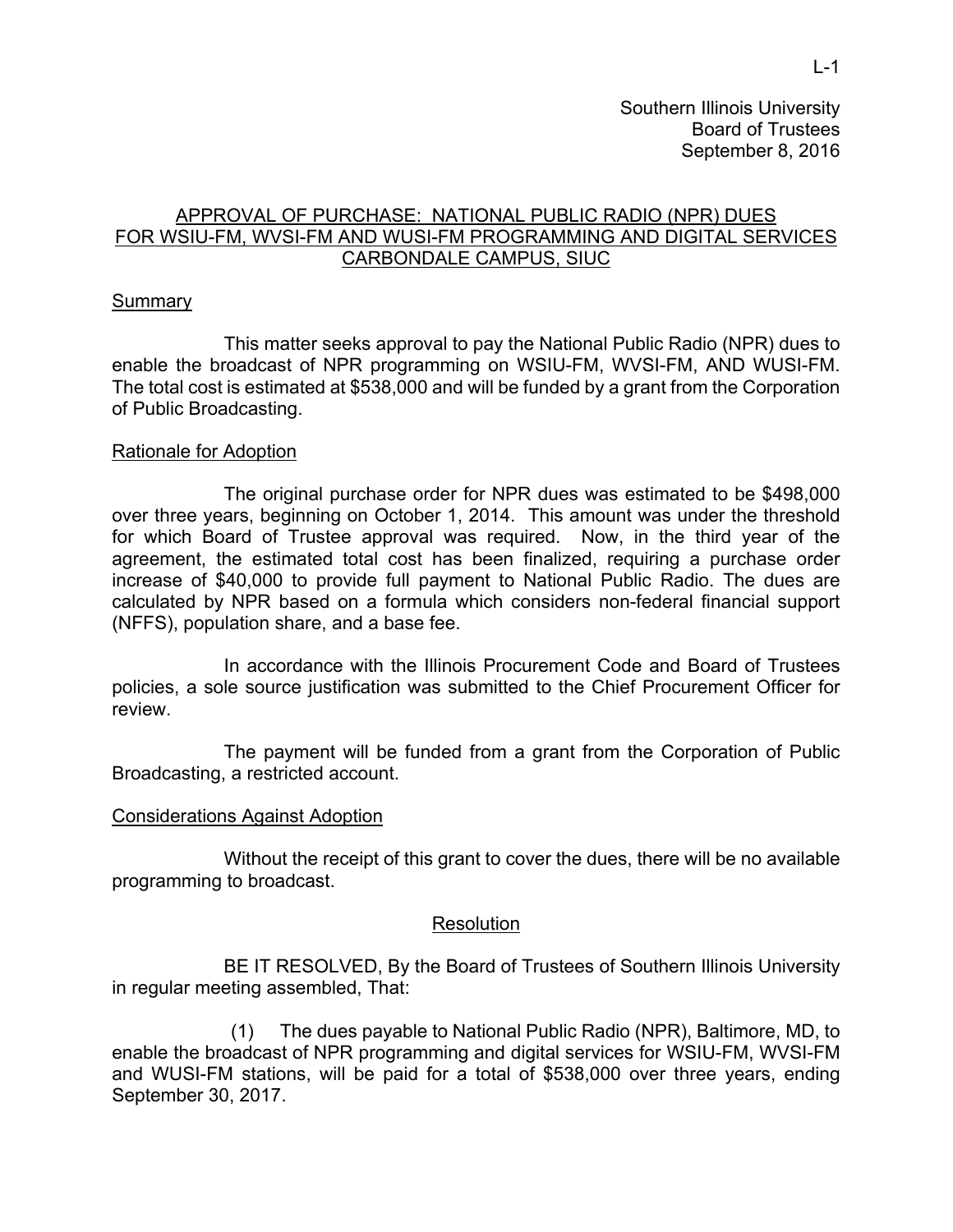Southern Illinois University
Board of Trustees
September 8, 2016

## APPROVAL OF PURCHASE: NATIONAL PUBLIC RADIO (NPR) DUES FOR WSIU-FM, WVSI-FM AND WUSI-FM PROGRAMMING AND DIGITAL SERVICES CARBONDALE CAMPUS, SIUC

### Summary

This matter seeks approval to pay the National Public Radio (NPR) dues to enable the broadcast of NPR programming on WSIU-FM, WVSI-FM, AND WUSI-FM. The total cost is estimated at $538,000 and will be funded by a grant from the Corporation of Public Broadcasting.

### Rationale for Adoption

The original purchase order for NPR dues was estimated to be $498,000 over three years, beginning on October 1, 2014. This amount was under the threshold for which Board of Trustee approval was required. Now, in the third year of the agreement, the estimated total cost has been finalized, requiring a purchase order increase of $40,000 to provide full payment to National Public Radio. The dues are calculated by NPR based on a formula which considers non-federal financial support (NFFS), population share, and a base fee.

In accordance with the Illinois Procurement Code and Board of Trustees policies, a sole source justification was submitted to the Chief Procurement Officer for review.

The payment will be funded from a grant from the Corporation of Public Broadcasting, a restricted account.

### Considerations Against Adoption

Without the receipt of this grant to cover the dues, there will be no available programming to broadcast.

### Resolution

BE IT RESOLVED, By the Board of Trustees of Southern Illinois University in regular meeting assembled, That:

(1) The dues payable to National Public Radio (NPR), Baltimore, MD, to enable the broadcast of NPR programming and digital services for WSIU-FM, WVSI-FM and WUSI-FM stations, will be paid for a total of $538,000 over three years, ending September 30, 2017.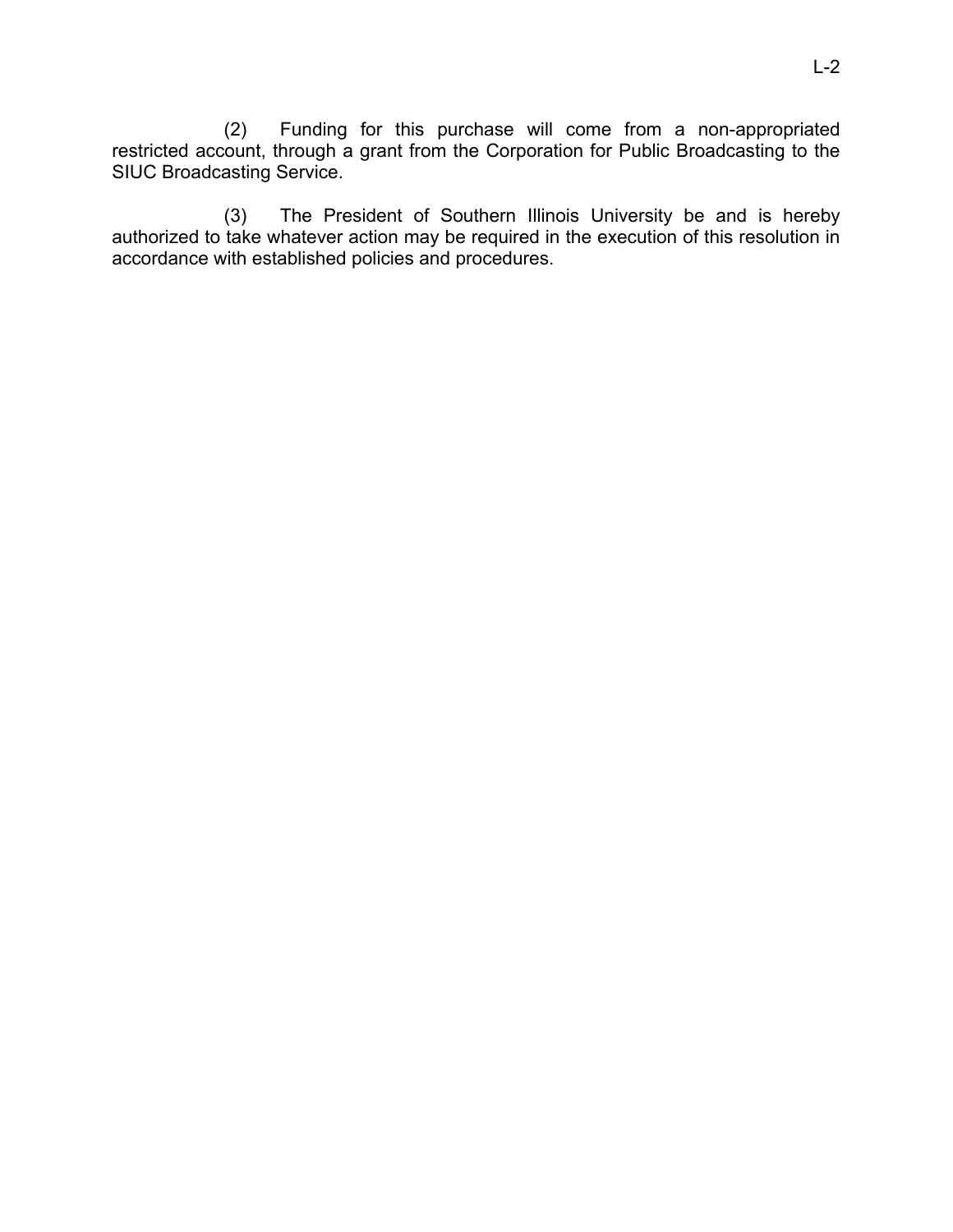(2) Funding for this purchase will come from a non-appropriated restricted account, through a grant from the Corporation for Public Broadcasting to the SIUC Broadcasting Service.

(3) The President of Southern Illinois University be and is hereby authorized to take whatever action may be required in the execution of this resolution in accordance with established policies and procedures.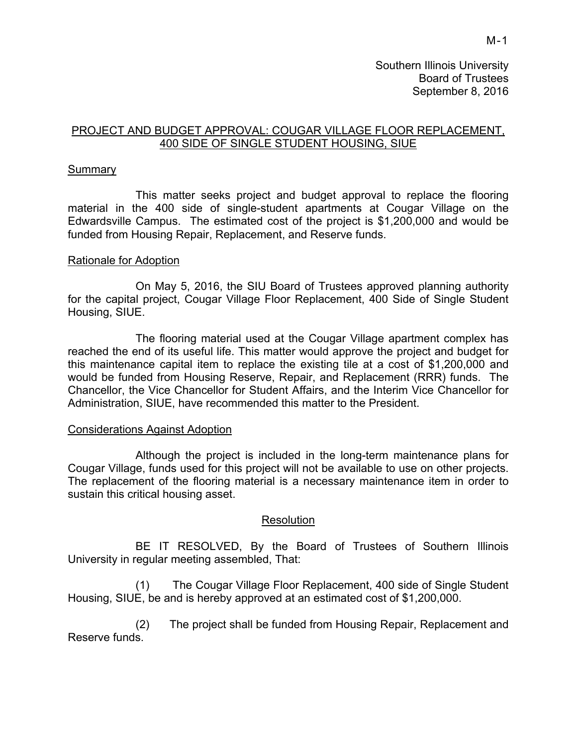M-1

Southern Illinois University
Board of Trustees
September 8, 2016

## PROJECT AND BUDGET APPROVAL: COUGAR VILLAGE FLOOR REPLACEMENT, 400 SIDE OF SINGLE STUDENT HOUSING, SIUE

### Summary

This matter seeks project and budget approval to replace the flooring material in the 400 side of single-student apartments at Cougar Village on the Edwardsville Campus. The estimated cost of the project is $1,200,000 and would be funded from Housing Repair, Replacement, and Reserve funds.

### Rationale for Adoption

On May 5, 2016, the SIU Board of Trustees approved planning authority for the capital project, Cougar Village Floor Replacement, 400 Side of Single Student Housing, SIUE.

The flooring material used at the Cougar Village apartment complex has reached the end of its useful life. This matter would approve the project and budget for this maintenance capital item to replace the existing tile at a cost of $1,200,000 and would be funded from Housing Reserve, Repair, and Replacement (RRR) funds. The Chancellor, the Vice Chancellor for Student Affairs, and the Interim Vice Chancellor for Administration, SIUE, have recommended this matter to the President.

### Considerations Against Adoption

Although the project is included in the long-term maintenance plans for Cougar Village, funds used for this project will not be available to use on other projects. The replacement of the flooring material is a necessary maintenance item in order to sustain this critical housing asset.

### Resolution

BE IT RESOLVED, By the Board of Trustees of Southern Illinois University in regular meeting assembled, That:

(1) The Cougar Village Floor Replacement, 400 side of Single Student Housing, SIUE, be and is hereby approved at an estimated cost of $1,200,000.

(2) The project shall be funded from Housing Repair, Replacement and Reserve funds.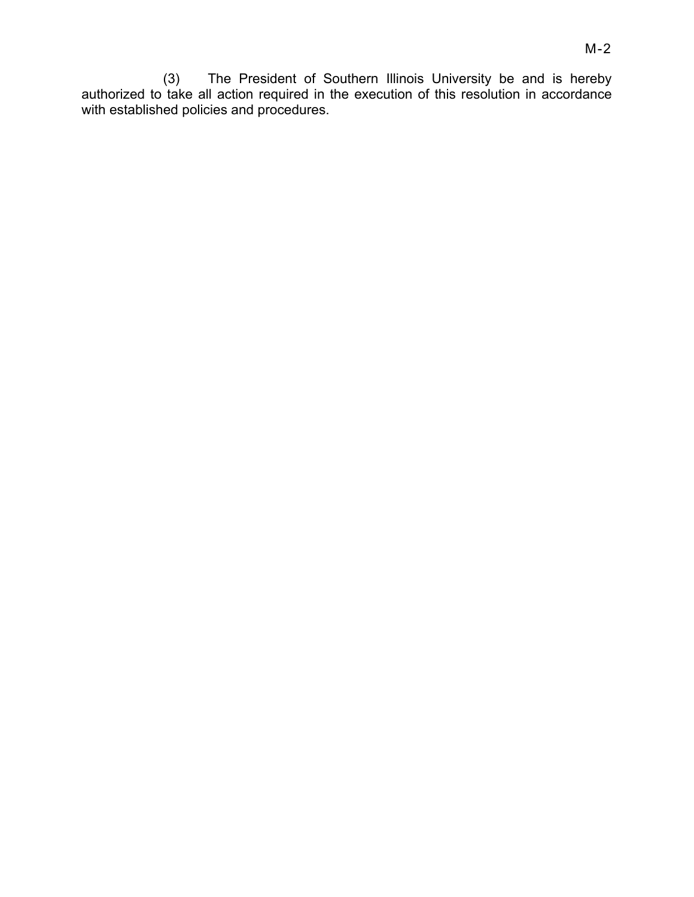(3) The President of Southern Illinois University be and is hereby authorized to take all action required in the execution of this resolution in accordance with established policies and procedures.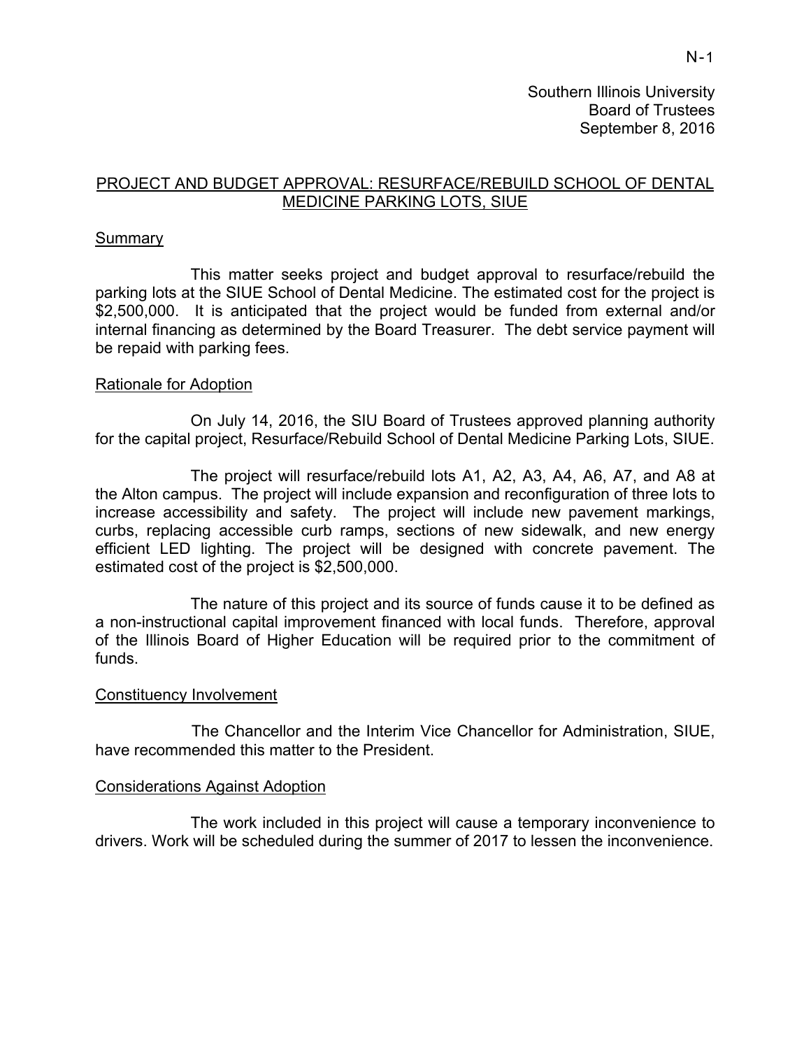Southern Illinois University
Board of Trustees
September 8, 2016

## PROJECT AND BUDGET APPROVAL: RESURFACE/REBUILD SCHOOL OF DENTAL MEDICINE PARKING LOTS, SIUE

### Summary

This matter seeks project and budget approval to resurface/rebuild the parking lots at the SIUE School of Dental Medicine. The estimated cost for the project is $2,500,000. It is anticipated that the project would be funded from external and/or internal financing as determined by the Board Treasurer. The debt service payment will be repaid with parking fees.

### Rationale for Adoption

On July 14, 2016, the SIU Board of Trustees approved planning authority for the capital project, Resurface/Rebuild School of Dental Medicine Parking Lots, SIUE.

The project will resurface/rebuild lots A1, A2, A3, A4, A6, A7, and A8 at the Alton campus. The project will include expansion and reconfiguration of three lots to increase accessibility and safety. The project will include new pavement markings, curbs, replacing accessible curb ramps, sections of new sidewalk, and new energy efficient LED lighting. The project will be designed with concrete pavement. The estimated cost of the project is $2,500,000.

The nature of this project and its source of funds cause it to be defined as a non-instructional capital improvement financed with local funds. Therefore, approval of the Illinois Board of Higher Education will be required prior to the commitment of funds.

### Constituency Involvement

The Chancellor and the Interim Vice Chancellor for Administration, SIUE, have recommended this matter to the President.

### Considerations Against Adoption

The work included in this project will cause a temporary inconvenience to drivers. Work will be scheduled during the summer of 2017 to lessen the inconvenience.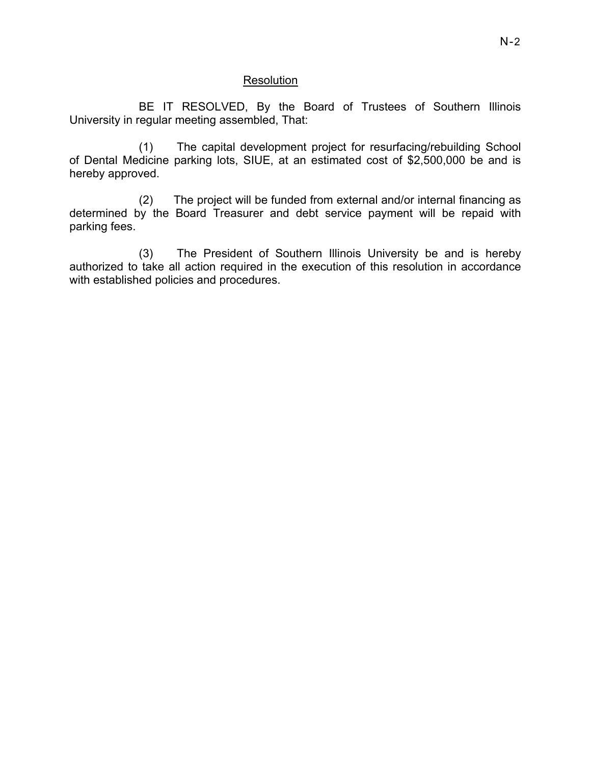## Resolution

BE IT RESOLVED, By the Board of Trustees of Southern Illinois University in regular meeting assembled, That:

(1) The capital development project for resurfacing/rebuilding School of Dental Medicine parking lots, SIUE, at an estimated cost of $2,500,000 be and is hereby approved.

(2) The project will be funded from external and/or internal financing as determined by the Board Treasurer and debt service payment will be repaid with parking fees.

(3) The President of Southern Illinois University be and is hereby authorized to take all action required in the execution of this resolution in accordance with established policies and procedures.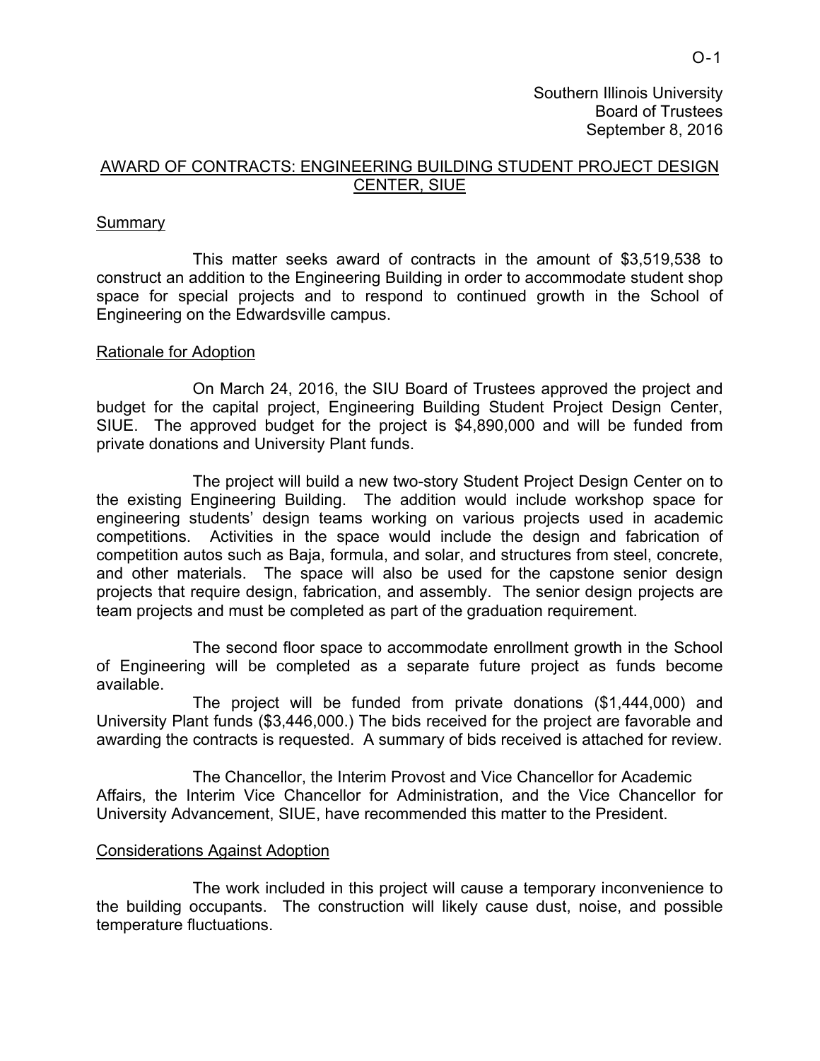Southern Illinois University
Board of Trustees
September 8, 2016

## AWARD OF CONTRACTS: ENGINEERING BUILDING STUDENT PROJECT DESIGN CENTER, SIUE

### Summary

This matter seeks award of contracts in the amount of $3,519,538 to construct an addition to the Engineering Building in order to accommodate student shop space for special projects and to respond to continued growth in the School of Engineering on the Edwardsville campus.

### Rationale for Adoption

On March 24, 2016, the SIU Board of Trustees approved the project and budget for the capital project, Engineering Building Student Project Design Center, SIUE. The approved budget for the project is $4,890,000 and will be funded from private donations and University Plant funds.

The project will build a new two-story Student Project Design Center on to the existing Engineering Building. The addition would include workshop space for engineering students' design teams working on various projects used in academic competitions. Activities in the space would include the design and fabrication of competition autos such as Baja, formula, and solar, and structures from steel, concrete, and other materials. The space will also be used for the capstone senior design projects that require design, fabrication, and assembly. The senior design projects are team projects and must be completed as part of the graduation requirement.

The second floor space to accommodate enrollment growth in the School of Engineering will be completed as a separate future project as funds become available.

The project will be funded from private donations ($1,444,000) and University Plant funds ($3,446,000.) The bids received for the project are favorable and awarding the contracts is requested. A summary of bids received is attached for review.

The Chancellor, the Interim Provost and Vice Chancellor for Academic Affairs, the Interim Vice Chancellor for Administration, and the Vice Chancellor for University Advancement, SIUE, have recommended this matter to the President.

### Considerations Against Adoption

The work included in this project will cause a temporary inconvenience to the building occupants. The construction will likely cause dust, noise, and possible temperature fluctuations.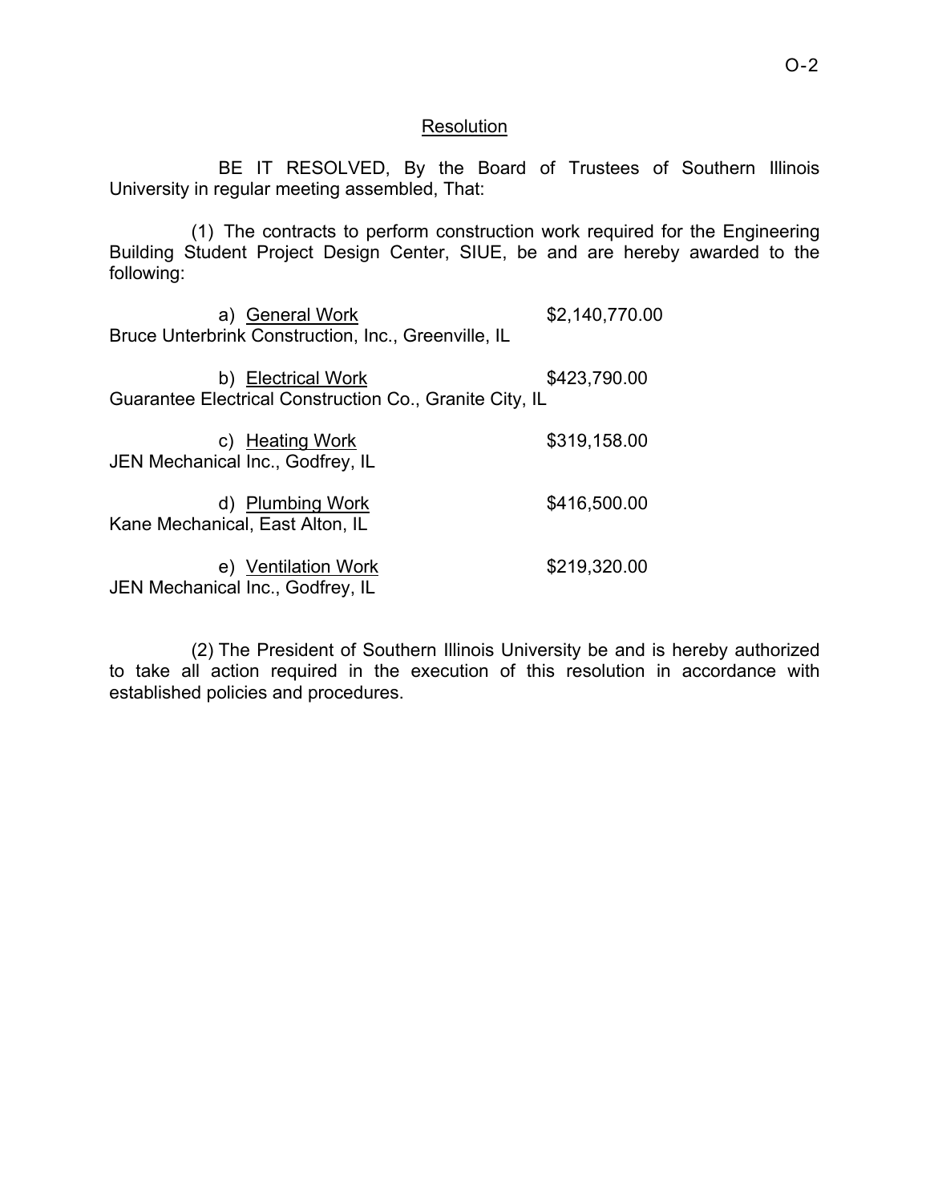## Resolution

BE IT RESOLVED, By the Board of Trustees of Southern Illinois University in regular meeting assembled, That:

(1) The contracts to perform construction work required for the Engineering Building Student Project Design Center, SIUE, be and are hereby awarded to the following:

a) General Work — $2,140,770.00
Bruce Unterbrink Construction, Inc., Greenville, IL

b) Electrical Work — $423,790.00
Guarantee Electrical Construction Co., Granite City, IL

c) Heating Work — $319,158.00
JEN Mechanical Inc., Godfrey, IL

d) Plumbing Work — $416,500.00
Kane Mechanical, East Alton, IL

e) Ventilation Work — $219,320.00
JEN Mechanical Inc., Godfrey, IL

(2) The President of Southern Illinois University be and is hereby authorized to take all action required in the execution of this resolution in accordance with established policies and procedures.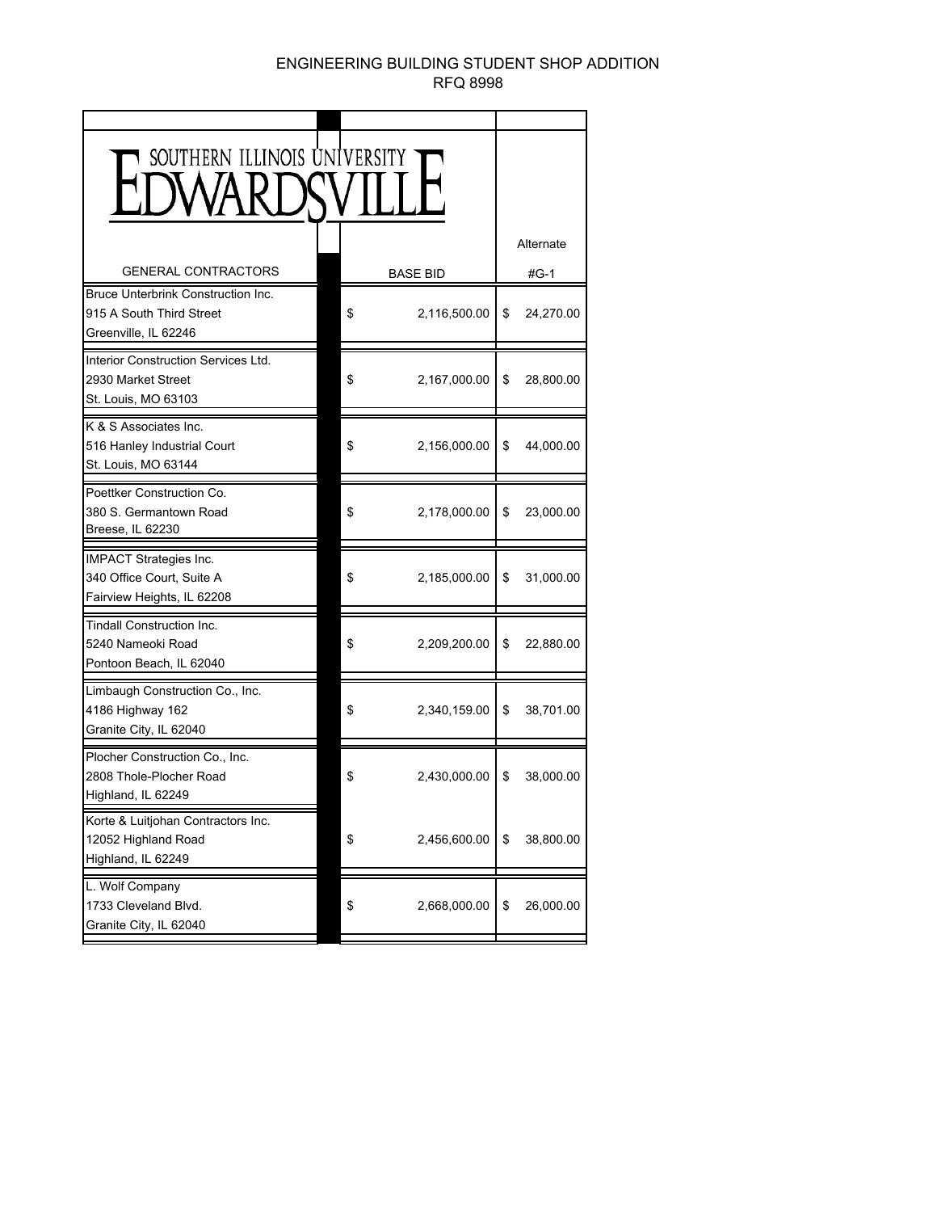# ENGINEERING BUILDING STUDENT SHOP ADDITION
## RFQ 8998

SOUTHERN ILLINOIS UNIVERSITY EDWARDSVILLE

| GENERAL CONTRACTORS | BASE BID | Alternate #G-1 |
|---|---|---|
| Bruce Unterbrink Construction Inc.<br>915 A South Third Street<br>Greenville, IL 62246 | $ 2,116,500.00 | $ 24,270.00 |
| Interior Construction Services Ltd.<br>2930 Market Street<br>St. Louis, MO 63103 | $ 2,167,000.00 | $ 28,800.00 |
| K & S Associates Inc.<br>516 Hanley Industrial Court<br>St. Louis, MO 63144 | $ 2,156,000.00 | $ 44,000.00 |
| Poettker Construction Co.<br>380 S. Germantown Road<br>Breese, IL 62230 | $ 2,178,000.00 | $ 23,000.00 |
| IMPACT Strategies Inc.<br>340 Office Court, Suite A<br>Fairview Heights, IL 62208 | $ 2,185,000.00 | $ 31,000.00 |
| Tindall Construction Inc.<br>5240 Nameoki Road<br>Pontoon Beach, IL 62040 | $ 2,209,200.00 | $ 22,880.00 |
| Limbaugh Construction Co., Inc.<br>4186 Highway 162<br>Granite City, IL 62040 | $ 2,340,159.00 | $ 38,701.00 |
| Plocher Construction Co., Inc.<br>2808 Thole-Plocher Road<br>Highland, IL 62249 | $ 2,430,000.00 | $ 38,000.00 |
| Korte & Luitjohan Contractors Inc.<br>12052 Highland Road<br>Highland, IL 62249 | $ 2,456,600.00 | $ 38,800.00 |
| L. Wolf Company<br>1733 Cleveland Blvd.<br>Granite City, IL 62040 | $ 2,668,000.00 | $ 26,000.00 |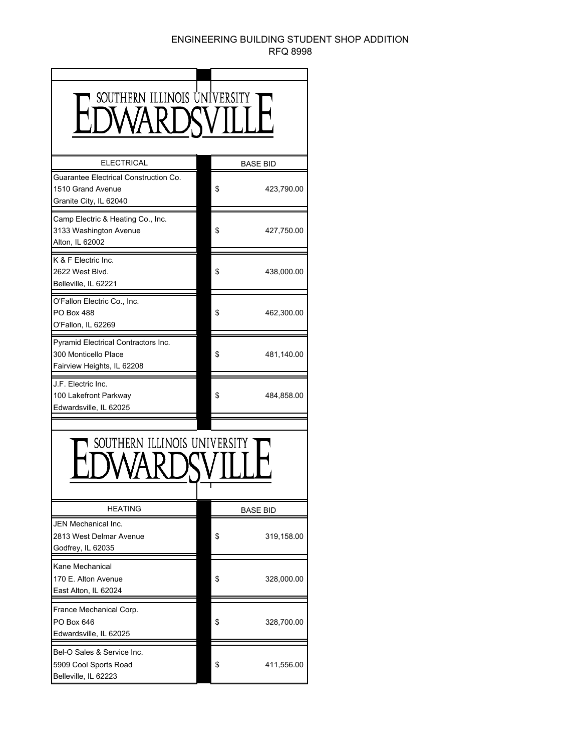ENGINEERING BUILDING STUDENT SHOP ADDITION
RFQ 8998

SOUTHERN ILLINOIS UNIVERSITY EDWARDSVILLE

| ELECTRICAL | BASE BID |
| --- | --- |
| Guarantee Electrical Construction Co.<br>1510 Grand Avenue<br>Granite City, IL 62040 | $ 423,790.00 |
| Camp Electric & Heating Co., Inc.<br>3133 Washington Avenue<br>Alton, IL 62002 | $ 427,750.00 |
| K & F Electric Inc.<br>2622 West Blvd.<br>Belleville, IL 62221 | $ 438,000.00 |
| O'Fallon Electric Co., Inc.<br>PO Box 488<br>O'Fallon, IL 62269 | $ 462,300.00 |
| Pyramid Electrical Contractors Inc.<br>300 Monticello Place<br>Fairview Heights, IL 62208 | $ 481,140.00 |
| J.F. Electric Inc.<br>100 Lakefront Parkway<br>Edwardsville, IL 62025 | $ 484,858.00 |

SOUTHERN ILLINOIS UNIVERSITY EDWARDSVILLE

| HEATING | BASE BID |
| --- | --- |
| JEN Mechanical Inc.<br>2813 West Delmar Avenue<br>Godfrey, IL 62035 | $ 319,158.00 |
| Kane Mechanical<br>170 E. Alton Avenue<br>East Alton, IL 62024 | $ 328,000.00 |
| France Mechanical Corp.<br>PO Box 646<br>Edwardsville, IL 62025 | $ 328,700.00 |
| Bel-O Sales & Service Inc.<br>5909 Cool Sports Road<br>Belleville, IL 62223 | $ 411,556.00 |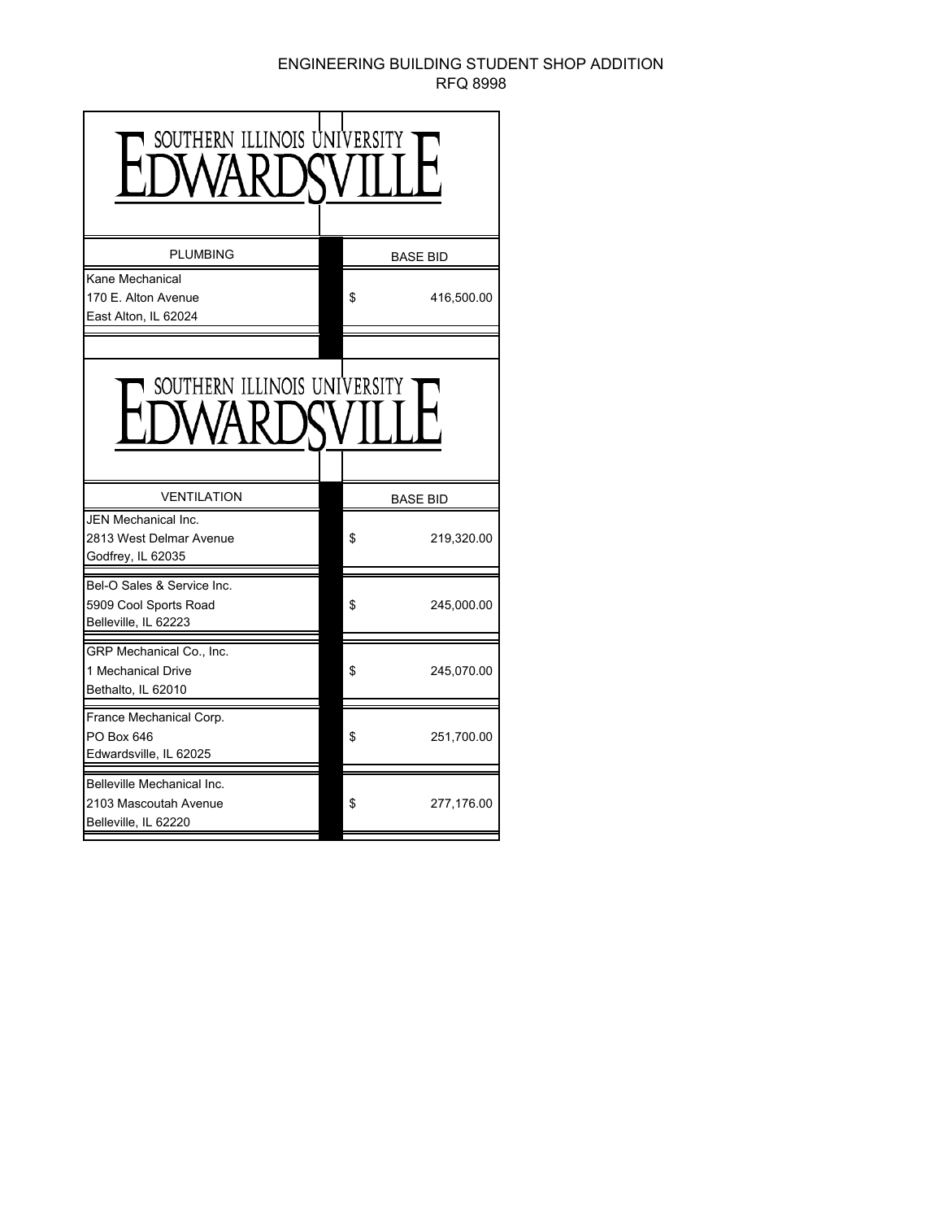ENGINEERING BUILDING STUDENT SHOP ADDITION
RFQ 8998

SOUTHERN ILLINOIS UNIVERSITY EDWARDSVILLE

| PLUMBING | BASE BID |
|---|---|
| Kane Mechanical<br>170 E. Alton Avenue<br>East Alton, IL 62024 | $ 416,500.00 |

SOUTHERN ILLINOIS UNIVERSITY EDWARDSVILLE

| VENTILATION | BASE BID |
|---|---|
| JEN Mechanical Inc.<br>2813 West Delmar Avenue<br>Godfrey, IL 62035 | $ 219,320.00 |
| Bel-O Sales & Service Inc.<br>5909 Cool Sports Road<br>Belleville, IL 62223 | $ 245,000.00 |
| GRP Mechanical Co., Inc.<br>1 Mechanical Drive<br>Bethalto, IL 62010 | $ 245,070.00 |
| France Mechanical Corp.<br>PO Box 646<br>Edwardsville, IL 62025 | $ 251,700.00 |
| Belleville Mechanical Inc.<br>2103 Mascoutah Avenue<br>Belleville, IL 62220 | $ 277,176.00 |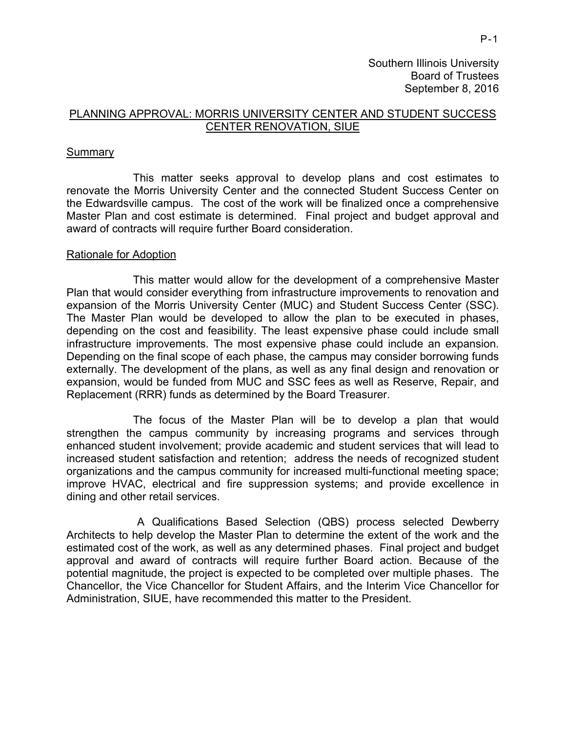Southern Illinois University
Board of Trustees
September 8, 2016

## PLANNING APPROVAL: MORRIS UNIVERSITY CENTER AND STUDENT SUCCESS CENTER RENOVATION, SIUE

### Summary

This matter seeks approval to develop plans and cost estimates to renovate the Morris University Center and the connected Student Success Center on the Edwardsville campus. The cost of the work will be finalized once a comprehensive Master Plan and cost estimate is determined. Final project and budget approval and award of contracts will require further Board consideration.

### Rationale for Adoption

This matter would allow for the development of a comprehensive Master Plan that would consider everything from infrastructure improvements to renovation and expansion of the Morris University Center (MUC) and Student Success Center (SSC). The Master Plan would be developed to allow the plan to be executed in phases, depending on the cost and feasibility. The least expensive phase could include small infrastructure improvements. The most expensive phase could include an expansion. Depending on the final scope of each phase, the campus may consider borrowing funds externally. The development of the plans, as well as any final design and renovation or expansion, would be funded from MUC and SSC fees as well as Reserve, Repair, and Replacement (RRR) funds as determined by the Board Treasurer.

The focus of the Master Plan will be to develop a plan that would strengthen the campus community by increasing programs and services through enhanced student involvement; provide academic and student services that will lead to increased student satisfaction and retention; address the needs of recognized student organizations and the campus community for increased multi-functional meeting space; improve HVAC, electrical and fire suppression systems; and provide excellence in dining and other retail services.

A Qualifications Based Selection (QBS) process selected Dewberry Architects to help develop the Master Plan to determine the extent of the work and the estimated cost of the work, as well as any determined phases. Final project and budget approval and award of contracts will require further Board action. Because of the potential magnitude, the project is expected to be completed over multiple phases. The Chancellor, the Vice Chancellor for Student Affairs, and the Interim Vice Chancellor for Administration, SIUE, have recommended this matter to the President.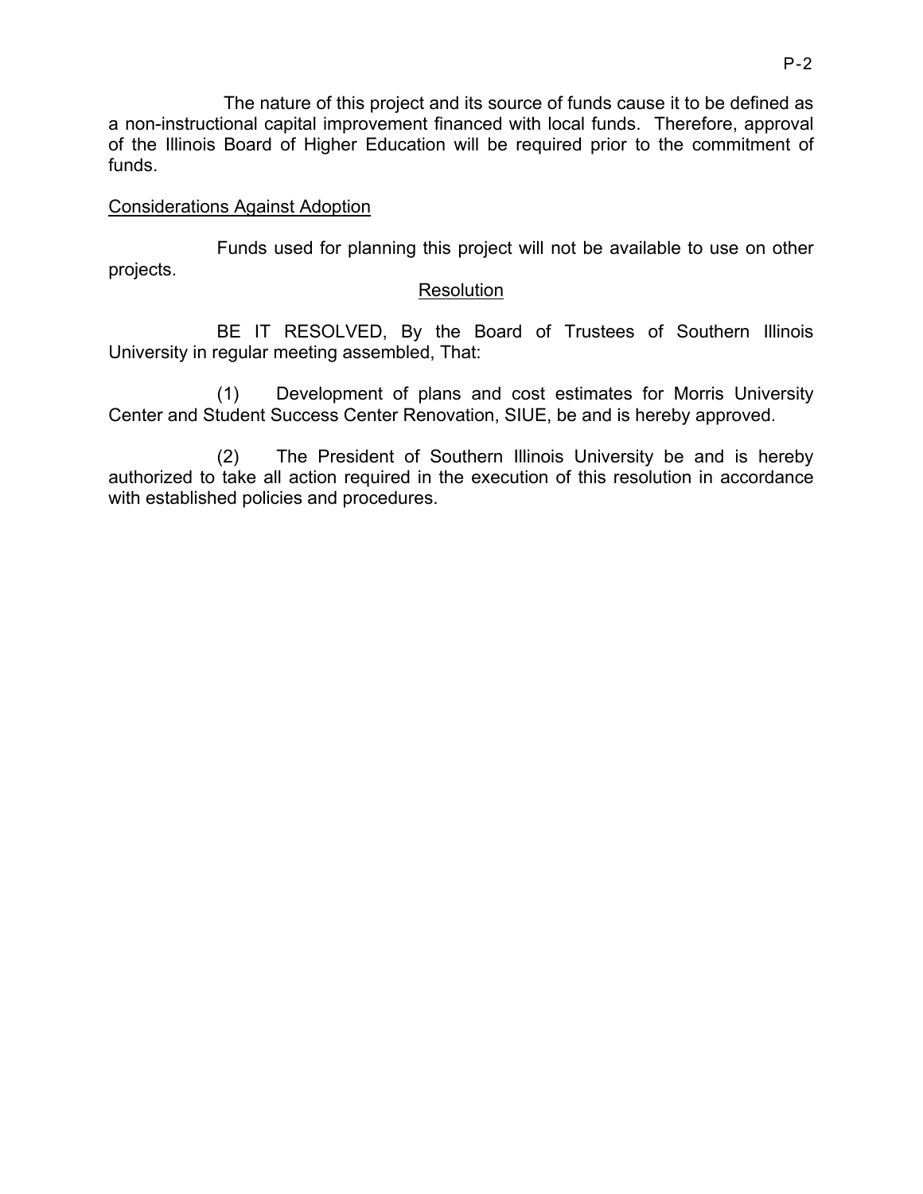The nature of this project and its source of funds cause it to be defined as a non-instructional capital improvement financed with local funds. Therefore, approval of the Illinois Board of Higher Education will be required prior to the commitment of funds.

Considerations Against Adoption

Funds used for planning this project will not be available to use on other projects.

Resolution

BE IT RESOLVED, By the Board of Trustees of Southern Illinois University in regular meeting assembled, That:

(1) Development of plans and cost estimates for Morris University Center and Student Success Center Renovation, SIUE, be and is hereby approved.

(2) The President of Southern Illinois University be and is hereby authorized to take all action required in the execution of this resolution in accordance with established policies and procedures.